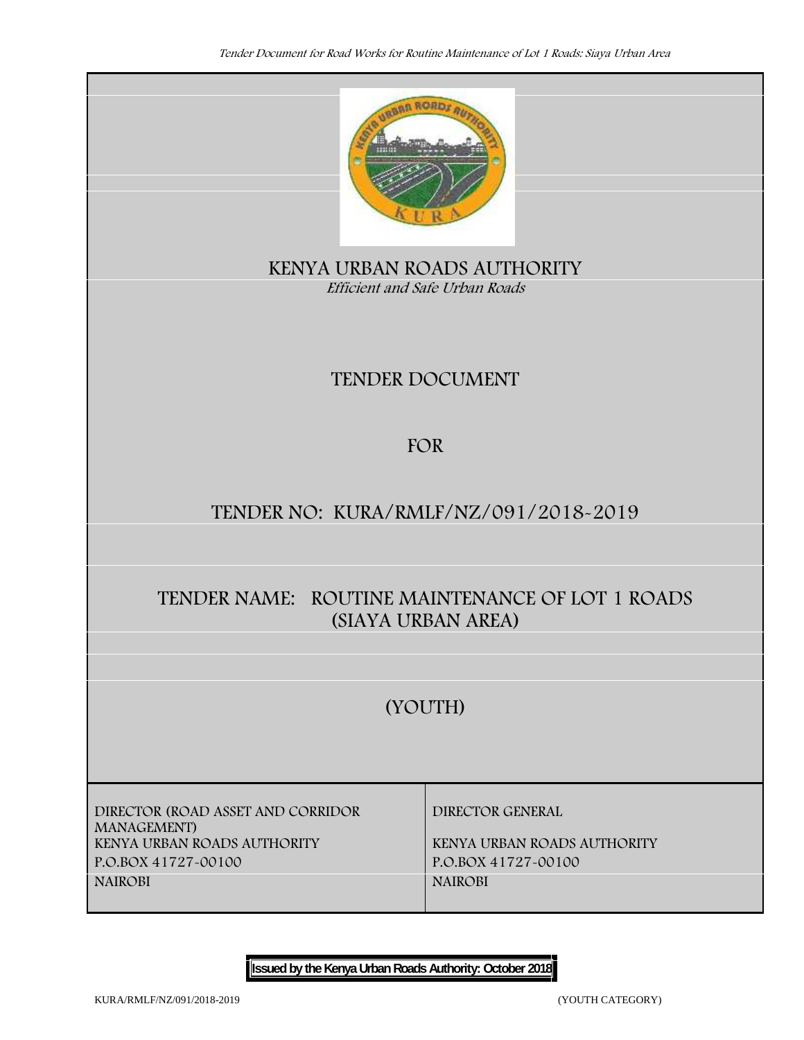# KENYA URBAN ROADS AUTHORITY

*Efficient and Safe Urban Roads*

## TENDER DOCUMENT

## FOR

## TENDER NO: KURA/RMLF/NZ/091/2018-2019

## TENDER NAME: ROUTINE MAINTENANCE OF LOT 1 ROADS (SIAYA URBAN AREA)

## (YOUTH)

| DIRECTOR (ROAD ASSET AND CORRIDOR MANAGEMENT) | DIRECTOR GENERAL |
|---|---|
| KENYA URBAN ROADS AUTHORITY | KENYA URBAN ROADS AUTHORITY |
| P.O.BOX 41727-00100 | P.O.BOX 41727-00100 |
| NAIROBI | NAIROBI |

**Issued by the Kenya Urban Roads Authority: October 2018**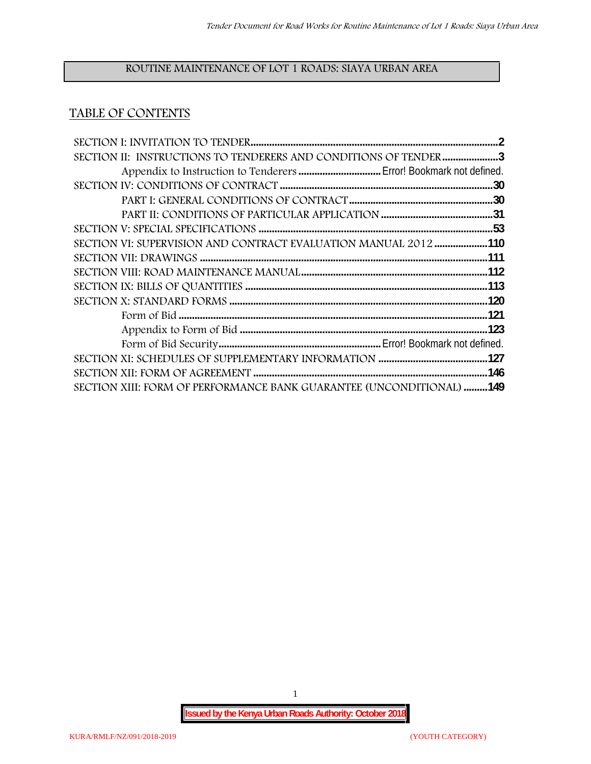ROUTINE MAINTENANCE OF LOT 1 ROADS: SIAYA URBAN AREA

## TABLE OF CONTENTS

SECTION I: INVITATION TO TENDER .....2
SECTION II: INSTRUCTIONS TO TENDERERS AND CONDITIONS OF TENDER .....3
  Appendix to Instruction to Tenderers ..... Error! Bookmark not defined.
SECTION IV: CONDITIONS OF CONTRACT .....30
  PART I: GENERAL CONDITIONS OF CONTRACT .....30
  PART II: CONDITIONS OF PARTICULAR APPLICATION .....31
SECTION V: SPECIAL SPECIFICATIONS .....53
SECTION VI: SUPERVISION AND CONTRACT EVALUATION MANUAL 2012 .....110
SECTION VII: DRAWINGS .....111
SECTION VIII: ROAD MAINTENANCE MANUAL .....112
SECTION IX: BILLS OF QUANTITIES .....113
SECTION X: STANDARD FORMS .....120
  Form of Bid .....121
  Appendix to Form of Bid .....123
  Form of Bid Security ..... Error! Bookmark not defined.
SECTION XI: SCHEDULES OF SUPPLEMENTARY INFORMATION .....127
SECTION XII: FORM OF AGREEMENT .....146
SECTION XIII: FORM OF PERFORMANCE BANK GUARANTEE (UNCONDITIONAL) .....149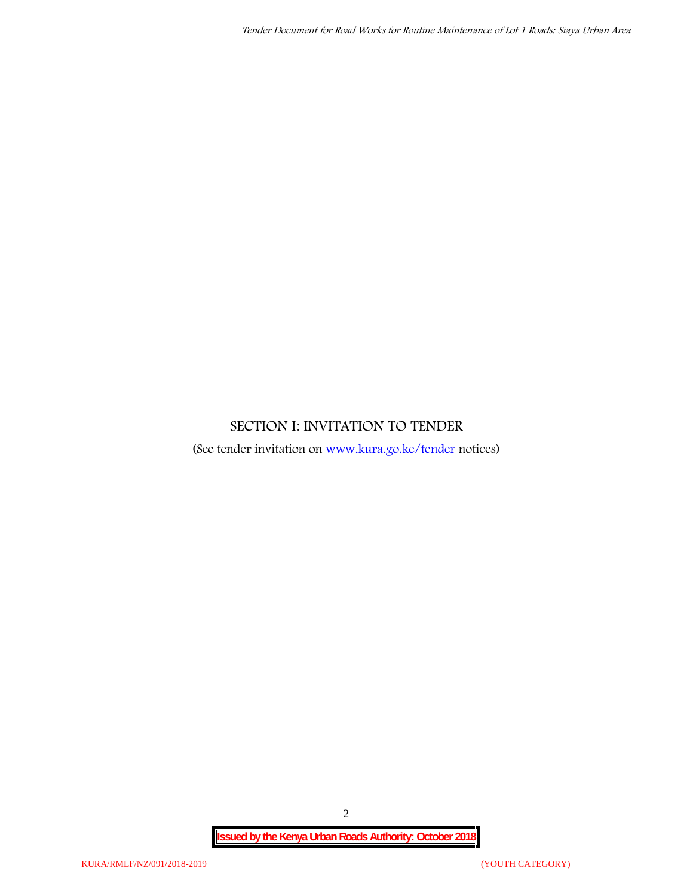# SECTION I: INVITATION TO TENDER

(See tender invitation on [www.kura.go.ke/tender](http://www.kura.go.ke/tender) notices)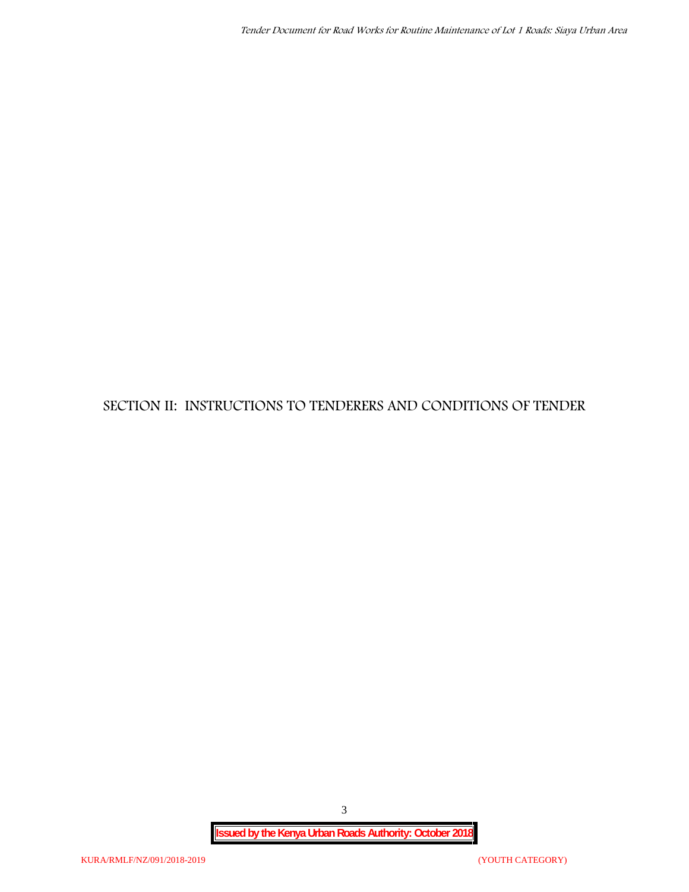# SECTION II: INSTRUCTIONS TO TENDERERS AND CONDITIONS OF TENDER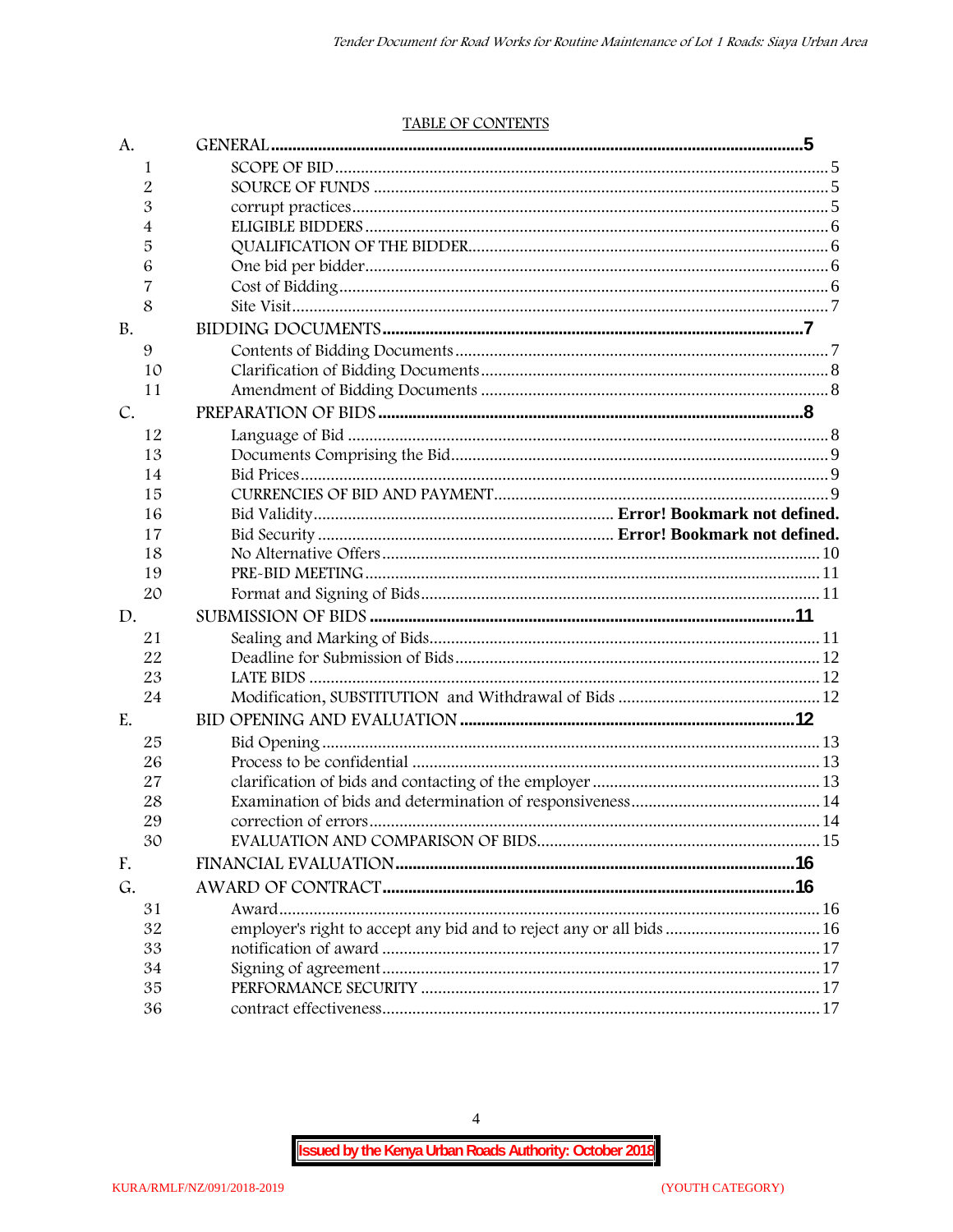TABLE OF CONTENTS

| | | |
|---|---|---|
| A. | GENERAL | **5** |
| 1 | SCOPE OF BID | 5 |
| 2 | SOURCE OF FUNDS | 5 |
| 3 | corrupt practices | 5 |
| 4 | ELIGIBLE BIDDERS | 6 |
| 5 | QUALIFICATION OF THE BIDDER | 6 |
| 6 | One bid per bidder | 6 |
| 7 | Cost of Bidding | 6 |
| 8 | Site Visit | 7 |
| B. | BIDDING DOCUMENTS | **7** |
| 9 | Contents of Bidding Documents | 7 |
| 10 | Clarification of Bidding Documents | 8 |
| 11 | Amendment of Bidding Documents | 8 |
| C. | PREPARATION OF BIDS | **8** |
| 12 | Language of Bid | 8 |
| 13 | Documents Comprising the Bid | 9 |
| 14 | Bid Prices | 9 |
| 15 | CURRENCIES OF BID AND PAYMENT | 9 |
| 16 | Bid Validity | **Error! Bookmark not defined.** |
| 17 | Bid Security | **Error! Bookmark not defined.** |
| 18 | No Alternative Offers | 10 |
| 19 | PRE-BID MEETING | 11 |
| 20 | Format and Signing of Bids | 11 |
| D. | SUBMISSION OF BIDS | **11** |
| 21 | Sealing and Marking of Bids | 11 |
| 22 | Deadline for Submission of Bids | 12 |
| 23 | LATE BIDS | 12 |
| 24 | Modification, SUBSTITUTION and Withdrawal of Bids | 12 |
| E. | BID OPENING AND EVALUATION | **12** |
| 25 | Bid Opening | 13 |
| 26 | Process to be confidential | 13 |
| 27 | clarification of bids and contacting of the employer | 13 |
| 28 | Examination of bids and determination of responsiveness | 14 |
| 29 | correction of errors | 14 |
| 30 | EVALUATION AND COMPARISON OF BIDS | 15 |
| F. | FINANCIAL EVALUATION | **16** |
| G. | AWARD OF CONTRACT | **16** |
| 31 | Award | 16 |
| 32 | employer's right to accept any bid and to reject any or all bids | 16 |
| 33 | notification of award | 17 |
| 34 | Signing of agreement | 17 |
| 35 | PERFORMANCE SECURITY | 17 |
| 36 | contract effectiveness | 17 |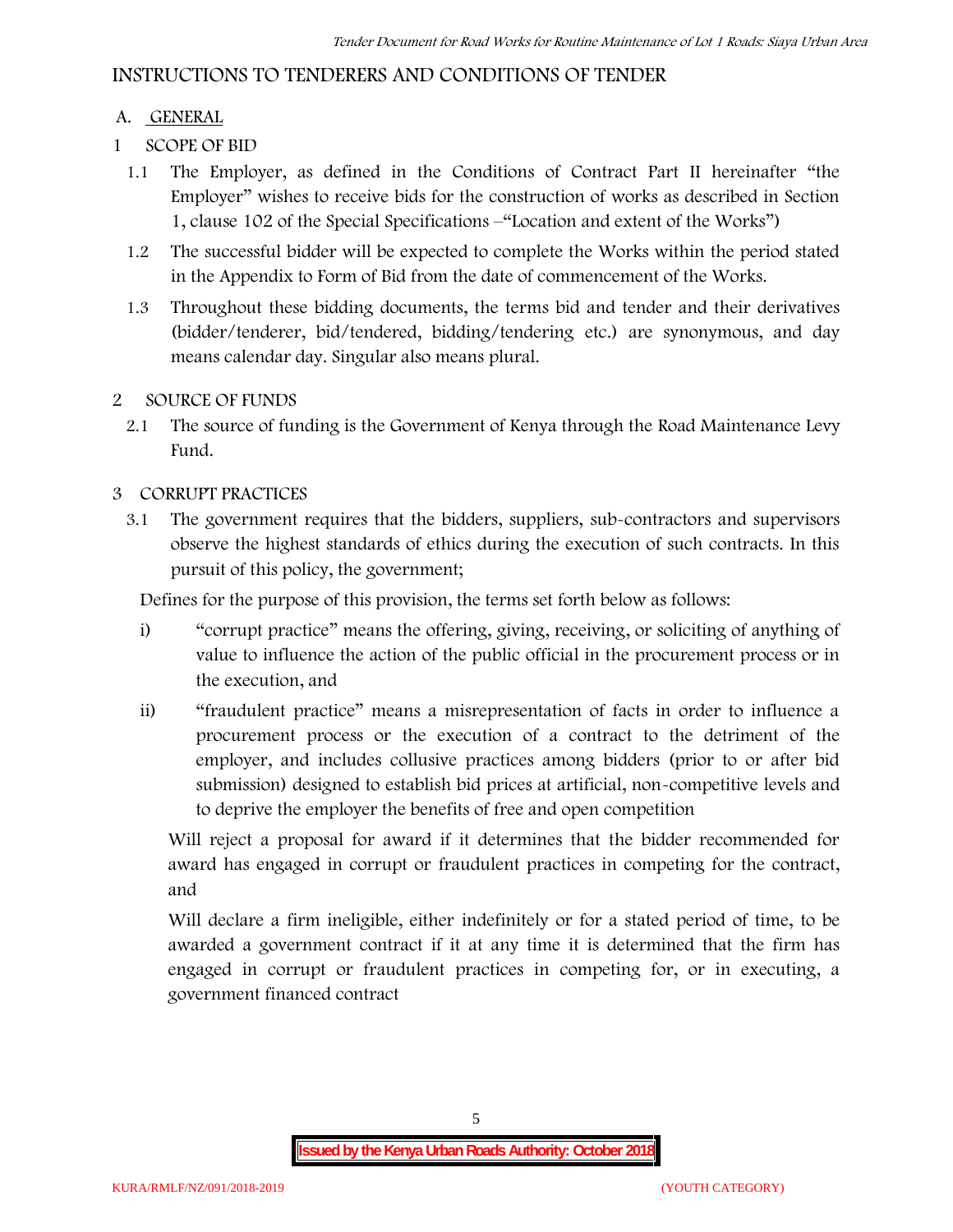## INSTRUCTIONS TO TENDERERS AND CONDITIONS OF TENDER

### A. GENERAL

#### 1 SCOPE OF BID

1.1 The Employer, as defined in the Conditions of Contract Part II hereinafter "the Employer" wishes to receive bids for the construction of works as described in Section 1, clause 102 of the Special Specifications –"Location and extent of the Works")

1.2 The successful bidder will be expected to complete the Works within the period stated in the Appendix to Form of Bid from the date of commencement of the Works.

1.3 Throughout these bidding documents, the terms bid and tender and their derivatives (bidder/tenderer, bid/tendered, bidding/tendering etc.) are synonymous, and day means calendar day. Singular also means plural.

#### 2 SOURCE OF FUNDS

2.1 The source of funding is the Government of Kenya through the Road Maintenance Levy Fund.

#### 3 CORRUPT PRACTICES

3.1 The government requires that the bidders, suppliers, sub-contractors and supervisors observe the highest standards of ethics during the execution of such contracts. In this pursuit of this policy, the government;

Defines for the purpose of this provision, the terms set forth below as follows:

i) "corrupt practice" means the offering, giving, receiving, or soliciting of anything of value to influence the action of the public official in the procurement process or in the execution, and

ii) "fraudulent practice" means a misrepresentation of facts in order to influence a procurement process or the execution of a contract to the detriment of the employer, and includes collusive practices among bidders (prior to or after bid submission) designed to establish bid prices at artificial, non-competitive levels and to deprive the employer the benefits of free and open competition

Will reject a proposal for award if it determines that the bidder recommended for award has engaged in corrupt or fraudulent practices in competing for the contract, and

Will declare a firm ineligible, either indefinitely or for a stated period of time, to be awarded a government contract if it at any time it is determined that the firm has engaged in corrupt or fraudulent practices in competing for, or in executing, a government financed contract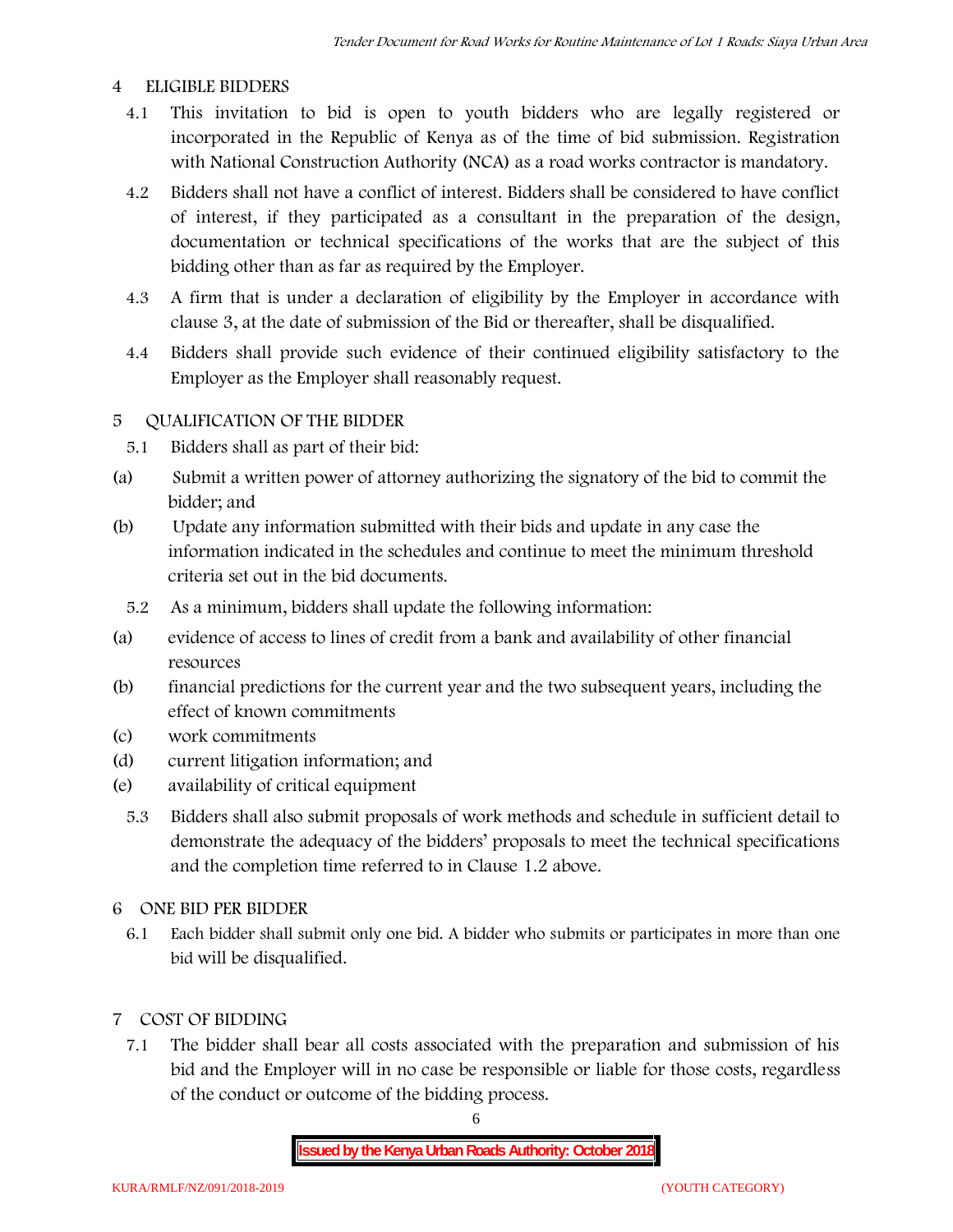## 4 ELIGIBLE BIDDERS

4.1 This invitation to bid is open to youth bidders who are legally registered or incorporated in the Republic of Kenya as of the time of bid submission. Registration with National Construction Authority (NCA) as a road works contractor is mandatory.

4.2 Bidders shall not have a conflict of interest. Bidders shall be considered to have conflict of interest, if they participated as a consultant in the preparation of the design, documentation or technical specifications of the works that are the subject of this bidding other than as far as required by the Employer.

4.3 A firm that is under a declaration of eligibility by the Employer in accordance with clause 3, at the date of submission of the Bid or thereafter, shall be disqualified.

4.4 Bidders shall provide such evidence of their continued eligibility satisfactory to the Employer as the Employer shall reasonably request.

## 5 QUALIFICATION OF THE BIDDER

5.1 Bidders shall as part of their bid:

(a) Submit a written power of attorney authorizing the signatory of the bid to commit the bidder; and

(b) Update any information submitted with their bids and update in any case the information indicated in the schedules and continue to meet the minimum threshold criteria set out in the bid documents.

5.2 As a minimum, bidders shall update the following information:

(a) evidence of access to lines of credit from a bank and availability of other financial resources

(b) financial predictions for the current year and the two subsequent years, including the effect of known commitments

(c) work commitments

(d) current litigation information; and

(e) availability of critical equipment

5.3 Bidders shall also submit proposals of work methods and schedule in sufficient detail to demonstrate the adequacy of the bidders' proposals to meet the technical specifications and the completion time referred to in Clause 1.2 above.

## 6 ONE BID PER BIDDER

6.1 Each bidder shall submit only one bid. A bidder who submits or participates in more than one bid will be disqualified.

## 7 COST OF BIDDING

7.1 The bidder shall bear all costs associated with the preparation and submission of his bid and the Employer will in no case be responsible or liable for those costs, regardless of the conduct or outcome of the bidding process.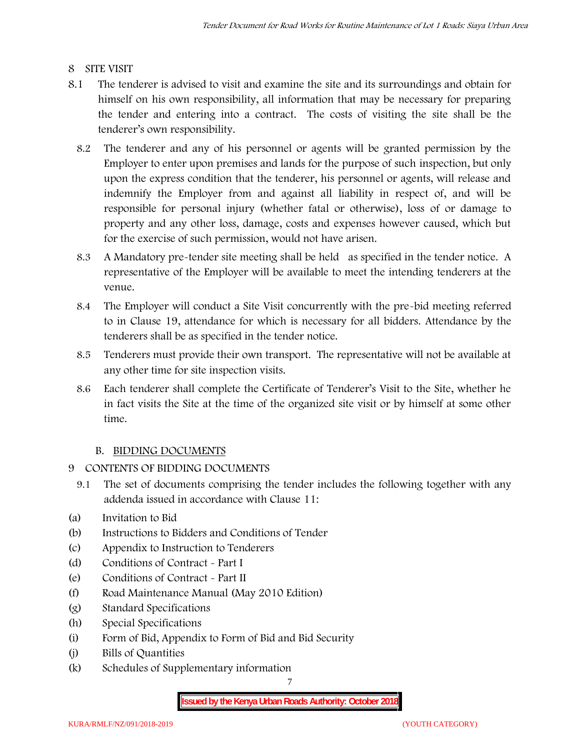## 8 SITE VISIT

8.1 The tenderer is advised to visit and examine the site and its surroundings and obtain for himself on his own responsibility, all information that may be necessary for preparing the tender and entering into a contract. The costs of visiting the site shall be the tenderer's own responsibility.

8.2 The tenderer and any of his personnel or agents will be granted permission by the Employer to enter upon premises and lands for the purpose of such inspection, but only upon the express condition that the tenderer, his personnel or agents, will release and indemnify the Employer from and against all liability in respect of, and will be responsible for personal injury (whether fatal or otherwise), loss of or damage to property and any other loss, damage, costs and expenses however caused, which but for the exercise of such permission, would not have arisen.

8.3 A Mandatory pre-tender site meeting shall be held as specified in the tender notice. A representative of the Employer will be available to meet the intending tenderers at the venue.

8.4 The Employer will conduct a Site Visit concurrently with the pre-bid meeting referred to in Clause 19, attendance for which is necessary for all bidders. Attendance by the tenderers shall be as specified in the tender notice.

8.5 Tenderers must provide their own transport. The representative will not be available at any other time for site inspection visits.

8.6 Each tenderer shall complete the Certificate of Tenderer's Visit to the Site, whether he in fact visits the Site at the time of the organized site visit or by himself at some other time.

### B. BIDDING DOCUMENTS

## 9 CONTENTS OF BIDDING DOCUMENTS

9.1 The set of documents comprising the tender includes the following together with any addenda issued in accordance with Clause 11:

(a) Invitation to Bid
(b) Instructions to Bidders and Conditions of Tender
(c) Appendix to Instruction to Tenderers
(d) Conditions of Contract - Part I
(e) Conditions of Contract - Part II
(f) Road Maintenance Manual (May 2010 Edition)
(g) Standard Specifications
(h) Special Specifications
(i) Form of Bid, Appendix to Form of Bid and Bid Security
(j) Bills of Quantities
(k) Schedules of Supplementary information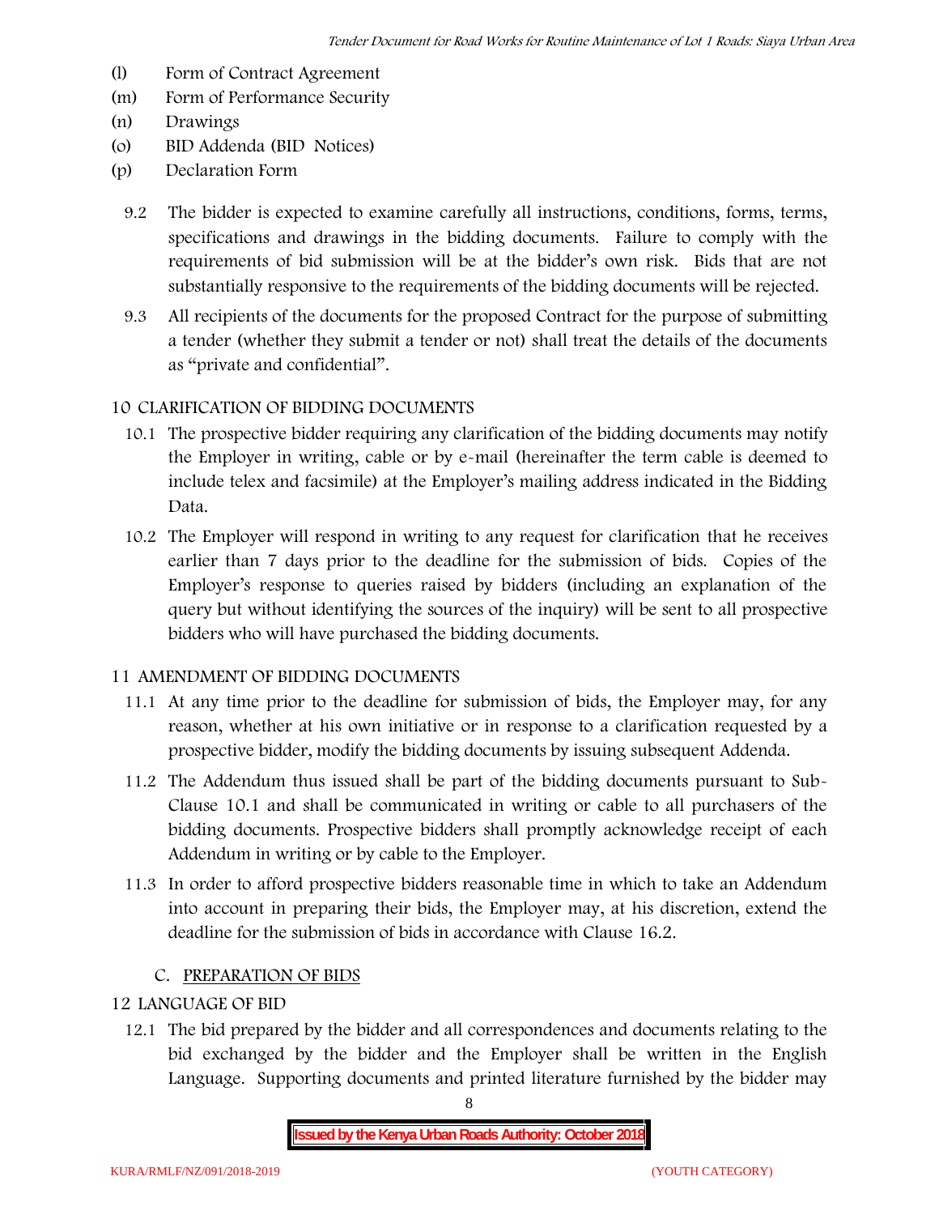(l) Form of Contract Agreement
(m) Form of Performance Security
(n) Drawings
(o) BID Addenda (BID Notices)
(p) Declaration Form

9.2 The bidder is expected to examine carefully all instructions, conditions, forms, terms, specifications and drawings in the bidding documents. Failure to comply with the requirements of bid submission will be at the bidder's own risk. Bids that are not substantially responsive to the requirements of the bidding documents will be rejected.

9.3 All recipients of the documents for the proposed Contract for the purpose of submitting a tender (whether they submit a tender or not) shall treat the details of the documents as "private and confidential".

## 10 CLARIFICATION OF BIDDING DOCUMENTS

10.1 The prospective bidder requiring any clarification of the bidding documents may notify the Employer in writing, cable or by e-mail (hereinafter the term cable is deemed to include telex and facsimile) at the Employer's mailing address indicated in the Bidding Data.

10.2 The Employer will respond in writing to any request for clarification that he receives earlier than 7 days prior to the deadline for the submission of bids. Copies of the Employer's response to queries raised by bidders (including an explanation of the query but without identifying the sources of the inquiry) will be sent to all prospective bidders who will have purchased the bidding documents.

## 11 AMENDMENT OF BIDDING DOCUMENTS

11.1 At any time prior to the deadline for submission of bids, the Employer may, for any reason, whether at his own initiative or in response to a clarification requested by a prospective bidder, modify the bidding documents by issuing subsequent Addenda.

11.2 The Addendum thus issued shall be part of the bidding documents pursuant to Sub-Clause 10.1 and shall be communicated in writing or cable to all purchasers of the bidding documents. Prospective bidders shall promptly acknowledge receipt of each Addendum in writing or by cable to the Employer.

11.3 In order to afford prospective bidders reasonable time in which to take an Addendum into account in preparing their bids, the Employer may, at his discretion, extend the deadline for the submission of bids in accordance with Clause 16.2.

## C. PREPARATION OF BIDS

## 12 LANGUAGE OF BID

12.1 The bid prepared by the bidder and all correspondences and documents relating to the bid exchanged by the bidder and the Employer shall be written in the English Language. Supporting documents and printed literature furnished by the bidder may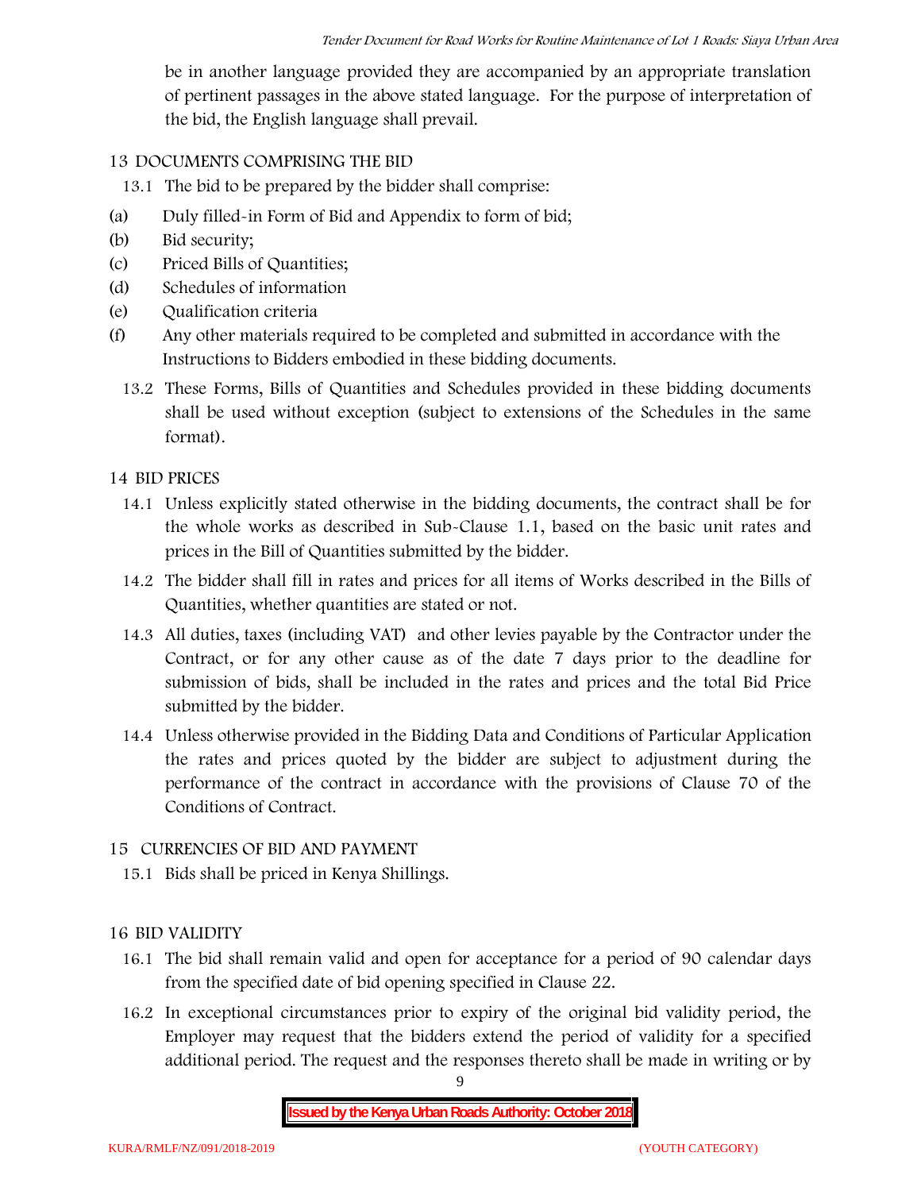be in another language provided they are accompanied by an appropriate translation of pertinent passages in the above stated language. For the purpose of interpretation of the bid, the English language shall prevail.

## 13 DOCUMENTS COMPRISING THE BID

13.1 The bid to be prepared by the bidder shall comprise:

(a) Duly filled-in Form of Bid and Appendix to form of bid;

(b) Bid security;

(c) Priced Bills of Quantities;

(d) Schedules of information

(e) Qualification criteria

(f) Any other materials required to be completed and submitted in accordance with the Instructions to Bidders embodied in these bidding documents.

13.2 These Forms, Bills of Quantities and Schedules provided in these bidding documents shall be used without exception (subject to extensions of the Schedules in the same format).

## 14 BID PRICES

14.1 Unless explicitly stated otherwise in the bidding documents, the contract shall be for the whole works as described in Sub-Clause 1.1, based on the basic unit rates and prices in the Bill of Quantities submitted by the bidder.

14.2 The bidder shall fill in rates and prices for all items of Works described in the Bills of Quantities, whether quantities are stated or not.

14.3 All duties, taxes (including VAT) and other levies payable by the Contractor under the Contract, or for any other cause as of the date 7 days prior to the deadline for submission of bids, shall be included in the rates and prices and the total Bid Price submitted by the bidder.

14.4 Unless otherwise provided in the Bidding Data and Conditions of Particular Application the rates and prices quoted by the bidder are subject to adjustment during the performance of the contract in accordance with the provisions of Clause 70 of the Conditions of Contract.

## 15 CURRENCIES OF BID AND PAYMENT

15.1 Bids shall be priced in Kenya Shillings.

## 16 BID VALIDITY

16.1 The bid shall remain valid and open for acceptance for a period of 90 calendar days from the specified date of bid opening specified in Clause 22.

16.2 In exceptional circumstances prior to expiry of the original bid validity period, the Employer may request that the bidders extend the period of validity for a specified additional period. The request and the responses thereto shall be made in writing or by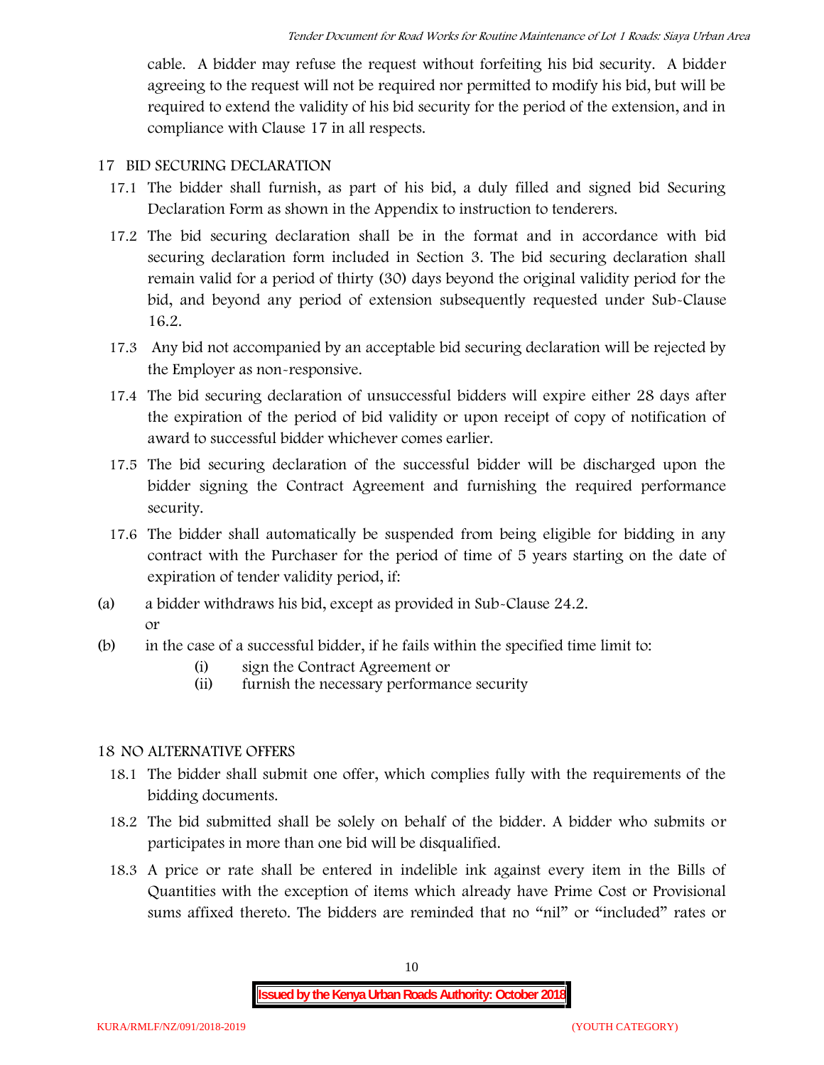cable. A bidder may refuse the request without forfeiting his bid security. A bidder agreeing to the request will not be required nor permitted to modify his bid, but will be required to extend the validity of his bid security for the period of the extension, and in compliance with Clause 17 in all respects.

## 17 BID SECURING DECLARATION

17.1 The bidder shall furnish, as part of his bid, a duly filled and signed bid Securing Declaration Form as shown in the Appendix to instruction to tenderers.

17.2 The bid securing declaration shall be in the format and in accordance with bid securing declaration form included in Section 3. The bid securing declaration shall remain valid for a period of thirty (30) days beyond the original validity period for the bid, and beyond any period of extension subsequently requested under Sub-Clause 16.2.

17.3 Any bid not accompanied by an acceptable bid securing declaration will be rejected by the Employer as non-responsive.

17.4 The bid securing declaration of unsuccessful bidders will expire either 28 days after the expiration of the period of bid validity or upon receipt of copy of notification of award to successful bidder whichever comes earlier.

17.5 The bid securing declaration of the successful bidder will be discharged upon the bidder signing the Contract Agreement and furnishing the required performance security.

17.6 The bidder shall automatically be suspended from being eligible for bidding in any contract with the Purchaser for the period of time of 5 years starting on the date of expiration of tender validity period, if:

(a) a bidder withdraws his bid, except as provided in Sub-Clause 24.2.
or

(b) in the case of a successful bidder, if he fails within the specified time limit to:

- (i) sign the Contract Agreement or
- (ii) furnish the necessary performance security

## 18 NO ALTERNATIVE OFFERS

18.1 The bidder shall submit one offer, which complies fully with the requirements of the bidding documents.

18.2 The bid submitted shall be solely on behalf of the bidder. A bidder who submits or participates in more than one bid will be disqualified.

18.3 A price or rate shall be entered in indelible ink against every item in the Bills of Quantities with the exception of items which already have Prime Cost or Provisional sums affixed thereto. The bidders are reminded that no "nil" or "included" rates or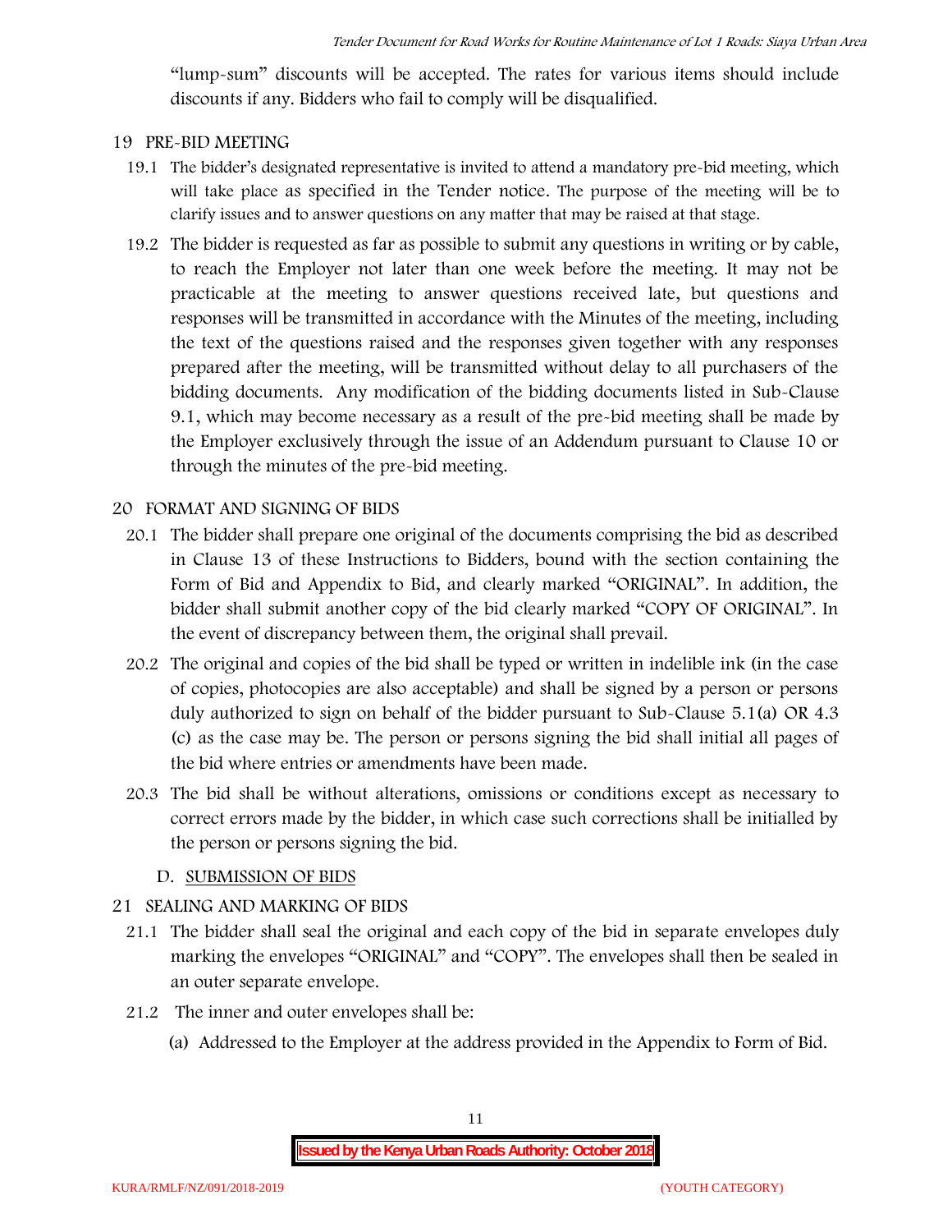"lump-sum" discounts will be accepted. The rates for various items should include discounts if any. Bidders who fail to comply will be disqualified.

## 19 PRE-BID MEETING

19.1 The bidder's designated representative is invited to attend a mandatory pre-bid meeting, which will take place as specified in the Tender notice. The purpose of the meeting will be to clarify issues and to answer questions on any matter that may be raised at that stage.

19.2 The bidder is requested as far as possible to submit any questions in writing or by cable, to reach the Employer not later than one week before the meeting. It may not be practicable at the meeting to answer questions received late, but questions and responses will be transmitted in accordance with the Minutes of the meeting, including the text of the questions raised and the responses given together with any responses prepared after the meeting, will be transmitted without delay to all purchasers of the bidding documents. Any modification of the bidding documents listed in Sub-Clause 9.1, which may become necessary as a result of the pre-bid meeting shall be made by the Employer exclusively through the issue of an Addendum pursuant to Clause 10 or through the minutes of the pre-bid meeting.

## 20 FORMAT AND SIGNING OF BIDS

20.1 The bidder shall prepare one original of the documents comprising the bid as described in Clause 13 of these Instructions to Bidders, bound with the section containing the Form of Bid and Appendix to Bid, and clearly marked "ORIGINAL". In addition, the bidder shall submit another copy of the bid clearly marked "COPY OF ORIGINAL". In the event of discrepancy between them, the original shall prevail.

20.2 The original and copies of the bid shall be typed or written in indelible ink (in the case of copies, photocopies are also acceptable) and shall be signed by a person or persons duly authorized to sign on behalf of the bidder pursuant to Sub-Clause 5.1(a) OR 4.3 (c) as the case may be. The person or persons signing the bid shall initial all pages of the bid where entries or amendments have been made.

20.3 The bid shall be without alterations, omissions or conditions except as necessary to correct errors made by the bidder, in which case such corrections shall be initialled by the person or persons signing the bid.

### D. SUBMISSION OF BIDS

## 21 SEALING AND MARKING OF BIDS

21.1 The bidder shall seal the original and each copy of the bid in separate envelopes duly marking the envelopes "ORIGINAL" and "COPY". The envelopes shall then be sealed in an outer separate envelope.

21.2 The inner and outer envelopes shall be:

(a) Addressed to the Employer at the address provided in the Appendix to Form of Bid.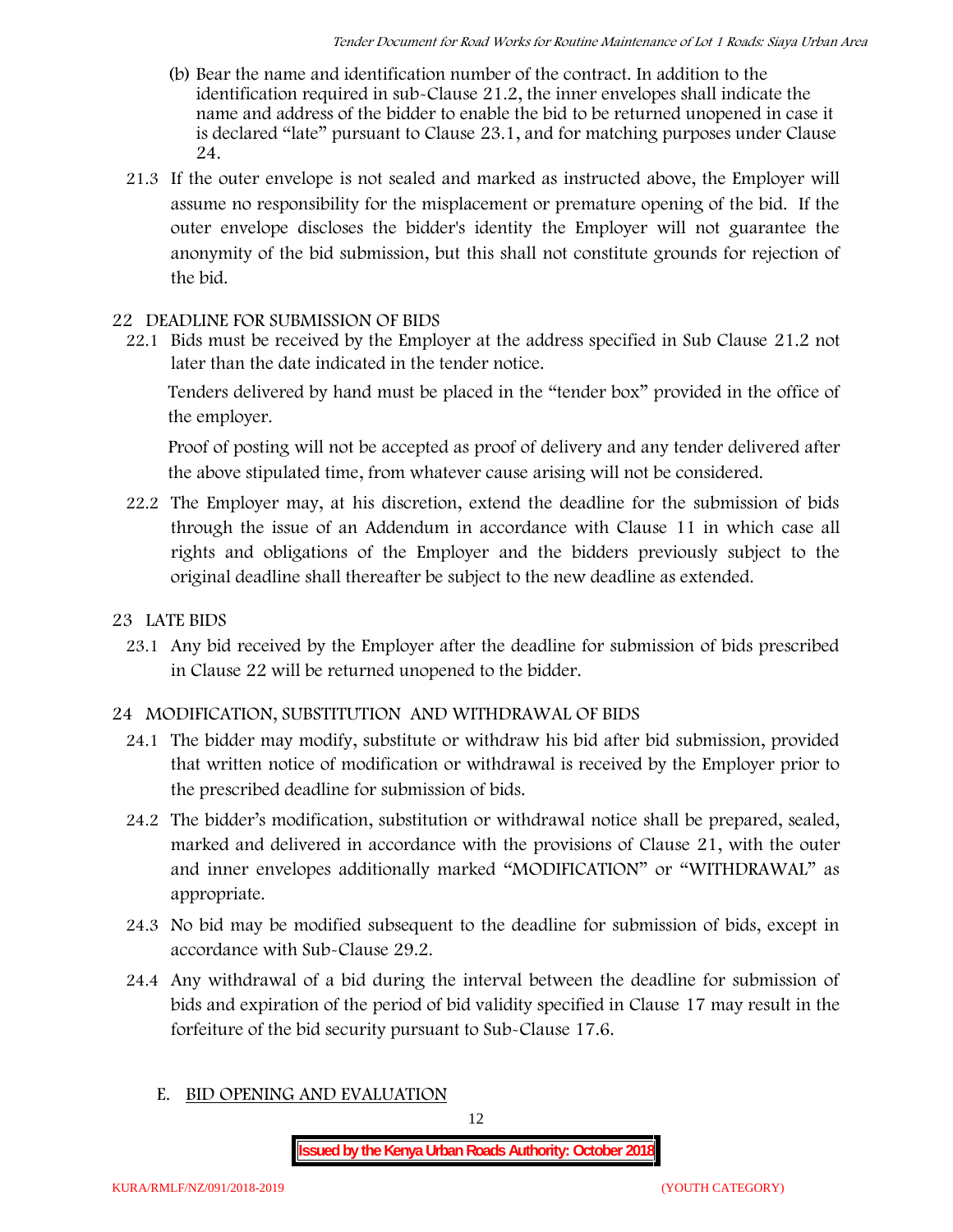(b) Bear the name and identification number of the contract. In addition to the identification required in sub-Clause 21.2, the inner envelopes shall indicate the name and address of the bidder to enable the bid to be returned unopened in case it is declared "late" pursuant to Clause 23.1, and for matching purposes under Clause 24.

21.3 If the outer envelope is not sealed and marked as instructed above, the Employer will assume no responsibility for the misplacement or premature opening of the bid. If the outer envelope discloses the bidder's identity the Employer will not guarantee the anonymity of the bid submission, but this shall not constitute grounds for rejection of the bid.

## 22 DEADLINE FOR SUBMISSION OF BIDS

22.1 Bids must be received by the Employer at the address specified in Sub Clause 21.2 not later than the date indicated in the tender notice.

Tenders delivered by hand must be placed in the "tender box" provided in the office of the employer.

Proof of posting will not be accepted as proof of delivery and any tender delivered after the above stipulated time, from whatever cause arising will not be considered.

22.2 The Employer may, at his discretion, extend the deadline for the submission of bids through the issue of an Addendum in accordance with Clause 11 in which case all rights and obligations of the Employer and the bidders previously subject to the original deadline shall thereafter be subject to the new deadline as extended.

## 23 LATE BIDS

23.1 Any bid received by the Employer after the deadline for submission of bids prescribed in Clause 22 will be returned unopened to the bidder.

## 24 MODIFICATION, SUBSTITUTION AND WITHDRAWAL OF BIDS

24.1 The bidder may modify, substitute or withdraw his bid after bid submission, provided that written notice of modification or withdrawal is received by the Employer prior to the prescribed deadline for submission of bids.

24.2 The bidder's modification, substitution or withdrawal notice shall be prepared, sealed, marked and delivered in accordance with the provisions of Clause 21, with the outer and inner envelopes additionally marked "MODIFICATION" or "WITHDRAWAL" as appropriate.

24.3 No bid may be modified subsequent to the deadline for submission of bids, except in accordance with Sub-Clause 29.2.

24.4 Any withdrawal of a bid during the interval between the deadline for submission of bids and expiration of the period of bid validity specified in Clause 17 may result in the forfeiture of the bid security pursuant to Sub-Clause 17.6.

# E. BID OPENING AND EVALUATION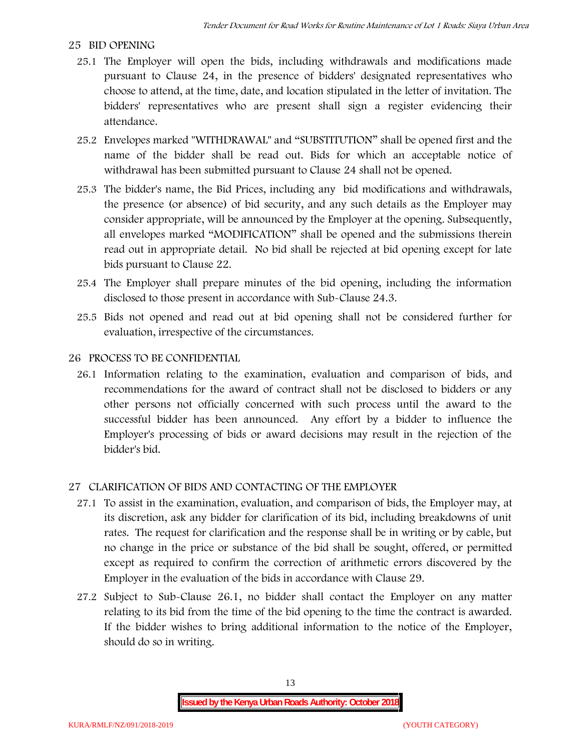## 25 BID OPENING

25.1 The Employer will open the bids, including withdrawals and modifications made pursuant to Clause 24, in the presence of bidders' designated representatives who choose to attend, at the time, date, and location stipulated in the letter of invitation. The bidders' representatives who are present shall sign a register evidencing their attendance.

25.2 Envelopes marked "WITHDRAWAL" and "SUBSTITUTION" shall be opened first and the name of the bidder shall be read out. Bids for which an acceptable notice of withdrawal has been submitted pursuant to Clause 24 shall not be opened.

25.3 The bidder's name, the Bid Prices, including any bid modifications and withdrawals, the presence (or absence) of bid security, and any such details as the Employer may consider appropriate, will be announced by the Employer at the opening. Subsequently, all envelopes marked "MODIFICATION" shall be opened and the submissions therein read out in appropriate detail. No bid shall be rejected at bid opening except for late bids pursuant to Clause 22.

25.4 The Employer shall prepare minutes of the bid opening, including the information disclosed to those present in accordance with Sub-Clause 24.3.

25.5 Bids not opened and read out at bid opening shall not be considered further for evaluation, irrespective of the circumstances.

## 26 PROCESS TO BE CONFIDENTIAL

26.1 Information relating to the examination, evaluation and comparison of bids, and recommendations for the award of contract shall not be disclosed to bidders or any other persons not officially concerned with such process until the award to the successful bidder has been announced. Any effort by a bidder to influence the Employer's processing of bids or award decisions may result in the rejection of the bidder's bid.

## 27 CLARIFICATION OF BIDS AND CONTACTING OF THE EMPLOYER

27.1 To assist in the examination, evaluation, and comparison of bids, the Employer may, at its discretion, ask any bidder for clarification of its bid, including breakdowns of unit rates. The request for clarification and the response shall be in writing or by cable, but no change in the price or substance of the bid shall be sought, offered, or permitted except as required to confirm the correction of arithmetic errors discovered by the Employer in the evaluation of the bids in accordance with Clause 29.

27.2 Subject to Sub-Clause 26.1, no bidder shall contact the Employer on any matter relating to its bid from the time of the bid opening to the time the contract is awarded. If the bidder wishes to bring additional information to the notice of the Employer, should do so in writing.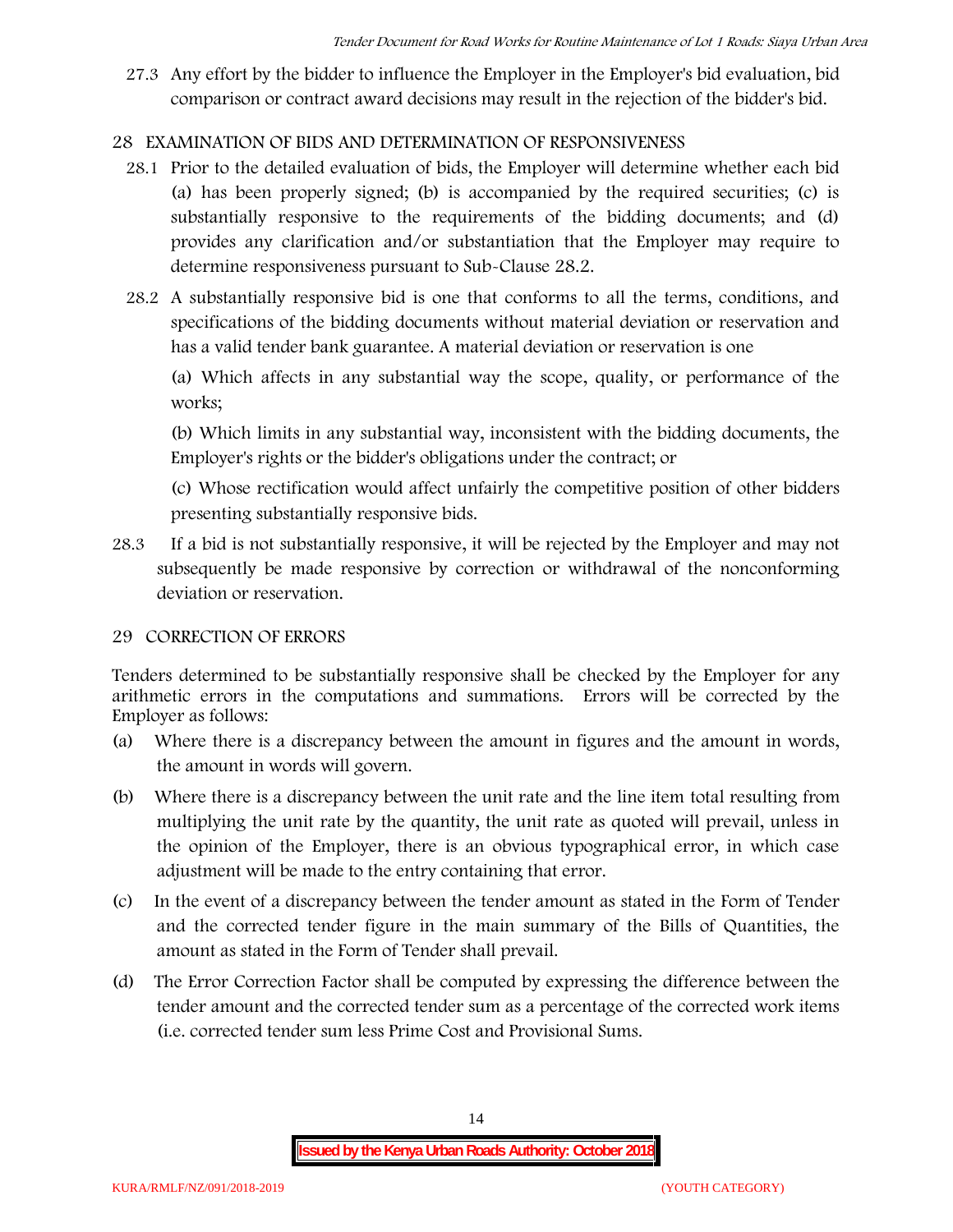27.3 Any effort by the bidder to influence the Employer in the Employer's bid evaluation, bid comparison or contract award decisions may result in the rejection of the bidder's bid.

## 28 EXAMINATION OF BIDS AND DETERMINATION OF RESPONSIVENESS

28.1 Prior to the detailed evaluation of bids, the Employer will determine whether each bid (a) has been properly signed; (b) is accompanied by the required securities; (c) is substantially responsive to the requirements of the bidding documents; and (d) provides any clarification and/or substantiation that the Employer may require to determine responsiveness pursuant to Sub-Clause 28.2.

28.2 A substantially responsive bid is one that conforms to all the terms, conditions, and specifications of the bidding documents without material deviation or reservation and has a valid tender bank guarantee. A material deviation or reservation is one

(a) Which affects in any substantial way the scope, quality, or performance of the works;

(b) Which limits in any substantial way, inconsistent with the bidding documents, the Employer's rights or the bidder's obligations under the contract; or

(c) Whose rectification would affect unfairly the competitive position of other bidders presenting substantially responsive bids.

28.3 If a bid is not substantially responsive, it will be rejected by the Employer and may not subsequently be made responsive by correction or withdrawal of the nonconforming deviation or reservation.

## 29 CORRECTION OF ERRORS

Tenders determined to be substantially responsive shall be checked by the Employer for any arithmetic errors in the computations and summations. Errors will be corrected by the Employer as follows:

(a) Where there is a discrepancy between the amount in figures and the amount in words, the amount in words will govern.

(b) Where there is a discrepancy between the unit rate and the line item total resulting from multiplying the unit rate by the quantity, the unit rate as quoted will prevail, unless in the opinion of the Employer, there is an obvious typographical error, in which case adjustment will be made to the entry containing that error.

(c) In the event of a discrepancy between the tender amount as stated in the Form of Tender and the corrected tender figure in the main summary of the Bills of Quantities, the amount as stated in the Form of Tender shall prevail.

(d) The Error Correction Factor shall be computed by expressing the difference between the tender amount and the corrected tender sum as a percentage of the corrected work items (i.e. corrected tender sum less Prime Cost and Provisional Sums.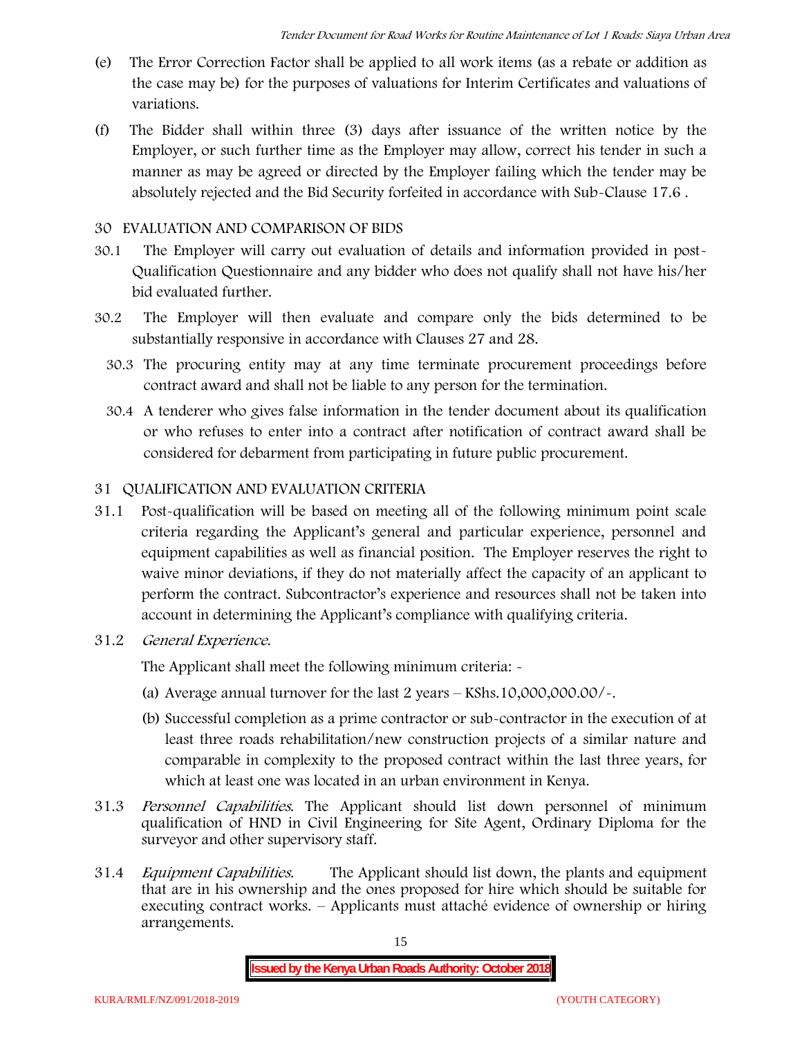(e) The Error Correction Factor shall be applied to all work items (as a rebate or addition as the case may be) for the purposes of valuations for Interim Certificates and valuations of variations.

(f) The Bidder shall within three (3) days after issuance of the written notice by the Employer, or such further time as the Employer may allow, correct his tender in such a manner as may be agreed or directed by the Employer failing which the tender may be absolutely rejected and the Bid Security forfeited in accordance with Sub-Clause 17.6 .

## 30 EVALUATION AND COMPARISON OF BIDS

30.1 The Employer will carry out evaluation of details and information provided in post-Qualification Questionnaire and any bidder who does not qualify shall not have his/her bid evaluated further.

30.2 The Employer will then evaluate and compare only the bids determined to be substantially responsive in accordance with Clauses 27 and 28.

30.3 The procuring entity may at any time terminate procurement proceedings before contract award and shall not be liable to any person for the termination.

30.4 A tenderer who gives false information in the tender document about its qualification or who refuses to enter into a contract after notification of contract award shall be considered for debarment from participating in future public procurement.

## 31 QUALIFICATION AND EVALUATION CRITERIA

31.1 Post-qualification will be based on meeting all of the following minimum point scale criteria regarding the Applicant's general and particular experience, personnel and equipment capabilities as well as financial position. The Employer reserves the right to waive minor deviations, if they do not materially affect the capacity of an applicant to perform the contract. Subcontractor's experience and resources shall not be taken into account in determining the Applicant's compliance with qualifying criteria.

31.2 *General Experience.*

The Applicant shall meet the following minimum criteria: -

(a) Average annual turnover for the last 2 years – KShs.10,000,000.00/-.

(b) Successful completion as a prime contractor or sub-contractor in the execution of at least three roads rehabilitation/new construction projects of a similar nature and comparable in complexity to the proposed contract within the last three years, for which at least one was located in an urban environment in Kenya.

31.3 *Personnel Capabilities.* The Applicant should list down personnel of minimum qualification of HND in Civil Engineering for Site Agent, Ordinary Diploma for the surveyor and other supervisory staff.

31.4 *Equipment Capabilities.* The Applicant should list down, the plants and equipment that are in his ownership and the ones proposed for hire which should be suitable for executing contract works. – Applicants must attaché evidence of ownership or hiring arrangements.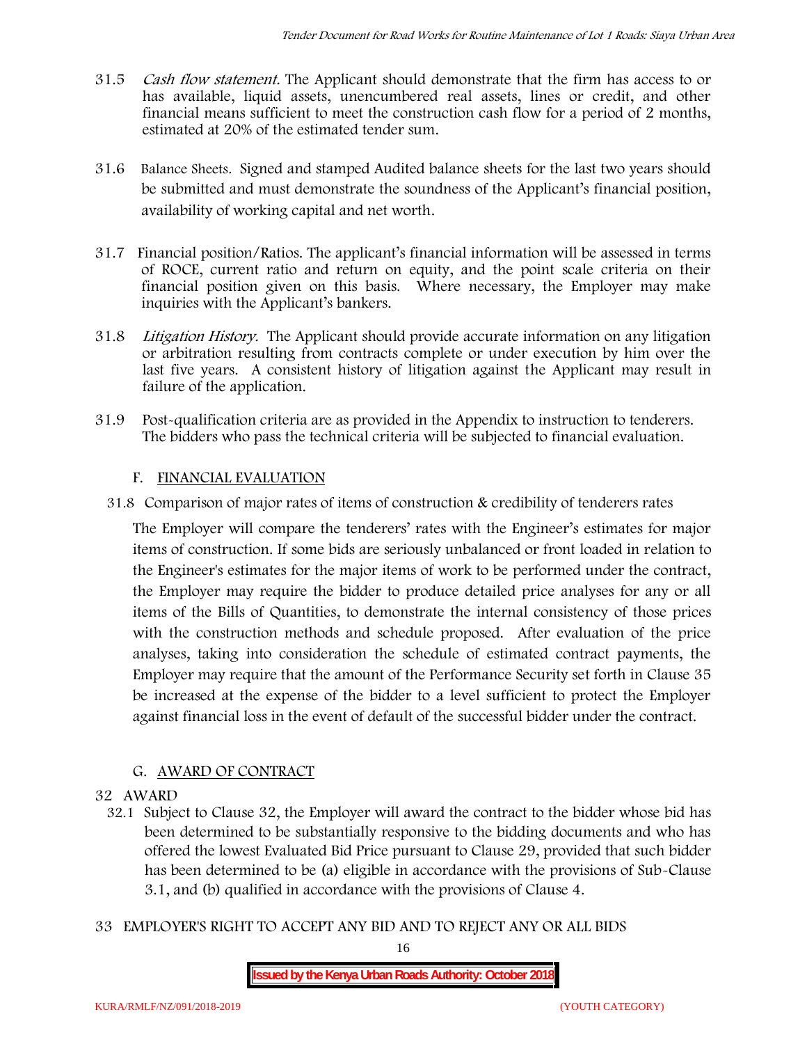31.5 *Cash flow statement.* The Applicant should demonstrate that the firm has access to or has available, liquid assets, unencumbered real assets, lines or credit, and other financial means sufficient to meet the construction cash flow for a period of 2 months, estimated at 20% of the estimated tender sum.

31.6 Balance Sheets. Signed and stamped Audited balance sheets for the last two years should be submitted and must demonstrate the soundness of the Applicant's financial position, availability of working capital and net worth.

31.7 Financial position/Ratios. The applicant's financial information will be assessed in terms of ROCE, current ratio and return on equity, and the point scale criteria on their financial position given on this basis. Where necessary, the Employer may make inquiries with the Applicant's bankers.

31.8 *Litigation History.* The Applicant should provide accurate information on any litigation or arbitration resulting from contracts complete or under execution by him over the last five years. A consistent history of litigation against the Applicant may result in failure of the application.

31.9 Post-qualification criteria are as provided in the Appendix to instruction to tenderers. The bidders who pass the technical criteria will be subjected to financial evaluation.

## F. FINANCIAL EVALUATION

31.8 Comparison of major rates of items of construction & credibility of tenderers rates

The Employer will compare the tenderers' rates with the Engineer's estimates for major items of construction. If some bids are seriously unbalanced or front loaded in relation to the Engineer's estimates for the major items of work to be performed under the contract, the Employer may require the bidder to produce detailed price analyses for any or all items of the Bills of Quantities, to demonstrate the internal consistency of those prices with the construction methods and schedule proposed. After evaluation of the price analyses, taking into consideration the schedule of estimated contract payments, the Employer may require that the amount of the Performance Security set forth in Clause 35 be increased at the expense of the bidder to a level sufficient to protect the Employer against financial loss in the event of default of the successful bidder under the contract.

## G. AWARD OF CONTRACT

32 AWARD

32.1 Subject to Clause 32, the Employer will award the contract to the bidder whose bid has been determined to be substantially responsive to the bidding documents and who has offered the lowest Evaluated Bid Price pursuant to Clause 29, provided that such bidder has been determined to be (a) eligible in accordance with the provisions of Sub-Clause 3.1, and (b) qualified in accordance with the provisions of Clause 4.

33 EMPLOYER'S RIGHT TO ACCEPT ANY BID AND TO REJECT ANY OR ALL BIDS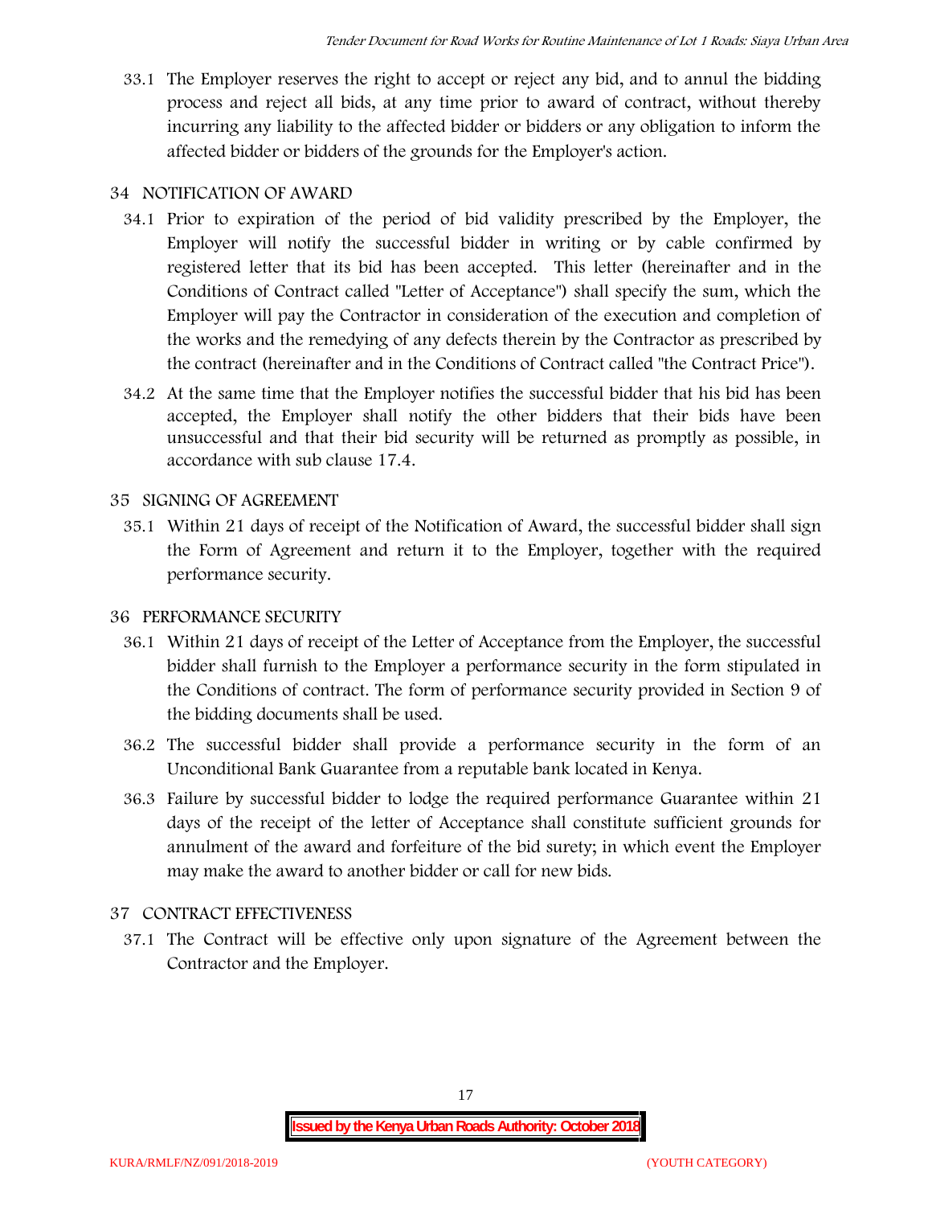33.1 The Employer reserves the right to accept or reject any bid, and to annul the bidding process and reject all bids, at any time prior to award of contract, without thereby incurring any liability to the affected bidder or bidders or any obligation to inform the affected bidder or bidders of the grounds for the Employer's action.

## 34 NOTIFICATION OF AWARD

34.1 Prior to expiration of the period of bid validity prescribed by the Employer, the Employer will notify the successful bidder in writing or by cable confirmed by registered letter that its bid has been accepted. This letter (hereinafter and in the Conditions of Contract called "Letter of Acceptance") shall specify the sum, which the Employer will pay the Contractor in consideration of the execution and completion of the works and the remedying of any defects therein by the Contractor as prescribed by the contract (hereinafter and in the Conditions of Contract called "the Contract Price").

34.2 At the same time that the Employer notifies the successful bidder that his bid has been accepted, the Employer shall notify the other bidders that their bids have been unsuccessful and that their bid security will be returned as promptly as possible, in accordance with sub clause 17.4.

## 35 SIGNING OF AGREEMENT

35.1 Within 21 days of receipt of the Notification of Award, the successful bidder shall sign the Form of Agreement and return it to the Employer, together with the required performance security.

## 36 PERFORMANCE SECURITY

36.1 Within 21 days of receipt of the Letter of Acceptance from the Employer, the successful bidder shall furnish to the Employer a performance security in the form stipulated in the Conditions of contract. The form of performance security provided in Section 9 of the bidding documents shall be used.

36.2 The successful bidder shall provide a performance security in the form of an Unconditional Bank Guarantee from a reputable bank located in Kenya.

36.3 Failure by successful bidder to lodge the required performance Guarantee within 21 days of the receipt of the letter of Acceptance shall constitute sufficient grounds for annulment of the award and forfeiture of the bid surety; in which event the Employer may make the award to another bidder or call for new bids.

## 37 CONTRACT EFFECTIVENESS

37.1 The Contract will be effective only upon signature of the Agreement between the Contractor and the Employer.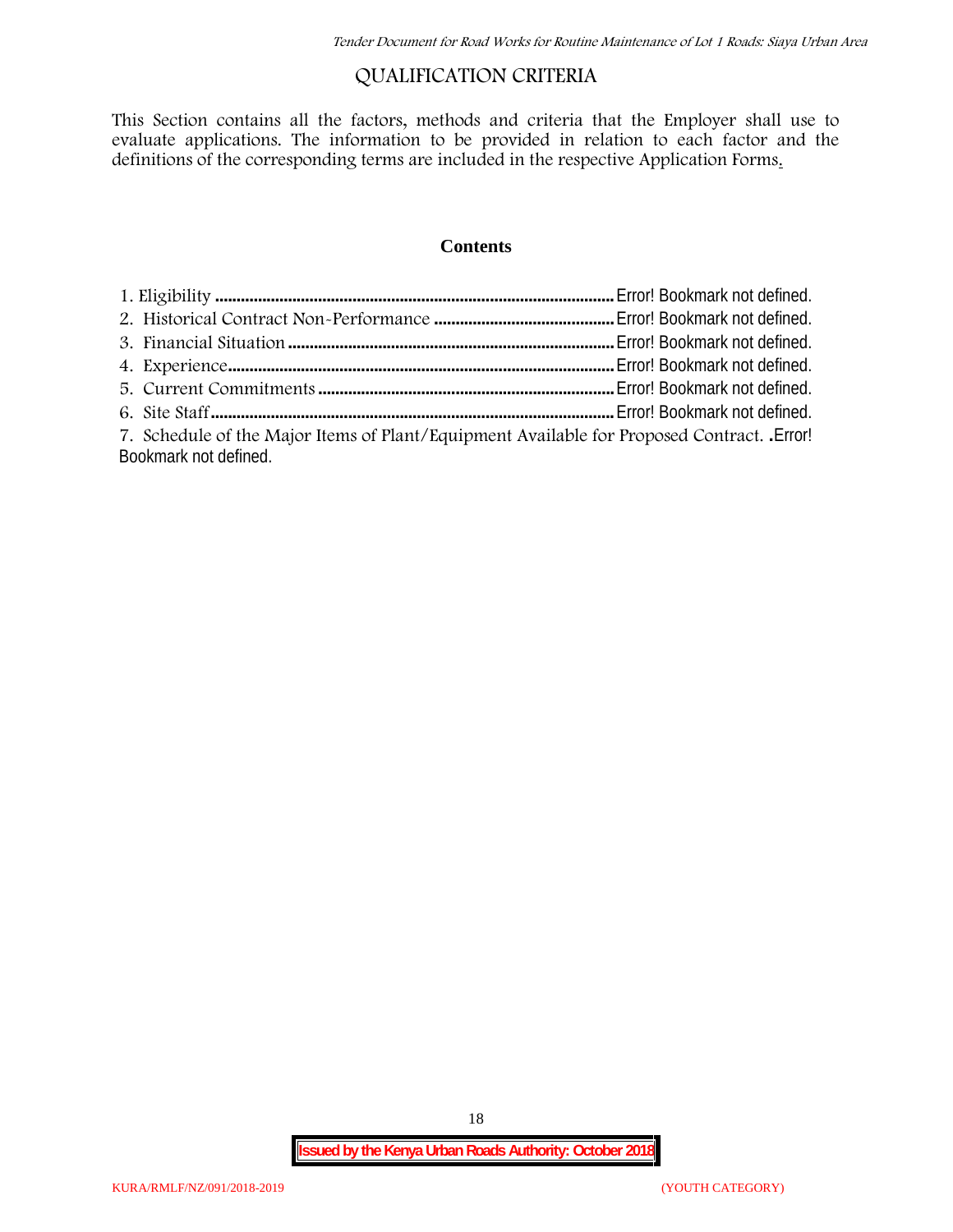# QUALIFICATION CRITERIA

This Section contains all the factors, methods and criteria that the Employer shall use to evaluate applications. The information to be provided in relation to each factor and the definitions of the corresponding terms are included in the respective Application Forms.

**Contents**

1. Eligibility .......................................................................................... Error! Bookmark not defined.
2. Historical Contract Non-Performance .......................................... Error! Bookmark not defined.
3. Financial Situation .......................................................................... Error! Bookmark not defined.
4. Experience........................................................................................ Error! Bookmark not defined.
5. Current Commitments .................................................................... Error! Bookmark not defined.
6. Site Staff............................................................................................ Error! Bookmark not defined.
7. Schedule of the Major Items of Plant/Equipment Available for Proposed Contract. .Error! Bookmark not defined.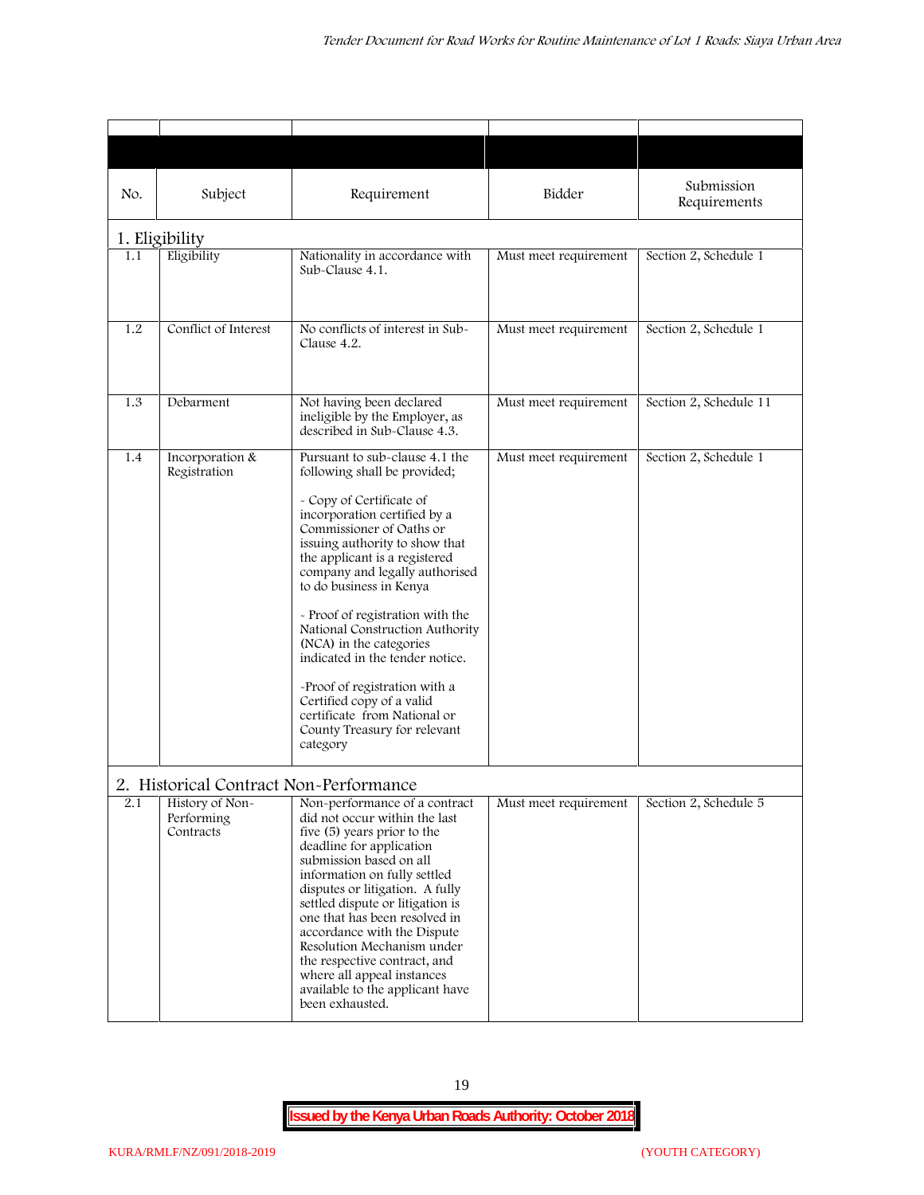| No. | Subject | Requirement | Bidder | Submission Requirements |
|---|---|---|---|---|
| **1. Eligibility** | | | | |
| 1.1 | Eligibility | Nationality in accordance with Sub-Clause 4.1. | Must meet requirement | Section 2, Schedule 1 |
| 1.2 | Conflict of Interest | No conflicts of interest in Sub-Clause 4.2. | Must meet requirement | Section 2, Schedule 1 |
| 1.3 | Debarment | Not having been declared ineligible by the Employer, as described in Sub-Clause 4.3. | Must meet requirement | Section 2, Schedule 11 |
| 1.4 | Incorporation & Registration | Pursuant to sub-clause 4.1 the following shall be provided;<br><br>- Copy of Certificate of incorporation certified by a Commissioner of Oaths or issuing authority to show that the applicant is a registered company and legally authorised to do business in Kenya<br><br>- Proof of registration with the National Construction Authority (NCA) in the categories indicated in the tender notice.<br><br>-Proof of registration with a Certified copy of a valid certificate from National or County Treasury for relevant category | Must meet requirement | Section 2, Schedule 1 |
| **2. Historical Contract Non-Performance** | | | | |
| 2.1 | History of Non-Performing Contracts | Non-performance of a contract did not occur within the last five (5) years prior to the deadline for application submission based on all information on fully settled disputes or litigation. A fully settled dispute or litigation is one that has been resolved in accordance with the Dispute Resolution Mechanism under the respective contract, and where all appeal instances available to the applicant have been exhausted. | Must meet requirement | Section 2, Schedule 5 |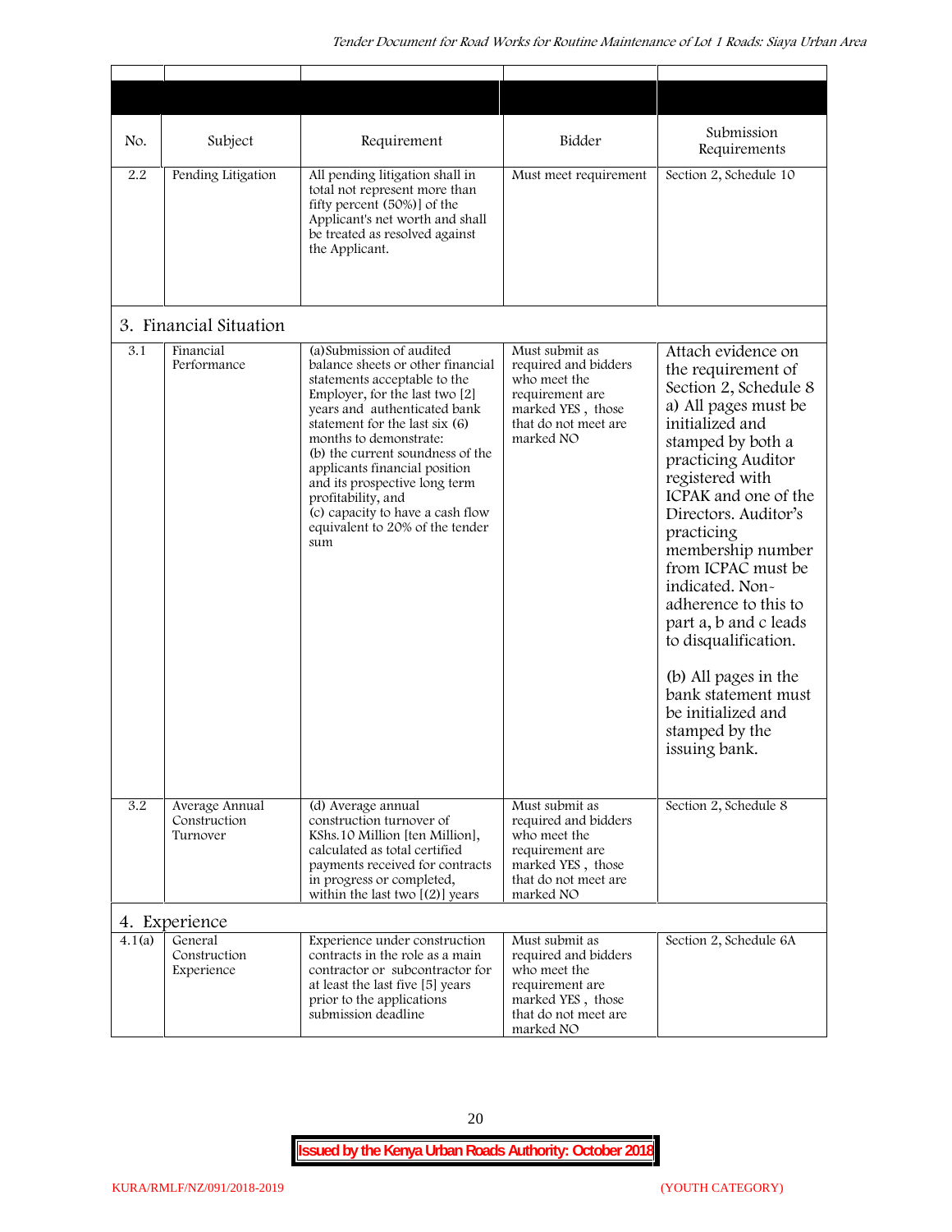| No. | Subject | Requirement | Bidder | Submission Requirements |
|---|---|---|---|---|
| 2.2 | Pending Litigation | All pending litigation shall in total not represent more than fifty percent (50%)] of the Applicant's net worth and shall be treated as resolved against the Applicant. | Must meet requirement | Section 2, Schedule 10 |
| **3. Financial Situation** | | | | |
| 3.1 | Financial Performance | (a) Submission of audited balance sheets or other financial statements acceptable to the Employer, for the last two [2] years and authenticated bank statement for the last six (6) months to demonstrate:<br>(b) the current soundness of the applicants financial position and its prospective long term profitability, and<br>(c) capacity to have a cash flow equivalent to 20% of the tender sum | Must submit as required and bidders who meet the requirement are marked YES , those that do not meet are marked NO | Attach evidence on the requirement of Section 2, Schedule 8<br>a) All pages must be initialized and stamped by both a practicing Auditor registered with ICPAK and one of the Directors. Auditor's practicing membership number from ICPAC must be indicated. Non-adherence to this to part a, b and c leads to disqualification.<br><br>(b) All pages in the bank statement must be initialized and stamped by the issuing bank. |
| 3.2 | Average Annual Construction Turnover | (d) Average annual construction turnover of KShs.10 Million [ten Million], calculated as total certified payments received for contracts in progress or completed, within the last two [(2)] years | Must submit as required and bidders who meet the requirement are marked YES , those that do not meet are marked NO | Section 2, Schedule 8 |
| **4. Experience** | | | | |
| 4.1(a) | General Construction Experience | Experience under construction contracts in the role as a main contractor or subcontractor for at least the last five [5] years prior to the applications submission deadline | Must submit as required and bidders who meet the requirement are marked YES , those that do not meet are marked NO | Section 2, Schedule 6A |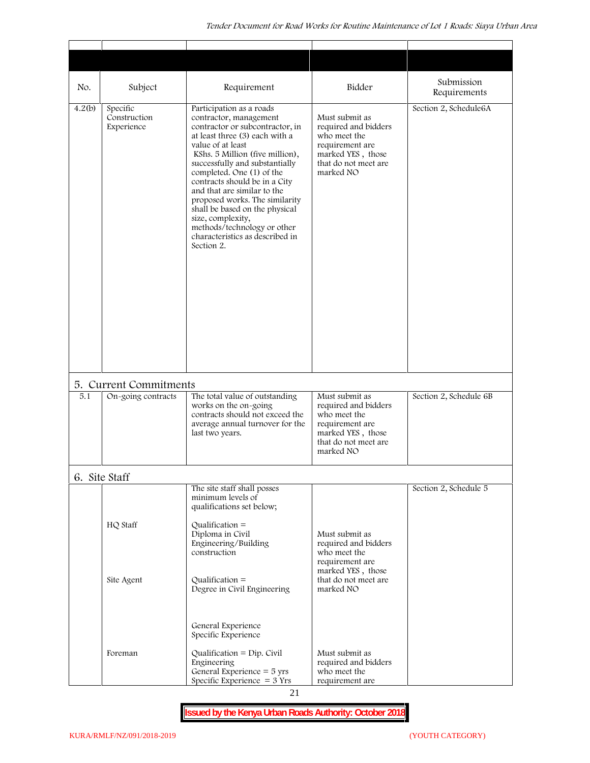| No. | Subject | Requirement | Bidder | Submission Requirements |
|---|---|---|---|---|
| 4.2(b) | Specific Construction Experience | Participation as a roads contractor, management contractor or subcontractor, in at least three (3) each with a value of at least KShs. 5 Million (five million), successfully and substantially completed. One (1) of the contracts should be in a City and that are similar to the proposed works. The similarity shall be based on the physical size, complexity, methods/technology or other characteristics as described in Section 2. | Must submit as required and bidders who meet the requirement are marked YES , those that do not meet are marked NO | Section 2, Schedule6A |
| **5. Current Commitments** | | | | |
| 5.1 | On-going contracts | The total value of outstanding works on the on-going contracts should not exceed the average annual turnover for the last two years. | Must submit as required and bidders who meet the requirement are marked YES , those that do not meet are marked NO | Section 2, Schedule 6B |
| **6. Site Staff** | | | | |
| | | The site staff shall posses minimum levels of qualifications set below; | | Section 2, Schedule 5 |
| | HQ Staff | Qualification = Diploma in Civil Engineering/Building construction | Must submit as required and bidders who meet the requirement are marked YES , those that do not meet are marked NO | |
| | Site Agent | Qualification = Degree in Civil Engineering<br><br>General Experience<br>Specific Experience | | |
| | Foreman | Qualification = Dip. Civil Engineering<br>General Experience = 5 yrs<br>Specific Experience = 3 Yrs | Must submit as required and bidders who meet the requirement are | |

**Issued by the Kenya Urban Roads Authority: October 2018**

KURA/RMLF/NZ/091/2018-2019 (YOUTH CATEGORY)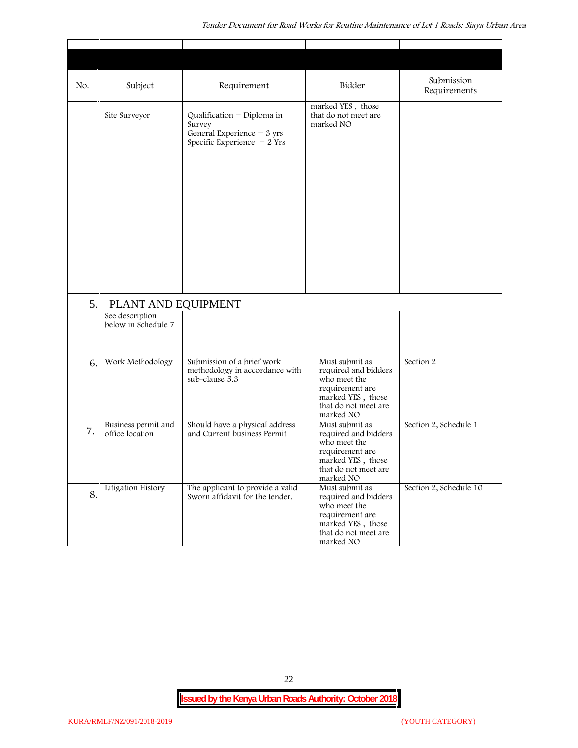| No. | Subject | Requirement | Bidder | Submission Requirements |
|---|---|---|---|---|
| | Site Surveyor | Qualification = Diploma in Survey<br>General Experience = 3 yrs<br>Specific Experience = 2 Yrs | marked YES , those that do not meet are marked NO | |
| 5. | PLANT AND EQUIPMENT | | | |
| | See description below in Schedule 7 | | | |
| 6. | Work Methodology | Submission of a brief work methodology in accordance with sub-clause 5.3 | Must submit as required and bidders who meet the requirement are marked YES , those that do not meet are marked NO | Section 2 |
| 7. | Business permit and office location | Should have a physical address and Current business Permit | Must submit as required and bidders who meet the requirement are marked YES , those that do not meet are marked NO | Section 2, Schedule 1 |
| 8. | Litigation History | The applicant to provide a valid Sworn affidavit for the tender. | Must submit as required and bidders who meet the requirement are marked YES , those that do not meet are marked NO | Section 2, Schedule 10 |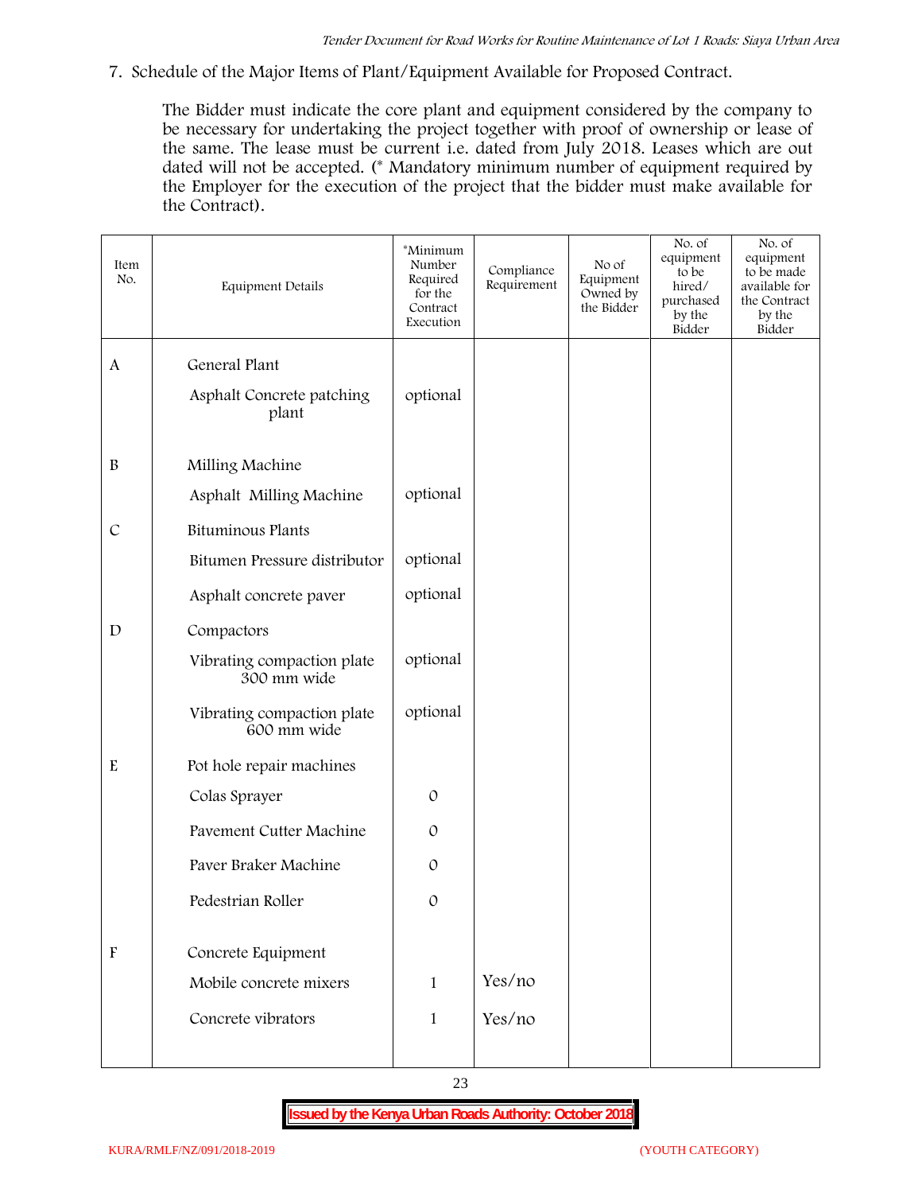7. Schedule of the Major Items of Plant/Equipment Available for Proposed Contract.

The Bidder must indicate the core plant and equipment considered by the company to be necessary for undertaking the project together with proof of ownership or lease of the same. The lease must be current i.e. dated from July 2018. Leases which are out dated will not be accepted. (* Mandatory minimum number of equipment required by the Employer for the execution of the project that the bidder must make available for the Contract).

| Item No. | Equipment Details | *Minimum Number Required for the Contract Execution | Compliance Requirement | No of Equipment Owned by the Bidder | No. of equipment to be hired/ purchased by the Bidder | No. of equipment to be made available for the Contract by the Bidder |
|---|---|---|---|---|---|---|
| A | General Plant | | | | | |
| | Asphalt Concrete patching plant | optional | | | | |
| B | Milling Machine | | | | | |
| | Asphalt Milling Machine | optional | | | | |
| C | Bituminous Plants | | | | | |
| | Bitumen Pressure distributor | optional | | | | |
| | Asphalt concrete paver | optional | | | | |
| D | Compactors | | | | | |
| | Vibrating compaction plate 300 mm wide | optional | | | | |
| | Vibrating compaction plate 600 mm wide | optional | | | | |
| E | Pot hole repair machines | | | | | |
| | Colas Sprayer | 0 | | | | |
| | Pavement Cutter Machine | 0 | | | | |
| | Paver Braker Machine | 0 | | | | |
| | Pedestrian Roller | 0 | | | | |
| F | Concrete Equipment | | | | | |
| | Mobile concrete mixers | 1 | Yes/no | | | |
| | Concrete vibrators | 1 | Yes/no | | | |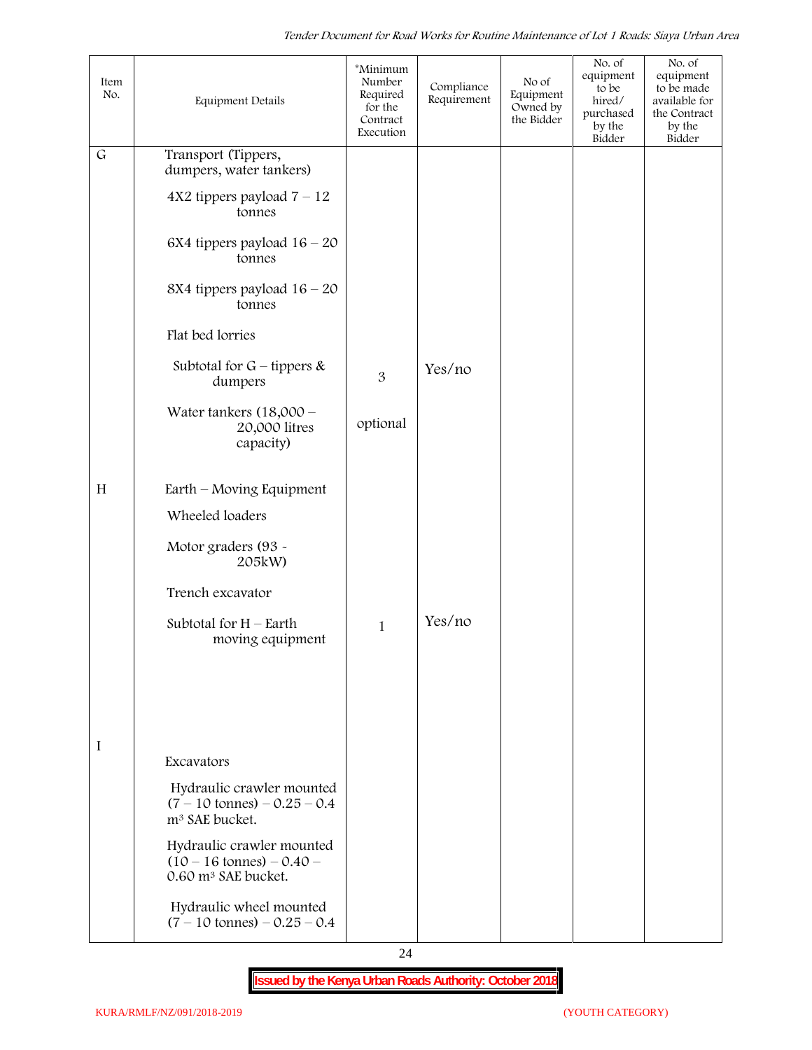| Item No. | Equipment Details | *Minimum Number Required for the Contract Execution | Compliance Requirement | No of Equipment Owned by the Bidder | No. of equipment to be hired/ purchased by the Bidder | No. of equipment to be made available for the Contract by the Bidder |
|---|---|---|---|---|---|---|
| G | Transport (Tippers, dumpers, water tankers) | | | | | |
| | 4X2 tippers payload 7 – 12 tonnes | | | | | |
| | 6X4 tippers payload 16 – 20 tonnes | | | | | |
| | 8X4 tippers payload 16 – 20 tonnes | | | | | |
| | Flat bed lorries | | | | | |
| | Subtotal for G – tippers & dumpers | 3 | Yes/no | | | |
| | Water tankers (18,000 – 20,000 litres capacity) | optional | | | | |
| H | Earth – Moving Equipment | | | | | |
| | Wheeled loaders | | | | | |
| | Motor graders (93 - 205kW) | | | | | |
| | Trench excavator | | | | | |
| | Subtotal for H – Earth moving equipment | 1 | Yes/no | | | |
| I | Excavators | | | | | |
| | Hydraulic crawler mounted (7 – 10 tonnes) – 0.25 – 0.4 m³ SAE bucket. | | | | | |
| | Hydraulic crawler mounted (10 – 16 tonnes) – 0.40 – 0.60 m³ SAE bucket. | | | | | |
| | Hydraulic wheel mounted (7 – 10 tonnes) – 0.25 – 0.4 | | | | | |

**Issued by the Kenya Urban Roads Authority: October 2018**

KURA/RMLF/NZ/091/2018-2019 (YOUTH CATEGORY)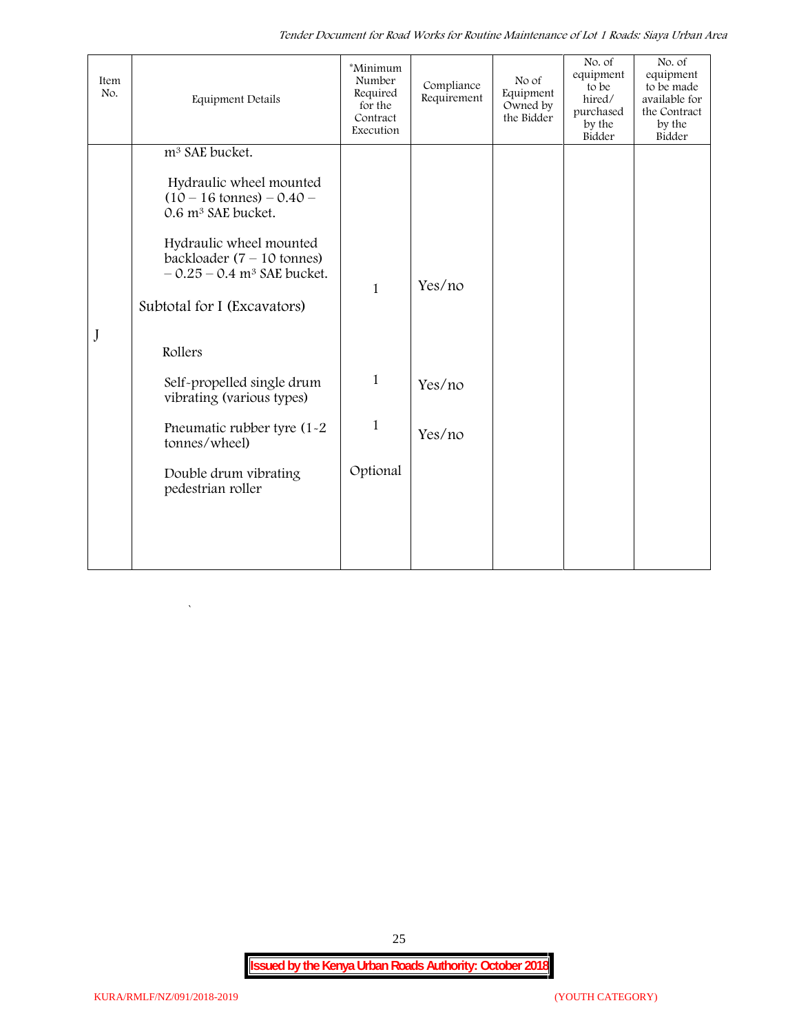| Item No. | Equipment Details | *Minimum Number Required for the Contract Execution | Compliance Requirement | No of Equipment Owned by the Bidder | No. of equipment to be hired/ purchased by the Bidder | No. of equipment to be made available for the Contract by the Bidder |
|---|---|---|---|---|---|---|
| | $m^3$ SAE bucket. | | | | | |
| | Hydraulic wheel mounted (10 – 16 tonnes) – 0.40 – 0.6 $m^3$ SAE bucket. | | | | | |
| | Hydraulic wheel mounted backloader (7 – 10 tonnes) – 0.25 – 0.4 $m^3$ SAE bucket. | 1 | Yes/no | | | |
| | Subtotal for I (Excavators) | | | | | |
| J | Rollers | | | | | |
| | Self-propelled single drum vibrating (various types) | 1 | Yes/no | | | |
| | Pneumatic rubber tyre (1-2 tonnes/wheel) | 1 | Yes/no | | | |
| | Double drum vibrating pedestrian roller | Optional | | | | |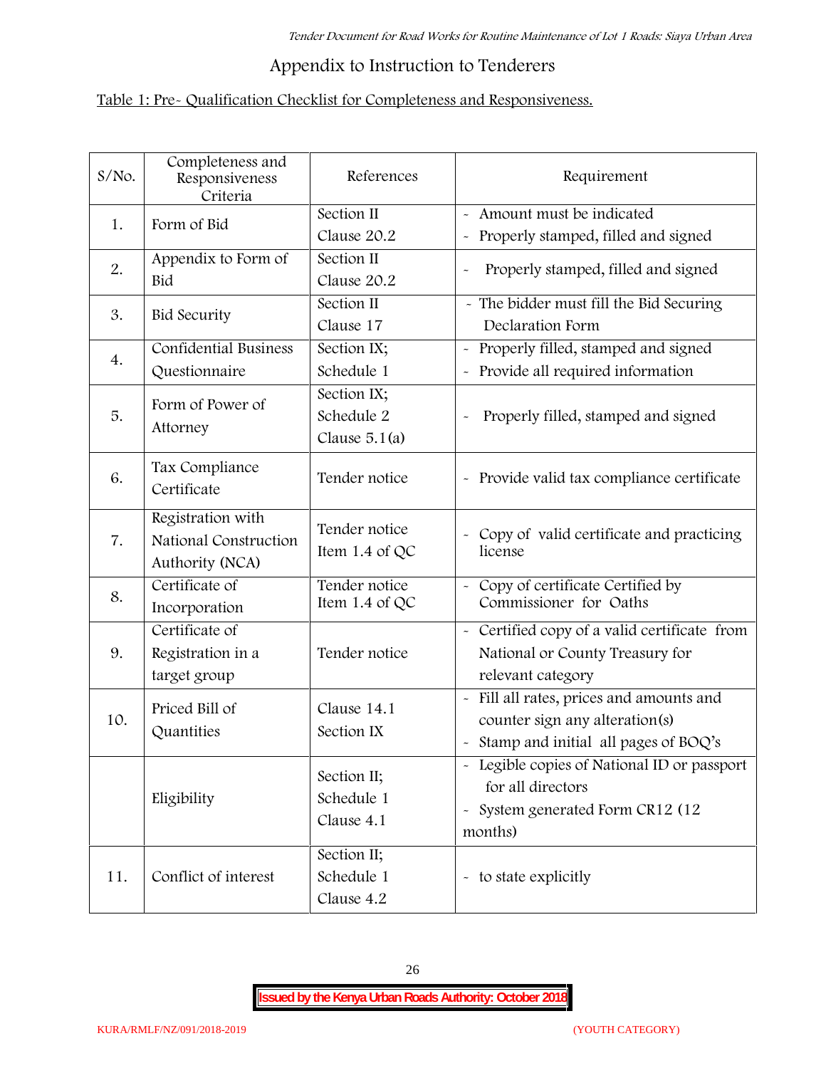## Appendix to Instruction to Tenderers

Table 1: Pre- Qualification Checklist for Completeness and Responsiveness.

| S/No. | Completeness and Responsiveness Criteria | References | Requirement |
|---|---|---|---|
| 1. | Form of Bid | Section II Clause 20.2 | - Amount must be indicated<br>- Properly stamped, filled and signed |
| 2. | Appendix to Form of Bid | Section II Clause 20.2 | - Properly stamped, filled and signed |
| 3. | Bid Security | Section II Clause 17 | - The bidder must fill the Bid Securing Declaration Form |
| 4. | Confidential Business Questionnaire | Section IX; Schedule 1 | - Properly filled, stamped and signed<br>- Provide all required information |
| 5. | Form of Power of Attorney | Section IX; Schedule 2 Clause 5.1(a) | - Properly filled, stamped and signed |
| 6. | Tax Compliance Certificate | Tender notice | - Provide valid tax compliance certificate |
| 7. | Registration with National Construction Authority (NCA) | Tender notice Item 1.4 of QC | - Copy of valid certificate and practicing license |
| 8. | Certificate of Incorporation | Tender notice Item 1.4 of QC | - Copy of certificate Certified by Commissioner for Oaths |
| 9. | Certificate of Registration in a target group | Tender notice | - Certified copy of a valid certificate from National or County Treasury for relevant category |
| 10. | Priced Bill of Quantities | Clause 14.1 Section IX | - Fill all rates, prices and amounts and counter sign any alteration(s)<br>- Stamp and initial all pages of BOQ's |
| | Eligibility | Section II; Schedule 1 Clause 4.1 | - Legible copies of National ID or passport for all directors<br>- System generated Form CR12 (12 months) |
| 11. | Conflict of interest | Section II; Schedule 1 Clause 4.2 | - to state explicitly |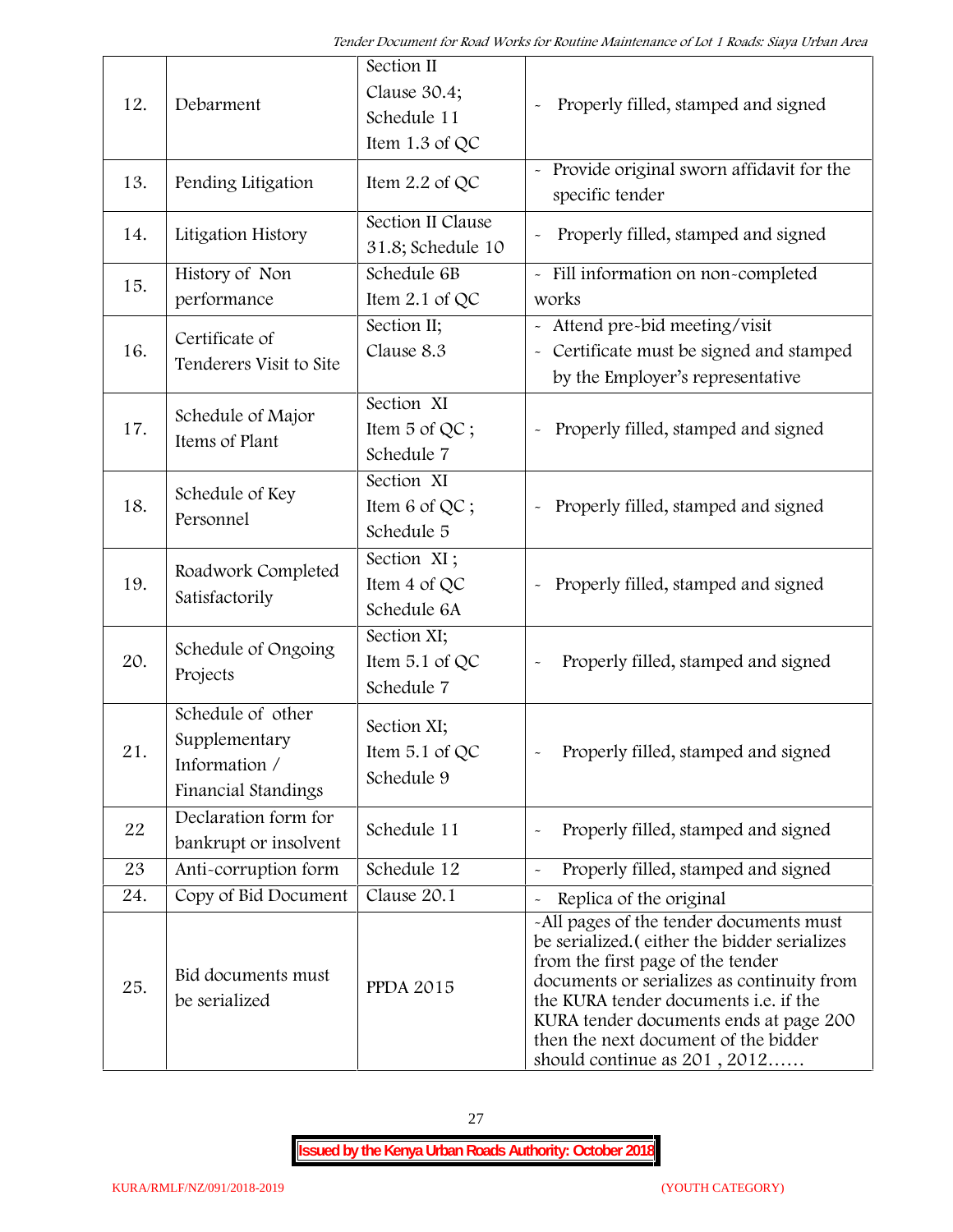| 12. | Debarment | Section II Clause 30.4; Schedule 11 Item 1.3 of QC | - Properly filled, stamped and signed |
|---|---|---|---|
| 13. | Pending Litigation | Item 2.2 of QC | - Provide original sworn affidavit for the specific tender |
| 14. | Litigation History | Section II Clause 31.8; Schedule 10 | - Properly filled, stamped and signed |
| 15. | History of Non performance | Schedule 6B Item 2.1 of QC | - Fill information on non-completed works |
| 16. | Certificate of Tenderers Visit to Site | Section II; Clause 8.3 | - Attend pre-bid meeting/visit<br>- Certificate must be signed and stamped by the Employer's representative |
| 17. | Schedule of Major Items of Plant | Section XI Item 5 of QC ; Schedule 7 | - Properly filled, stamped and signed |
| 18. | Schedule of Key Personnel | Section XI Item 6 of QC ; Schedule 5 | - Properly filled, stamped and signed |
| 19. | Roadwork Completed Satisfactorily | Section XI ; Item 4 of QC Schedule 6A | - Properly filled, stamped and signed |
| 20. | Schedule of Ongoing Projects | Section XI; Item 5.1 of QC Schedule 7 | - Properly filled, stamped and signed |
| 21. | Schedule of other Supplementary Information / Financial Standings | Section XI; Item 5.1 of QC Schedule 9 | - Properly filled, stamped and signed |
| 22 | Declaration form for bankrupt or insolvent | Schedule 11 | - Properly filled, stamped and signed |
| 23 | Anti-corruption form | Schedule 12 | - Properly filled, stamped and signed |
| 24. | Copy of Bid Document | Clause 20.1 | - Replica of the original |
| 25. | Bid documents must be serialized | PPDA 2015 | -All pages of the tender documents must be serialized.( either the bidder serializes from the first page of the tender documents or serializes as continuity from the KURA tender documents i.e. if the KURA tender documents ends at page 200 then the next document of the bidder should continue as 201 , 2012…… |

**Issued by the Kenya Urban Roads Authority: October 2018**

KURA/RMLF/NZ/091/2018-2019 (YOUTH CATEGORY)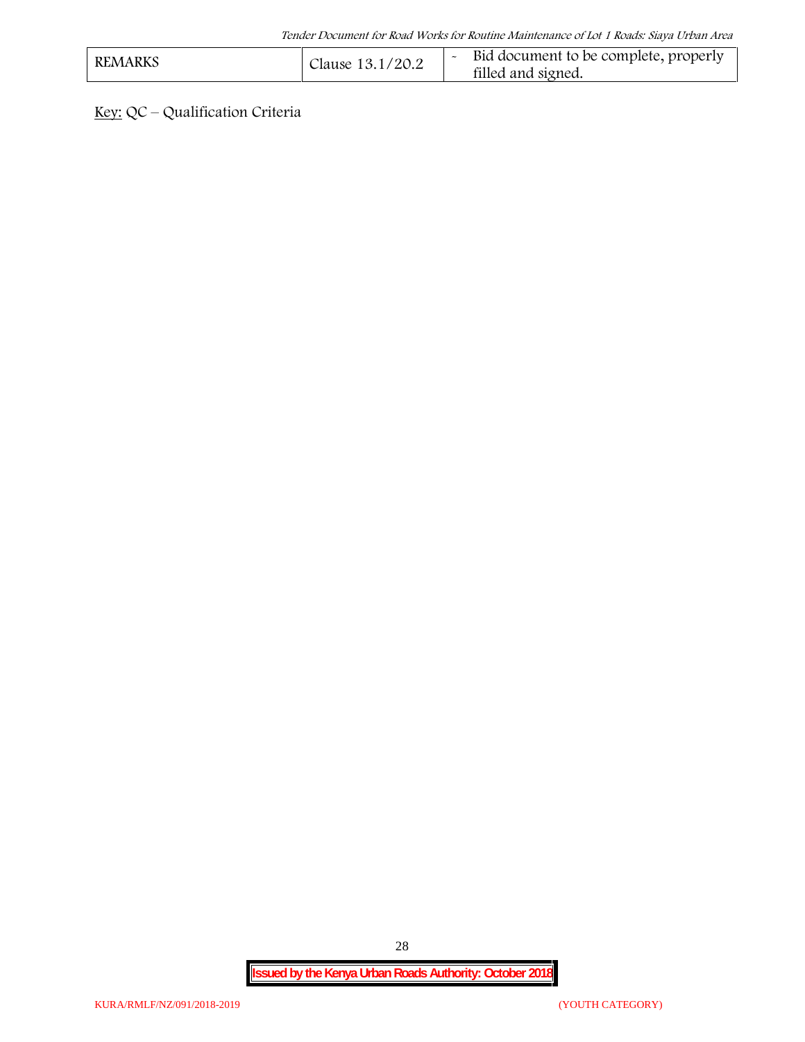| REMARKS | Clause 13.1/20.2 | - Bid document to be complete, properly filled and signed. |
|---|---|---|

Key: QC – Qualification Criteria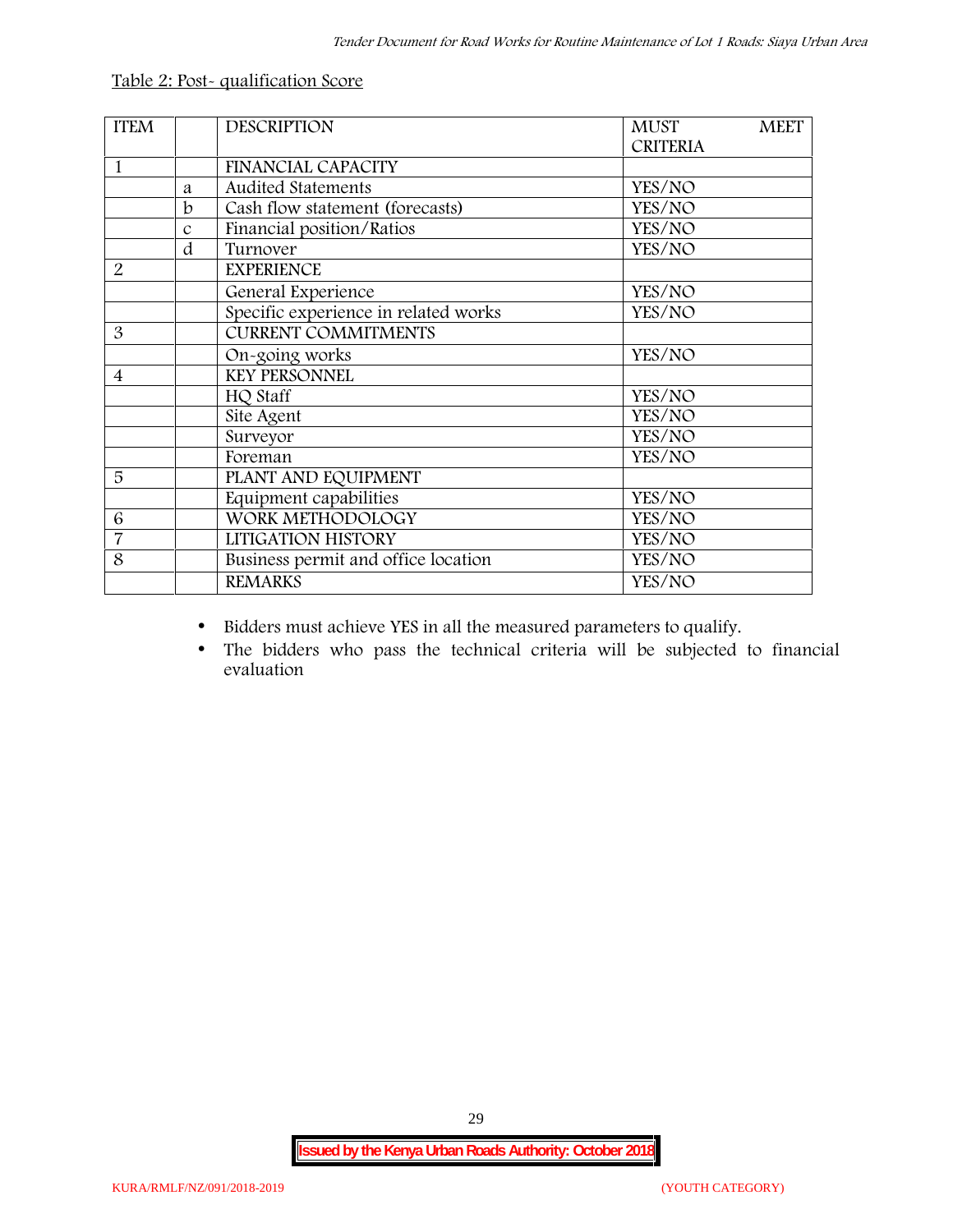Table 2: Post- qualification Score

| ITEM | | DESCRIPTION | MUST MEET CRITERIA |
|---|---|---|---|
| 1 | | FINANCIAL CAPACITY | |
| | a | Audited Statements | YES/NO |
| | b | Cash flow statement (forecasts) | YES/NO |
| | c | Financial position/Ratios | YES/NO |
| | d | Turnover | YES/NO |
| 2 | | EXPERIENCE | |
| | | General Experience | YES/NO |
| | | Specific experience in related works | YES/NO |
| 3 | | CURRENT COMMITMENTS | |
| | | On-going works | YES/NO |
| 4 | | KEY PERSONNEL | |
| | | HQ Staff | YES/NO |
| | | Site Agent | YES/NO |
| | | Surveyor | YES/NO |
| | | Foreman | YES/NO |
| 5 | | PLANT AND EQUIPMENT | |
| | | Equipment capabilities | YES/NO |
| 6 | | WORK METHODOLOGY | YES/NO |
| 7 | | LITIGATION HISTORY | YES/NO |
| 8 | | Business permit and office location | YES/NO |
| | | REMARKS | YES/NO |

- Bidders must achieve YES in all the measured parameters to qualify.
- The bidders who pass the technical criteria will be subjected to financial evaluation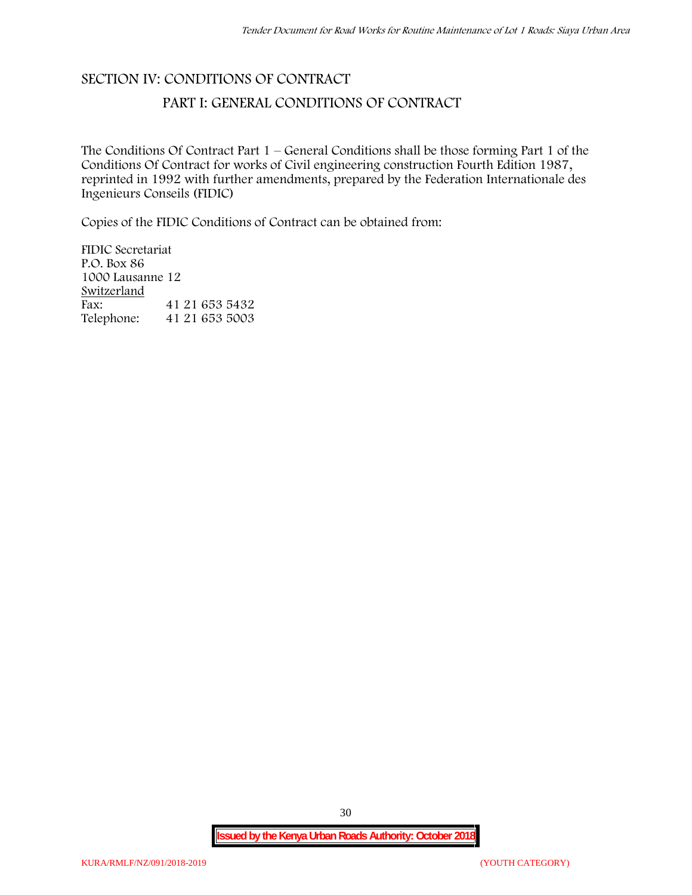# SECTION IV: CONDITIONS OF CONTRACT

## PART I: GENERAL CONDITIONS OF CONTRACT

The Conditions Of Contract Part 1 – General Conditions shall be those forming Part 1 of the Conditions Of Contract for works of Civil engineering construction Fourth Edition 1987, reprinted in 1992 with further amendments, prepared by the Federation Internationale des Ingenieurs Conseils (FIDIC)

Copies of the FIDIC Conditions of Contract can be obtained from:

FIDIC Secretariat  
P.O. Box 86  
1000 Lausanne 12  
Switzerland  
Fax: 41 21 653 5432  
Telephone: 41 21 653 5003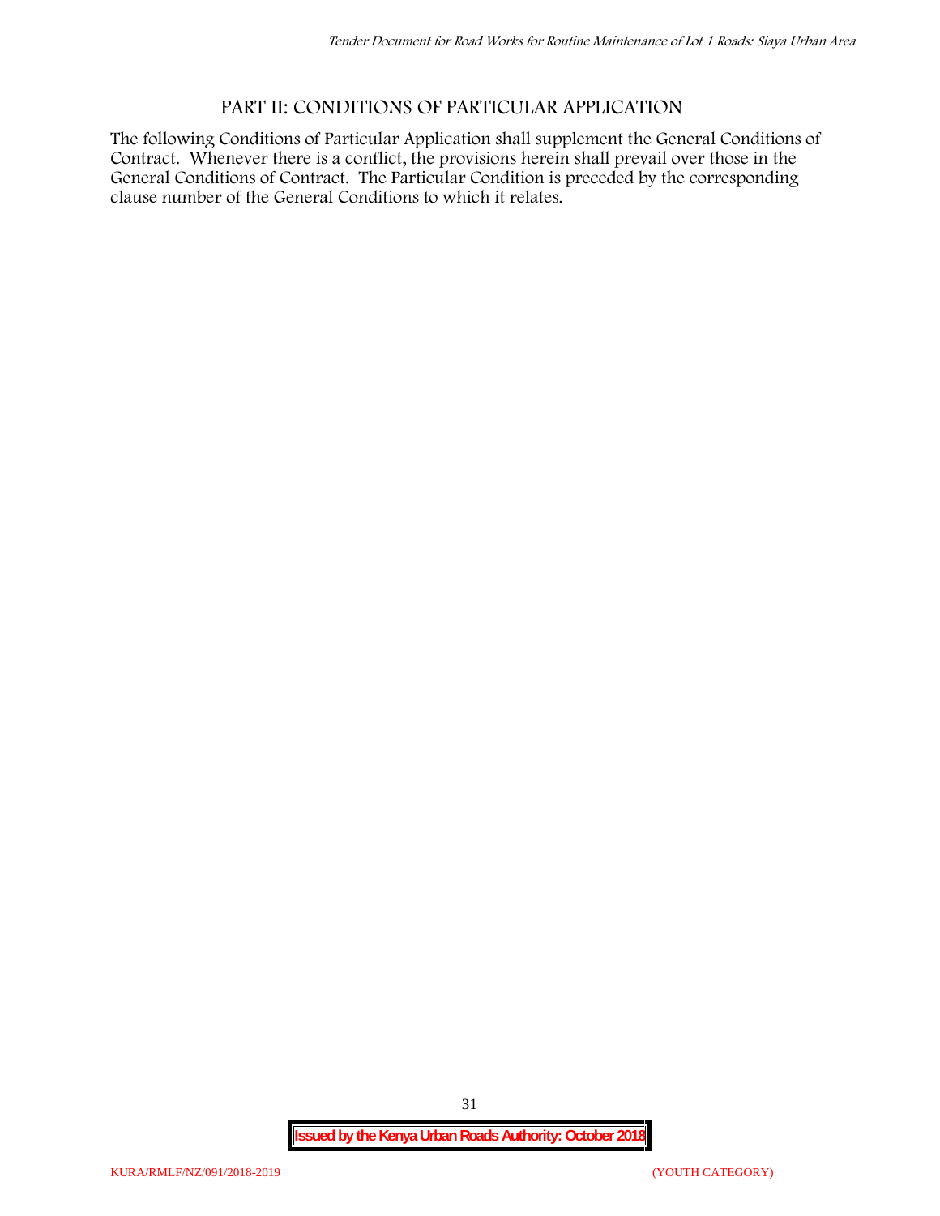## PART II: CONDITIONS OF PARTICULAR APPLICATION

The following Conditions of Particular Application shall supplement the General Conditions of Contract. Whenever there is a conflict, the provisions herein shall prevail over those in the General Conditions of Contract. The Particular Condition is preceded by the corresponding clause number of the General Conditions to which it relates.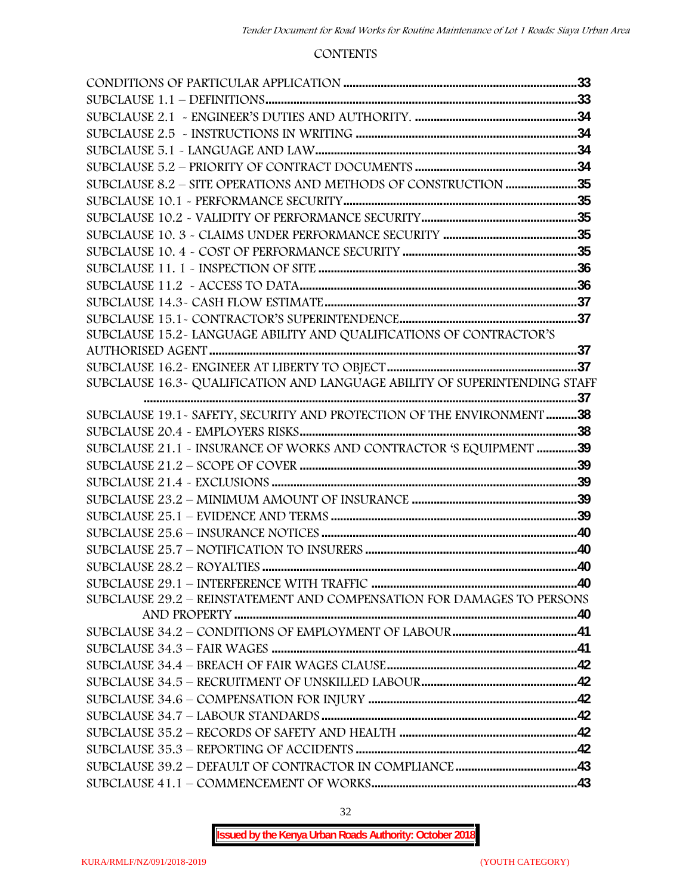## CONTENTS

CONDITIONS OF PARTICULAR APPLICATION ...........................................................................33
SUBCLAUSE 1.1 – DEFINITIONS....................................................................................................33
SUBCLAUSE 2.1 - ENGINEER'S DUTIES AND AUTHORITY. ....................................................34
SUBCLAUSE 2.5 - INSTRUCTIONS IN WRITING .......................................................................34
SUBCLAUSE 5.1 - LANGUAGE AND LAW...................................................................................34
SUBCLAUSE 5.2 – PRIORITY OF CONTRACT DOCUMENTS ....................................................34
SUBCLAUSE 8.2 – SITE OPERATIONS AND METHODS OF CONSTRUCTION .......................35
SUBCLAUSE 10.1 - PERFORMANCE SECURITY...........................................................................35
SUBCLAUSE 10.2 - VALIDITY OF PERFORMANCE SECURITY..................................................35
SUBCLAUSE 10. 3 - CLAIMS UNDER PERFORMANCE SECURITY ...........................................35
SUBCLAUSE 10. 4 - COST OF PERFORMANCE SECURITY ........................................................35
SUBCLAUSE 11. 1 - INSPECTION OF SITE ...................................................................................36
SUBCLAUSE 11.2 - ACCESS TO DATA.........................................................................................36
SUBCLAUSE 14.3- CASH FLOW ESTIMATE.................................................................................37
SUBCLAUSE 15.1- CONTRACTOR'S SUPERINTENDENCE.........................................................37
SUBCLAUSE 15.2- LANGUAGE ABILITY AND QUALIFICATIONS OF CONTRACTOR'S AUTHORISED AGENT.....................................................................................................................37
SUBCLAUSE 16.2- ENGINEER AT LIBERTY TO OBJECT.............................................................37
SUBCLAUSE 16.3- QUALIFICATION AND LANGUAGE ABILITY OF SUPERINTENDING STAFF .........................................................................................................................................37
SUBCLAUSE 19.1- SAFETY, SECURITY AND PROTECTION OF THE ENVIRONMENT ..........38
SUBCLAUSE 20.4 - EMPLOYERS RISKS........................................................................................38
SUBCLAUSE 21.1 - INSURANCE OF WORKS AND CONTRACTOR 'S EQUIPMENT .............39
SUBCLAUSE 21.2 – SCOPE OF COVER ........................................................................................39
SUBCLAUSE 21.4 - EXCLUSIONS .................................................................................................39
SUBCLAUSE 23.2 – MINIMUM AMOUNT OF INSURANCE .....................................................39
SUBCLAUSE 25.1 – EVIDENCE AND TERMS ..............................................................................39
SUBCLAUSE 25.6 – INSURANCE NOTICES ..................................................................................40
SUBCLAUSE 25.7 – NOTIFICATION TO INSURERS ....................................................................40
SUBCLAUSE 28.2 – ROYALTIES ....................................................................................................40
SUBCLAUSE 29.1 – INTERFERENCE WITH TRAFFIC ..................................................................40
SUBCLAUSE 29.2 – REINSTATEMENT AND COMPENSATION FOR DAMAGES TO PERSONS AND PROPERTY .............................................................................................................................40
SUBCLAUSE 34.2 – CONDITIONS OF EMPLOYMENT OF LABOUR.........................................41
SUBCLAUSE 34.3 – FAIR WAGES .................................................................................................41
SUBCLAUSE 34.4 – BREACH OF FAIR WAGES CLAUSE.............................................................42
SUBCLAUSE 34.5 – RECRUITMENT OF UNSKILLED LABOUR..................................................42
SUBCLAUSE 34.6 – COMPENSATION FOR INJURY ...................................................................42
SUBCLAUSE 34.7 – LABOUR STANDARDS.................................................................................42
SUBCLAUSE 35.2 – RECORDS OF SAFETY AND HEALTH .........................................................42
SUBCLAUSE 35.3 – REPORTING OF ACCIDENTS .......................................................................42
SUBCLAUSE 39.2 – DEFAULT OF CONTRACTOR IN COMPLIANCE .......................................43
SUBCLAUSE 41.1 – COMMENCEMENT OF WORKS.................................................................43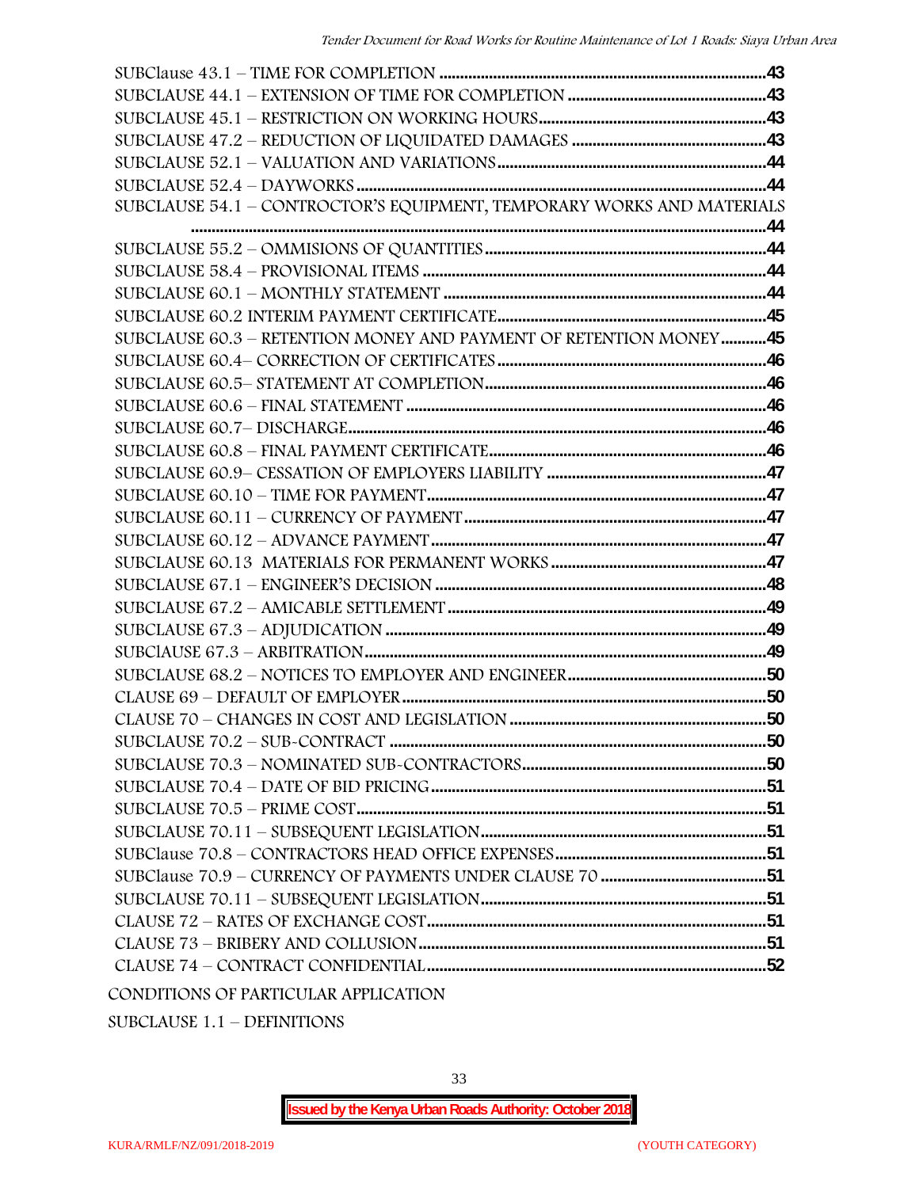SUBClause 43.1 – TIME FOR COMPLETION ....................................................................................43
SUBCLAUSE 44.1 – EXTENSION OF TIME FOR COMPLETION ................................................43
SUBCLAUSE 45.1 – RESTRICTION ON WORKING HOURS.......................................................43
SUBCLAUSE 47.2 – REDUCTION OF LIQUIDATED DAMAGES ...............................................43
SUBCLAUSE 52.1 – VALUATION AND VARIATIONS.................................................................44
SUBCLAUSE 52.4 – DAYWORKS ....................................................................................................44
SUBCLAUSE 54.1 – CONTRACTOR'S EQUIPMENT, TEMPORARY WORKS AND MATERIALS ..........................................................................................................................................44
SUBCLAUSE 55.2 – OMMISIONS OF QUANTITIES....................................................................44
SUBCLAUSE 58.4 – PROVISIONAL ITEMS ....................................................................................44
SUBCLAUSE 60.1 – MONTHLY STATEMENT ..............................................................................44
SUBCLAUSE 60.2 INTERIM PAYMENT CERTIFICATE..................................................................45
SUBCLAUSE 60.3 – RETENTION MONEY AND PAYMENT OF RETENTION MONEY...........45
SUBCLAUSE 60.4– CORRECTION OF CERTIFICATES .................................................................46
SUBCLAUSE 60.5– STATEMENT AT COMPLETION.....................................................................46
SUBCLAUSE 60.6 – FINAL STATEMENT .......................................................................................46
SUBCLAUSE 60.7– DISCHARGE.......................................................................................................46
SUBCLAUSE 60.8 – FINAL PAYMENT CERTIFICATE....................................................................46
SUBCLAUSE 60.9– CESSATION OF EMPLOYERS LIABILITY ......................................................47
SUBCLAUSE 60.10 – TIME FOR PAYMENT...................................................................................47
SUBCLAUSE 60.11 – CURRENCY OF PAYMENT..........................................................................47
SUBCLAUSE 60.12 – ADVANCE PAYMENT..................................................................................47
SUBCLAUSE 60.13 MATERIALS FOR PERMANENT WORKS ......................................................47
SUBCLAUSE 67.1 – ENGINEER'S DECISION ................................................................................48
SUBCLAUSE 67.2 – AMICABLE SETTLEMENT .............................................................................49
SUBCLAUSE 67.3 – ADJUDICATION .............................................................................................49
SUBClAUSE 67.3 – ARBITRATION..................................................................................................49
SUBCLAUSE 68.2 – NOTICES TO EMPLOYER AND ENGINEER.................................................50
CLAUSE 69 – DEFAULT OF EMPLOYER.........................................................................................50
CLAUSE 70 – CHANGES IN COST AND LEGISLATION ...............................................................50
SUBCLAUSE 70.2 – SUB-CONTRACT ............................................................................................50
SUBCLAUSE 70.3 – NOMINATED SUB-CONTRACTORS.............................................................50
SUBCLAUSE 70.4 – DATE OF BID PRICING..................................................................................51
SUBCLAUSE 70.5 – PRIME COST.....................................................................................................51
SUBCLAUSE 70.11 – SUBSEQUENT LEGISLATION.......................................................................51
SUBClause 70.8 – CONTRACTORS HEAD OFFICE EXPENSES.....................................................51
SUBClause 70.9 – CURRENCY OF PAYMENTS UNDER CLAUSE 70 ...........................................51
SUBCLAUSE 70.11 – SUBSEQUENT LEGISLATION.......................................................................51
CLAUSE 72 – RATES OF EXCHANGE COST...................................................................................51
CLAUSE 73 – BRIBERY AND COLLUSION......................................................................................51
CLAUSE 74 – CONTRACT CONFIDENTIAL....................................................................................52

CONDITIONS OF PARTICULAR APPLICATION

SUBCLAUSE 1.1 – DEFINITIONS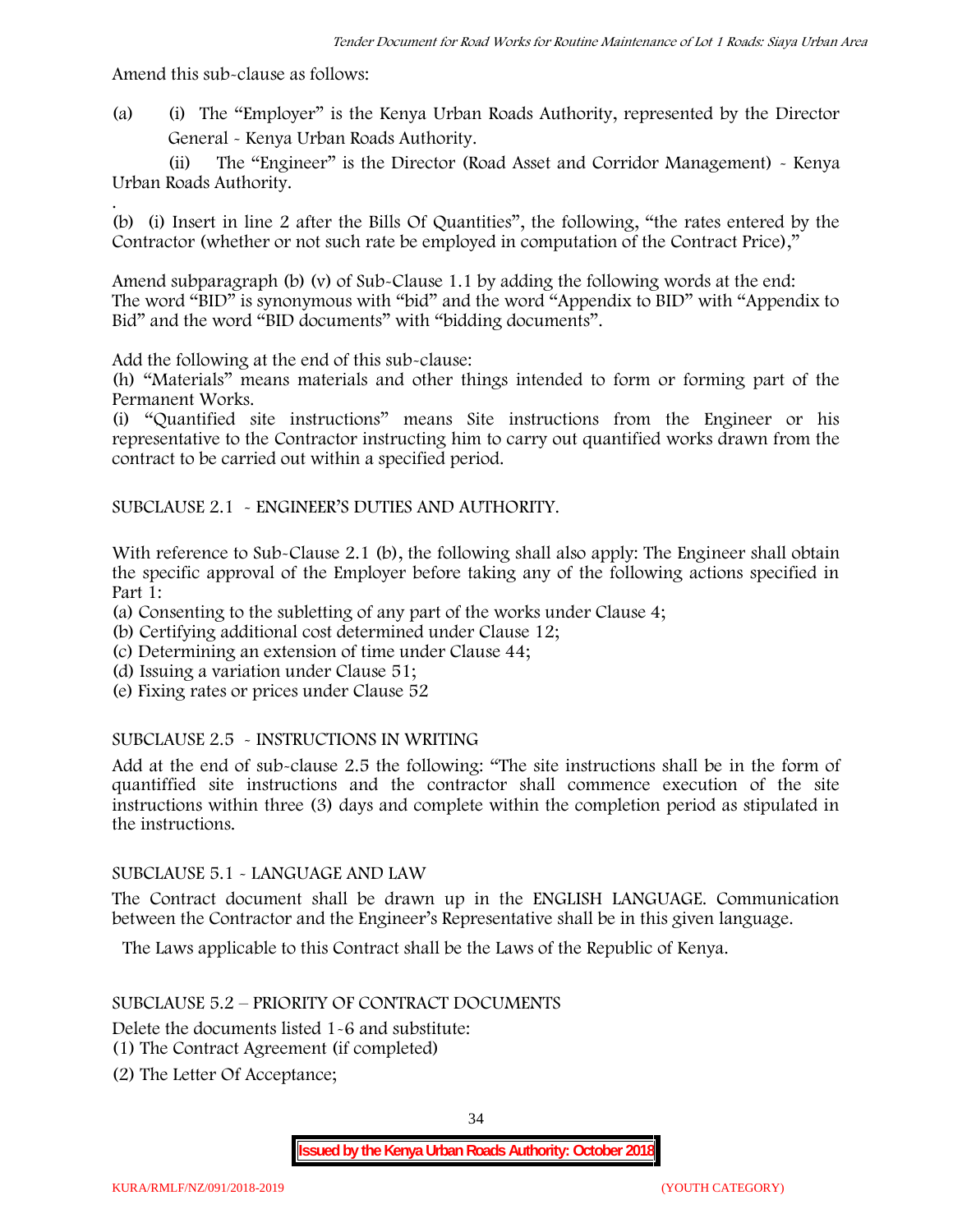Amend this sub-clause as follows:

(a) (i) The "Employer" is the Kenya Urban Roads Authority, represented by the Director General - Kenya Urban Roads Authority.

(ii) The "Engineer" is the Director (Road Asset and Corridor Management) - Kenya Urban Roads Authority.

(b) (i) Insert in line 2 after the Bills Of Quantities", the following, "the rates entered by the Contractor (whether or not such rate be employed in computation of the Contract Price),"

Amend subparagraph (b) (v) of Sub-Clause 1.1 by adding the following words at the end: The word "BID" is synonymous with "bid" and the word "Appendix to BID" with "Appendix to Bid" and the word "BID documents" with "bidding documents".

Add the following at the end of this sub-clause:
(h) "Materials" means materials and other things intended to form or forming part of the Permanent Works.
(i) "Quantified site instructions" means Site instructions from the Engineer or his representative to the Contractor instructing him to carry out quantified works drawn from the contract to be carried out within a specified period.

SUBCLAUSE 2.1 - ENGINEER'S DUTIES AND AUTHORITY.

With reference to Sub-Clause 2.1 (b), the following shall also apply: The Engineer shall obtain the specific approval of the Employer before taking any of the following actions specified in Part 1:

(a) Consenting to the subletting of any part of the works under Clause 4;
(b) Certifying additional cost determined under Clause 12;
(c) Determining an extension of time under Clause 44;
(d) Issuing a variation under Clause 51;
(e) Fixing rates or prices under Clause 52

SUBCLAUSE 2.5 - INSTRUCTIONS IN WRITING

Add at the end of sub-clause 2.5 the following: "The site instructions shall be in the form of quantiffied site instructions and the contractor shall commence execution of the site instructions within three (3) days and complete within the completion period as stipulated in the instructions.

SUBCLAUSE 5.1 - LANGUAGE AND LAW

The Contract document shall be drawn up in the ENGLISH LANGUAGE. Communication between the Contractor and the Engineer's Representative shall be in this given language.

The Laws applicable to this Contract shall be the Laws of the Republic of Kenya.

SUBCLAUSE 5.2 – PRIORITY OF CONTRACT DOCUMENTS

Delete the documents listed 1-6 and substitute:
(1) The Contract Agreement (if completed)
(2) The Letter Of Acceptance;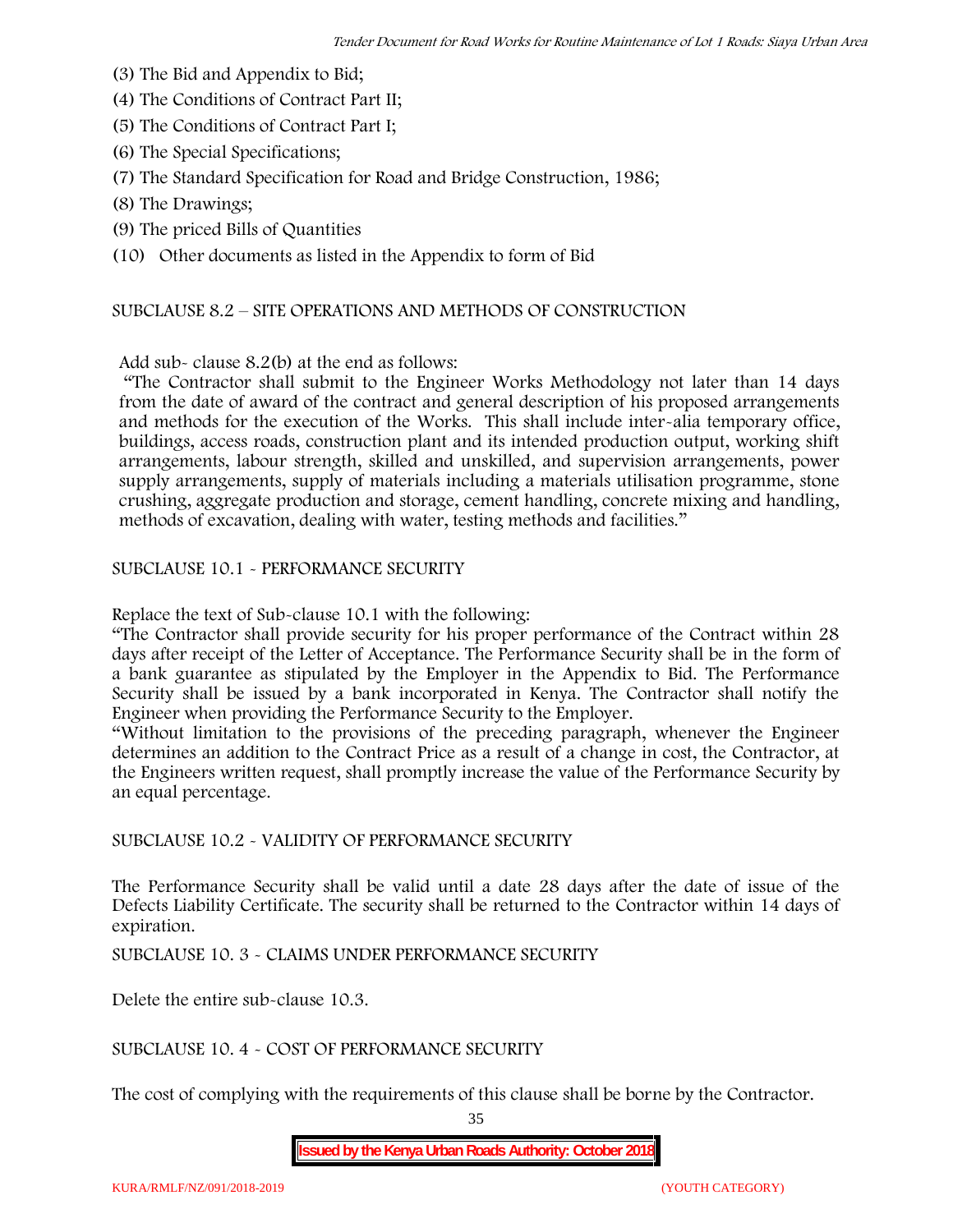(3) The Bid and Appendix to Bid;
(4) The Conditions of Contract Part II;
(5) The Conditions of Contract Part I;
(6) The Special Specifications;
(7) The Standard Specification for Road and Bridge Construction, 1986;
(8) The Drawings;
(9) The priced Bills of Quantities
(10) Other documents as listed in the Appendix to form of Bid

SUBCLAUSE 8.2 – SITE OPERATIONS AND METHODS OF CONSTRUCTION

Add sub- clause 8.2(b) at the end as follows:

"The Contractor shall submit to the Engineer Works Methodology not later than 14 days from the date of award of the contract and general description of his proposed arrangements and methods for the execution of the Works. This shall include inter-alia temporary office, buildings, access roads, construction plant and its intended production output, working shift arrangements, labour strength, skilled and unskilled, and supervision arrangements, power supply arrangements, supply of materials including a materials utilisation programme, stone crushing, aggregate production and storage, cement handling, concrete mixing and handling, methods of excavation, dealing with water, testing methods and facilities."

SUBCLAUSE 10.1 - PERFORMANCE SECURITY

Replace the text of Sub-clause 10.1 with the following:

"The Contractor shall provide security for his proper performance of the Contract within 28 days after receipt of the Letter of Acceptance. The Performance Security shall be in the form of a bank guarantee as stipulated by the Employer in the Appendix to Bid. The Performance Security shall be issued by a bank incorporated in Kenya. The Contractor shall notify the Engineer when providing the Performance Security to the Employer.

"Without limitation to the provisions of the preceding paragraph, whenever the Engineer determines an addition to the Contract Price as a result of a change in cost, the Contractor, at the Engineers written request, shall promptly increase the value of the Performance Security by an equal percentage.

SUBCLAUSE 10.2 - VALIDITY OF PERFORMANCE SECURITY

The Performance Security shall be valid until a date 28 days after the date of issue of the Defects Liability Certificate. The security shall be returned to the Contractor within 14 days of expiration.

SUBCLAUSE 10. 3 - CLAIMS UNDER PERFORMANCE SECURITY

Delete the entire sub-clause 10.3.

SUBCLAUSE 10. 4 - COST OF PERFORMANCE SECURITY

The cost of complying with the requirements of this clause shall be borne by the Contractor.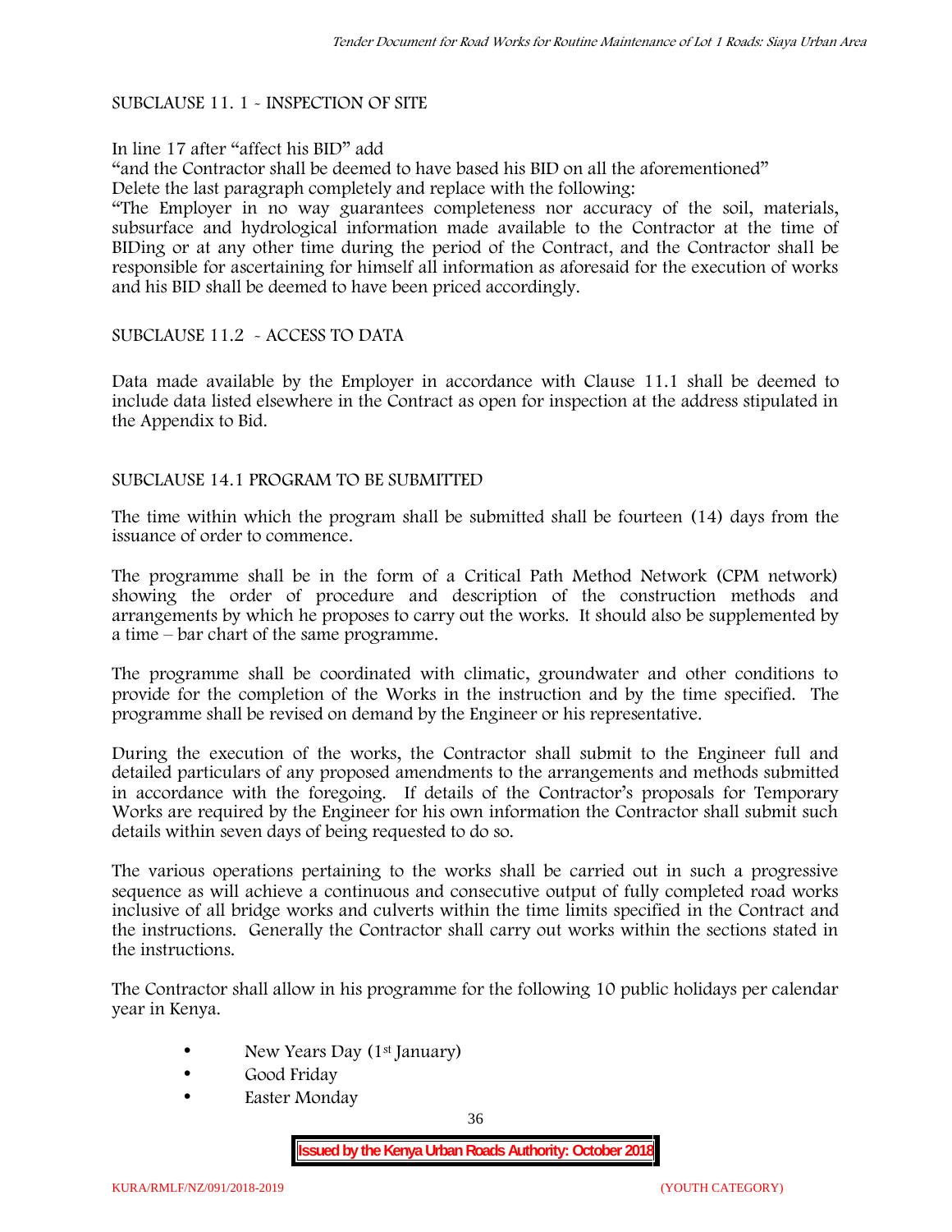SUBCLAUSE 11. 1 - INSPECTION OF SITE

In line 17 after "affect his BID" add

"and the Contractor shall be deemed to have based his BID on all the aforementioned"

Delete the last paragraph completely and replace with the following:

"The Employer in no way guarantees completeness nor accuracy of the soil, materials, subsurface and hydrological information made available to the Contractor at the time of BIDing or at any other time during the period of the Contract, and the Contractor shall be responsible for ascertaining for himself all information as aforesaid for the execution of works and his BID shall be deemed to have been priced accordingly.

SUBCLAUSE 11.2 - ACCESS TO DATA

Data made available by the Employer in accordance with Clause 11.1 shall be deemed to include data listed elsewhere in the Contract as open for inspection at the address stipulated in the Appendix to Bid.

SUBCLAUSE 14.1 PROGRAM TO BE SUBMITTED

The time within which the program shall be submitted shall be fourteen (14) days from the issuance of order to commence.

The programme shall be in the form of a Critical Path Method Network (CPM network) showing the order of procedure and description of the construction methods and arrangements by which he proposes to carry out the works. It should also be supplemented by a time – bar chart of the same programme.

The programme shall be coordinated with climatic, groundwater and other conditions to provide for the completion of the Works in the instruction and by the time specified. The programme shall be revised on demand by the Engineer or his representative.

During the execution of the works, the Contractor shall submit to the Engineer full and detailed particulars of any proposed amendments to the arrangements and methods submitted in accordance with the foregoing. If details of the Contractor's proposals for Temporary Works are required by the Engineer for his own information the Contractor shall submit such details within seven days of being requested to do so.

The various operations pertaining to the works shall be carried out in such a progressive sequence as will achieve a continuous and consecutive output of fully completed road works inclusive of all bridge works and culverts within the time limits specified in the Contract and the instructions. Generally the Contractor shall carry out works within the sections stated in the instructions.

The Contractor shall allow in his programme for the following 10 public holidays per calendar year in Kenya.

- New Years Day (1st January)
- Good Friday
- Easter Monday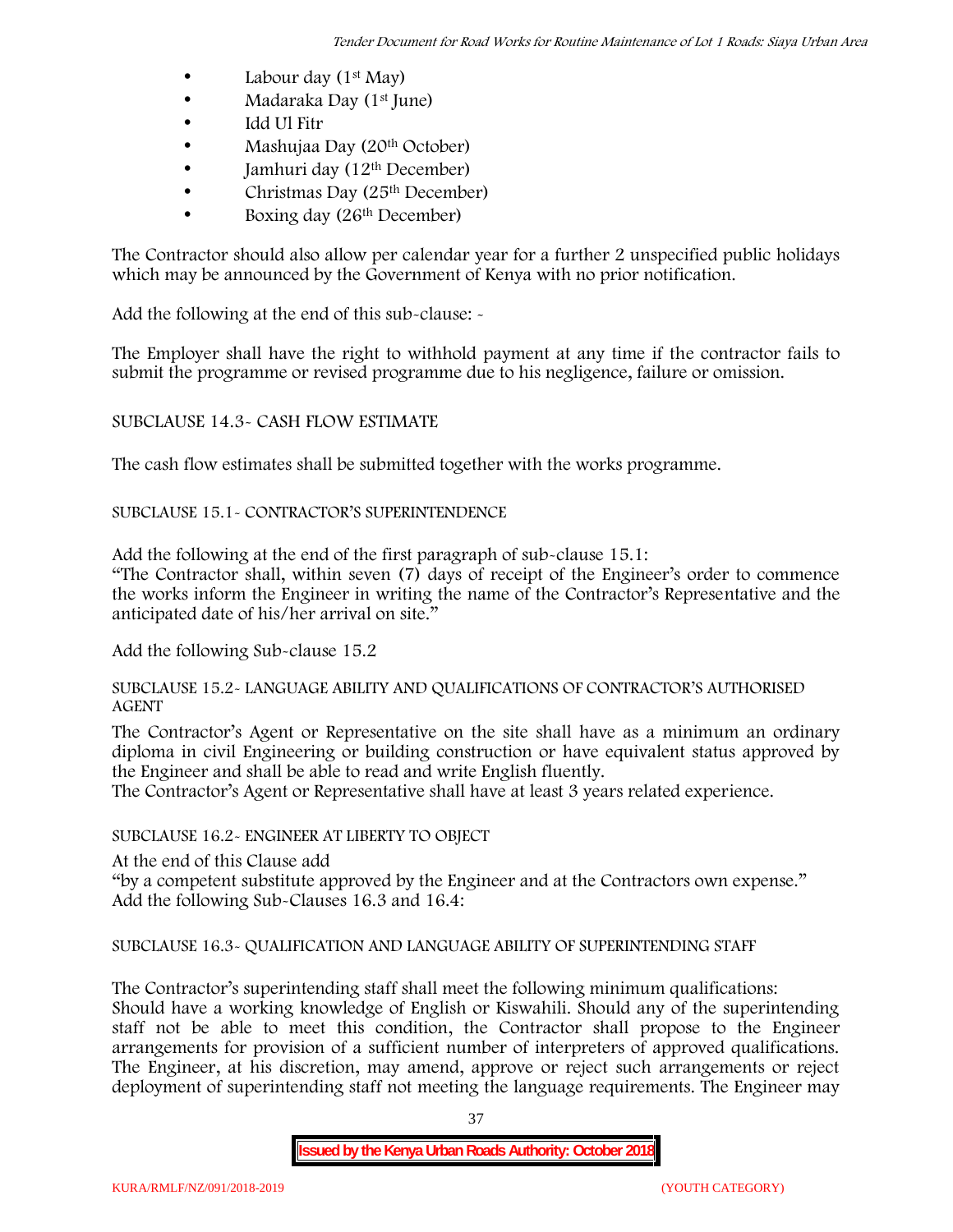- Labour day (1st May)
- Madaraka Day (1st June)
- Idd Ul Fitr
- Mashujaa Day (20th October)
- Jamhuri day (12th December)
- Christmas Day (25th December)
- Boxing day (26th December)

The Contractor should also allow per calendar year for a further 2 unspecified public holidays which may be announced by the Government of Kenya with no prior notification.

Add the following at the end of this sub-clause: -

The Employer shall have the right to withhold payment at any time if the contractor fails to submit the programme or revised programme due to his negligence, failure or omission.

SUBCLAUSE 14.3- CASH FLOW ESTIMATE

The cash flow estimates shall be submitted together with the works programme.

SUBCLAUSE 15.1- CONTRACTOR'S SUPERINTENDENCE

Add the following at the end of the first paragraph of sub-clause 15.1:
"The Contractor shall, within seven (7) days of receipt of the Engineer's order to commence the works inform the Engineer in writing the name of the Contractor's Representative and the anticipated date of his/her arrival on site."

Add the following Sub-clause 15.2

SUBCLAUSE 15.2- LANGUAGE ABILITY AND QUALIFICATIONS OF CONTRACTOR'S AUTHORISED AGENT

The Contractor's Agent or Representative on the site shall have as a minimum an ordinary diploma in civil Engineering or building construction or have equivalent status approved by the Engineer and shall be able to read and write English fluently.
The Contractor's Agent or Representative shall have at least 3 years related experience.

SUBCLAUSE 16.2- ENGINEER AT LIBERTY TO OBJECT

At the end of this Clause add
"by a competent substitute approved by the Engineer and at the Contractors own expense."
Add the following Sub-Clauses 16.3 and 16.4:

SUBCLAUSE 16.3- QUALIFICATION AND LANGUAGE ABILITY OF SUPERINTENDING STAFF

The Contractor's superintending staff shall meet the following minimum qualifications:
Should have a working knowledge of English or Kiswahili. Should any of the superintending staff not be able to meet this condition, the Contractor shall propose to the Engineer arrangements for provision of a sufficient number of interpreters of approved qualifications. The Engineer, at his discretion, may amend, approve or reject such arrangements or reject deployment of superintending staff not meeting the language requirements. The Engineer may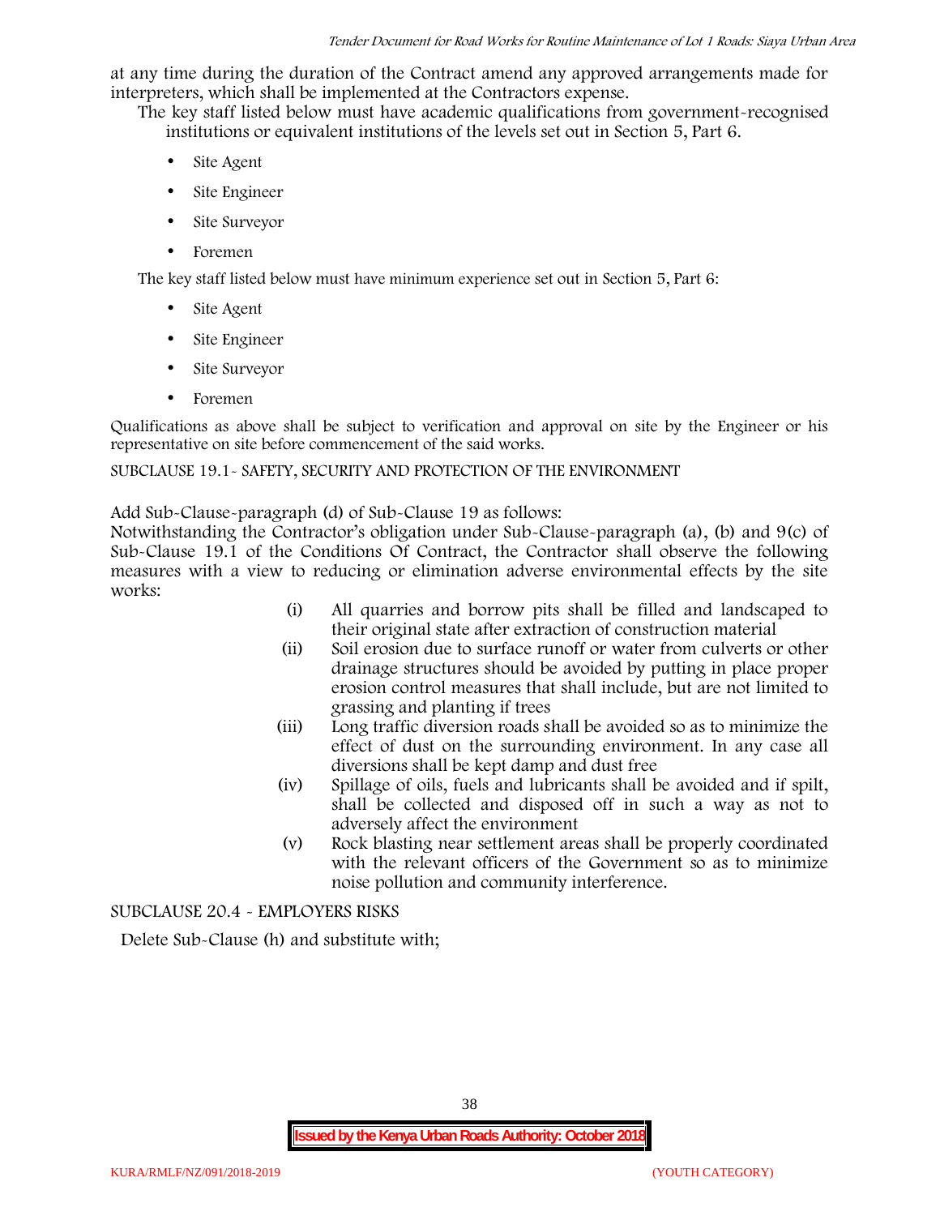at any time during the duration of the Contract amend any approved arrangements made for interpreters, which shall be implemented at the Contractors expense.

The key staff listed below must have academic qualifications from government-recognised institutions or equivalent institutions of the levels set out in Section 5, Part 6.

- Site Agent
- Site Engineer
- Site Surveyor
- Foremen

The key staff listed below must have minimum experience set out in Section 5, Part 6:

- Site Agent
- Site Engineer
- Site Surveyor
- Foremen

Qualifications as above shall be subject to verification and approval on site by the Engineer or his representative on site before commencement of the said works.

SUBCLAUSE 19.1- SAFETY, SECURITY AND PROTECTION OF THE ENVIRONMENT

Add Sub-Clause-paragraph (d) of Sub-Clause 19 as follows:

Notwithstanding the Contractor's obligation under Sub-Clause-paragraph (a), (b) and 9(c) of Sub-Clause 19.1 of the Conditions Of Contract, the Contractor shall observe the following measures with a view to reducing or elimination adverse environmental effects by the site works:

(i) All quarries and borrow pits shall be filled and landscaped to their original state after extraction of construction material

(ii) Soil erosion due to surface runoff or water from culverts or other drainage structures should be avoided by putting in place proper erosion control measures that shall include, but are not limited to grassing and planting if trees

(iii) Long traffic diversion roads shall be avoided so as to minimize the effect of dust on the surrounding environment. In any case all diversions shall be kept damp and dust free

(iv) Spillage of oils, fuels and lubricants shall be avoided and if spilt, shall be collected and disposed off in such a way as not to adversely affect the environment

(v) Rock blasting near settlement areas shall be properly coordinated with the relevant officers of the Government so as to minimize noise pollution and community interference.

SUBCLAUSE 20.4 - EMPLOYERS RISKS

Delete Sub-Clause (h) and substitute with;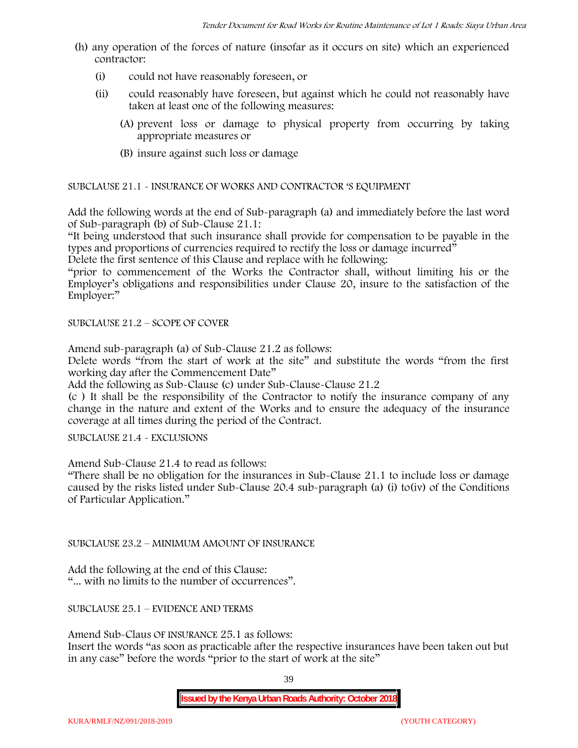(h) any operation of the forces of nature (insofar as it occurs on site) which an experienced contractor:

   (i) could not have reasonably foreseen, or

   (ii) could reasonably have foreseen, but against which he could not reasonably have taken at least one of the following measures:

      (A) prevent loss or damage to physical property from occurring by taking appropriate measures or

      (B) insure against such loss or damage

SUBCLAUSE 21.1 - INSURANCE OF WORKS AND CONTRACTOR 'S EQUIPMENT

Add the following words at the end of Sub-paragraph (a) and immediately before the last word of Sub-paragraph (b) of Sub-Clause 21.1:

"It being understood that such insurance shall provide for compensation to be payable in the types and proportions of currencies required to rectify the loss or damage incurred"

Delete the first sentence of this Clause and replace with he following:

"prior to commencement of the Works the Contractor shall, without limiting his or the Employer's obligations and responsibilities under Clause 20, insure to the satisfaction of the Employer:"

SUBCLAUSE 21.2 – SCOPE OF COVER

Amend sub-paragraph (a) of Sub-Clause 21.2 as follows:

Delete words "from the start of work at the site" and substitute the words "from the first working day after the Commencement Date"

Add the following as Sub-Clause (c) under Sub-Clause-Clause 21.2

(c ) It shall be the responsibility of the Contractor to notify the insurance company of any change in the nature and extent of the Works and to ensure the adequacy of the insurance coverage at all times during the period of the Contract.

SUBCLAUSE 21.4 - EXCLUSIONS

Amend Sub-Clause 21.4 to read as follows:

"There shall be no obligation for the insurances in Sub-Clause 21.1 to include loss or damage caused by the risks listed under Sub-Clause 20.4 sub-paragraph (a) (i) to(iv) of the Conditions of Particular Application."

SUBCLAUSE 23.2 – MINIMUM AMOUNT OF INSURANCE

Add the following at the end of this Clause:

"... with no limits to the number of occurrences".

SUBCLAUSE 25.1 – EVIDENCE AND TERMS

Amend Sub-Claus OF INSURANCE 25.1 as follows:

Insert the words "as soon as practicable after the respective insurances have been taken out but in any case" before the words "prior to the start of work at the site"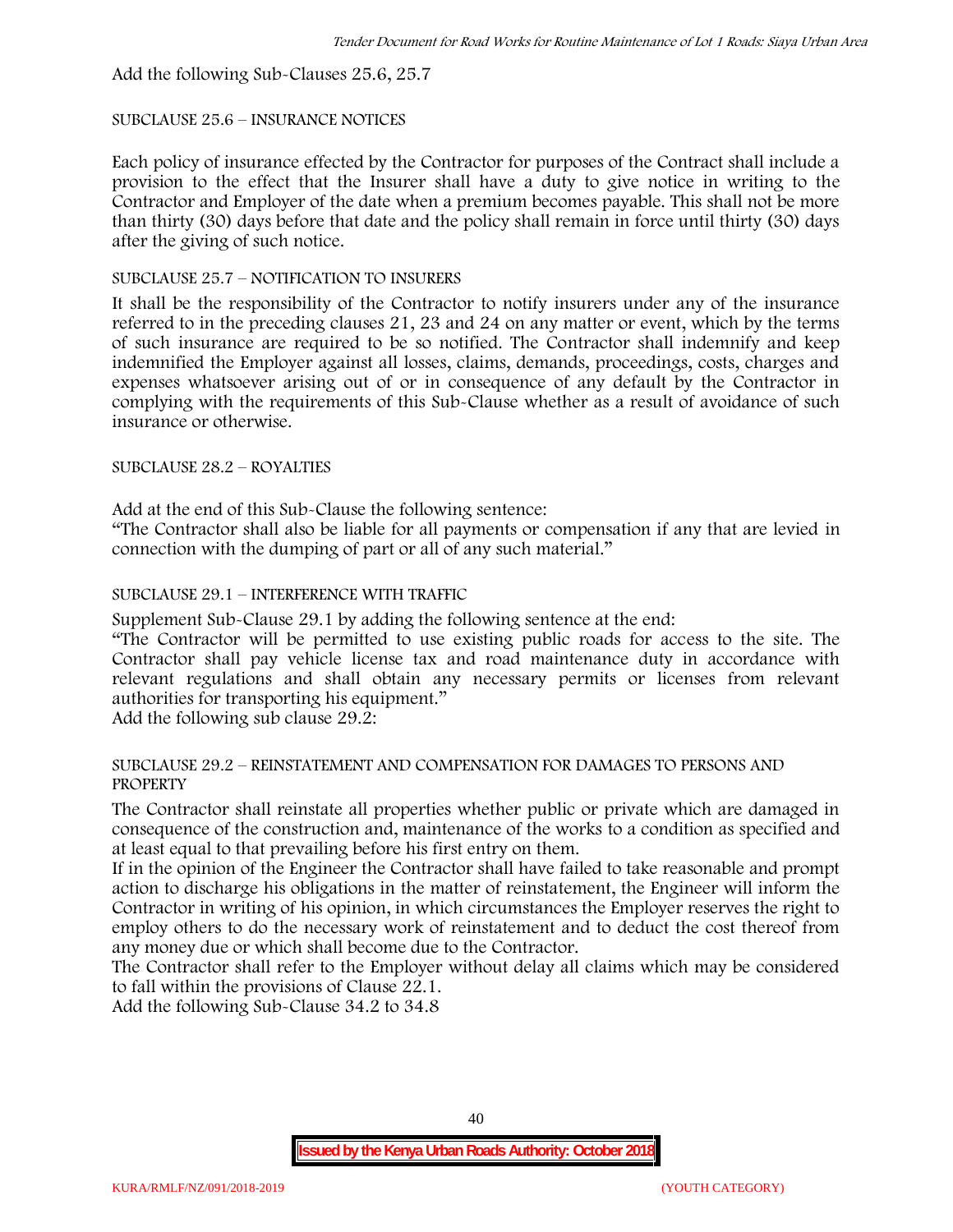Add the following Sub-Clauses 25.6, 25.7

SUBCLAUSE 25.6 – INSURANCE NOTICES

Each policy of insurance effected by the Contractor for purposes of the Contract shall include a provision to the effect that the Insurer shall have a duty to give notice in writing to the Contractor and Employer of the date when a premium becomes payable. This shall not be more than thirty (30) days before that date and the policy shall remain in force until thirty (30) days after the giving of such notice.

SUBCLAUSE 25.7 – NOTIFICATION TO INSURERS

It shall be the responsibility of the Contractor to notify insurers under any of the insurance referred to in the preceding clauses 21, 23 and 24 on any matter or event, which by the terms of such insurance are required to be so notified. The Contractor shall indemnify and keep indemnified the Employer against all losses, claims, demands, proceedings, costs, charges and expenses whatsoever arising out of or in consequence of any default by the Contractor in complying with the requirements of this Sub-Clause whether as a result of avoidance of such insurance or otherwise.

SUBCLAUSE 28.2 – ROYALTIES

Add at the end of this Sub-Clause the following sentence:

"The Contractor shall also be liable for all payments or compensation if any that are levied in connection with the dumping of part or all of any such material."

SUBCLAUSE 29.1 – INTERFERENCE WITH TRAFFIC

Supplement Sub-Clause 29.1 by adding the following sentence at the end:

"The Contractor will be permitted to use existing public roads for access to the site. The Contractor shall pay vehicle license tax and road maintenance duty in accordance with relevant regulations and shall obtain any necessary permits or licenses from relevant authorities for transporting his equipment."

Add the following sub clause 29.2:

SUBCLAUSE 29.2 – REINSTATEMENT AND COMPENSATION FOR DAMAGES TO PERSONS AND PROPERTY

The Contractor shall reinstate all properties whether public or private which are damaged in consequence of the construction and, maintenance of the works to a condition as specified and at least equal to that prevailing before his first entry on them.

If in the opinion of the Engineer the Contractor shall have failed to take reasonable and prompt action to discharge his obligations in the matter of reinstatement, the Engineer will inform the Contractor in writing of his opinion, in which circumstances the Employer reserves the right to employ others to do the necessary work of reinstatement and to deduct the cost thereof from any money due or which shall become due to the Contractor.

The Contractor shall refer to the Employer without delay all claims which may be considered to fall within the provisions of Clause 22.1.

Add the following Sub-Clause 34.2 to 34.8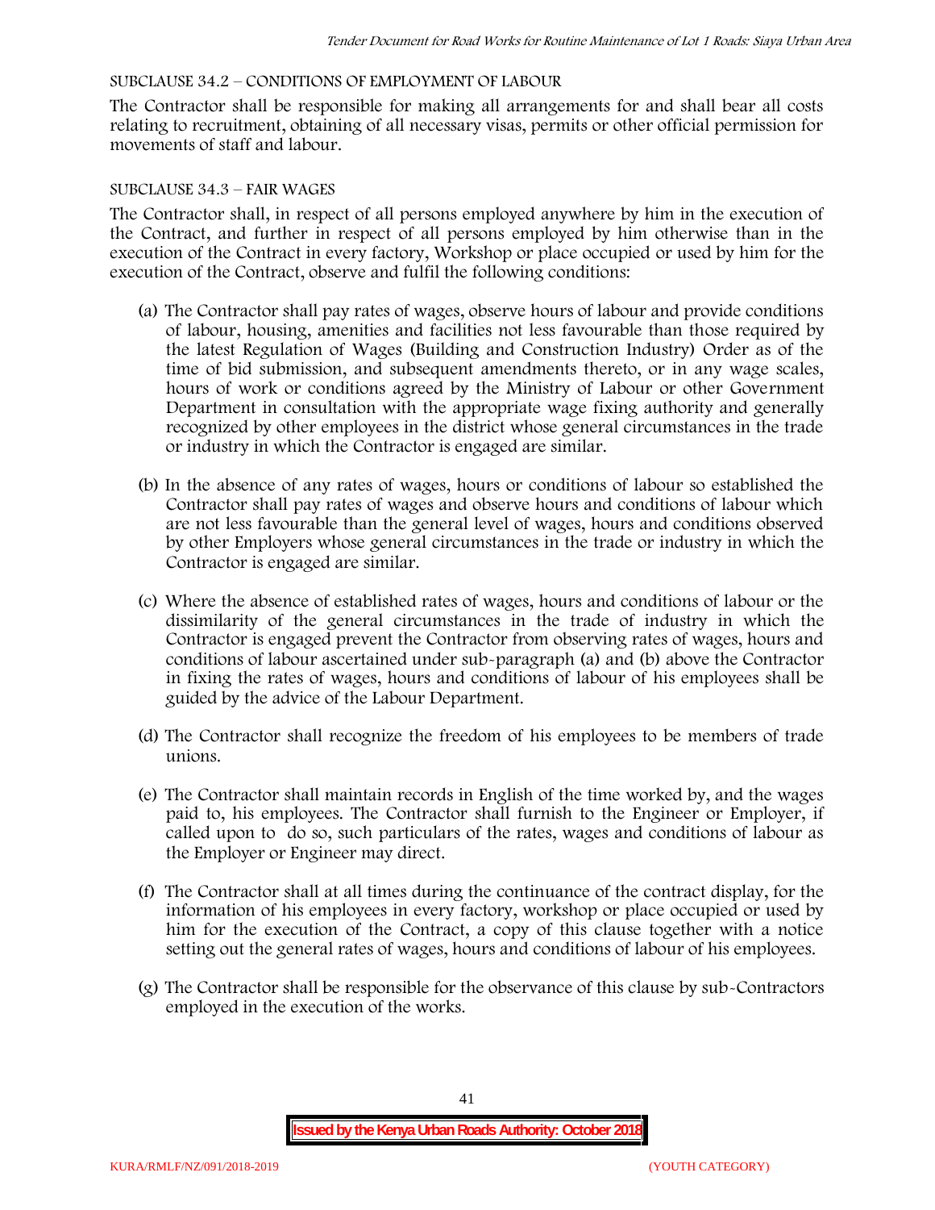SUBCLAUSE 34.2 – CONDITIONS OF EMPLOYMENT OF LABOUR

The Contractor shall be responsible for making all arrangements for and shall bear all costs relating to recruitment, obtaining of all necessary visas, permits or other official permission for movements of staff and labour.

SUBCLAUSE 34.3 – FAIR WAGES

The Contractor shall, in respect of all persons employed anywhere by him in the execution of the Contract, and further in respect of all persons employed by him otherwise than in the execution of the Contract in every factory, Workshop or place occupied or used by him for the execution of the Contract, observe and fulfil the following conditions:

(a) The Contractor shall pay rates of wages, observe hours of labour and provide conditions of labour, housing, amenities and facilities not less favourable than those required by the latest Regulation of Wages (Building and Construction Industry) Order as of the time of bid submission, and subsequent amendments thereto, or in any wage scales, hours of work or conditions agreed by the Ministry of Labour or other Government Department in consultation with the appropriate wage fixing authority and generally recognized by other employees in the district whose general circumstances in the trade or industry in which the Contractor is engaged are similar.

(b) In the absence of any rates of wages, hours or conditions of labour so established the Contractor shall pay rates of wages and observe hours and conditions of labour which are not less favourable than the general level of wages, hours and conditions observed by other Employers whose general circumstances in the trade or industry in which the Contractor is engaged are similar.

(c) Where the absence of established rates of wages, hours and conditions of labour or the dissimilarity of the general circumstances in the trade of industry in which the Contractor is engaged prevent the Contractor from observing rates of wages, hours and conditions of labour ascertained under sub-paragraph (a) and (b) above the Contractor in fixing the rates of wages, hours and conditions of labour of his employees shall be guided by the advice of the Labour Department.

(d) The Contractor shall recognize the freedom of his employees to be members of trade unions.

(e) The Contractor shall maintain records in English of the time worked by, and the wages paid to, his employees. The Contractor shall furnish to the Engineer or Employer, if called upon to do so, such particulars of the rates, wages and conditions of labour as the Employer or Engineer may direct.

(f) The Contractor shall at all times during the continuance of the contract display, for the information of his employees in every factory, workshop or place occupied or used by him for the execution of the Contract, a copy of this clause together with a notice setting out the general rates of wages, hours and conditions of labour of his employees.

(g) The Contractor shall be responsible for the observance of this clause by sub-Contractors employed in the execution of the works.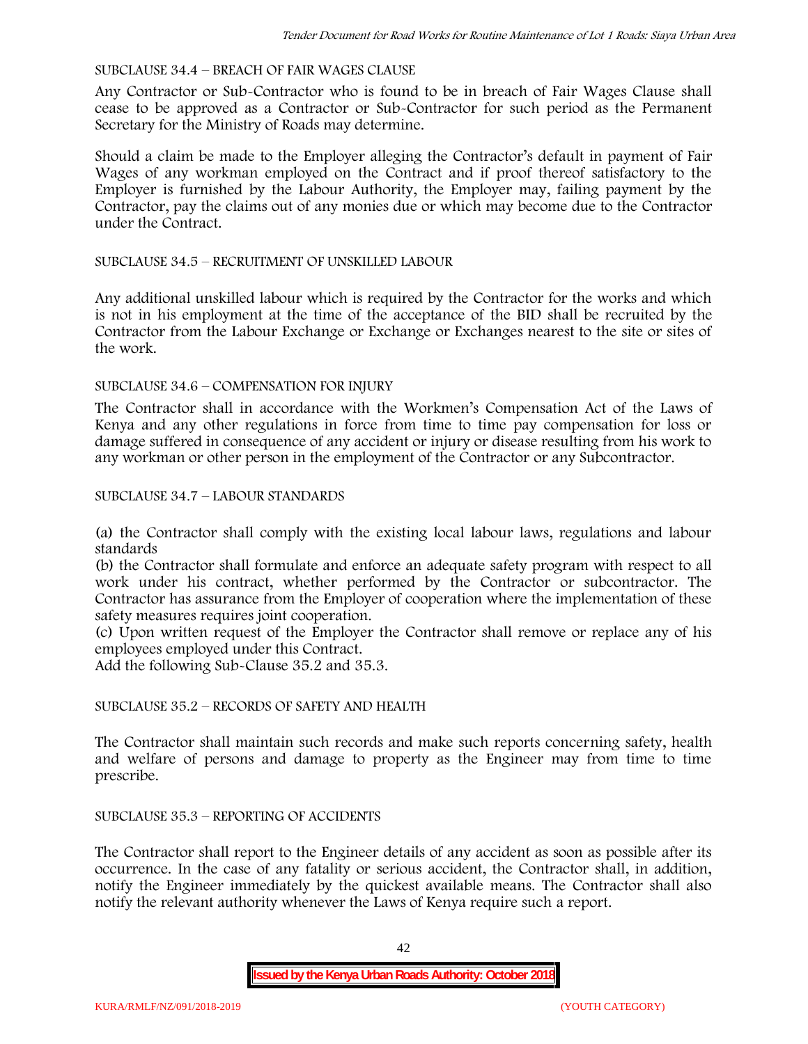SUBCLAUSE 34.4 – BREACH OF FAIR WAGES CLAUSE

Any Contractor or Sub-Contractor who is found to be in breach of Fair Wages Clause shall cease to be approved as a Contractor or Sub-Contractor for such period as the Permanent Secretary for the Ministry of Roads may determine.

Should a claim be made to the Employer alleging the Contractor's default in payment of Fair Wages of any workman employed on the Contract and if proof thereof satisfactory to the Employer is furnished by the Labour Authority, the Employer may, failing payment by the Contractor, pay the claims out of any monies due or which may become due to the Contractor under the Contract.

SUBCLAUSE 34.5 – RECRUITMENT OF UNSKILLED LABOUR

Any additional unskilled labour which is required by the Contractor for the works and which is not in his employment at the time of the acceptance of the BID shall be recruited by the Contractor from the Labour Exchange or Exchange or Exchanges nearest to the site or sites of the work.

SUBCLAUSE 34.6 – COMPENSATION FOR INJURY

The Contractor shall in accordance with the Workmen's Compensation Act of the Laws of Kenya and any other regulations in force from time to time pay compensation for loss or damage suffered in consequence of any accident or injury or disease resulting from his work to any workman or other person in the employment of the Contractor or any Subcontractor.

SUBCLAUSE 34.7 – LABOUR STANDARDS

(a) the Contractor shall comply with the existing local labour laws, regulations and labour standards

(b) the Contractor shall formulate and enforce an adequate safety program with respect to all work under his contract, whether performed by the Contractor or subcontractor. The Contractor has assurance from the Employer of cooperation where the implementation of these safety measures requires joint cooperation.

(c) Upon written request of the Employer the Contractor shall remove or replace any of his employees employed under this Contract.

Add the following Sub-Clause 35.2 and 35.3.

SUBCLAUSE 35.2 – RECORDS OF SAFETY AND HEALTH

The Contractor shall maintain such records and make such reports concerning safety, health and welfare of persons and damage to property as the Engineer may from time to time prescribe.

SUBCLAUSE 35.3 – REPORTING OF ACCIDENTS

The Contractor shall report to the Engineer details of any accident as soon as possible after its occurrence. In the case of any fatality or serious accident, the Contractor shall, in addition, notify the Engineer immediately by the quickest available means. The Contractor shall also notify the relevant authority whenever the Laws of Kenya require such a report.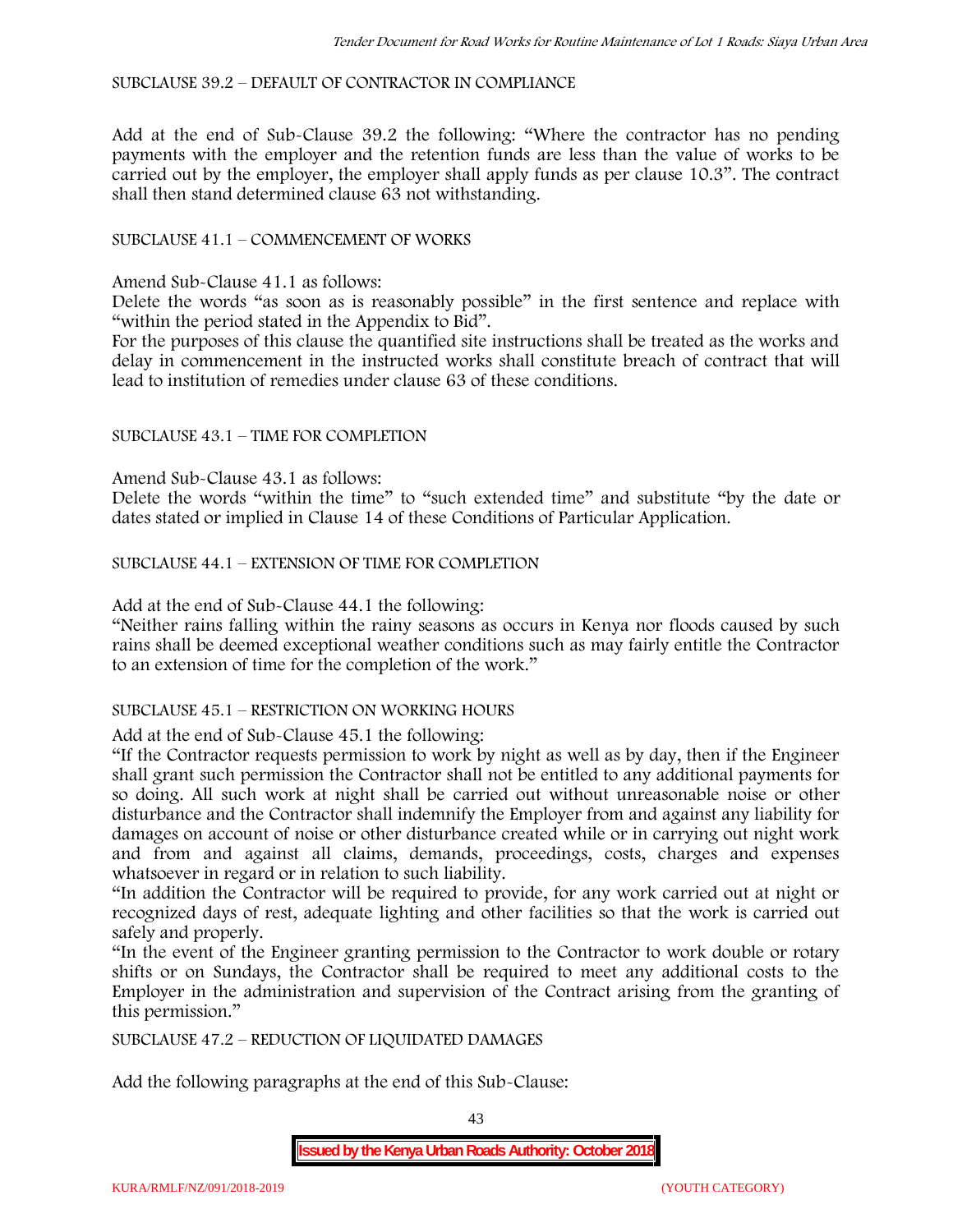SUBCLAUSE 39.2 – DEFAULT OF CONTRACTOR IN COMPLIANCE

Add at the end of Sub-Clause 39.2 the following: "Where the contractor has no pending payments with the employer and the retention funds are less than the value of works to be carried out by the employer, the employer shall apply funds as per clause 10.3". The contract shall then stand determined clause 63 not withstanding.

SUBCLAUSE 41.1 – COMMENCEMENT OF WORKS

Amend Sub-Clause 41.1 as follows:

Delete the words "as soon as is reasonably possible" in the first sentence and replace with "within the period stated in the Appendix to Bid".

For the purposes of this clause the quantified site instructions shall be treated as the works and delay in commencement in the instructed works shall constitute breach of contract that will lead to institution of remedies under clause 63 of these conditions.

SUBCLAUSE 43.1 – TIME FOR COMPLETION

Amend Sub-Clause 43.1 as follows:

Delete the words "within the time" to "such extended time" and substitute "by the date or dates stated or implied in Clause 14 of these Conditions of Particular Application.

SUBCLAUSE 44.1 – EXTENSION OF TIME FOR COMPLETION

Add at the end of Sub-Clause 44.1 the following:

"Neither rains falling within the rainy seasons as occurs in Kenya nor floods caused by such rains shall be deemed exceptional weather conditions such as may fairly entitle the Contractor to an extension of time for the completion of the work."

SUBCLAUSE 45.1 – RESTRICTION ON WORKING HOURS

Add at the end of Sub-Clause 45.1 the following:

"If the Contractor requests permission to work by night as well as by day, then if the Engineer shall grant such permission the Contractor shall not be entitled to any additional payments for so doing. All such work at night shall be carried out without unreasonable noise or other disturbance and the Contractor shall indemnify the Employer from and against any liability for damages on account of noise or other disturbance created while or in carrying out night work and from and against all claims, demands, proceedings, costs, charges and expenses whatsoever in regard or in relation to such liability.

"In addition the Contractor will be required to provide, for any work carried out at night or recognized days of rest, adequate lighting and other facilities so that the work is carried out safely and properly.

"In the event of the Engineer granting permission to the Contractor to work double or rotary shifts or on Sundays, the Contractor shall be required to meet any additional costs to the Employer in the administration and supervision of the Contract arising from the granting of this permission."

SUBCLAUSE 47.2 – REDUCTION OF LIQUIDATED DAMAGES

Add the following paragraphs at the end of this Sub-Clause: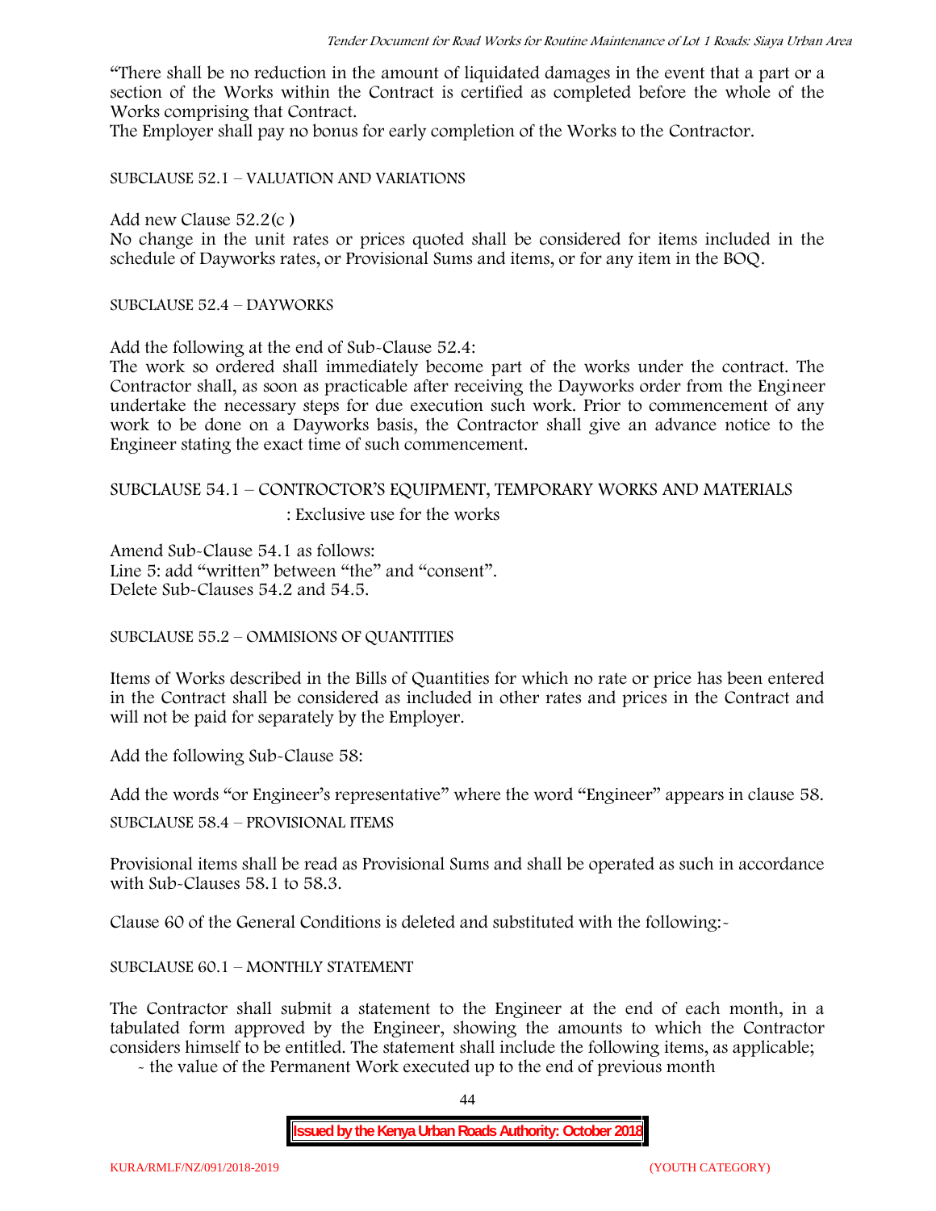"There shall be no reduction in the amount of liquidated damages in the event that a part or a section of the Works within the Contract is certified as completed before the whole of the Works comprising that Contract.

The Employer shall pay no bonus for early completion of the Works to the Contractor.

SUBCLAUSE 52.1 – VALUATION AND VARIATIONS

Add new Clause 52.2(c )

No change in the unit rates or prices quoted shall be considered for items included in the schedule of Dayworks rates, or Provisional Sums and items, or for any item in the BOQ.

SUBCLAUSE 52.4 – DAYWORKS

Add the following at the end of Sub-Clause 52.4:

The work so ordered shall immediately become part of the works under the contract. The Contractor shall, as soon as practicable after receiving the Dayworks order from the Engineer undertake the necessary steps for due execution such work. Prior to commencement of any work to be done on a Dayworks basis, the Contractor shall give an advance notice to the Engineer stating the exact time of such commencement.

SUBCLAUSE 54.1 – CONTROCTOR'S EQUIPMENT, TEMPORARY WORKS AND MATERIALS : Exclusive use for the works

Amend Sub-Clause 54.1 as follows:

Line 5: add "written" between "the" and "consent".

Delete Sub-Clauses 54.2 and 54.5.

SUBCLAUSE 55.2 – OMMISIONS OF QUANTITIES

Items of Works described in the Bills of Quantities for which no rate or price has been entered in the Contract shall be considered as included in other rates and prices in the Contract and will not be paid for separately by the Employer.

Add the following Sub-Clause 58:

Add the words "or Engineer's representative" where the word "Engineer" appears in clause 58.

SUBCLAUSE 58.4 – PROVISIONAL ITEMS

Provisional items shall be read as Provisional Sums and shall be operated as such in accordance with Sub-Clauses 58.1 to 58.3.

Clause 60 of the General Conditions is deleted and substituted with the following:-

SUBCLAUSE 60.1 – MONTHLY STATEMENT

The Contractor shall submit a statement to the Engineer at the end of each month, in a tabulated form approved by the Engineer, showing the amounts to which the Contractor considers himself to be entitled. The statement shall include the following items, as applicable;

- the value of the Permanent Work executed up to the end of previous month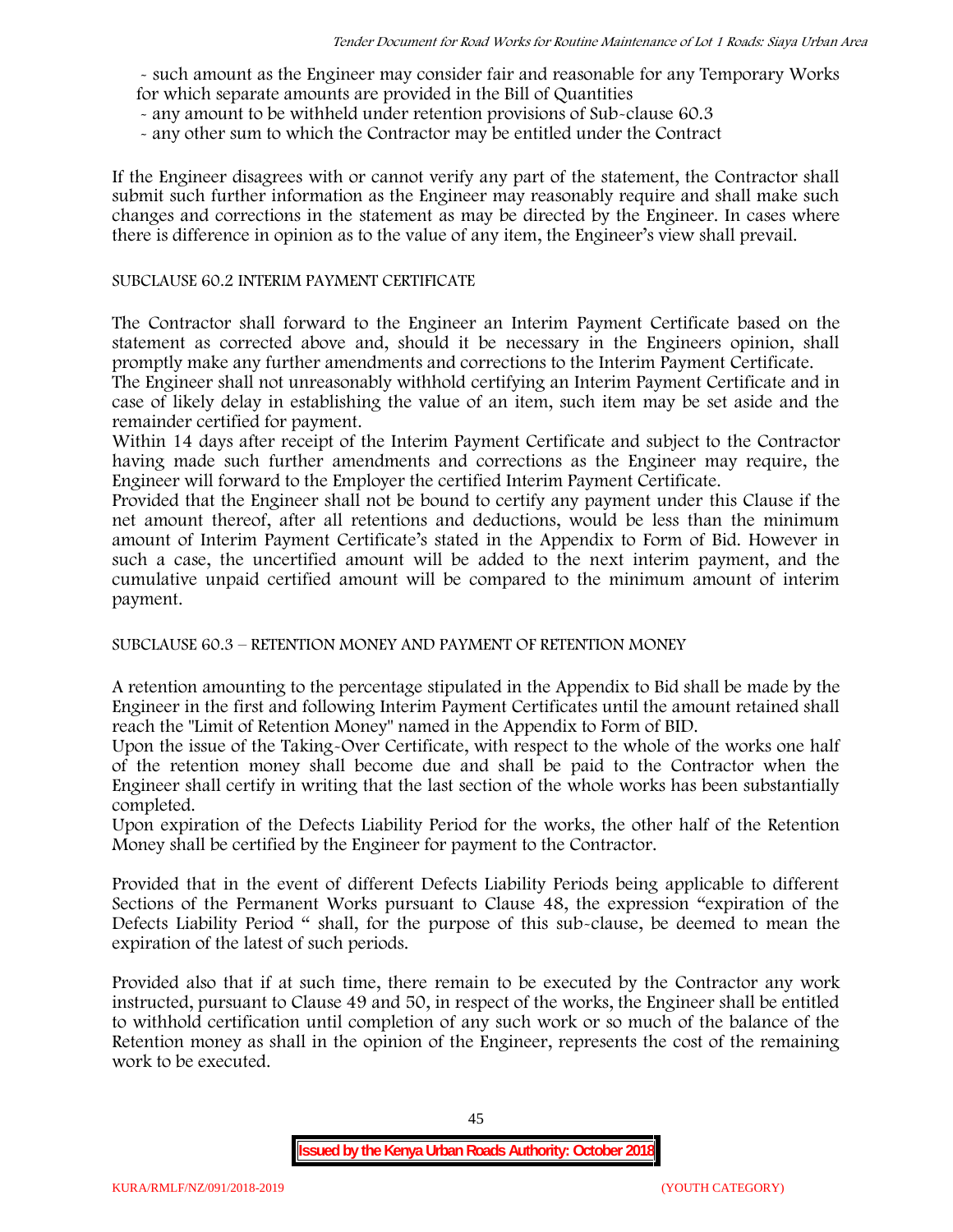- such amount as the Engineer may consider fair and reasonable for any Temporary Works for which separate amounts are provided in the Bill of Quantities
- any amount to be withheld under retention provisions of Sub-clause 60.3
- any other sum to which the Contractor may be entitled under the Contract

If the Engineer disagrees with or cannot verify any part of the statement, the Contractor shall submit such further information as the Engineer may reasonably require and shall make such changes and corrections in the statement as may be directed by the Engineer. In cases where there is difference in opinion as to the value of any item, the Engineer's view shall prevail.

SUBCLAUSE 60.2 INTERIM PAYMENT CERTIFICATE

The Contractor shall forward to the Engineer an Interim Payment Certificate based on the statement as corrected above and, should it be necessary in the Engineers opinion, shall promptly make any further amendments and corrections to the Interim Payment Certificate.

The Engineer shall not unreasonably withhold certifying an Interim Payment Certificate and in case of likely delay in establishing the value of an item, such item may be set aside and the remainder certified for payment.

Within 14 days after receipt of the Interim Payment Certificate and subject to the Contractor having made such further amendments and corrections as the Engineer may require, the Engineer will forward to the Employer the certified Interim Payment Certificate.

Provided that the Engineer shall not be bound to certify any payment under this Clause if the net amount thereof, after all retentions and deductions, would be less than the minimum amount of Interim Payment Certificate's stated in the Appendix to Form of Bid. However in such a case, the uncertified amount will be added to the next interim payment, and the cumulative unpaid certified amount will be compared to the minimum amount of interim payment.

SUBCLAUSE 60.3 – RETENTION MONEY AND PAYMENT OF RETENTION MONEY

A retention amounting to the percentage stipulated in the Appendix to Bid shall be made by the Engineer in the first and following Interim Payment Certificates until the amount retained shall reach the "Limit of Retention Money" named in the Appendix to Form of BID.

Upon the issue of the Taking-Over Certificate, with respect to the whole of the works one half of the retention money shall become due and shall be paid to the Contractor when the Engineer shall certify in writing that the last section of the whole works has been substantially completed.

Upon expiration of the Defects Liability Period for the works, the other half of the Retention Money shall be certified by the Engineer for payment to the Contractor.

Provided that in the event of different Defects Liability Periods being applicable to different Sections of the Permanent Works pursuant to Clause 48, the expression "expiration of the Defects Liability Period " shall, for the purpose of this sub-clause, be deemed to mean the expiration of the latest of such periods.

Provided also that if at such time, there remain to be executed by the Contractor any work instructed, pursuant to Clause 49 and 50, in respect of the works, the Engineer shall be entitled to withhold certification until completion of any such work or so much of the balance of the Retention money as shall in the opinion of the Engineer, represents the cost of the remaining work to be executed.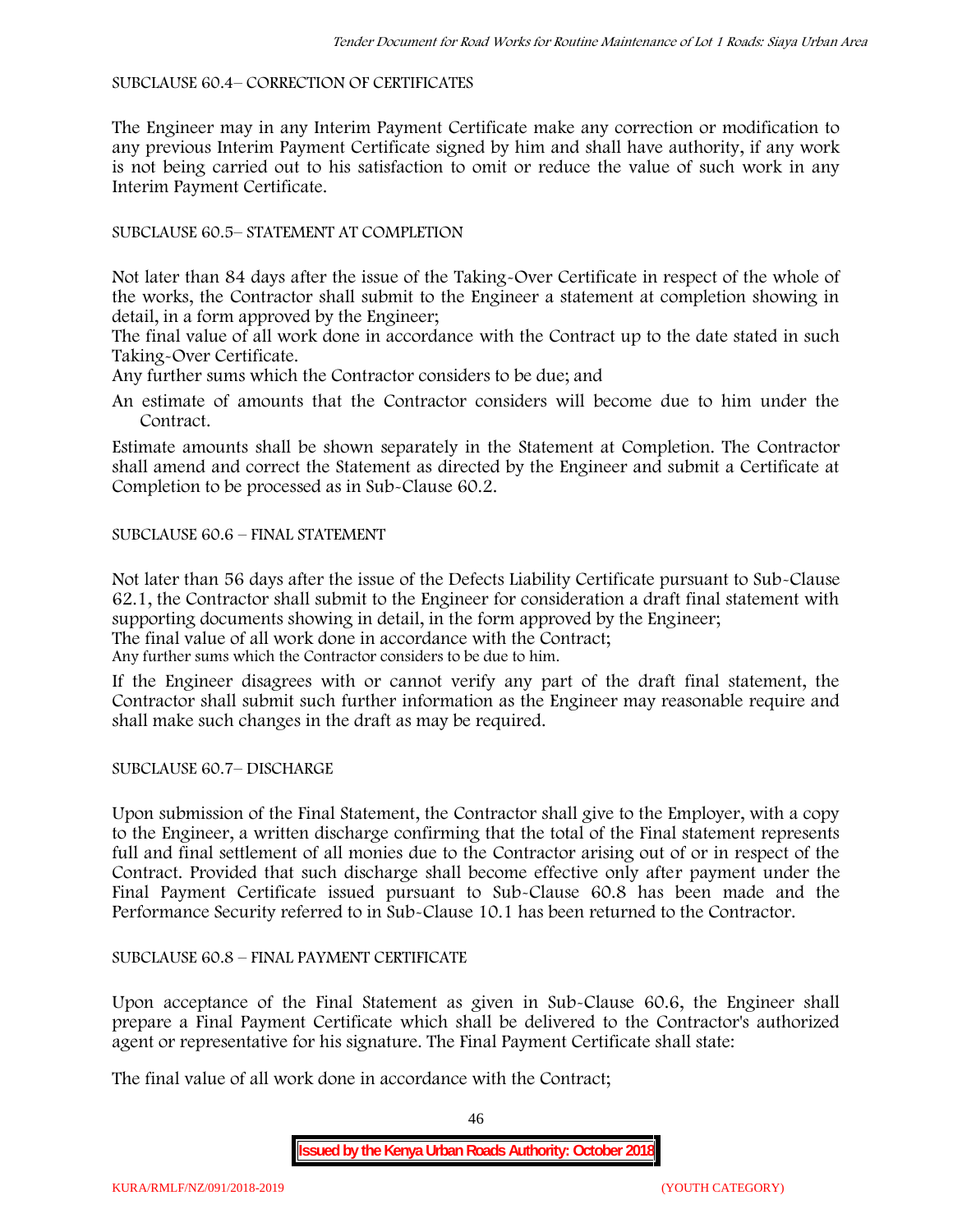SUBCLAUSE 60.4– CORRECTION OF CERTIFICATES

The Engineer may in any Interim Payment Certificate make any correction or modification to any previous Interim Payment Certificate signed by him and shall have authority, if any work is not being carried out to his satisfaction to omit or reduce the value of such work in any Interim Payment Certificate.

SUBCLAUSE 60.5– STATEMENT AT COMPLETION

Not later than 84 days after the issue of the Taking-Over Certificate in respect of the whole of the works, the Contractor shall submit to the Engineer a statement at completion showing in detail, in a form approved by the Engineer;

The final value of all work done in accordance with the Contract up to the date stated in such Taking-Over Certificate.

Any further sums which the Contractor considers to be due; and

An estimate of amounts that the Contractor considers will become due to him under the Contract.

Estimate amounts shall be shown separately in the Statement at Completion. The Contractor shall amend and correct the Statement as directed by the Engineer and submit a Certificate at Completion to be processed as in Sub-Clause 60.2.

SUBCLAUSE 60.6 – FINAL STATEMENT

Not later than 56 days after the issue of the Defects Liability Certificate pursuant to Sub-Clause 62.1, the Contractor shall submit to the Engineer for consideration a draft final statement with supporting documents showing in detail, in the form approved by the Engineer;

The final value of all work done in accordance with the Contract;

Any further sums which the Contractor considers to be due to him.

If the Engineer disagrees with or cannot verify any part of the draft final statement, the Contractor shall submit such further information as the Engineer may reasonable require and shall make such changes in the draft as may be required.

SUBCLAUSE 60.7– DISCHARGE

Upon submission of the Final Statement, the Contractor shall give to the Employer, with a copy to the Engineer, a written discharge confirming that the total of the Final statement represents full and final settlement of all monies due to the Contractor arising out of or in respect of the Contract. Provided that such discharge shall become effective only after payment under the Final Payment Certificate issued pursuant to Sub-Clause 60.8 has been made and the Performance Security referred to in Sub-Clause 10.1 has been returned to the Contractor.

SUBCLAUSE 60.8 – FINAL PAYMENT CERTIFICATE

Upon acceptance of the Final Statement as given in Sub-Clause 60.6, the Engineer shall prepare a Final Payment Certificate which shall be delivered to the Contractor's authorized agent or representative for his signature. The Final Payment Certificate shall state:

The final value of all work done in accordance with the Contract;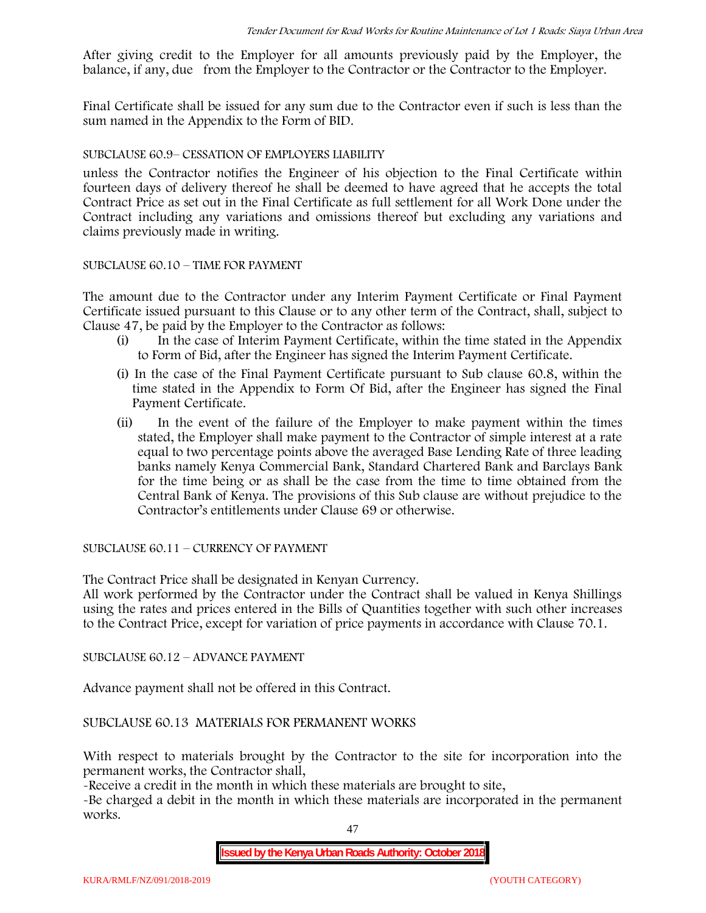After giving credit to the Employer for all amounts previously paid by the Employer, the balance, if any, due from the Employer to the Contractor or the Contractor to the Employer.

Final Certificate shall be issued for any sum due to the Contractor even if such is less than the sum named in the Appendix to the Form of BID.

SUBCLAUSE 60.9– CESSATION OF EMPLOYERS LIABILITY

unless the Contractor notifies the Engineer of his objection to the Final Certificate within fourteen days of delivery thereof he shall be deemed to have agreed that he accepts the total Contract Price as set out in the Final Certificate as full settlement for all Work Done under the Contract including any variations and omissions thereof but excluding any variations and claims previously made in writing.

SUBCLAUSE 60.10 – TIME FOR PAYMENT

The amount due to the Contractor under any Interim Payment Certificate or Final Payment Certificate issued pursuant to this Clause or to any other term of the Contract, shall, subject to Clause 47, be paid by the Employer to the Contractor as follows:

(i) In the case of Interim Payment Certificate, within the time stated in the Appendix to Form of Bid, after the Engineer has signed the Interim Payment Certificate.

(i) In the case of the Final Payment Certificate pursuant to Sub clause 60.8, within the time stated in the Appendix to Form Of Bid, after the Engineer has signed the Final Payment Certificate.

(ii) In the event of the failure of the Employer to make payment within the times stated, the Employer shall make payment to the Contractor of simple interest at a rate equal to two percentage points above the averaged Base Lending Rate of three leading banks namely Kenya Commercial Bank, Standard Chartered Bank and Barclays Bank for the time being or as shall be the case from the time to time obtained from the Central Bank of Kenya. The provisions of this Sub clause are without prejudice to the Contractor's entitlements under Clause 69 or otherwise.

SUBCLAUSE 60.11 – CURRENCY OF PAYMENT

The Contract Price shall be designated in Kenyan Currency.
All work performed by the Contractor under the Contract shall be valued in Kenya Shillings using the rates and prices entered in the Bills of Quantities together with such other increases to the Contract Price, except for variation of price payments in accordance with Clause 70.1.

SUBCLAUSE 60.12 – ADVANCE PAYMENT

Advance payment shall not be offered in this Contract.

SUBCLAUSE 60.13 MATERIALS FOR PERMANENT WORKS

With respect to materials brought by the Contractor to the site for incorporation into the permanent works, the Contractor shall,

-Receive a credit in the month in which these materials are brought to site,

-Be charged a debit in the month in which these materials are incorporated in the permanent works.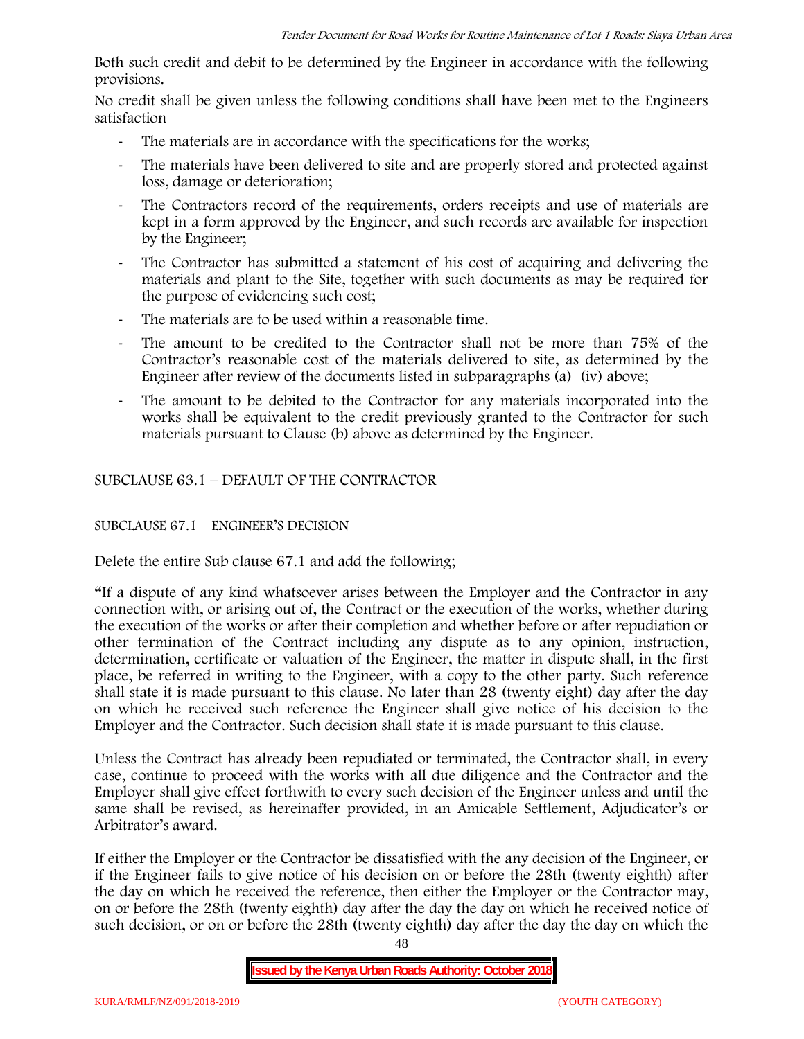Both such credit and debit to be determined by the Engineer in accordance with the following provisions.

No credit shall be given unless the following conditions shall have been met to the Engineers satisfaction

- The materials are in accordance with the specifications for the works;
- The materials have been delivered to site and are properly stored and protected against loss, damage or deterioration;
- The Contractors record of the requirements, orders receipts and use of materials are kept in a form approved by the Engineer, and such records are available for inspection by the Engineer;
- The Contractor has submitted a statement of his cost of acquiring and delivering the materials and plant to the Site, together with such documents as may be required for the purpose of evidencing such cost;
- The materials are to be used within a reasonable time.
- The amount to be credited to the Contractor shall not be more than 75% of the Contractor's reasonable cost of the materials delivered to site, as determined by the Engineer after review of the documents listed in subparagraphs (a) (iv) above;
- The amount to be debited to the Contractor for any materials incorporated into the works shall be equivalent to the credit previously granted to the Contractor for such materials pursuant to Clause (b) above as determined by the Engineer.

SUBCLAUSE 63.1 – DEFAULT OF THE CONTRACTOR

SUBCLAUSE 67.1 – ENGINEER'S DECISION

Delete the entire Sub clause 67.1 and add the following;

"If a dispute of any kind whatsoever arises between the Employer and the Contractor in any connection with, or arising out of, the Contract or the execution of the works, whether during the execution of the works or after their completion and whether before or after repudiation or other termination of the Contract including any dispute as to any opinion, instruction, determination, certificate or valuation of the Engineer, the matter in dispute shall, in the first place, be referred in writing to the Engineer, with a copy to the other party. Such reference shall state it is made pursuant to this clause. No later than 28 (twenty eight) day after the day on which he received such reference the Engineer shall give notice of his decision to the Employer and the Contractor. Such decision shall state it is made pursuant to this clause.

Unless the Contract has already been repudiated or terminated, the Contractor shall, in every case, continue to proceed with the works with all due diligence and the Contractor and the Employer shall give effect forthwith to every such decision of the Engineer unless and until the same shall be revised, as hereinafter provided, in an Amicable Settlement, Adjudicator's or Arbitrator's award.

If either the Employer or the Contractor be dissatisfied with the any decision of the Engineer, or if the Engineer fails to give notice of his decision on or before the 28th (twenty eighth) after the day on which he received the reference, then either the Employer or the Contractor may, on or before the 28th (twenty eighth) day after the day the day on which he received notice of such decision, or on or before the 28th (twenty eighth) day after the day the day on which the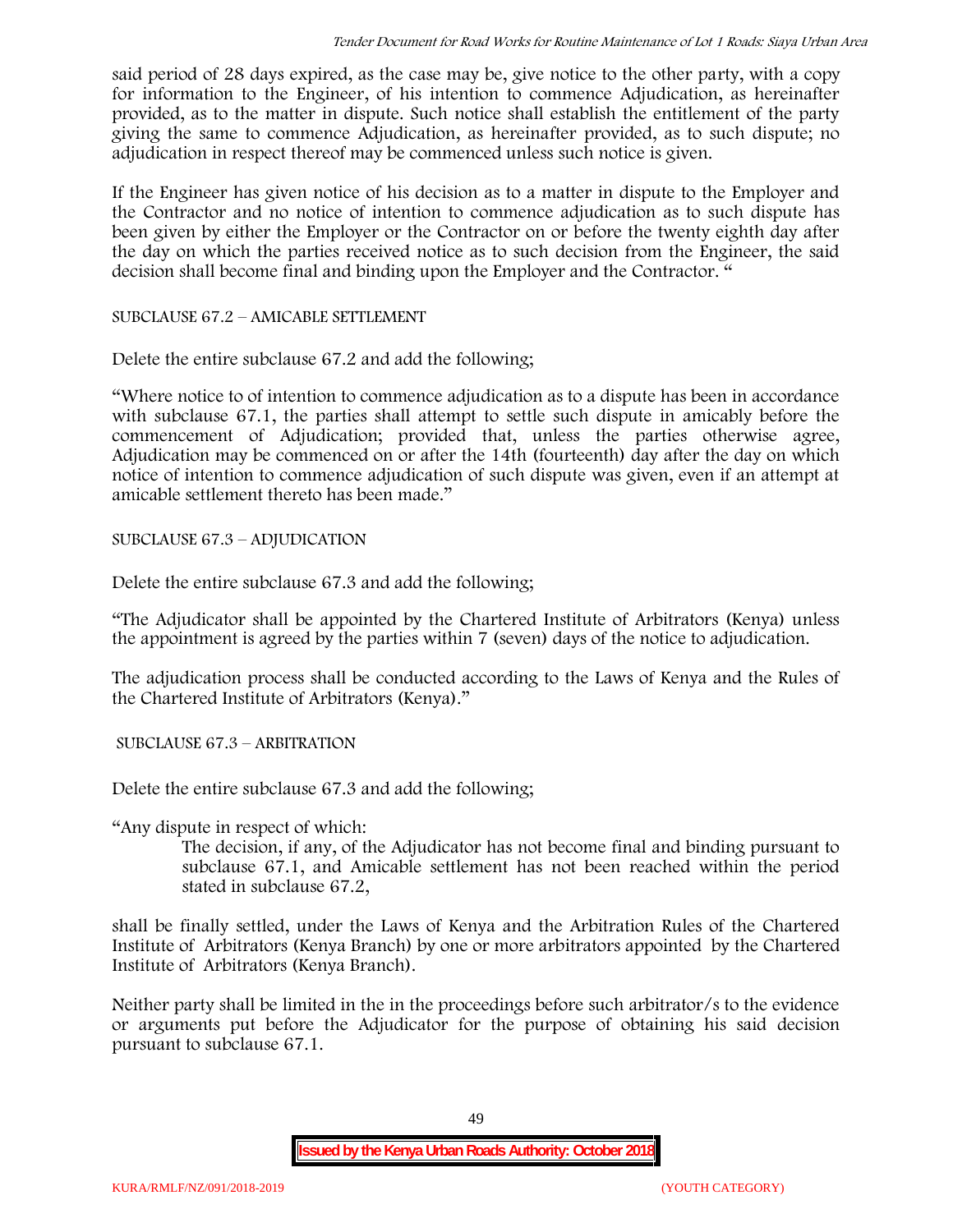said period of 28 days expired, as the case may be, give notice to the other party, with a copy for information to the Engineer, of his intention to commence Adjudication, as hereinafter provided, as to the matter in dispute. Such notice shall establish the entitlement of the party giving the same to commence Adjudication, as hereinafter provided, as to such dispute; no adjudication in respect thereof may be commenced unless such notice is given.

If the Engineer has given notice of his decision as to a matter in dispute to the Employer and the Contractor and no notice of intention to commence adjudication as to such dispute has been given by either the Employer or the Contractor on or before the twenty eighth day after the day on which the parties received notice as to such decision from the Engineer, the said decision shall become final and binding upon the Employer and the Contractor. "

SUBCLAUSE 67.2 – AMICABLE SETTLEMENT

Delete the entire subclause 67.2 and add the following;

"Where notice to of intention to commence adjudication as to a dispute has been in accordance with subclause 67.1, the parties shall attempt to settle such dispute in amicably before the commencement of Adjudication; provided that, unless the parties otherwise agree, Adjudication may be commenced on or after the 14th (fourteenth) day after the day on which notice of intention to commence adjudication of such dispute was given, even if an attempt at amicable settlement thereto has been made."

SUBCLAUSE 67.3 – ADJUDICATION

Delete the entire subclause 67.3 and add the following;

"The Adjudicator shall be appointed by the Chartered Institute of Arbitrators (Kenya) unless the appointment is agreed by the parties within 7 (seven) days of the notice to adjudication.

The adjudication process shall be conducted according to the Laws of Kenya and the Rules of the Chartered Institute of Arbitrators (Kenya)."

SUBCLAUSE 67.3 – ARBITRATION

Delete the entire subclause 67.3 and add the following;

"Any dispute in respect of which:

> The decision, if any, of the Adjudicator has not become final and binding pursuant to subclause 67.1, and Amicable settlement has not been reached within the period stated in subclause 67.2,

shall be finally settled, under the Laws of Kenya and the Arbitration Rules of the Chartered Institute of Arbitrators (Kenya Branch) by one or more arbitrators appointed by the Chartered Institute of Arbitrators (Kenya Branch).

Neither party shall be limited in the in the proceedings before such arbitrator/s to the evidence or arguments put before the Adjudicator for the purpose of obtaining his said decision pursuant to subclause 67.1.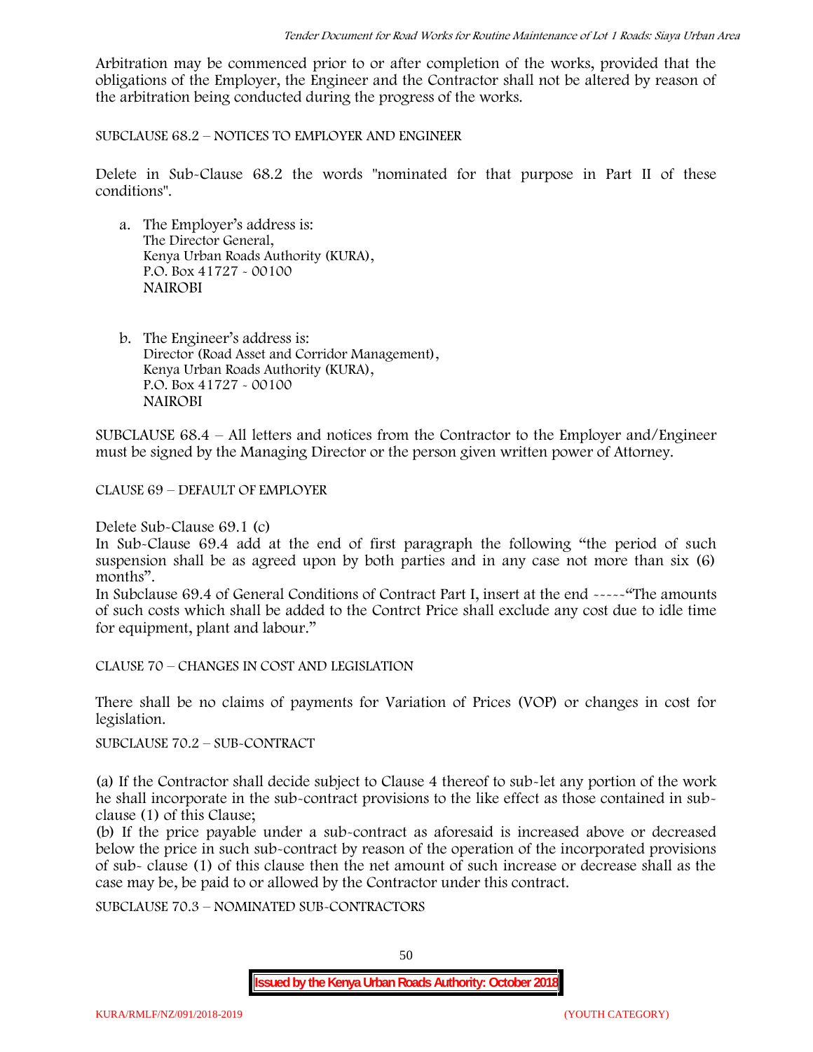Arbitration may be commenced prior to or after completion of the works, provided that the obligations of the Employer, the Engineer and the Contractor shall not be altered by reason of the arbitration being conducted during the progress of the works.

SUBCLAUSE 68.2 – NOTICES TO EMPLOYER AND ENGINEER

Delete in Sub-Clause 68.2 the words "nominated for that purpose in Part II of these conditions".

a. The Employer's address is:
   The Director General,
   Kenya Urban Roads Authority (KURA),
   P.O. Box 41727 - 00100
   NAIROBI

b. The Engineer's address is:
   Director (Road Asset and Corridor Management),
   Kenya Urban Roads Authority (KURA),
   P.O. Box 41727 - 00100
   NAIROBI

SUBCLAUSE 68.4 – All letters and notices from the Contractor to the Employer and/Engineer must be signed by the Managing Director or the person given written power of Attorney.

CLAUSE 69 – DEFAULT OF EMPLOYER

Delete Sub-Clause 69.1 (c)

In Sub-Clause 69.4 add at the end of first paragraph the following "the period of such suspension shall be as agreed upon by both parties and in any case not more than six (6) months".

In Subclause 69.4 of General Conditions of Contract Part I, insert at the end -----"The amounts of such costs which shall be added to the Contrct Price shall exclude any cost due to idle time for equipment, plant and labour."

CLAUSE 70 – CHANGES IN COST AND LEGISLATION

There shall be no claims of payments for Variation of Prices (VOP) or changes in cost for legislation.

SUBCLAUSE 70.2 – SUB-CONTRACT

(a) If the Contractor shall decide subject to Clause 4 thereof to sub-let any portion of the work he shall incorporate in the sub-contract provisions to the like effect as those contained in sub-clause (1) of this Clause;

(b) If the price payable under a sub-contract as aforesaid is increased above or decreased below the price in such sub-contract by reason of the operation of the incorporated provisions of sub- clause (1) of this clause then the net amount of such increase or decrease shall as the case may be, be paid to or allowed by the Contractor under this contract.

SUBCLAUSE 70.3 – NOMINATED SUB-CONTRACTORS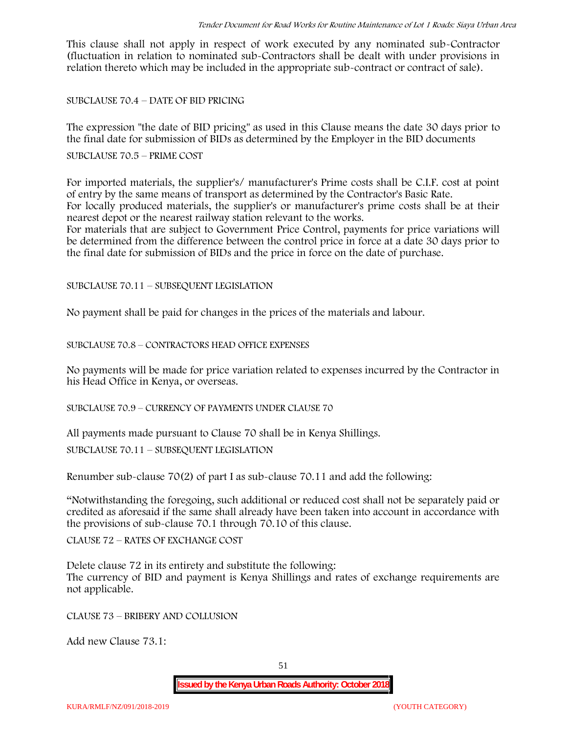This clause shall not apply in respect of work executed by any nominated sub-Contractor (fluctuation in relation to nominated sub-Contractors shall be dealt with under provisions in relation thereto which may be included in the appropriate sub-contract or contract of sale).

SUBCLAUSE 70.4 – DATE OF BID PRICING

The expression "the date of BID pricing" as used in this Clause means the date 30 days prior to the final date for submission of BIDs as determined by the Employer in the BID documents

SUBCLAUSE 70.5 – PRIME COST

For imported materials, the supplier's/ manufacturer's Prime costs shall be C.I.F. cost at point of entry by the same means of transport as determined by the Contractor's Basic Rate.
For locally produced materials, the supplier's or manufacturer's prime costs shall be at their nearest depot or the nearest railway station relevant to the works.
For materials that are subject to Government Price Control, payments for price variations will be determined from the difference between the control price in force at a date 30 days prior to the final date for submission of BIDs and the price in force on the date of purchase.

SUBCLAUSE 70.11 – SUBSEQUENT LEGISLATION

No payment shall be paid for changes in the prices of the materials and labour.

SUBCLAUSE 70.8 – CONTRACTORS HEAD OFFICE EXPENSES

No payments will be made for price variation related to expenses incurred by the Contractor in his Head Office in Kenya, or overseas.

SUBCLAUSE 70.9 – CURRENCY OF PAYMENTS UNDER CLAUSE 70

All payments made pursuant to Clause 70 shall be in Kenya Shillings.

SUBCLAUSE 70.11 – SUBSEQUENT LEGISLATION

Renumber sub-clause 70(2) of part I as sub-clause 70.11 and add the following:

"Notwithstanding the foregoing, such additional or reduced cost shall not be separately paid or credited as aforesaid if the same shall already have been taken into account in accordance with the provisions of sub-clause 70.1 through 70.10 of this clause.

CLAUSE 72 – RATES OF EXCHANGE COST

Delete clause 72 in its entirety and substitute the following:
The currency of BID and payment is Kenya Shillings and rates of exchange requirements are not applicable.

CLAUSE 73 – BRIBERY AND COLLUSION

Add new Clause 73.1: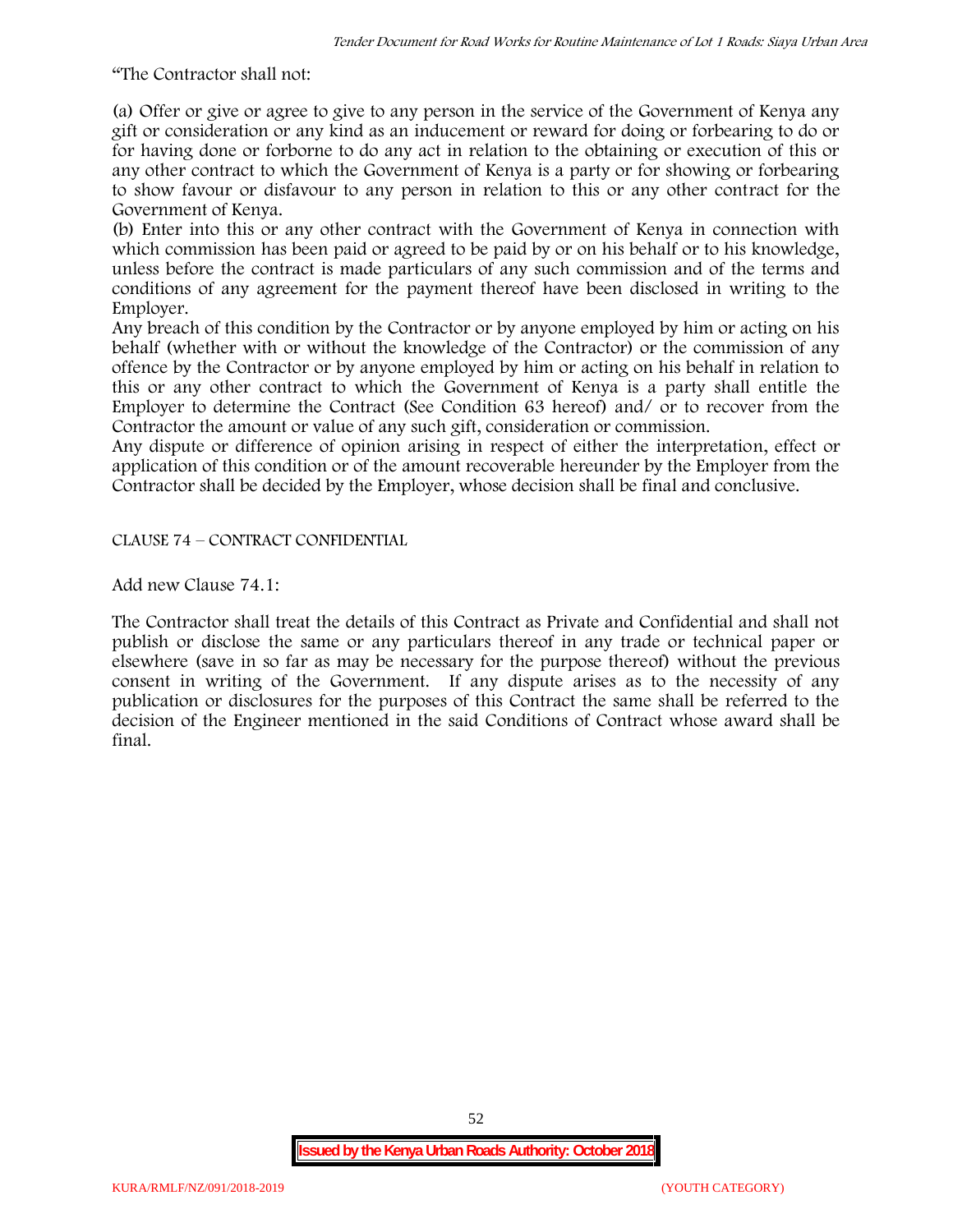"The Contractor shall not:

(a) Offer or give or agree to give to any person in the service of the Government of Kenya any gift or consideration or any kind as an inducement or reward for doing or forbearing to do or for having done or forborne to do any act in relation to the obtaining or execution of this or any other contract to which the Government of Kenya is a party or for showing or forbearing to show favour or disfavour to any person in relation to this or any other contract for the Government of Kenya.

(b) Enter into this or any other contract with the Government of Kenya in connection with which commission has been paid or agreed to be paid by or on his behalf or to his knowledge, unless before the contract is made particulars of any such commission and of the terms and conditions of any agreement for the payment thereof have been disclosed in writing to the Employer.

Any breach of this condition by the Contractor or by anyone employed by him or acting on his behalf (whether with or without the knowledge of the Contractor) or the commission of any offence by the Contractor or by anyone employed by him or acting on his behalf in relation to this or any other contract to which the Government of Kenya is a party shall entitle the Employer to determine the Contract (See Condition 63 hereof) and/ or to recover from the Contractor the amount or value of any such gift, consideration or commission.

Any dispute or difference of opinion arising in respect of either the interpretation, effect or application of this condition or of the amount recoverable hereunder by the Employer from the Contractor shall be decided by the Employer, whose decision shall be final and conclusive.

CLAUSE 74 – CONTRACT CONFIDENTIAL

Add new Clause 74.1:

The Contractor shall treat the details of this Contract as Private and Confidential and shall not publish or disclose the same or any particulars thereof in any trade or technical paper or elsewhere (save in so far as may be necessary for the purpose thereof) without the previous consent in writing of the Government. If any dispute arises as to the necessity of any publication or disclosures for the purposes of this Contract the same shall be referred to the decision of the Engineer mentioned in the said Conditions of Contract whose award shall be final.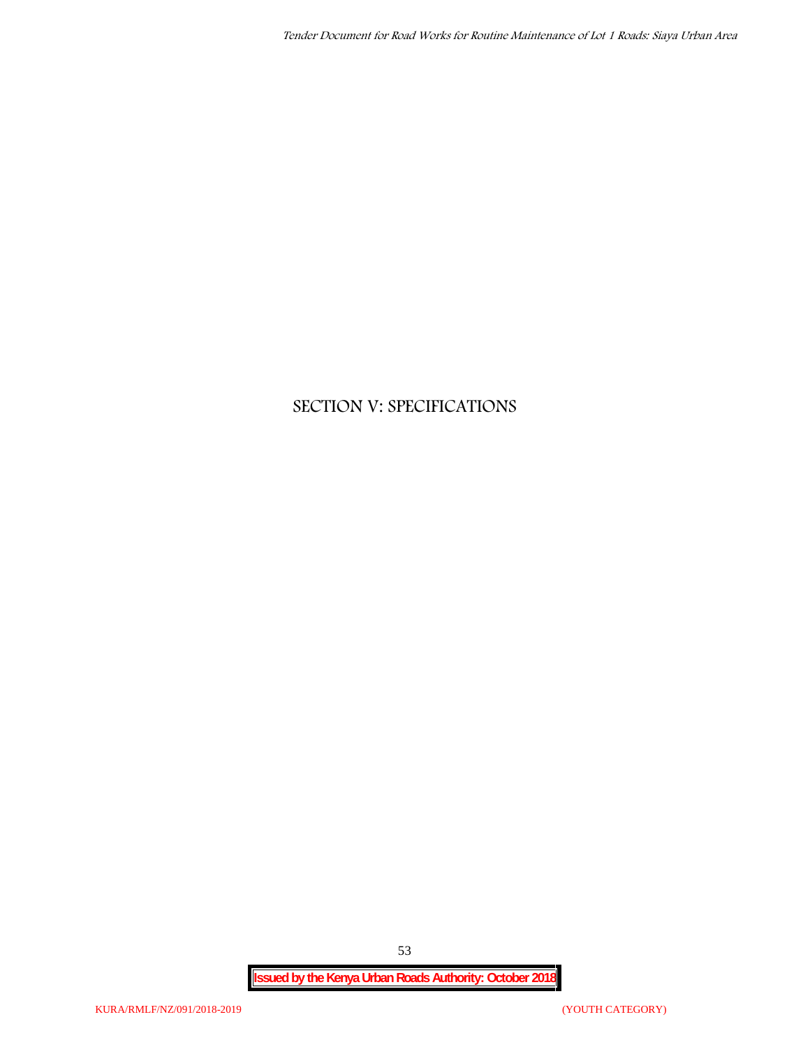# SECTION V: SPECIFICATIONS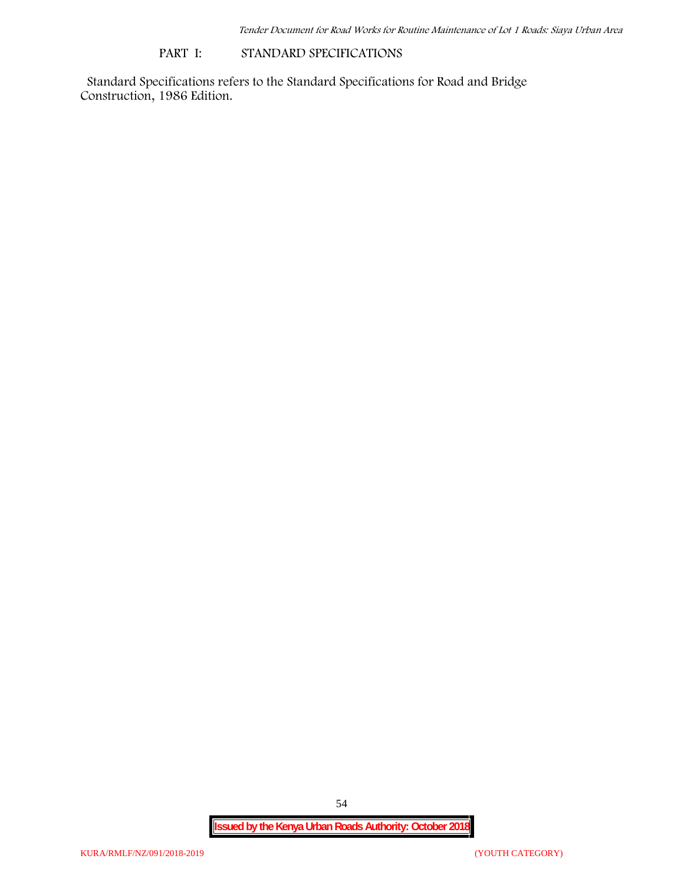## PART I: STANDARD SPECIFICATIONS

Standard Specifications refers to the Standard Specifications for Road and Bridge Construction, 1986 Edition.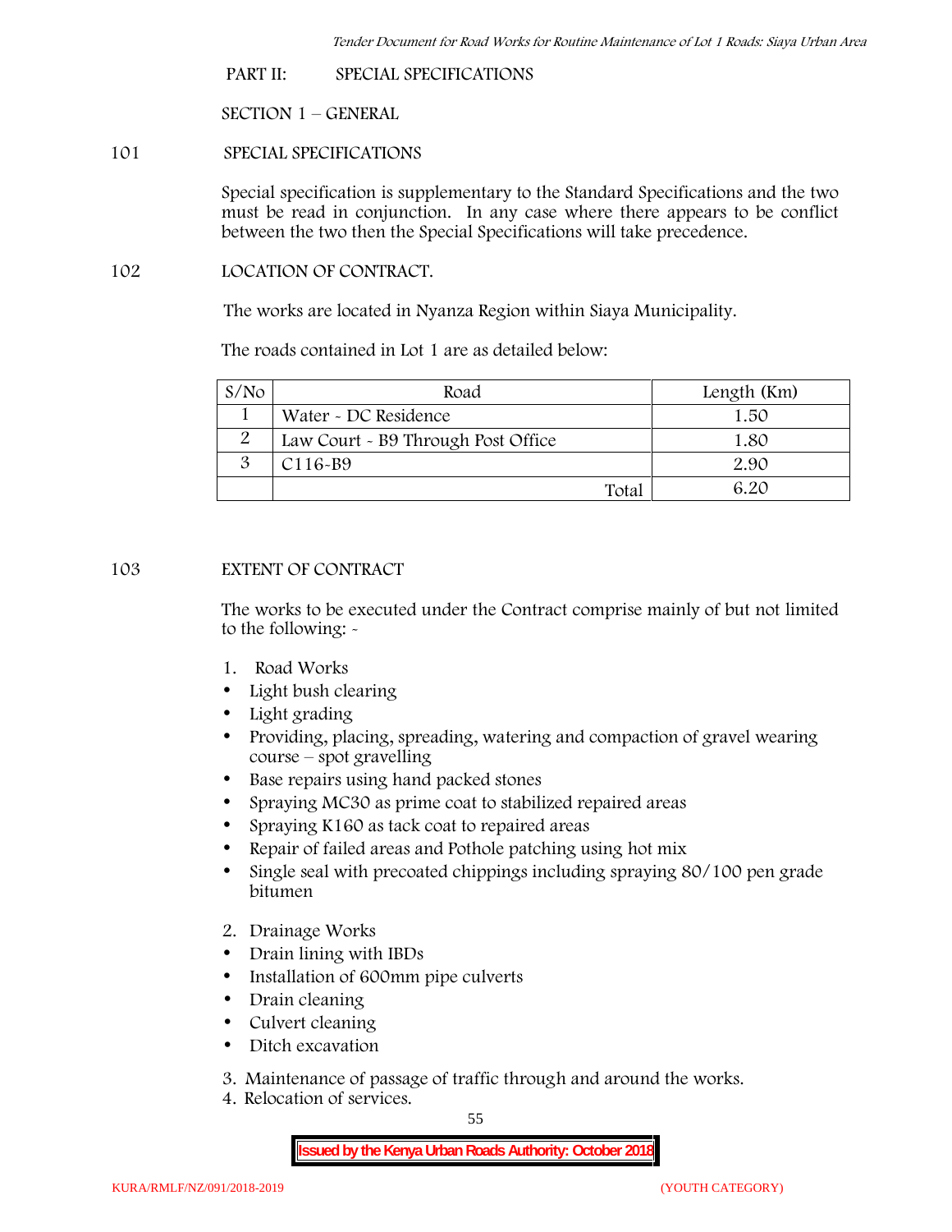## PART II: SPECIAL SPECIFICATIONS

### SECTION 1 – GENERAL

#### 101 SPECIAL SPECIFICATIONS

Special specification is supplementary to the Standard Specifications and the two must be read in conjunction. In any case where there appears to be conflict between the two then the Special Specifications will take precedence.

#### 102 LOCATION OF CONTRACT.

The works are located in Nyanza Region within Siaya Municipality.

The roads contained in Lot 1 are as detailed below:

| S/No | Road | Length (Km) |
|---|---|---|
| 1 | Water - DC Residence | 1.50 |
| 2 | Law Court - B9 Through Post Office | 1.80 |
| 3 | C116-B9 | 2.90 |
| | Total | 6.20 |

#### 103 EXTENT OF CONTRACT

The works to be executed under the Contract comprise mainly of but not limited to the following: -

1. Road Works
   - Light bush clearing
   - Light grading
   - Providing, placing, spreading, watering and compaction of gravel wearing course – spot gravelling
   - Base repairs using hand packed stones
   - Spraying MC30 as prime coat to stabilized repaired areas
   - Spraying K160 as tack coat to repaired areas
   - Repair of failed areas and Pothole patching using hot mix
   - Single seal with precoated chippings including spraying 80/100 pen grade bitumen
2. Drainage Works
   - Drain lining with IBDs
   - Installation of 600mm pipe culverts
   - Drain cleaning
   - Culvert cleaning
   - Ditch excavation
3. Maintenance of passage of traffic through and around the works.
4. Relocation of services.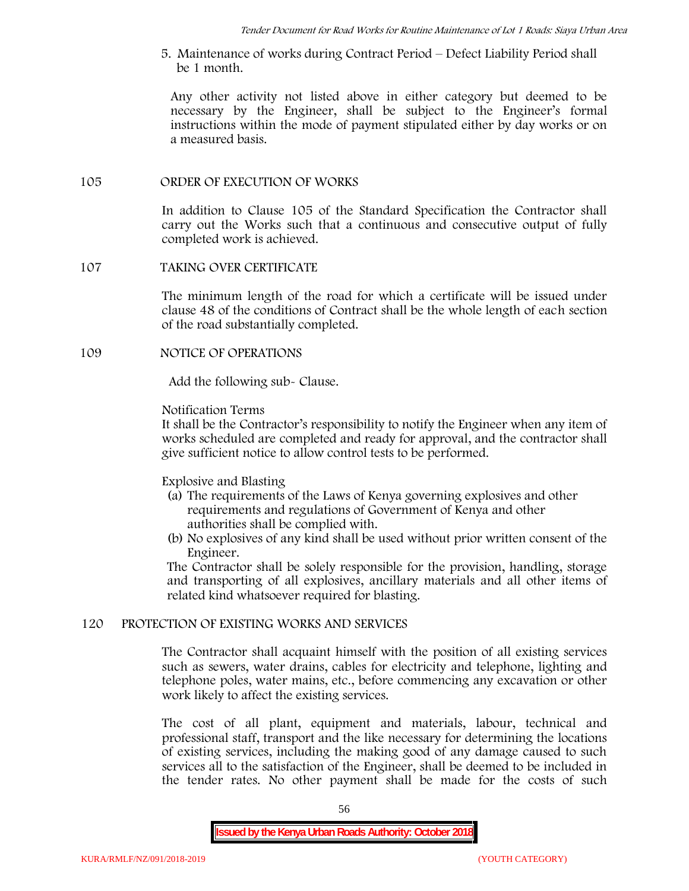5. Maintenance of works during Contract Period – Defect Liability Period shall be 1 month.

Any other activity not listed above in either category but deemed to be necessary by the Engineer, shall be subject to the Engineer's formal instructions within the mode of payment stipulated either by day works or on a measured basis.

## 105 ORDER OF EXECUTION OF WORKS

In addition to Clause 105 of the Standard Specification the Contractor shall carry out the Works such that a continuous and consecutive output of fully completed work is achieved.

## 107 TAKING OVER CERTIFICATE

The minimum length of the road for which a certificate will be issued under clause 48 of the conditions of Contract shall be the whole length of each section of the road substantially completed.

## 109 NOTICE OF OPERATIONS

Add the following sub- Clause.

Notification Terms

It shall be the Contractor's responsibility to notify the Engineer when any item of works scheduled are completed and ready for approval, and the contractor shall give sufficient notice to allow control tests to be performed.

Explosive and Blasting

(a) The requirements of the Laws of Kenya governing explosives and other requirements and regulations of Government of Kenya and other authorities shall be complied with.

(b) No explosives of any kind shall be used without prior written consent of the Engineer.

The Contractor shall be solely responsible for the provision, handling, storage and transporting of all explosives, ancillary materials and all other items of related kind whatsoever required for blasting.

## 120 PROTECTION OF EXISTING WORKS AND SERVICES

The Contractor shall acquaint himself with the position of all existing services such as sewers, water drains, cables for electricity and telephone, lighting and telephone poles, water mains, etc., before commencing any excavation or other work likely to affect the existing services.

The cost of all plant, equipment and materials, labour, technical and professional staff, transport and the like necessary for determining the locations of existing services, including the making good of any damage caused to such services all to the satisfaction of the Engineer, shall be deemed to be included in the tender rates. No other payment shall be made for the costs of such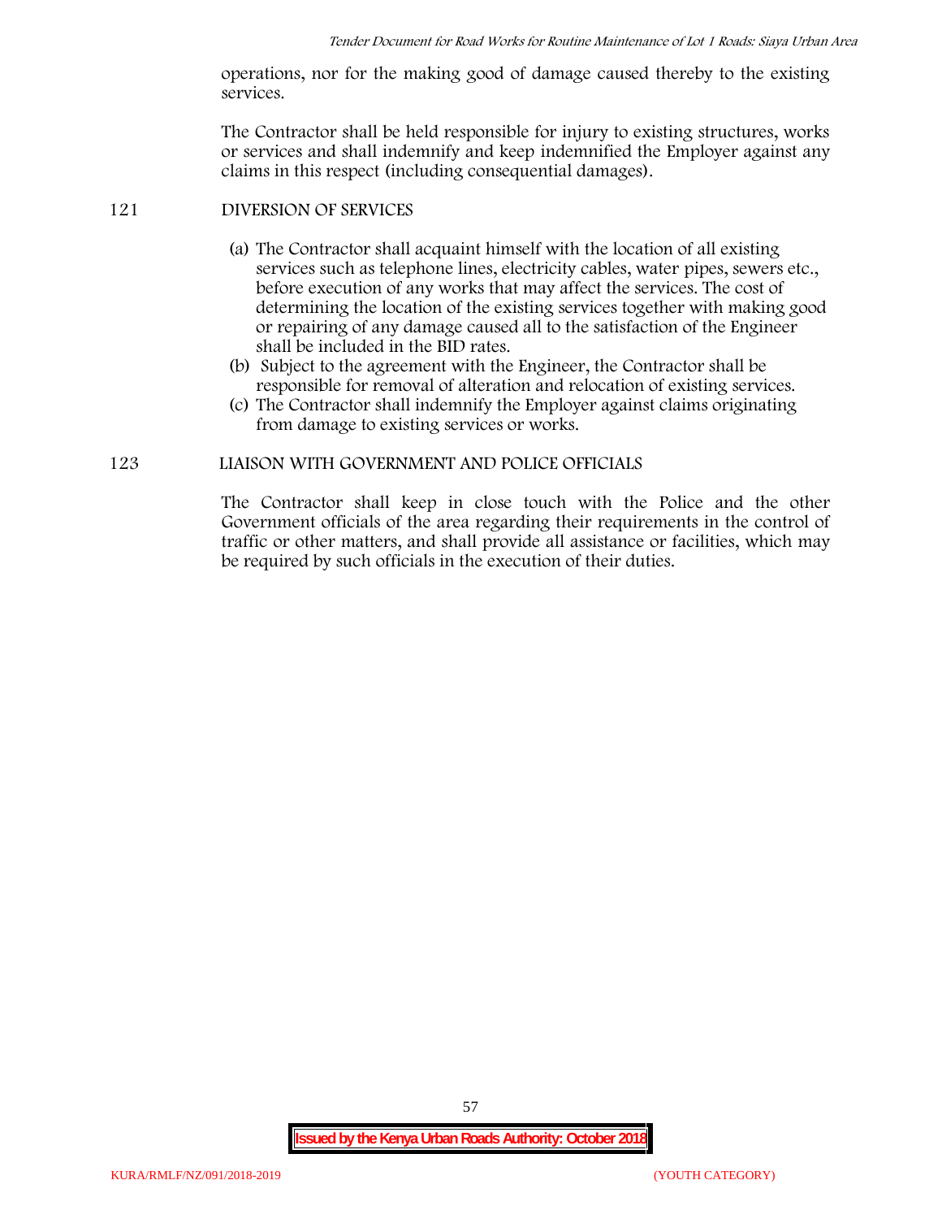operations, nor for the making good of damage caused thereby to the existing services.

The Contractor shall be held responsible for injury to existing structures, works or services and shall indemnify and keep indemnified the Employer against any claims in this respect (including consequential damages).

## 121 DIVERSION OF SERVICES

(a) The Contractor shall acquaint himself with the location of all existing services such as telephone lines, electricity cables, water pipes, sewers etc., before execution of any works that may affect the services. The cost of determining the location of the existing services together with making good or repairing of any damage caused all to the satisfaction of the Engineer shall be included in the BID rates.

(b) Subject to the agreement with the Engineer, the Contractor shall be responsible for removal of alteration and relocation of existing services.

(c) The Contractor shall indemnify the Employer against claims originating from damage to existing services or works.

## 123 LIAISON WITH GOVERNMENT AND POLICE OFFICIALS

The Contractor shall keep in close touch with the Police and the other Government officials of the area regarding their requirements in the control of traffic or other matters, and shall provide all assistance or facilities, which may be required by such officials in the execution of their duties.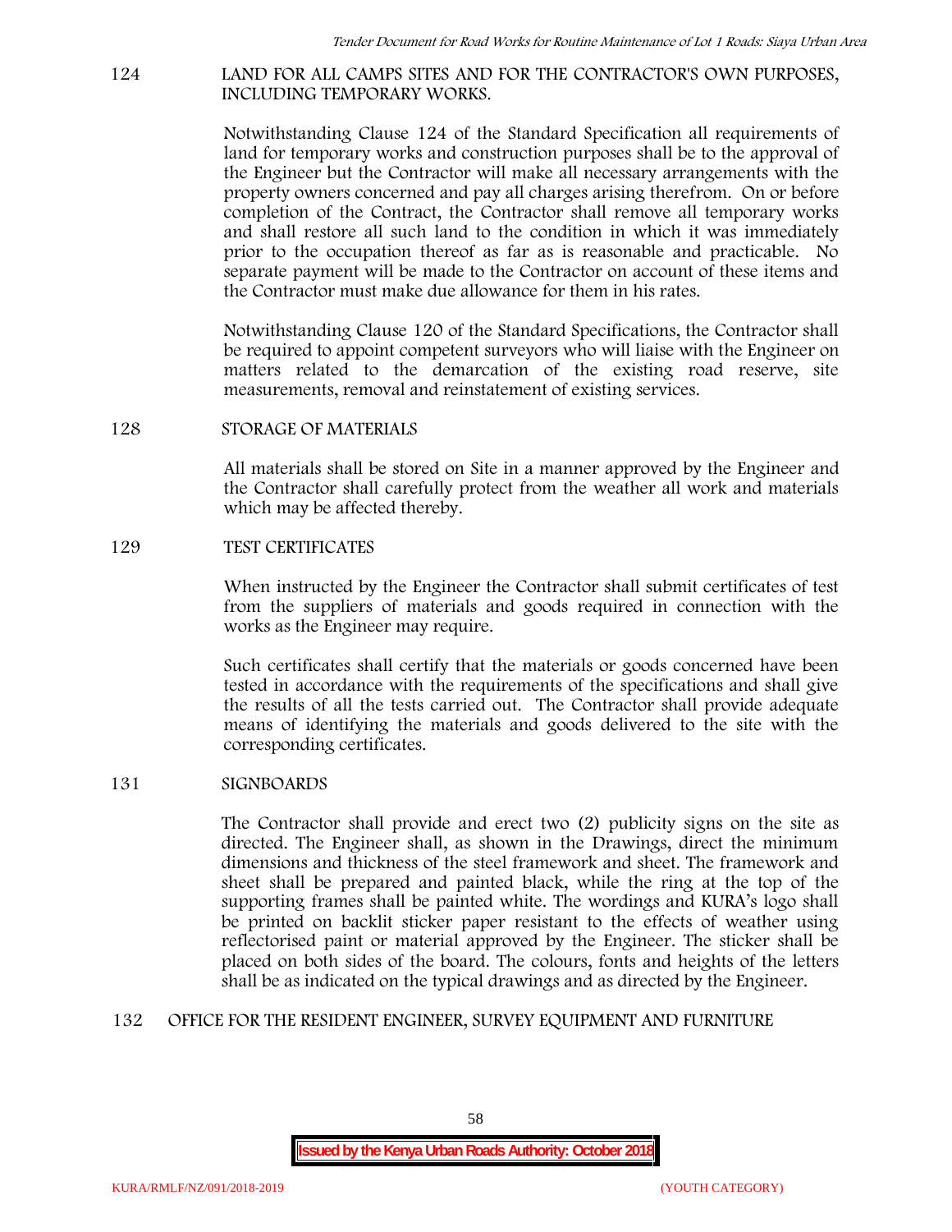## 124 LAND FOR ALL CAMPS SITES AND FOR THE CONTRACTOR'S OWN PURPOSES, INCLUDING TEMPORARY WORKS.

Notwithstanding Clause 124 of the Standard Specification all requirements of land for temporary works and construction purposes shall be to the approval of the Engineer but the Contractor will make all necessary arrangements with the property owners concerned and pay all charges arising therefrom. On or before completion of the Contract, the Contractor shall remove all temporary works and shall restore all such land to the condition in which it was immediately prior to the occupation thereof as far as is reasonable and practicable. No separate payment will be made to the Contractor on account of these items and the Contractor must make due allowance for them in his rates.

Notwithstanding Clause 120 of the Standard Specifications, the Contractor shall be required to appoint competent surveyors who will liaise with the Engineer on matters related to the demarcation of the existing road reserve, site measurements, removal and reinstatement of existing services.

## 128 STORAGE OF MATERIALS

All materials shall be stored on Site in a manner approved by the Engineer and the Contractor shall carefully protect from the weather all work and materials which may be affected thereby.

## 129 TEST CERTIFICATES

When instructed by the Engineer the Contractor shall submit certificates of test from the suppliers of materials and goods required in connection with the works as the Engineer may require.

Such certificates shall certify that the materials or goods concerned have been tested in accordance with the requirements of the specifications and shall give the results of all the tests carried out. The Contractor shall provide adequate means of identifying the materials and goods delivered to the site with the corresponding certificates.

## 131 SIGNBOARDS

The Contractor shall provide and erect two (2) publicity signs on the site as directed. The Engineer shall, as shown in the Drawings, direct the minimum dimensions and thickness of the steel framework and sheet. The framework and sheet shall be prepared and painted black, while the ring at the top of the supporting frames shall be painted white. The wordings and KURA's logo shall be printed on backlit sticker paper resistant to the effects of weather using reflectorised paint or material approved by the Engineer. The sticker shall be placed on both sides of the board. The colours, fonts and heights of the letters shall be as indicated on the typical drawings and as directed by the Engineer.

## 132 OFFICE FOR THE RESIDENT ENGINEER, SURVEY EQUIPMENT AND FURNITURE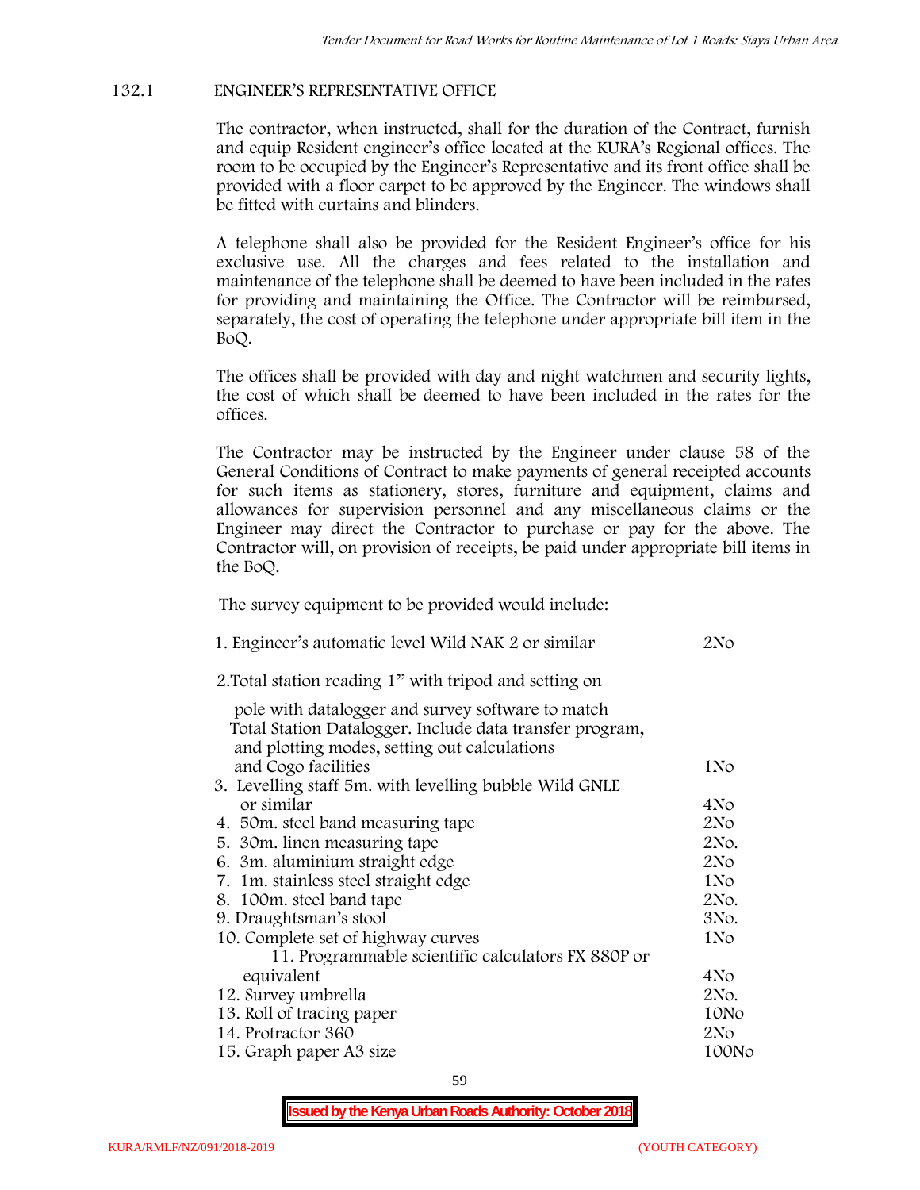## 132.1 ENGINEER'S REPRESENTATIVE OFFICE

The contractor, when instructed, shall for the duration of the Contract, furnish and equip Resident engineer's office located at the KURA's Regional offices. The room to be occupied by the Engineer's Representative and its front office shall be provided with a floor carpet to be approved by the Engineer. The windows shall be fitted with curtains and blinders.

A telephone shall also be provided for the Resident Engineer's office for his exclusive use. All the charges and fees related to the installation and maintenance of the telephone shall be deemed to have been included in the rates for providing and maintaining the Office. The Contractor will be reimbursed, separately, the cost of operating the telephone under appropriate bill item in the BoQ.

The offices shall be provided with day and night watchmen and security lights, the cost of which shall be deemed to have been included in the rates for the offices.

The Contractor may be instructed by the Engineer under clause 58 of the General Conditions of Contract to make payments of general receipted accounts for such items as stationery, stores, furniture and equipment, claims and allowances for supervision personnel and any miscellaneous claims or the Engineer may direct the Contractor to purchase or pay for the above. The Contractor will, on provision of receipts, be paid under appropriate bill items in the BoQ.

The survey equipment to be provided would include:

| Item | Quantity |
|---|---|
| 1. Engineer's automatic level Wild NAK 2 or similar | 2No |
| 2. Total station reading 1" with tripod and setting on pole with datalogger and survey software to match Total Station Datalogger. Include data transfer program, and plotting modes, setting out calculations and Cogo facilities | 1No |
| 3. Levelling staff 5m. with levelling bubble Wild GNLE or similar | 4No |
| 4. 50m. steel band measuring tape | 2No |
| 5. 30m. linen measuring tape | 2No. |
| 6. 3m. aluminium straight edge | 2No |
| 7. 1m. stainless steel straight edge | 1No |
| 8. 100m. steel band tape | 2No. |
| 9. Draughtsman's stool | 3No. |
| 10. Complete set of highway curves | 1No |
| 11. Programmable scientific calculators FX 880P or equivalent | 4No |
| 12. Survey umbrella | 2No. |
| 13. Roll of tracing paper | 10No |
| 14. Protractor 360 | 2No |
| 15. Graph paper A3 size | 100No |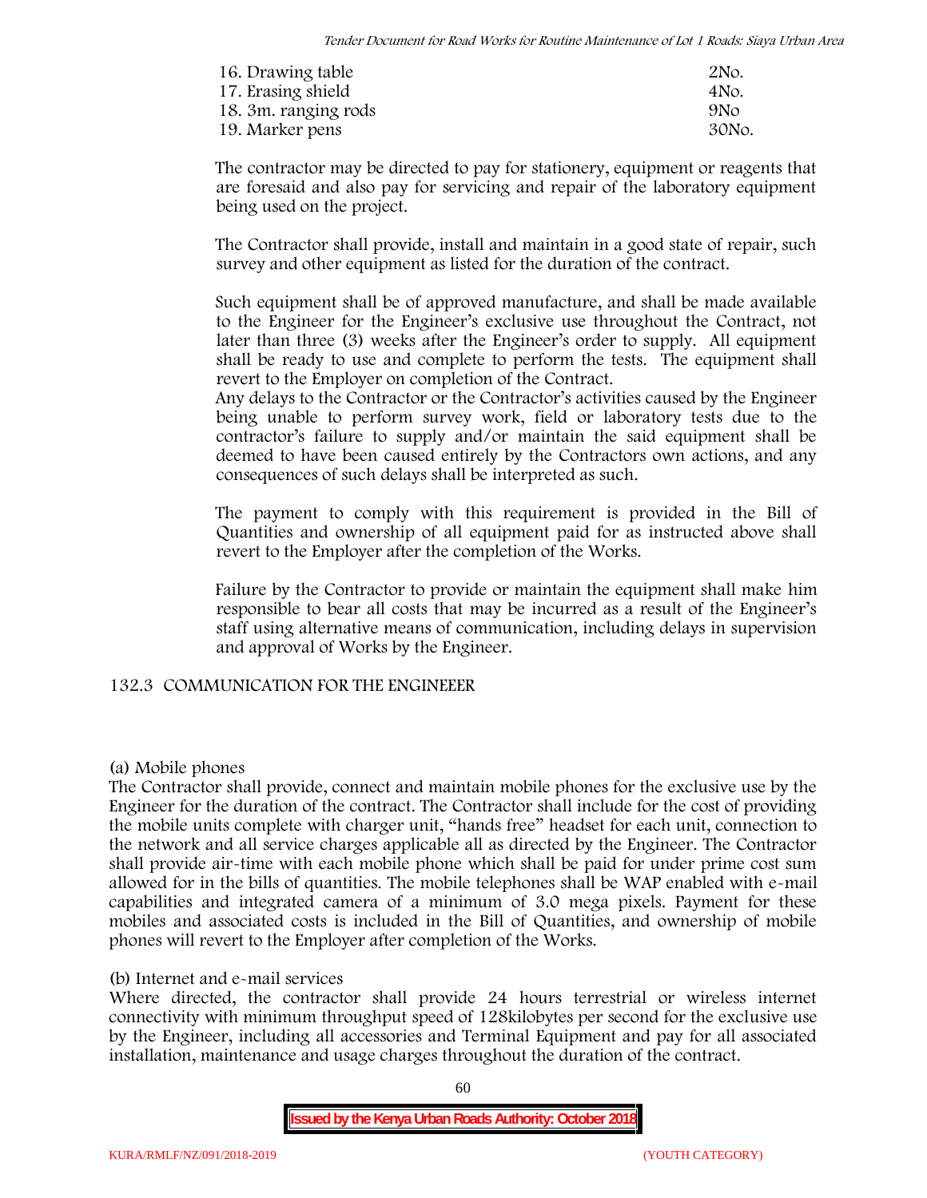| | |
|---|---|
| 16. Drawing table | 2No. |
| 17. Erasing shield | 4No. |
| 18. 3m. ranging rods | 9No |
| 19. Marker pens | 30No. |

The contractor may be directed to pay for stationery, equipment or reagents that are foresaid and also pay for servicing and repair of the laboratory equipment being used on the project.

The Contractor shall provide, install and maintain in a good state of repair, such survey and other equipment as listed for the duration of the contract.

Such equipment shall be of approved manufacture, and shall be made available to the Engineer for the Engineer's exclusive use throughout the Contract, not later than three (3) weeks after the Engineer's order to supply. All equipment shall be ready to use and complete to perform the tests. The equipment shall revert to the Employer on completion of the Contract.

Any delays to the Contractor or the Contractor's activities caused by the Engineer being unable to perform survey work, field or laboratory tests due to the contractor's failure to supply and/or maintain the said equipment shall be deemed to have been caused entirely by the Contractors own actions, and any consequences of such delays shall be interpreted as such.

The payment to comply with this requirement is provided in the Bill of Quantities and ownership of all equipment paid for as instructed above shall revert to the Employer after the completion of the Works.

Failure by the Contractor to provide or maintain the equipment shall make him responsible to bear all costs that may be incurred as a result of the Engineer's staff using alternative means of communication, including delays in supervision and approval of Works by the Engineer.

### 132.3 COMMUNICATION FOR THE ENGINEEER

(a) Mobile phones

The Contractor shall provide, connect and maintain mobile phones for the exclusive use by the Engineer for the duration of the contract. The Contractor shall include for the cost of providing the mobile units complete with charger unit, "hands free" headset for each unit, connection to the network and all service charges applicable all as directed by the Engineer. The Contractor shall provide air-time with each mobile phone which shall be paid for under prime cost sum allowed for in the bills of quantities. The mobile telephones shall be WAP enabled with e-mail capabilities and integrated camera of a minimum of 3.0 mega pixels. Payment for these mobiles and associated costs is included in the Bill of Quantities, and ownership of mobile phones will revert to the Employer after completion of the Works.

(b) Internet and e-mail services

Where directed, the contractor shall provide 24 hours terrestrial or wireless internet connectivity with minimum throughput speed of 128kilobytes per second for the exclusive use by the Engineer, including all accessories and Terminal Equipment and pay for all associated installation, maintenance and usage charges throughout the duration of the contract.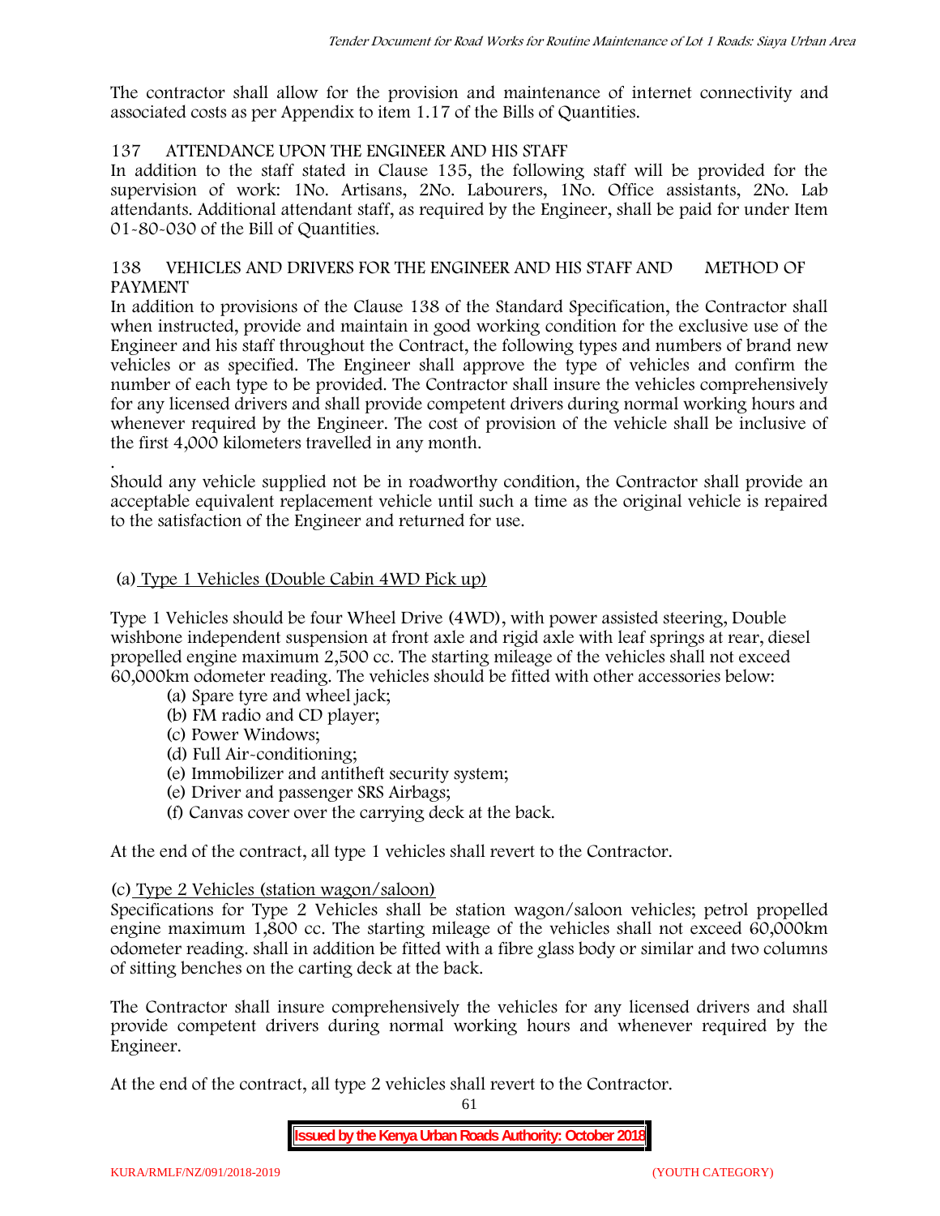The contractor shall allow for the provision and maintenance of internet connectivity and associated costs as per Appendix to item 1.17 of the Bills of Quantities.

## 137 ATTENDANCE UPON THE ENGINEER AND HIS STAFF

In addition to the staff stated in Clause 135, the following staff will be provided for the supervision of work: 1No. Artisans, 2No. Labourers, 1No. Office assistants, 2No. Lab attendants. Additional attendant staff, as required by the Engineer, shall be paid for under Item 01-80-030 of the Bill of Quantities.

## 138 VEHICLES AND DRIVERS FOR THE ENGINEER AND HIS STAFF AND METHOD OF PAYMENT

In addition to provisions of the Clause 138 of the Standard Specification, the Contractor shall when instructed, provide and maintain in good working condition for the exclusive use of the Engineer and his staff throughout the Contract, the following types and numbers of brand new vehicles or as specified. The Engineer shall approve the type of vehicles and confirm the number of each type to be provided. The Contractor shall insure the vehicles comprehensively for any licensed drivers and shall provide competent drivers during normal working hours and whenever required by the Engineer. The cost of provision of the vehicle shall be inclusive of the first 4,000 kilometers travelled in any month.

.

Should any vehicle supplied not be in roadworthy condition, the Contractor shall provide an acceptable equivalent replacement vehicle until such a time as the original vehicle is repaired to the satisfaction of the Engineer and returned for use.

(a) Type 1 Vehicles (Double Cabin 4WD Pick up)

Type 1 Vehicles should be four Wheel Drive (4WD), with power assisted steering, Double wishbone independent suspension at front axle and rigid axle with leaf springs at rear, diesel propelled engine maximum 2,500 cc. The starting mileage of the vehicles shall not exceed 60,000km odometer reading. The vehicles should be fitted with other accessories below:

- (a) Spare tyre and wheel jack;
- (b) FM radio and CD player;
- (c) Power Windows;
- (d) Full Air-conditioning;
- (e) Immobilizer and antitheft security system;
- (e) Driver and passenger SRS Airbags;
- (f) Canvas cover over the carrying deck at the back.

At the end of the contract, all type 1 vehicles shall revert to the Contractor.

(c) Type 2 Vehicles (station wagon/saloon)

Specifications for Type 2 Vehicles shall be station wagon/saloon vehicles; petrol propelled engine maximum 1,800 cc. The starting mileage of the vehicles shall not exceed 60,000km odometer reading. shall in addition be fitted with a fibre glass body or similar and two columns of sitting benches on the carting deck at the back.

The Contractor shall insure comprehensively the vehicles for any licensed drivers and shall provide competent drivers during normal working hours and whenever required by the Engineer.

At the end of the contract, all type 2 vehicles shall revert to the Contractor.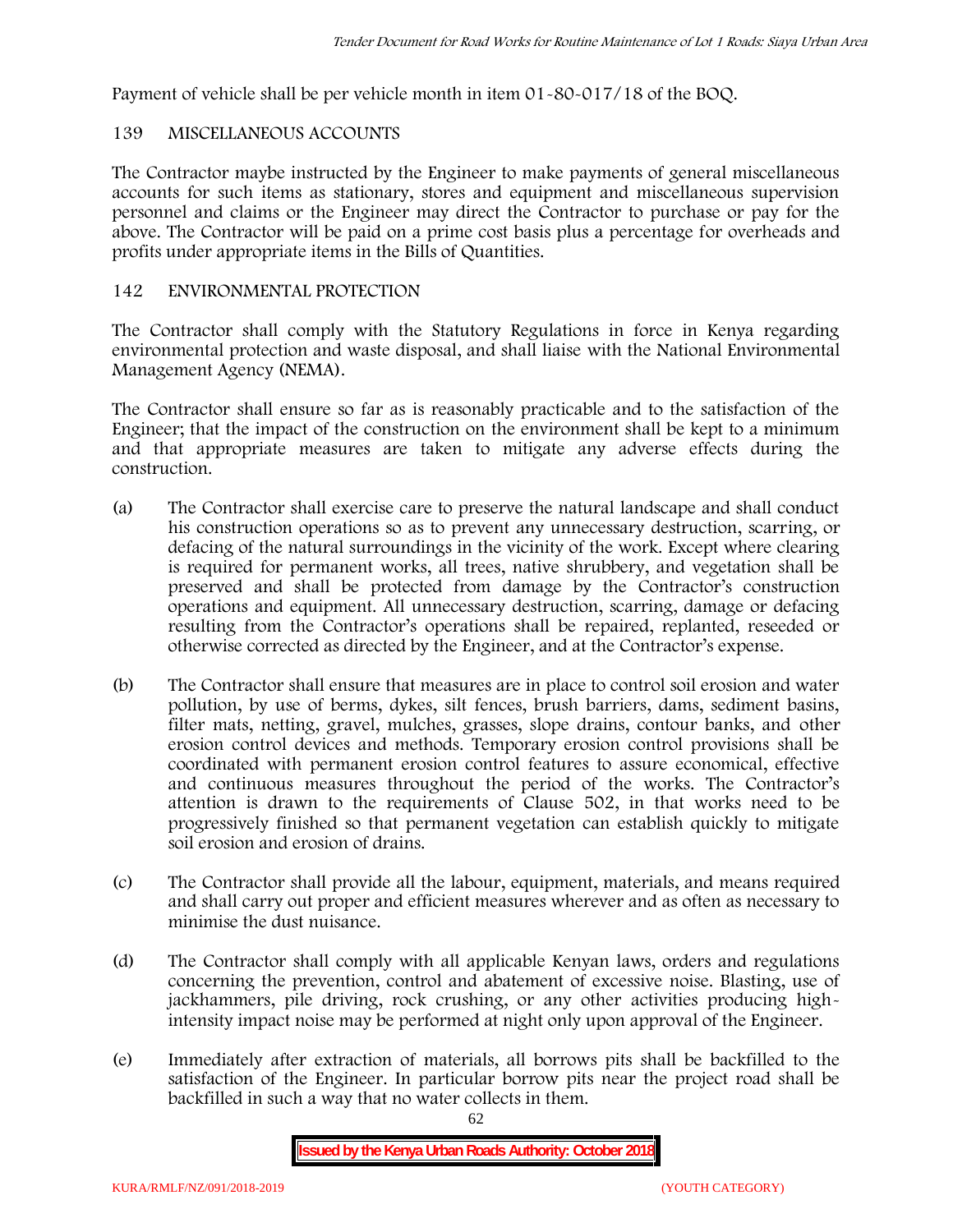Payment of vehicle shall be per vehicle month in item 01-80-017/18 of the BOQ.

## 139 MISCELLANEOUS ACCOUNTS

The Contractor maybe instructed by the Engineer to make payments of general miscellaneous accounts for such items as stationary, stores and equipment and miscellaneous supervision personnel and claims or the Engineer may direct the Contractor to purchase or pay for the above. The Contractor will be paid on a prime cost basis plus a percentage for overheads and profits under appropriate items in the Bills of Quantities.

## 142 ENVIRONMENTAL PROTECTION

The Contractor shall comply with the Statutory Regulations in force in Kenya regarding environmental protection and waste disposal, and shall liaise with the National Environmental Management Agency (NEMA).

The Contractor shall ensure so far as is reasonably practicable and to the satisfaction of the Engineer; that the impact of the construction on the environment shall be kept to a minimum and that appropriate measures are taken to mitigate any adverse effects during the construction.

(a) The Contractor shall exercise care to preserve the natural landscape and shall conduct his construction operations so as to prevent any unnecessary destruction, scarring, or defacing of the natural surroundings in the vicinity of the work. Except where clearing is required for permanent works, all trees, native shrubbery, and vegetation shall be preserved and shall be protected from damage by the Contractor's construction operations and equipment. All unnecessary destruction, scarring, damage or defacing resulting from the Contractor's operations shall be repaired, replanted, reseeded or otherwise corrected as directed by the Engineer, and at the Contractor's expense.

(b) The Contractor shall ensure that measures are in place to control soil erosion and water pollution, by use of berms, dykes, silt fences, brush barriers, dams, sediment basins, filter mats, netting, gravel, mulches, grasses, slope drains, contour banks, and other erosion control devices and methods. Temporary erosion control provisions shall be coordinated with permanent erosion control features to assure economical, effective and continuous measures throughout the period of the works. The Contractor's attention is drawn to the requirements of Clause 502, in that works need to be progressively finished so that permanent vegetation can establish quickly to mitigate soil erosion and erosion of drains.

(c) The Contractor shall provide all the labour, equipment, materials, and means required and shall carry out proper and efficient measures wherever and as often as necessary to minimise the dust nuisance.

(d) The Contractor shall comply with all applicable Kenyan laws, orders and regulations concerning the prevention, control and abatement of excessive noise. Blasting, use of jackhammers, pile driving, rock crushing, or any other activities producing high-intensity impact noise may be performed at night only upon approval of the Engineer.

(e) Immediately after extraction of materials, all borrows pits shall be backfilled to the satisfaction of the Engineer. In particular borrow pits near the project road shall be backfilled in such a way that no water collects in them.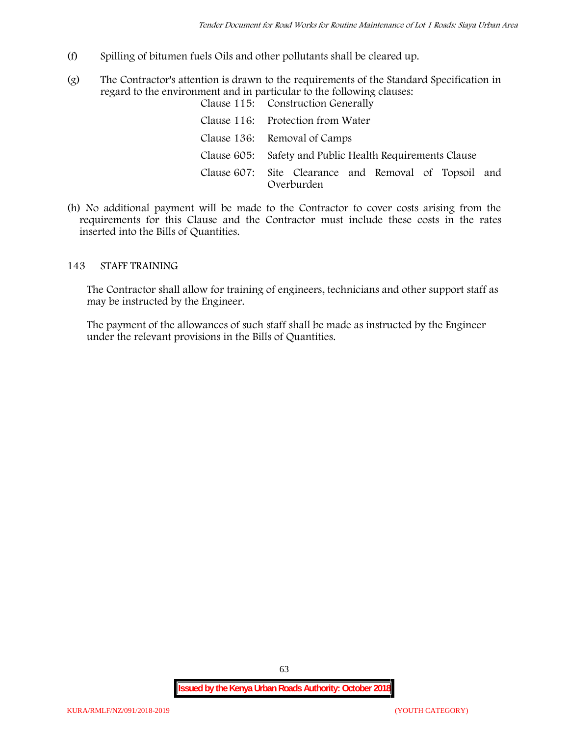(f) Spilling of bitumen fuels Oils and other pollutants shall be cleared up.

(g) The Contractor's attention is drawn to the requirements of the Standard Specification in regard to the environment and in particular to the following clauses:

| | |
|---|---|
| Clause 115: | Construction Generally |
| Clause 116: | Protection from Water |
| Clause 136: | Removal of Camps |
| Clause 605: | Safety and Public Health Requirements Clause |
| Clause 607: | Site Clearance and Removal of Topsoil and Overburden |

(h) No additional payment will be made to the Contractor to cover costs arising from the requirements for this Clause and the Contractor must include these costs in the rates inserted into the Bills of Quantities.

## 143 STAFF TRAINING

The Contractor shall allow for training of engineers, technicians and other support staff as may be instructed by the Engineer.

The payment of the allowances of such staff shall be made as instructed by the Engineer under the relevant provisions in the Bills of Quantities.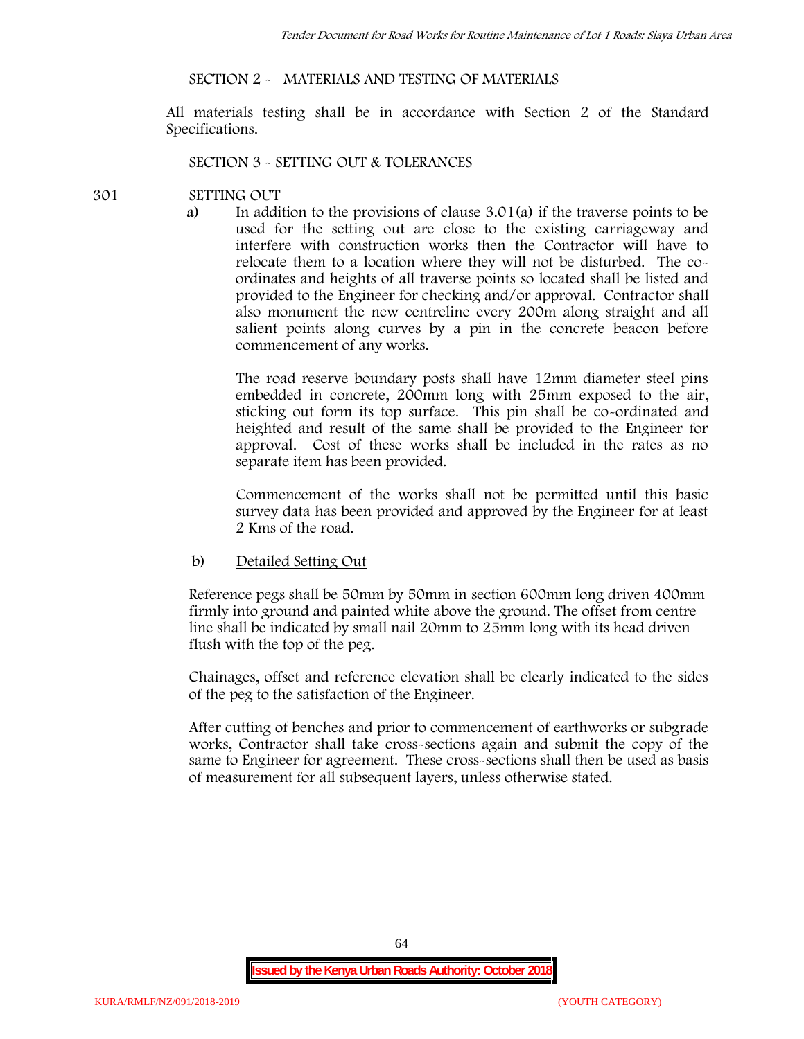## SECTION 2 - MATERIALS AND TESTING OF MATERIALS

All materials testing shall be in accordance with Section 2 of the Standard Specifications.

## SECTION 3 - SETTING OUT & TOLERANCES

### 301 SETTING OUT

a) In addition to the provisions of clause 3.01(a) if the traverse points to be used for the setting out are close to the existing carriageway and interfere with construction works then the Contractor will have to relocate them to a location where they will not be disturbed. The co-ordinates and heights of all traverse points so located shall be listed and provided to the Engineer for checking and/or approval. Contractor shall also monument the new centreline every 200m along straight and all salient points along curves by a pin in the concrete beacon before commencement of any works.

The road reserve boundary posts shall have 12mm diameter steel pins embedded in concrete, 200mm long with 25mm exposed to the air, sticking out form its top surface. This pin shall be co-ordinated and heighted and result of the same shall be provided to the Engineer for approval. Cost of these works shall be included in the rates as no separate item has been provided.

Commencement of the works shall not be permitted until this basic survey data has been provided and approved by the Engineer for at least 2 Kms of the road.

b) <u>Detailed Setting Out</u>

Reference pegs shall be 50mm by 50mm in section 600mm long driven 400mm firmly into ground and painted white above the ground. The offset from centre line shall be indicated by small nail 20mm to 25mm long with its head driven flush with the top of the peg.

Chainages, offset and reference elevation shall be clearly indicated to the sides of the peg to the satisfaction of the Engineer.

After cutting of benches and prior to commencement of earthworks or subgrade works, Contractor shall take cross-sections again and submit the copy of the same to Engineer for agreement. These cross-sections shall then be used as basis of measurement for all subsequent layers, unless otherwise stated.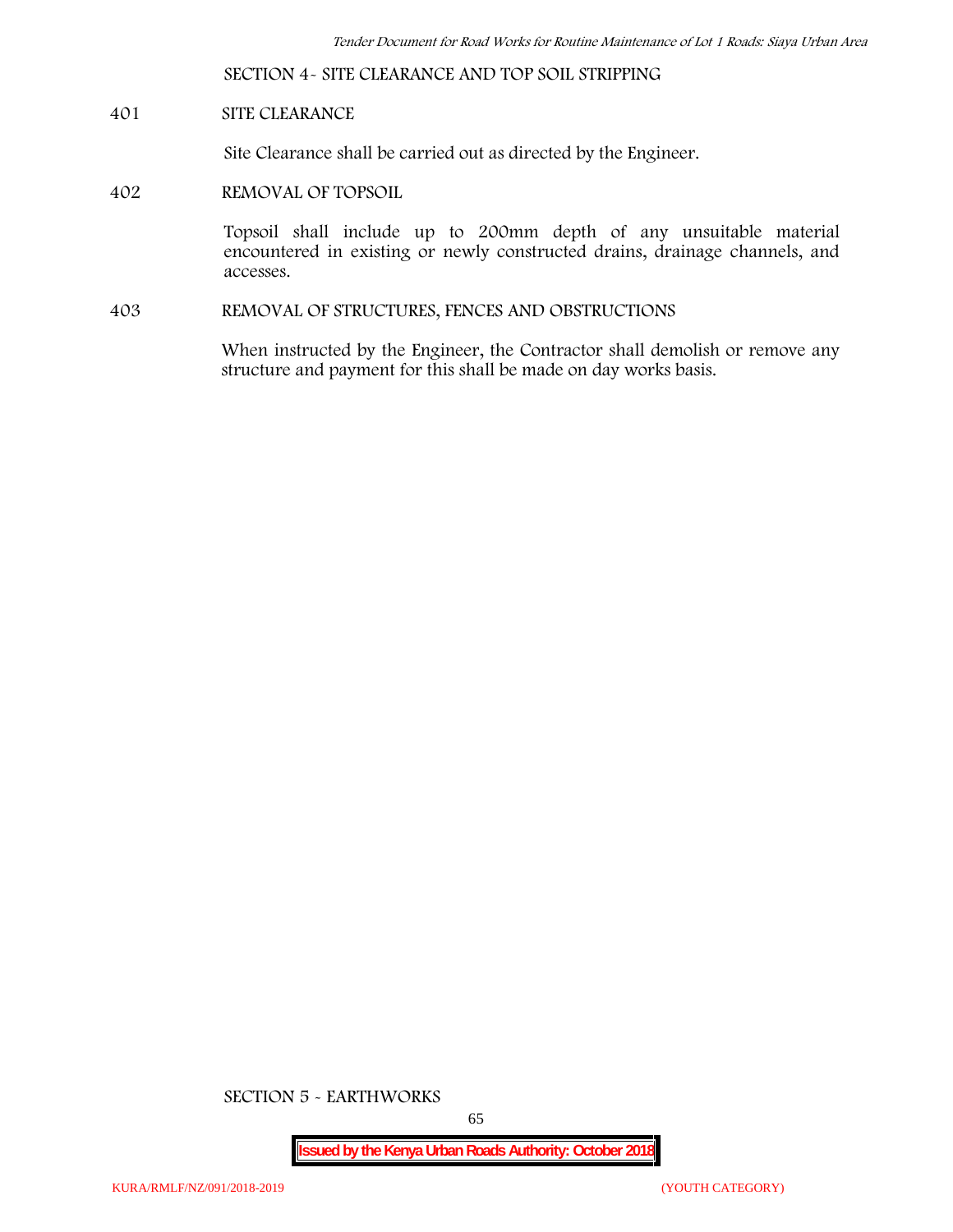## SECTION 4- SITE CLEARANCE AND TOP SOIL STRIPPING

### 401 SITE CLEARANCE

Site Clearance shall be carried out as directed by the Engineer.

### 402 REMOVAL OF TOPSOIL

Topsoil shall include up to 200mm depth of any unsuitable material encountered in existing or newly constructed drains, drainage channels, and accesses.

### 403 REMOVAL OF STRUCTURES, FENCES AND OBSTRUCTIONS

When instructed by the Engineer, the Contractor shall demolish or remove any structure and payment for this shall be made on day works basis.

## SECTION 5 - EARTHWORKS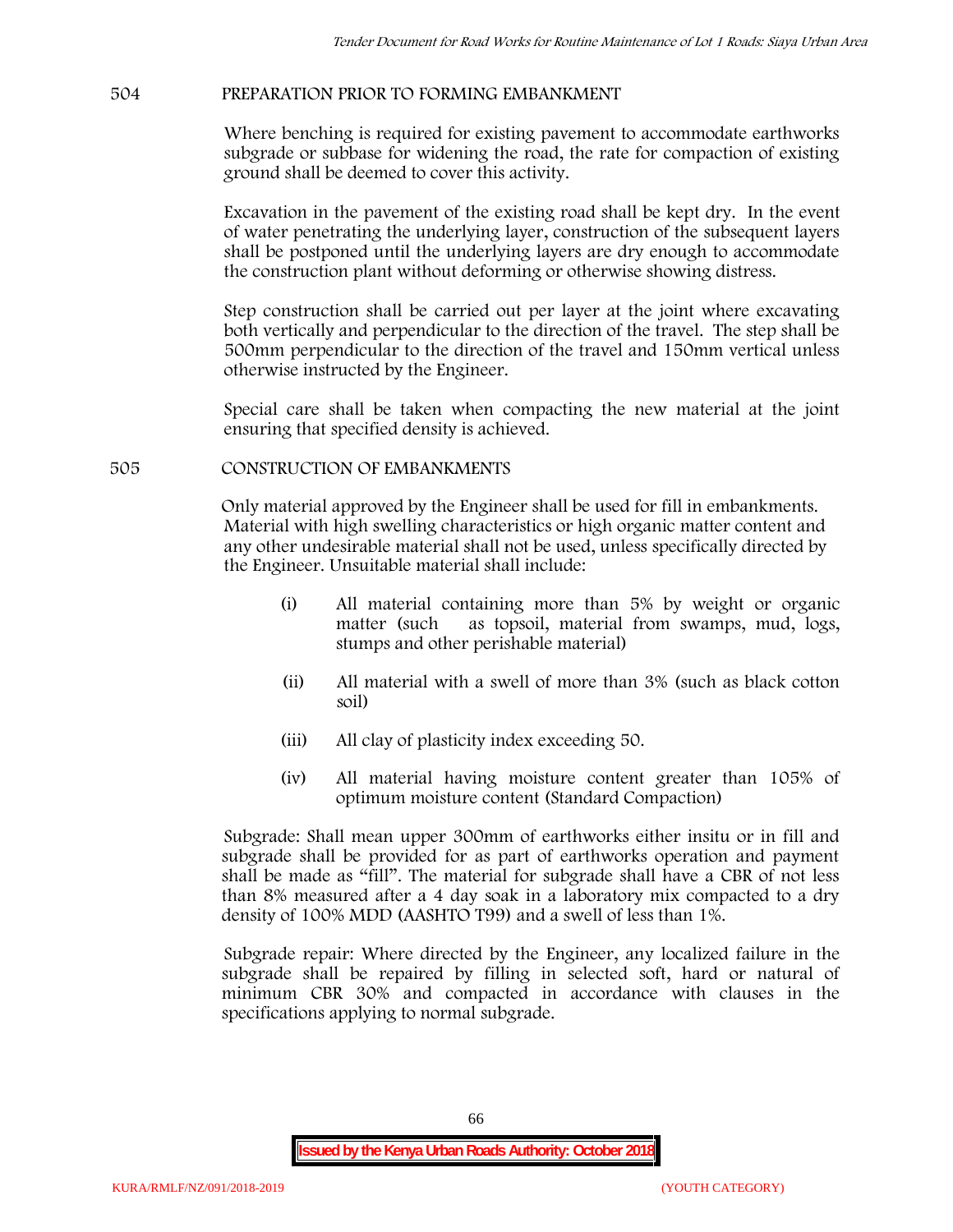## 504 PREPARATION PRIOR TO FORMING EMBANKMENT

Where benching is required for existing pavement to accommodate earthworks subgrade or subbase for widening the road, the rate for compaction of existing ground shall be deemed to cover this activity.

Excavation in the pavement of the existing road shall be kept dry. In the event of water penetrating the underlying layer, construction of the subsequent layers shall be postponed until the underlying layers are dry enough to accommodate the construction plant without deforming or otherwise showing distress.

Step construction shall be carried out per layer at the joint where excavating both vertically and perpendicular to the direction of the travel. The step shall be 500mm perpendicular to the direction of the travel and 150mm vertical unless otherwise instructed by the Engineer.

Special care shall be taken when compacting the new material at the joint ensuring that specified density is achieved.

## 505 CONSTRUCTION OF EMBANKMENTS

Only material approved by the Engineer shall be used for fill in embankments. Material with high swelling characteristics or high organic matter content and any other undesirable material shall not be used, unless specifically directed by the Engineer. Unsuitable material shall include:

(i) All material containing more than 5% by weight or organic matter (such as topsoil, material from swamps, mud, logs, stumps and other perishable material)

(ii) All material with a swell of more than 3% (such as black cotton soil)

(iii) All clay of plasticity index exceeding 50.

(iv) All material having moisture content greater than 105% of optimum moisture content (Standard Compaction)

Subgrade: Shall mean upper 300mm of earthworks either insitu or in fill and subgrade shall be provided for as part of earthworks operation and payment shall be made as "fill". The material for subgrade shall have a CBR of not less than 8% measured after a 4 day soak in a laboratory mix compacted to a dry density of 100% MDD (AASHTO T99) and a swell of less than 1%.

Subgrade repair: Where directed by the Engineer, any localized failure in the subgrade shall be repaired by filling in selected soft, hard or natural of minimum CBR 30% and compacted in accordance with clauses in the specifications applying to normal subgrade.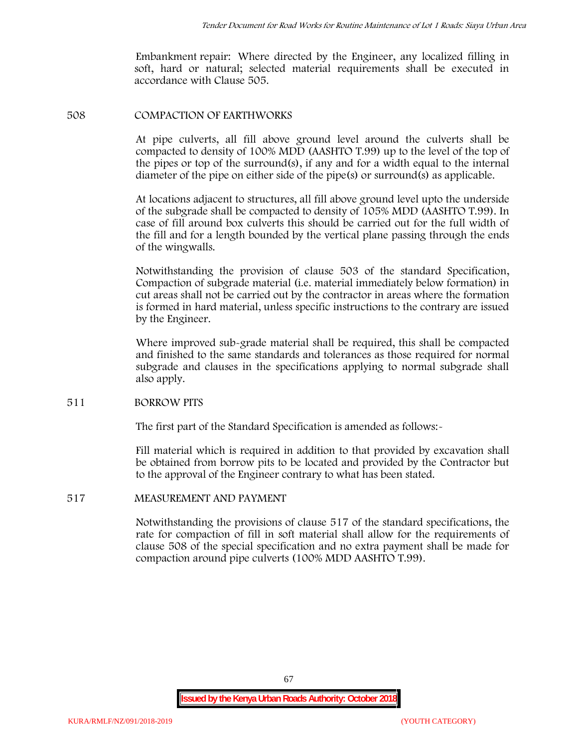Embankment repair: Where directed by the Engineer, any localized filling in soft, hard or natural; selected material requirements shall be executed in accordance with Clause 505.

## 508 COMPACTION OF EARTHWORKS

At pipe culverts, all fill above ground level around the culverts shall be compacted to density of 100% MDD (AASHTO T.99) up to the level of the top of the pipes or top of the surround(s), if any and for a width equal to the internal diameter of the pipe on either side of the pipe(s) or surround(s) as applicable.

At locations adjacent to structures, all fill above ground level upto the underside of the subgrade shall be compacted to density of 105% MDD (AASHTO T.99). In case of fill around box culverts this should be carried out for the full width of the fill and for a length bounded by the vertical plane passing through the ends of the wingwalls.

Notwithstanding the provision of clause 503 of the standard Specification, Compaction of subgrade material (i.e. material immediately below formation) in cut areas shall not be carried out by the contractor in areas where the formation is formed in hard material, unless specific instructions to the contrary are issued by the Engineer.

Where improved sub-grade material shall be required, this shall be compacted and finished to the same standards and tolerances as those required for normal subgrade and clauses in the specifications applying to normal subgrade shall also apply.

## 511 BORROW PITS

The first part of the Standard Specification is amended as follows:-

Fill material which is required in addition to that provided by excavation shall be obtained from borrow pits to be located and provided by the Contractor but to the approval of the Engineer contrary to what has been stated.

## 517 MEASUREMENT AND PAYMENT

Notwithstanding the provisions of clause 517 of the standard specifications, the rate for compaction of fill in soft material shall allow for the requirements of clause 508 of the special specification and no extra payment shall be made for compaction around pipe culverts (100% MDD AASHTO T.99).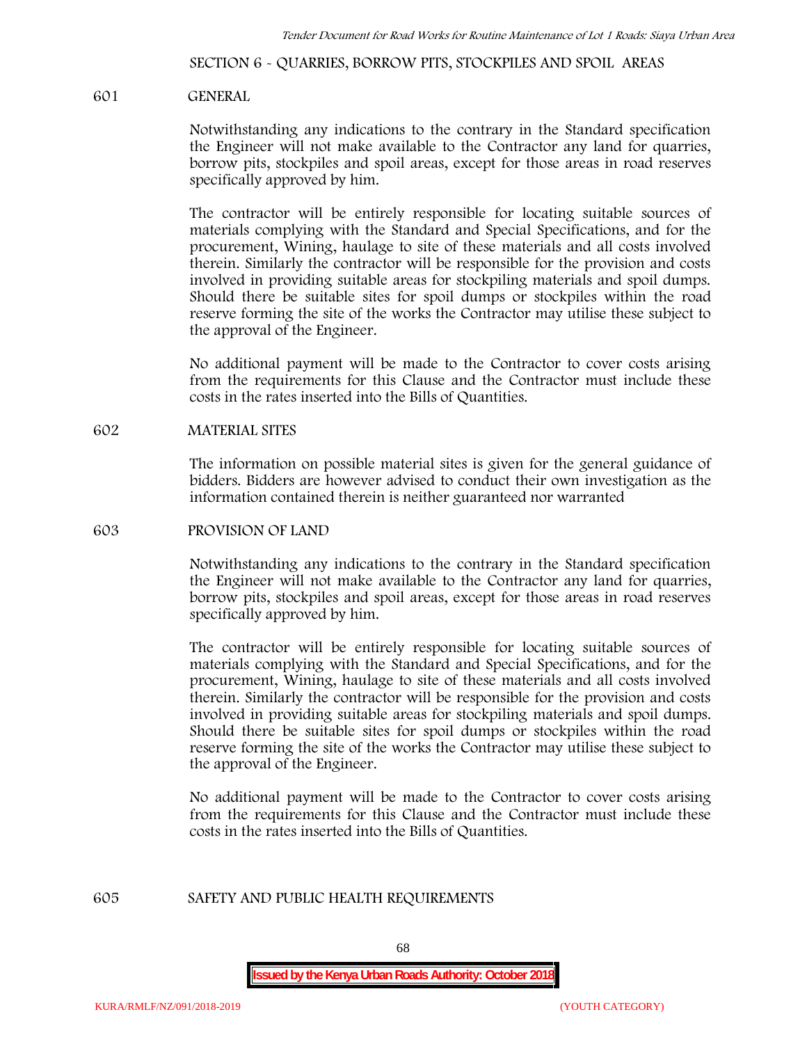## SECTION 6 - QUARRIES, BORROW PITS, STOCKPILES AND SPOIL AREAS

### 601 GENERAL

Notwithstanding any indications to the contrary in the Standard specification the Engineer will not make available to the Contractor any land for quarries, borrow pits, stockpiles and spoil areas, except for those areas in road reserves specifically approved by him.

The contractor will be entirely responsible for locating suitable sources of materials complying with the Standard and Special Specifications, and for the procurement, Wining, haulage to site of these materials and all costs involved therein. Similarly the contractor will be responsible for the provision and costs involved in providing suitable areas for stockpiling materials and spoil dumps. Should there be suitable sites for spoil dumps or stockpiles within the road reserve forming the site of the works the Contractor may utilise these subject to the approval of the Engineer.

No additional payment will be made to the Contractor to cover costs arising from the requirements for this Clause and the Contractor must include these costs in the rates inserted into the Bills of Quantities.

### 602 MATERIAL SITES

The information on possible material sites is given for the general guidance of bidders. Bidders are however advised to conduct their own investigation as the information contained therein is neither guaranteed nor warranted

### 603 PROVISION OF LAND

Notwithstanding any indications to the contrary in the Standard specification the Engineer will not make available to the Contractor any land for quarries, borrow pits, stockpiles and spoil areas, except for those areas in road reserves specifically approved by him.

The contractor will be entirely responsible for locating suitable sources of materials complying with the Standard and Special Specifications, and for the procurement, Wining, haulage to site of these materials and all costs involved therein. Similarly the contractor will be responsible for the provision and costs involved in providing suitable areas for stockpiling materials and spoil dumps. Should there be suitable sites for spoil dumps or stockpiles within the road reserve forming the site of the works the Contractor may utilise these subject to the approval of the Engineer.

No additional payment will be made to the Contractor to cover costs arising from the requirements for this Clause and the Contractor must include these costs in the rates inserted into the Bills of Quantities.

### 605 SAFETY AND PUBLIC HEALTH REQUIREMENTS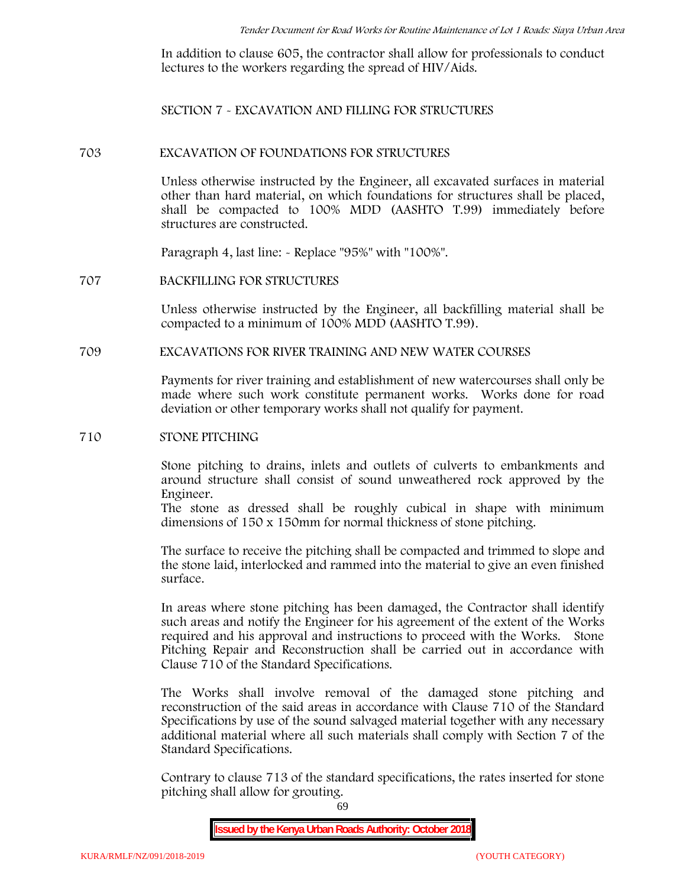In addition to clause 605, the contractor shall allow for professionals to conduct lectures to the workers regarding the spread of HIV/Aids.

## SECTION 7 - EXCAVATION AND FILLING FOR STRUCTURES

### 703 EXCAVATION OF FOUNDATIONS FOR STRUCTURES

Unless otherwise instructed by the Engineer, all excavated surfaces in material other than hard material, on which foundations for structures shall be placed, shall be compacted to 100% MDD (AASHTO T.99) immediately before structures are constructed.

Paragraph 4, last line: - Replace "95%" with "100%".

### 707 BACKFILLING FOR STRUCTURES

Unless otherwise instructed by the Engineer, all backfilling material shall be compacted to a minimum of 100% MDD (AASHTO T.99).

### 709 EXCAVATIONS FOR RIVER TRAINING AND NEW WATER COURSES

Payments for river training and establishment of new watercourses shall only be made where such work constitute permanent works. Works done for road deviation or other temporary works shall not qualify for payment.

### 710 STONE PITCHING

Stone pitching to drains, inlets and outlets of culverts to embankments and around structure shall consist of sound unweathered rock approved by the Engineer.
The stone as dressed shall be roughly cubical in shape with minimum dimensions of 150 x 150mm for normal thickness of stone pitching.

The surface to receive the pitching shall be compacted and trimmed to slope and the stone laid, interlocked and rammed into the material to give an even finished surface.

In areas where stone pitching has been damaged, the Contractor shall identify such areas and notify the Engineer for his agreement of the extent of the Works required and his approval and instructions to proceed with the Works. Stone Pitching Repair and Reconstruction shall be carried out in accordance with Clause 710 of the Standard Specifications.

The Works shall involve removal of the damaged stone pitching and reconstruction of the said areas in accordance with Clause 710 of the Standard Specifications by use of the sound salvaged material together with any necessary additional material where all such materials shall comply with Section 7 of the Standard Specifications.

Contrary to clause 713 of the standard specifications, the rates inserted for stone pitching shall allow for grouting.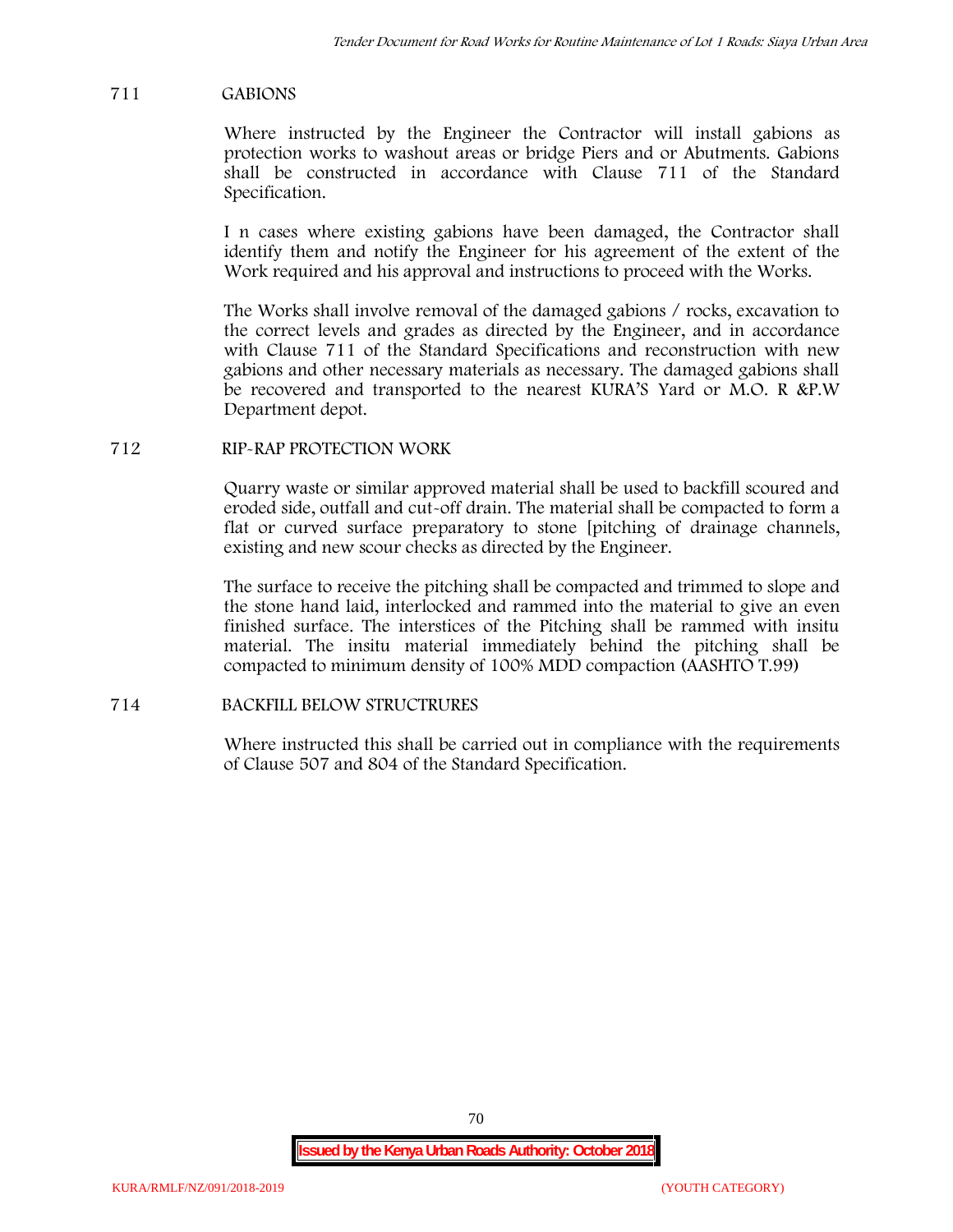## 711 GABIONS

Where instructed by the Engineer the Contractor will install gabions as protection works to washout areas or bridge Piers and or Abutments. Gabions shall be constructed in accordance with Clause 711 of the Standard Specification.

I n cases where existing gabions have been damaged, the Contractor shall identify them and notify the Engineer for his agreement of the extent of the Work required and his approval and instructions to proceed with the Works.

The Works shall involve removal of the damaged gabions / rocks, excavation to the correct levels and grades as directed by the Engineer, and in accordance with Clause 711 of the Standard Specifications and reconstruction with new gabions and other necessary materials as necessary. The damaged gabions shall be recovered and transported to the nearest KURA'S Yard or M.O. R &P.W Department depot.

## 712 RIP-RAP PROTECTION WORK

Quarry waste or similar approved material shall be used to backfill scoured and eroded side, outfall and cut-off drain. The material shall be compacted to form a flat or curved surface preparatory to stone [pitching of drainage channels, existing and new scour checks as directed by the Engineer.

The surface to receive the pitching shall be compacted and trimmed to slope and the stone hand laid, interlocked and rammed into the material to give an even finished surface. The interstices of the Pitching shall be rammed with insitu material. The insitu material immediately behind the pitching shall be compacted to minimum density of 100% MDD compaction (AASHTO T.99)

## 714 BACKFILL BELOW STRUCTRURES

Where instructed this shall be carried out in compliance with the requirements of Clause 507 and 804 of the Standard Specification.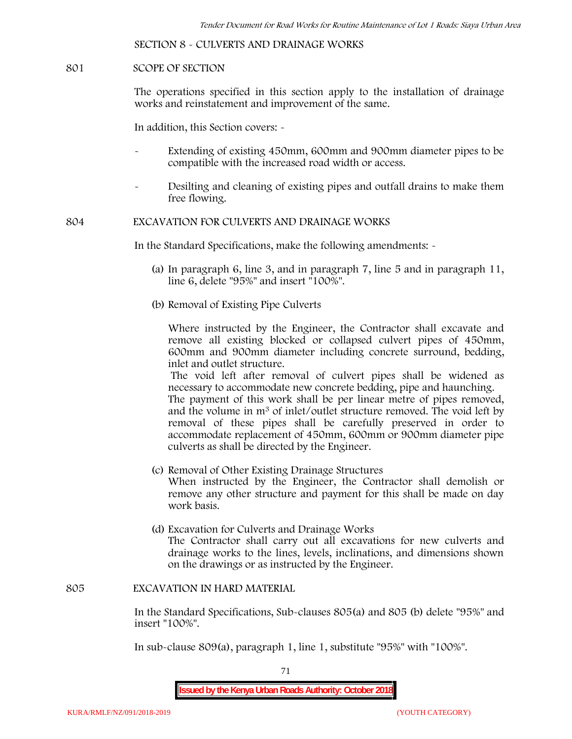## SECTION 8 - CULVERTS AND DRAINAGE WORKS

### 801 SCOPE OF SECTION

The operations specified in this section apply to the installation of drainage works and reinstatement and improvement of the same.

In addition, this Section covers: -

- Extending of existing 450mm, 600mm and 900mm diameter pipes to be compatible with the increased road width or access.
- Desilting and cleaning of existing pipes and outfall drains to make them free flowing.

### 804 EXCAVATION FOR CULVERTS AND DRAINAGE WORKS

In the Standard Specifications, make the following amendments: -

(a) In paragraph 6, line 3, and in paragraph 7, line 5 and in paragraph 11, line 6, delete "95%" and insert "100%".

(b) Removal of Existing Pipe Culverts

Where instructed by the Engineer, the Contractor shall excavate and remove all existing blocked or collapsed culvert pipes of 450mm, 600mm and 900mm diameter including concrete surround, bedding, inlet and outlet structure.

The void left after removal of culvert pipes shall be widened as necessary to accommodate new concrete bedding, pipe and haunching.

The payment of this work shall be per linear metre of pipes removed, and the volume in $m^3$ of inlet/outlet structure removed. The void left by removal of these pipes shall be carefully preserved in order to accommodate replacement of 450mm, 600mm or 900mm diameter pipe culverts as shall be directed by the Engineer.

(c) Removal of Other Existing Drainage Structures

When instructed by the Engineer, the Contractor shall demolish or remove any other structure and payment for this shall be made on day work basis.

(d) Excavation for Culverts and Drainage Works

The Contractor shall carry out all excavations for new culverts and drainage works to the lines, levels, inclinations, and dimensions shown on the drawings or as instructed by the Engineer.

### 805 EXCAVATION IN HARD MATERIAL

In the Standard Specifications, Sub-clauses 805(a) and 805 (b) delete "95%" and insert "100%".

In sub-clause 809(a), paragraph 1, line 1, substitute "95%" with "100%".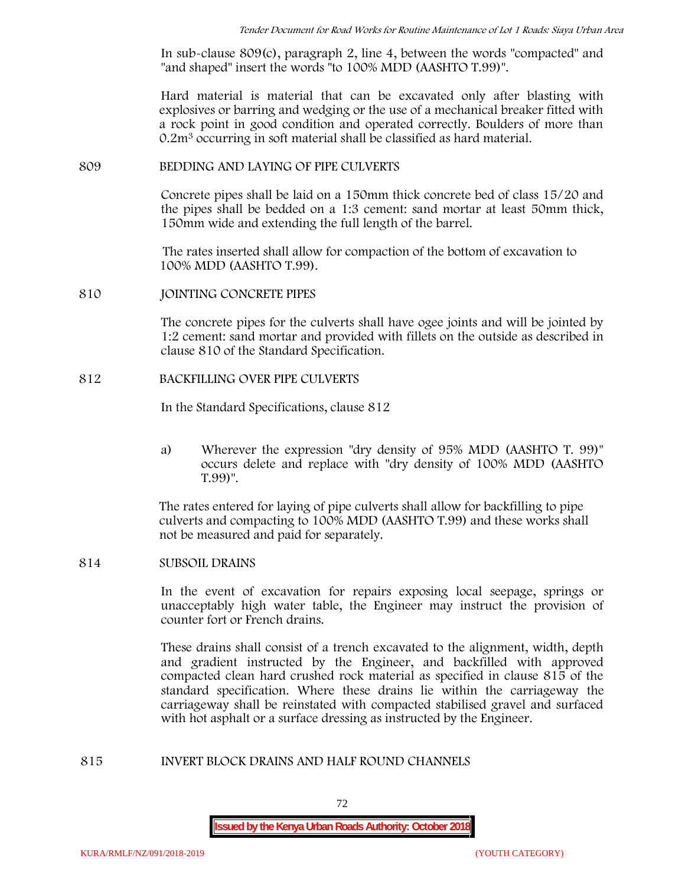In sub-clause 809(c), paragraph 2, line 4, between the words "compacted" and "and shaped" insert the words "to 100% MDD (AASHTO T.99)".

Hard material is material that can be excavated only after blasting with explosives or barring and wedging or the use of a mechanical breaker fitted with a rock point in good condition and operated correctly. Boulders of more than $0.2m^3$ occurring in soft material shall be classified as hard material.

809 BEDDING AND LAYING OF PIPE CULVERTS

Concrete pipes shall be laid on a 150mm thick concrete bed of class 15/20 and the pipes shall be bedded on a 1:3 cement: sand mortar at least 50mm thick, 150mm wide and extending the full length of the barrel.

The rates inserted shall allow for compaction of the bottom of excavation to 100% MDD (AASHTO T.99).

810 JOINTING CONCRETE PIPES

The concrete pipes for the culverts shall have ogee joints and will be jointed by 1:2 cement: sand mortar and provided with fillets on the outside as described in clause 810 of the Standard Specification.

812 BACKFILLING OVER PIPE CULVERTS

In the Standard Specifications, clause 812

a) Wherever the expression "dry density of 95% MDD (AASHTO T. 99)" occurs delete and replace with "dry density of 100% MDD (AASHTO T.99)".

The rates entered for laying of pipe culverts shall allow for backfilling to pipe culverts and compacting to 100% MDD (AASHTO T.99) and these works shall not be measured and paid for separately.

814 SUBSOIL DRAINS

In the event of excavation for repairs exposing local seepage, springs or unacceptably high water table, the Engineer may instruct the provision of counter fort or French drains.

These drains shall consist of a trench excavated to the alignment, width, depth and gradient instructed by the Engineer, and backfilled with approved compacted clean hard crushed rock material as specified in clause 815 of the standard specification. Where these drains lie within the carriageway the carriageway shall be reinstated with compacted stabilised gravel and surfaced with hot asphalt or a surface dressing as instructed by the Engineer.

815 INVERT BLOCK DRAINS AND HALF ROUND CHANNELS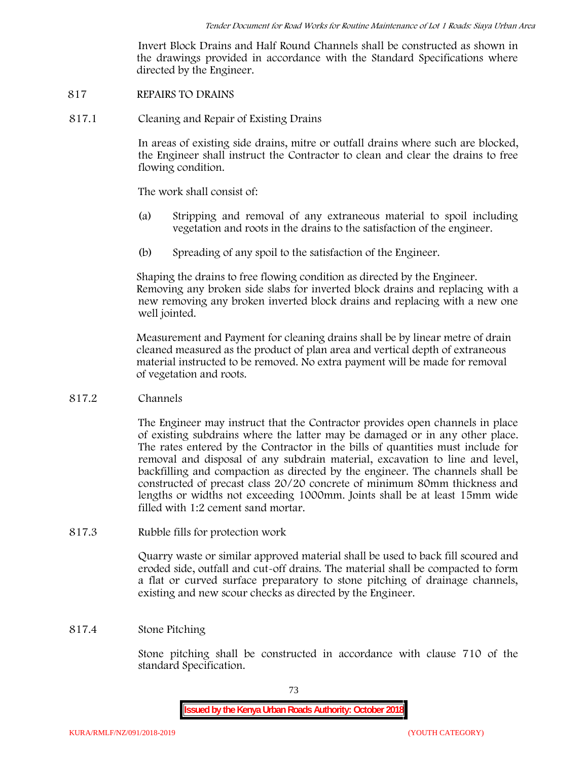Invert Block Drains and Half Round Channels shall be constructed as shown in the drawings provided in accordance with the Standard Specifications where directed by the Engineer.

## 817 REPAIRS TO DRAINS

### 817.1 Cleaning and Repair of Existing Drains

In areas of existing side drains, mitre or outfall drains where such are blocked, the Engineer shall instruct the Contractor to clean and clear the drains to free flowing condition.

The work shall consist of:

(a) Stripping and removal of any extraneous material to spoil including vegetation and roots in the drains to the satisfaction of the engineer.

(b) Spreading of any spoil to the satisfaction of the Engineer.

Shaping the drains to free flowing condition as directed by the Engineer. Removing any broken side slabs for inverted block drains and replacing with a new removing any broken inverted block drains and replacing with a new one well jointed.

Measurement and Payment for cleaning drains shall be by linear metre of drain cleaned measured as the product of plan area and vertical depth of extraneous material instructed to be removed. No extra payment will be made for removal of vegetation and roots.

### 817.2 Channels

The Engineer may instruct that the Contractor provides open channels in place of existing subdrains where the latter may be damaged or in any other place. The rates entered by the Contractor in the bills of quantities must include for removal and disposal of any subdrain material, excavation to line and level, backfilling and compaction as directed by the engineer. The channels shall be constructed of precast class 20/20 concrete of minimum 80mm thickness and lengths or widths not exceeding 1000mm. Joints shall be at least 15mm wide filled with 1:2 cement sand mortar.

### 817.3 Rubble fills for protection work

Quarry waste or similar approved material shall be used to back fill scoured and eroded side, outfall and cut-off drains. The material shall be compacted to form a flat or curved surface preparatory to stone pitching of drainage channels, existing and new scour checks as directed by the Engineer.

### 817.4 Stone Pitching

Stone pitching shall be constructed in accordance with clause 710 of the standard Specification.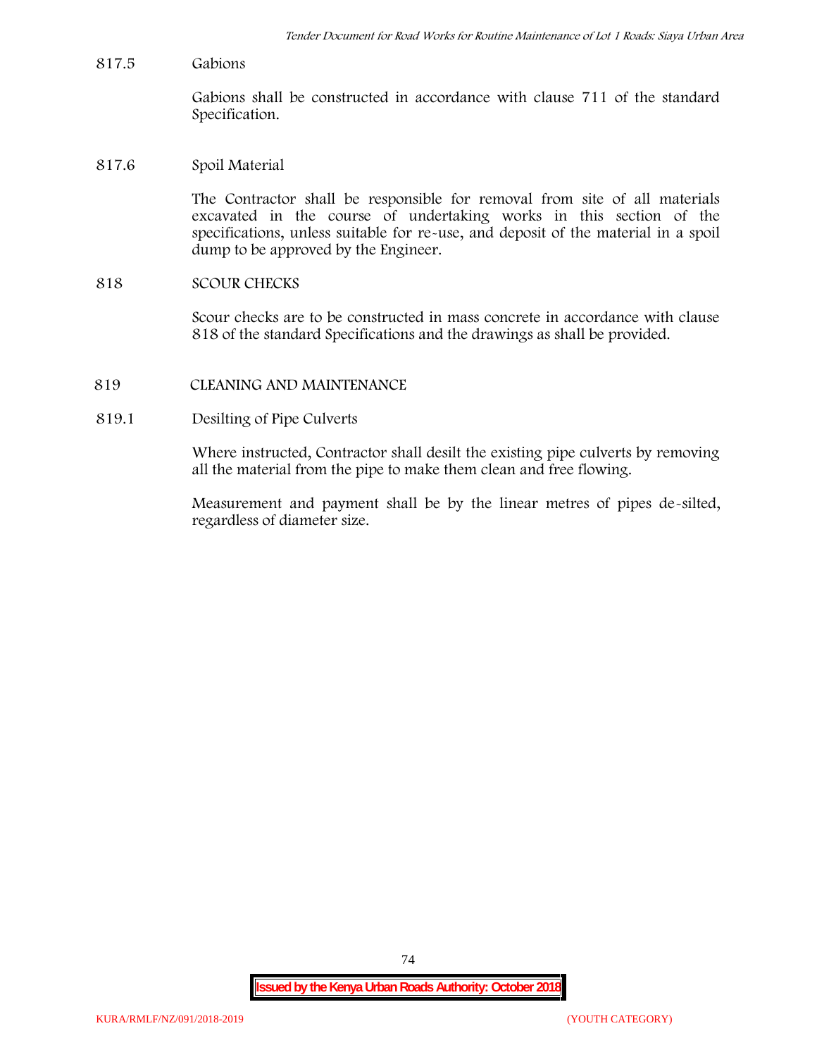817.5 Gabions

Gabions shall be constructed in accordance with clause 711 of the standard Specification.

817.6 Spoil Material

The Contractor shall be responsible for removal from site of all materials excavated in the course of undertaking works in this section of the specifications, unless suitable for re-use, and deposit of the material in a spoil dump to be approved by the Engineer.

## 818 SCOUR CHECKS

Scour checks are to be constructed in mass concrete in accordance with clause 818 of the standard Specifications and the drawings as shall be provided.

## 819 CLEANING AND MAINTENANCE

819.1 Desilting of Pipe Culverts

Where instructed, Contractor shall desilt the existing pipe culverts by removing all the material from the pipe to make them clean and free flowing.

Measurement and payment shall be by the linear metres of pipes de-silted, regardless of diameter size.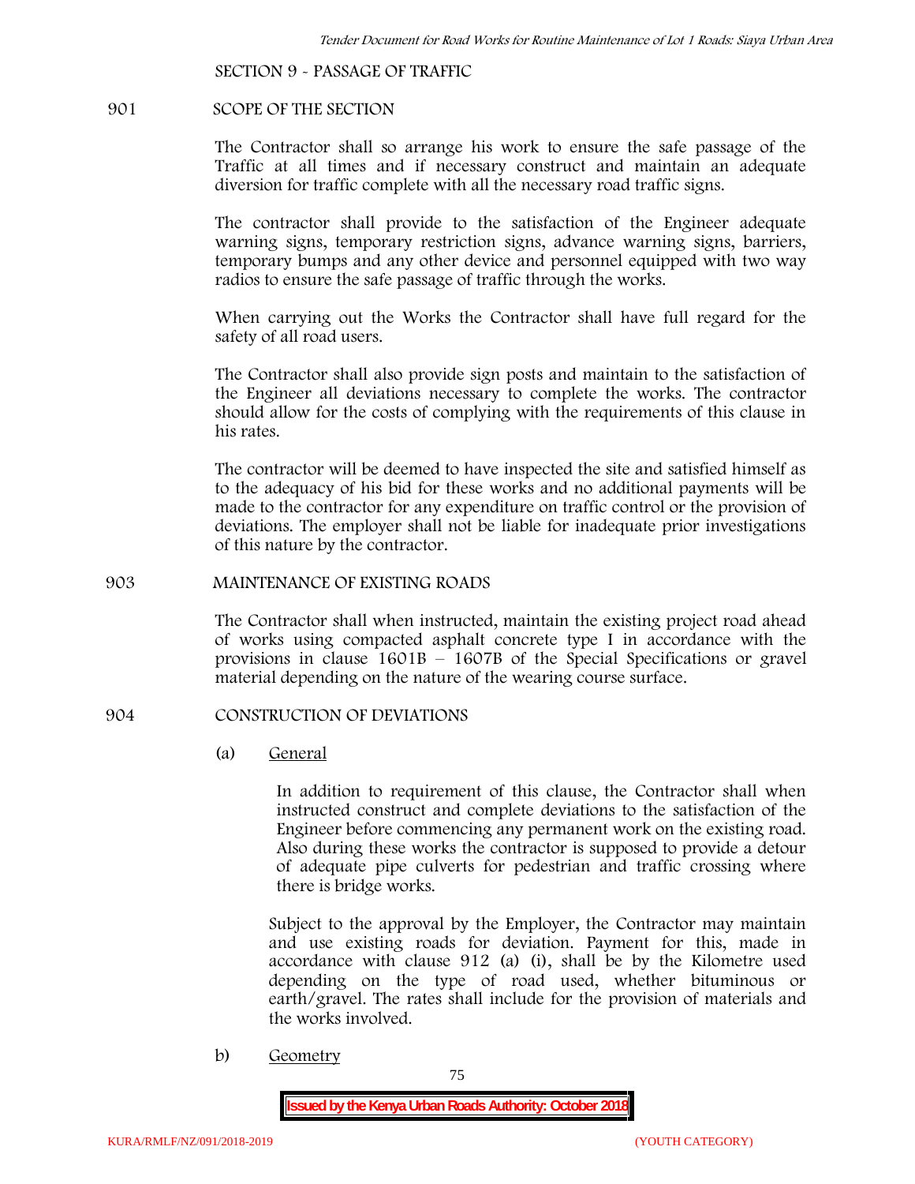## SECTION 9 - PASSAGE OF TRAFFIC

### 901 SCOPE OF THE SECTION

The Contractor shall so arrange his work to ensure the safe passage of the Traffic at all times and if necessary construct and maintain an adequate diversion for traffic complete with all the necessary road traffic signs.

The contractor shall provide to the satisfaction of the Engineer adequate warning signs, temporary restriction signs, advance warning signs, barriers, temporary bumps and any other device and personnel equipped with two way radios to ensure the safe passage of traffic through the works.

When carrying out the Works the Contractor shall have full regard for the safety of all road users.

The Contractor shall also provide sign posts and maintain to the satisfaction of the Engineer all deviations necessary to complete the works. The contractor should allow for the costs of complying with the requirements of this clause in his rates.

The contractor will be deemed to have inspected the site and satisfied himself as to the adequacy of his bid for these works and no additional payments will be made to the contractor for any expenditure on traffic control or the provision of deviations. The employer shall not be liable for inadequate prior investigations of this nature by the contractor.

### 903 MAINTENANCE OF EXISTING ROADS

The Contractor shall when instructed, maintain the existing project road ahead of works using compacted asphalt concrete type I in accordance with the provisions in clause 1601B – 1607B of the Special Specifications or gravel material depending on the nature of the wearing course surface.

### 904 CONSTRUCTION OF DEVIATIONS

(a) General

In addition to requirement of this clause, the Contractor shall when instructed construct and complete deviations to the satisfaction of the Engineer before commencing any permanent work on the existing road. Also during these works the contractor is supposed to provide a detour of adequate pipe culverts for pedestrian and traffic crossing where there is bridge works.

Subject to the approval by the Employer, the Contractor may maintain and use existing roads for deviation. Payment for this, made in accordance with clause 912 (a) (i), shall be by the Kilometre used depending on the type of road used, whether bituminous or earth/gravel. The rates shall include for the provision of materials and the works involved.

b) Geometry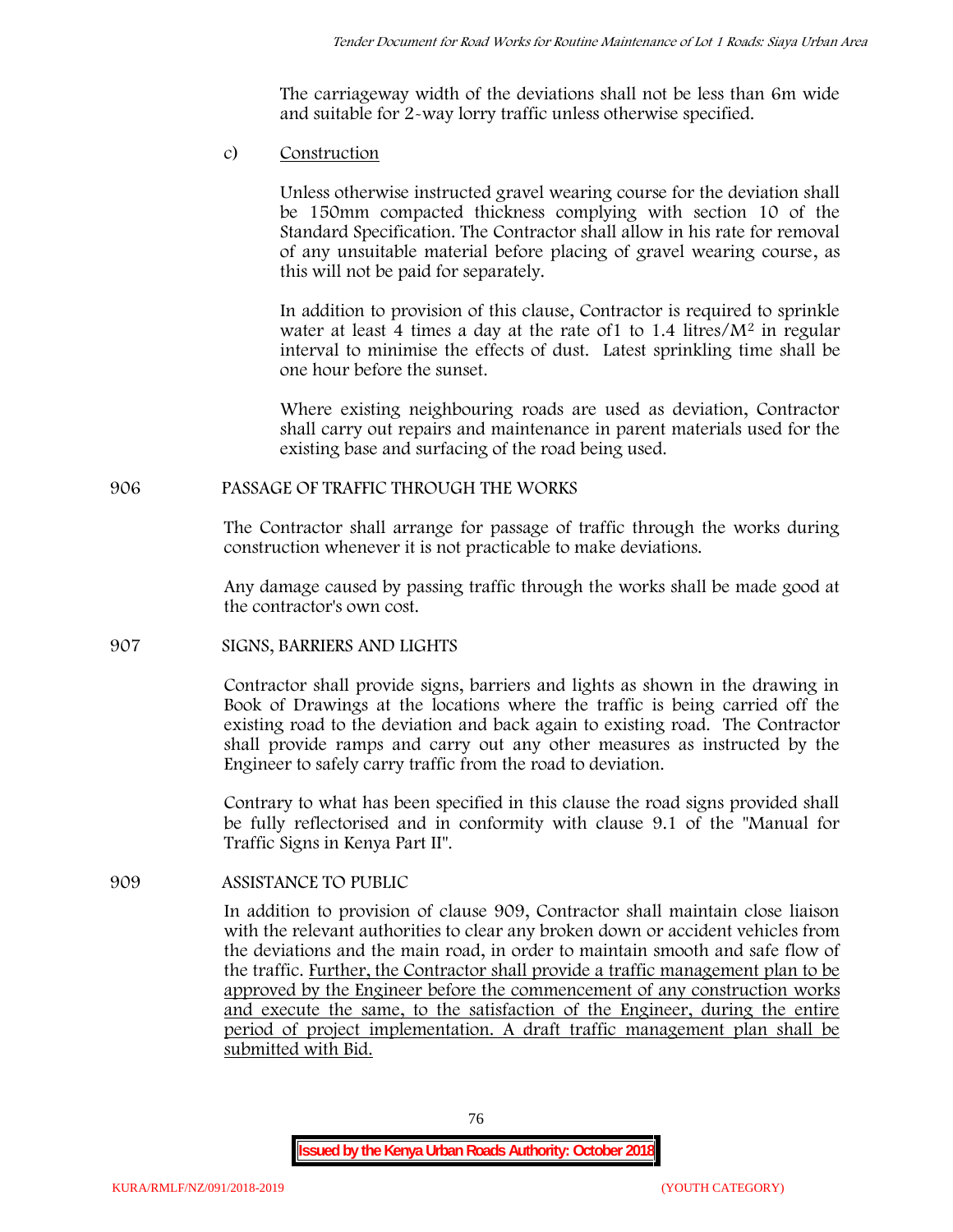The carriageway width of the deviations shall not be less than 6m wide and suitable for 2-way lorry traffic unless otherwise specified.

c) Construction

Unless otherwise instructed gravel wearing course for the deviation shall be 150mm compacted thickness complying with section 10 of the Standard Specification. The Contractor shall allow in his rate for removal of any unsuitable material before placing of gravel wearing course, as this will not be paid for separately.

In addition to provision of this clause, Contractor is required to sprinkle water at least 4 times a day at the rate of1 to 1.4 litres/$M^2$ in regular interval to minimise the effects of dust. Latest sprinkling time shall be one hour before the sunset.

Where existing neighbouring roads are used as deviation, Contractor shall carry out repairs and maintenance in parent materials used for the existing base and surfacing of the road being used.

## 906 PASSAGE OF TRAFFIC THROUGH THE WORKS

The Contractor shall arrange for passage of traffic through the works during construction whenever it is not practicable to make deviations.

Any damage caused by passing traffic through the works shall be made good at the contractor's own cost.

## 907 SIGNS, BARRIERS AND LIGHTS

Contractor shall provide signs, barriers and lights as shown in the drawing in Book of Drawings at the locations where the traffic is being carried off the existing road to the deviation and back again to existing road. The Contractor shall provide ramps and carry out any other measures as instructed by the Engineer to safely carry traffic from the road to deviation.

Contrary to what has been specified in this clause the road signs provided shall be fully reflectorised and in conformity with clause 9.1 of the "Manual for Traffic Signs in Kenya Part II".

## 909 ASSISTANCE TO PUBLIC

In addition to provision of clause 909, Contractor shall maintain close liaison with the relevant authorities to clear any broken down or accident vehicles from the deviations and the main road, in order to maintain smooth and safe flow of the traffic. Further, the Contractor shall provide a traffic management plan to be approved by the Engineer before the commencement of any construction works and execute the same, to the satisfaction of the Engineer, during the entire period of project implementation. A draft traffic management plan shall be submitted with Bid.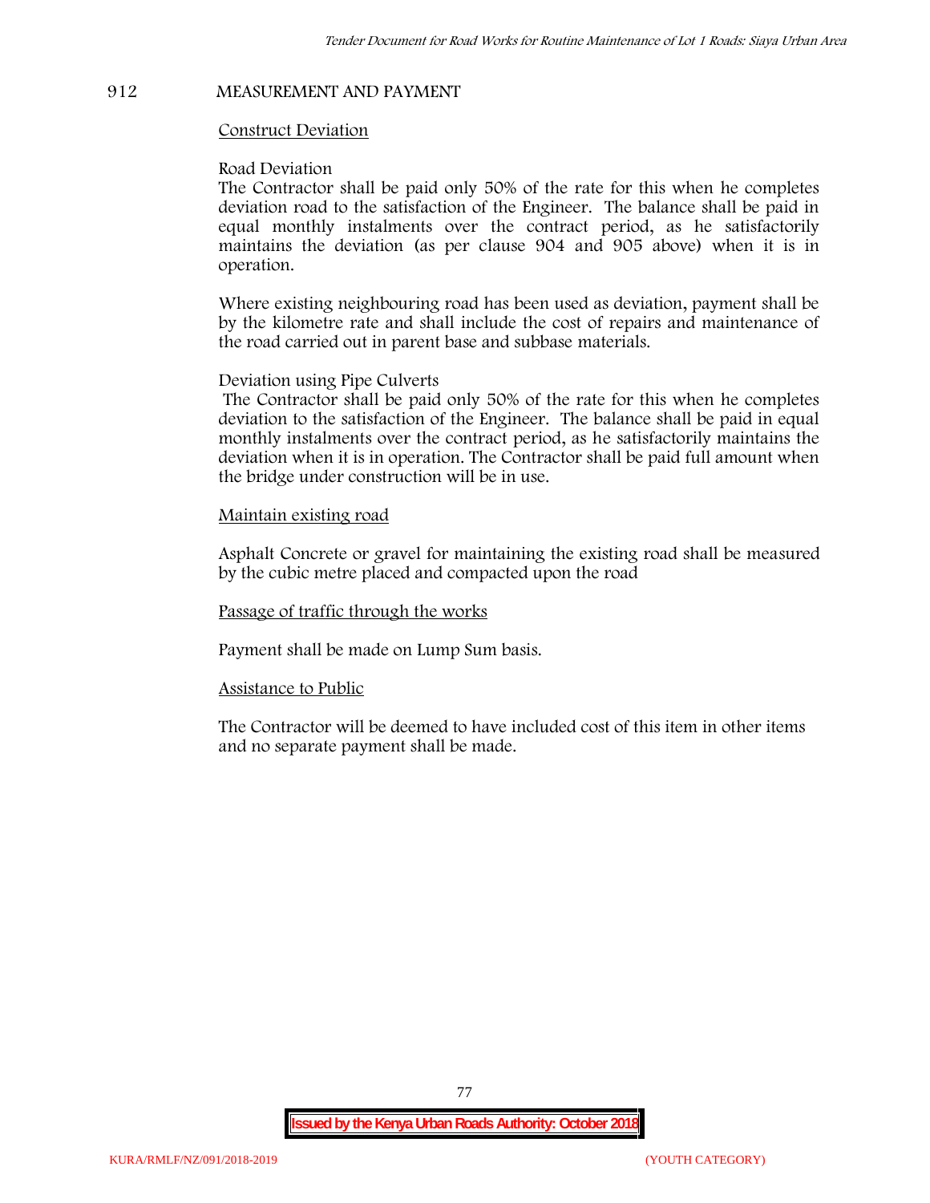## 912 MEASUREMENT AND PAYMENT

Construct Deviation

Road Deviation

The Contractor shall be paid only 50% of the rate for this when he completes deviation road to the satisfaction of the Engineer. The balance shall be paid in equal monthly instalments over the contract period, as he satisfactorily maintains the deviation (as per clause 904 and 905 above) when it is in operation.

Where existing neighbouring road has been used as deviation, payment shall be by the kilometre rate and shall include the cost of repairs and maintenance of the road carried out in parent base and subbase materials.

Deviation using Pipe Culverts

The Contractor shall be paid only 50% of the rate for this when he completes deviation to the satisfaction of the Engineer. The balance shall be paid in equal monthly instalments over the contract period, as he satisfactorily maintains the deviation when it is in operation. The Contractor shall be paid full amount when the bridge under construction will be in use.

Maintain existing road

Asphalt Concrete or gravel for maintaining the existing road shall be measured by the cubic metre placed and compacted upon the road

Passage of traffic through the works

Payment shall be made on Lump Sum basis.

Assistance to Public

The Contractor will be deemed to have included cost of this item in other items and no separate payment shall be made.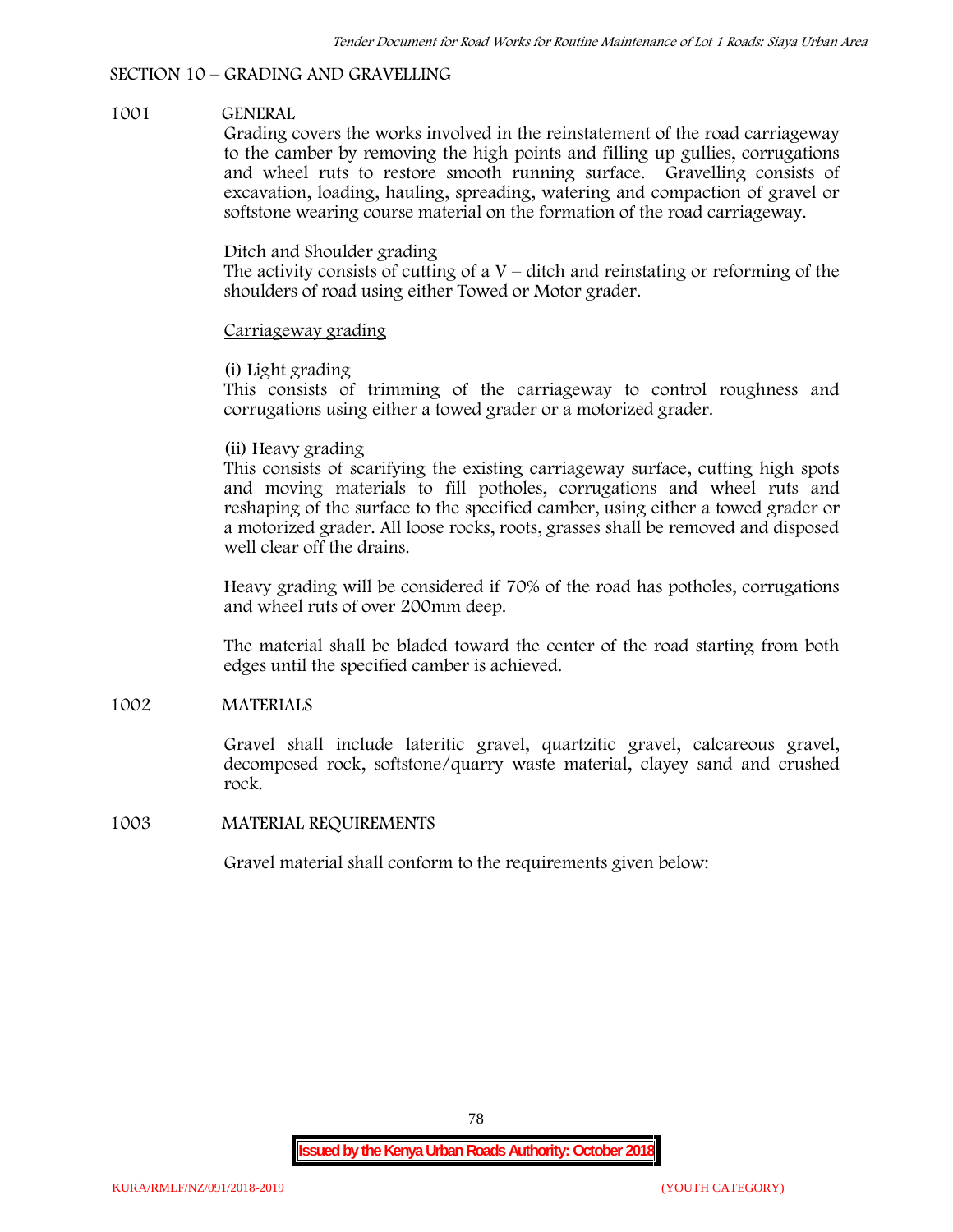## SECTION 10 – GRADING AND GRAVELLING

### 1001 GENERAL

Grading covers the works involved in the reinstatement of the road carriageway to the camber by removing the high points and filling up gullies, corrugations and wheel ruts to restore smooth running surface. Gravelling consists of excavation, loading, hauling, spreading, watering and compaction of gravel or softstone wearing course material on the formation of the road carriageway.

Ditch and Shoulder grading

The activity consists of cutting of a V – ditch and reinstating or reforming of the shoulders of road using either Towed or Motor grader.

Carriageway grading

(i) Light grading

This consists of trimming of the carriageway to control roughness and corrugations using either a towed grader or a motorized grader.

(ii) Heavy grading

This consists of scarifying the existing carriageway surface, cutting high spots and moving materials to fill potholes, corrugations and wheel ruts and reshaping of the surface to the specified camber, using either a towed grader or a motorized grader. All loose rocks, roots, grasses shall be removed and disposed well clear off the drains.

Heavy grading will be considered if 70% of the road has potholes, corrugations and wheel ruts of over 200mm deep.

The material shall be bladed toward the center of the road starting from both edges until the specified camber is achieved.

### 1002 MATERIALS

Gravel shall include lateritic gravel, quartzitic gravel, calcareous gravel, decomposed rock, softstone/quarry waste material, clayey sand and crushed rock.

### 1003 MATERIAL REQUIREMENTS

Gravel material shall conform to the requirements given below: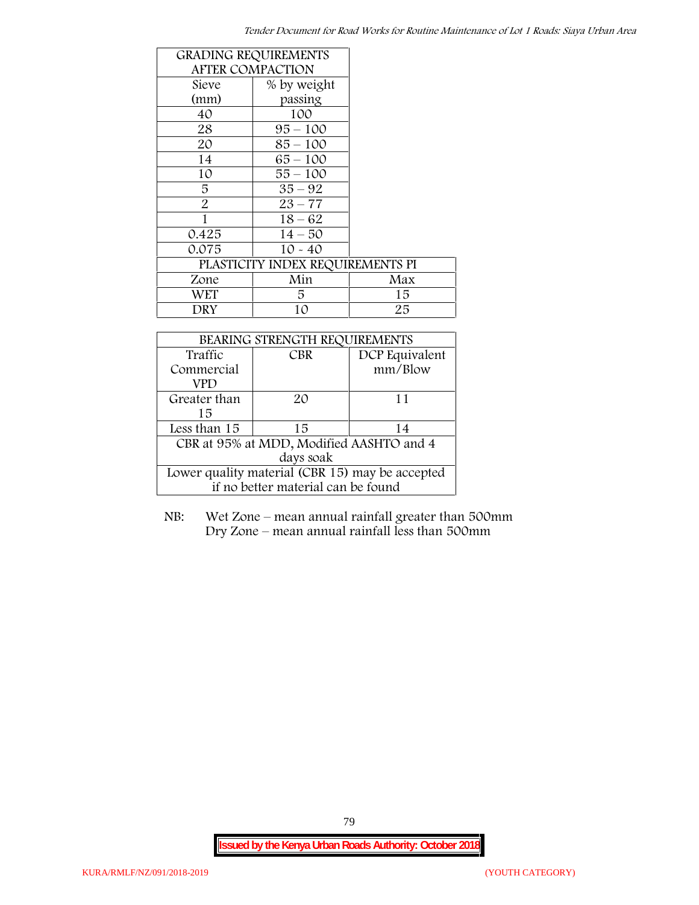| GRADING REQUIREMENTS AFTER COMPACTION | |
|---|---|
| Sieve (mm) | % by weight passing |
| 40 | 100 |
| 28 | 95 – 100 |
| 20 | 85 – 100 |
| 14 | 65 – 100 |
| 10 | 55 – 100 |
| 5 | 35 – 92 |
| 2 | 23 – 77 |
| 1 | 18 – 62 |
| 0.425 | 14 – 50 |
| 0.075 | 10 - 40 |

| PLASTICITY INDEX REQUIREMENTS PI | | |
|---|---|---|
| Zone | Min | Max |
| WET | 5 | 15 |
| DRY | 10 | 25 |

| BEARING STRENGTH REQUIREMENTS | | |
|---|---|---|
| Traffic Commercial VPD | CBR | DCP Equivalent mm/Blow |
| Greater than 15 | 20 | 11 |
| Less than 15 | 15 | 14 |
| CBR at 95% at MDD, Modified AASHTO and 4 days soak | | |
| Lower quality material (CBR 15) may be accepted if no better material can be found | | |

NB: Wet Zone – mean annual rainfall greater than 500mm
Dry Zone – mean annual rainfall less than 500mm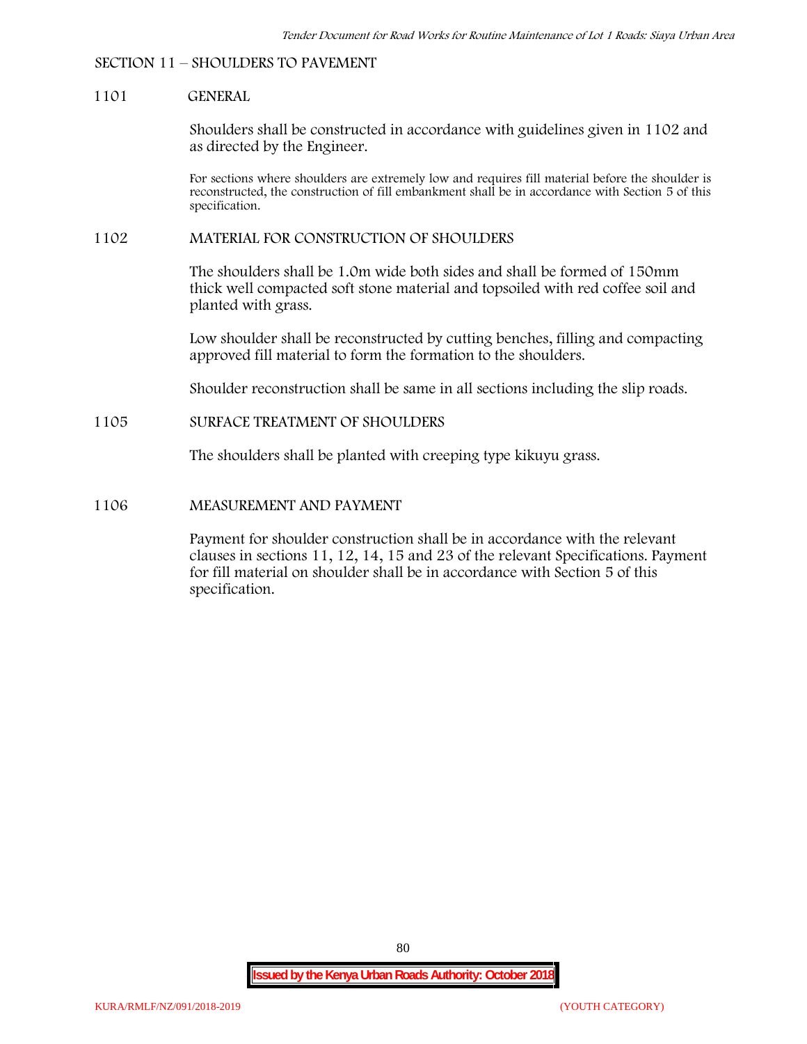## SECTION 11 – SHOULDERS TO PAVEMENT

### 1101 GENERAL

Shoulders shall be constructed in accordance with guidelines given in 1102 and as directed by the Engineer.

For sections where shoulders are extremely low and requires fill material before the shoulder is reconstructed, the construction of fill embankment shall be in accordance with Section 5 of this specification.

### 1102 MATERIAL FOR CONSTRUCTION OF SHOULDERS

The shoulders shall be 1.0m wide both sides and shall be formed of 150mm thick well compacted soft stone material and topsoiled with red coffee soil and planted with grass.

Low shoulder shall be reconstructed by cutting benches, filling and compacting approved fill material to form the formation to the shoulders.

Shoulder reconstruction shall be same in all sections including the slip roads.

### 1105 SURFACE TREATMENT OF SHOULDERS

The shoulders shall be planted with creeping type kikuyu grass.

### 1106 MEASUREMENT AND PAYMENT

Payment for shoulder construction shall be in accordance with the relevant clauses in sections 11, 12, 14, 15 and 23 of the relevant Specifications. Payment for fill material on shoulder shall be in accordance with Section 5 of this specification.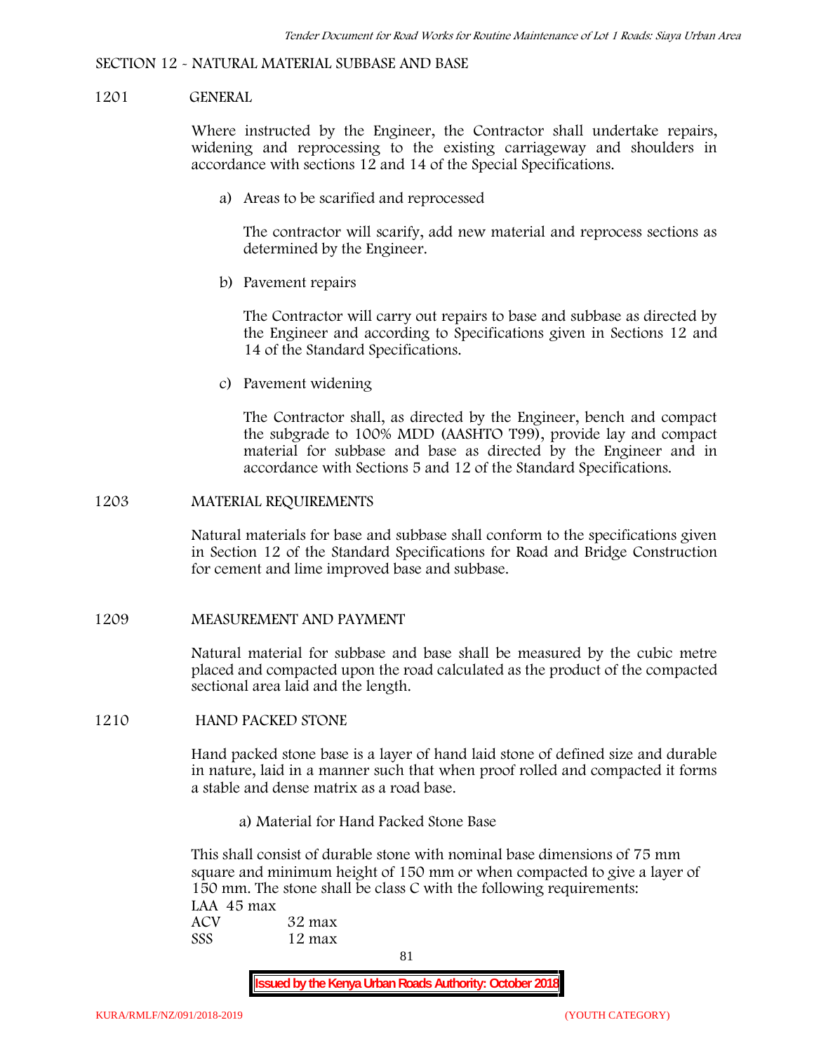## SECTION 12 - NATURAL MATERIAL SUBBASE AND BASE

### 1201 GENERAL

Where instructed by the Engineer, the Contractor shall undertake repairs, widening and reprocessing to the existing carriageway and shoulders in accordance with sections 12 and 14 of the Special Specifications.

a) Areas to be scarified and reprocessed

The contractor will scarify, add new material and reprocess sections as determined by the Engineer.

b) Pavement repairs

The Contractor will carry out repairs to base and subbase as directed by the Engineer and according to Specifications given in Sections 12 and 14 of the Standard Specifications.

c) Pavement widening

The Contractor shall, as directed by the Engineer, bench and compact the subgrade to 100% MDD (AASHTO T99), provide lay and compact material for subbase and base as directed by the Engineer and in accordance with Sections 5 and 12 of the Standard Specifications.

### 1203 MATERIAL REQUIREMENTS

Natural materials for base and subbase shall conform to the specifications given in Section 12 of the Standard Specifications for Road and Bridge Construction for cement and lime improved base and subbase.

### 1209 MEASUREMENT AND PAYMENT

Natural material for subbase and base shall be measured by the cubic metre placed and compacted upon the road calculated as the product of the compacted sectional area laid and the length.

### 1210 HAND PACKED STONE

Hand packed stone base is a layer of hand laid stone of defined size and durable in nature, laid in a manner such that when proof rolled and compacted it forms a stable and dense matrix as a road base.

a) Material for Hand Packed Stone Base

This shall consist of durable stone with nominal base dimensions of 75 mm square and minimum height of 150 mm or when compacted to give a layer of 150 mm. The stone shall be class C with the following requirements:

LAA 45 max
ACV 32 max
SSS 12 max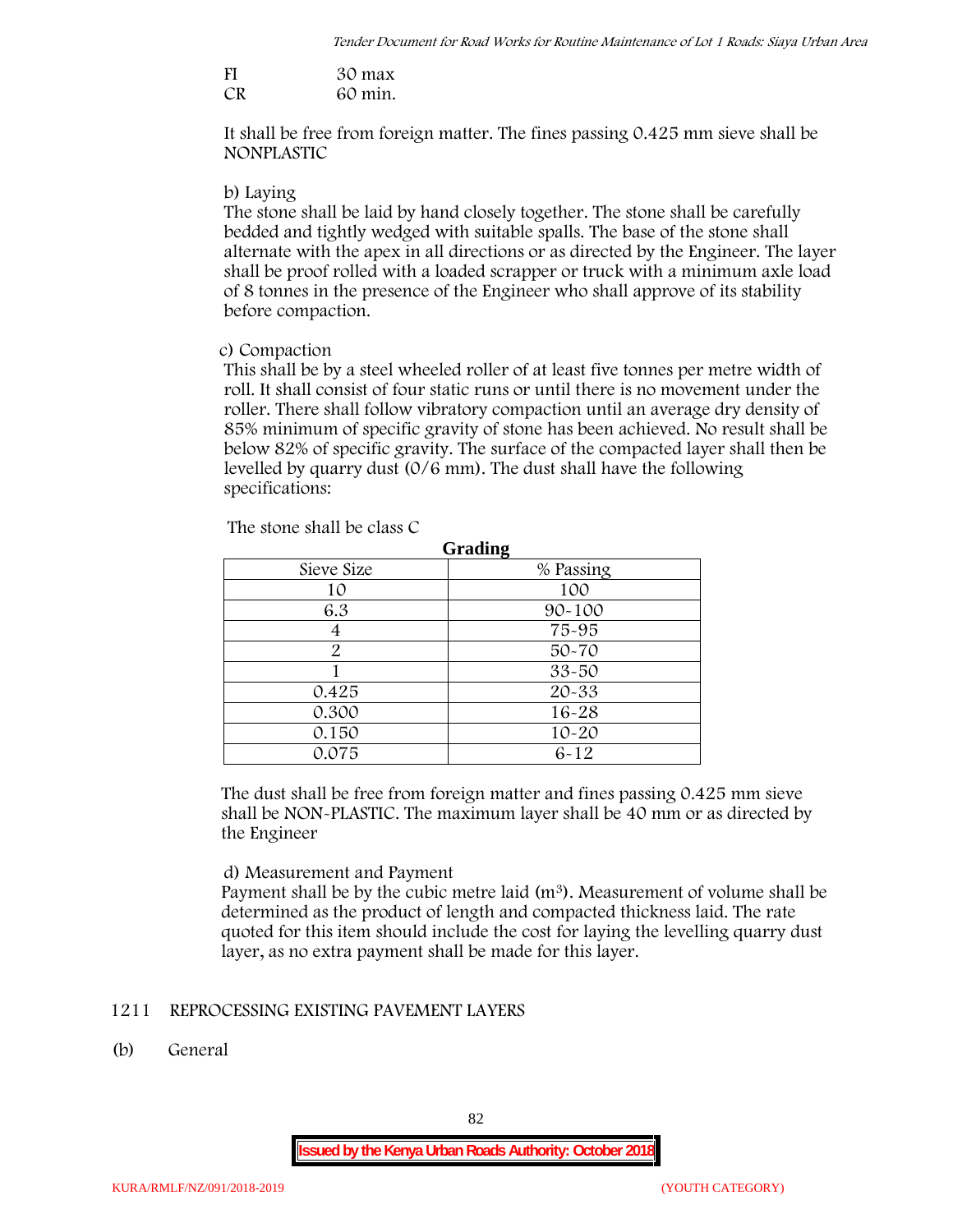FI 30 max
CR 60 min.

It shall be free from foreign matter. The fines passing 0.425 mm sieve shall be NONPLASTIC

b) Laying
The stone shall be laid by hand closely together. The stone shall be carefully bedded and tightly wedged with suitable spalls. The base of the stone shall alternate with the apex in all directions or as directed by the Engineer. The layer shall be proof rolled with a loaded scrapper or truck with a minimum axle load of 8 tonnes in the presence of the Engineer who shall approve of its stability before compaction.

c) Compaction
This shall be by a steel wheeled roller of at least five tonnes per metre width of roll. It shall consist of four static runs or until there is no movement under the roller. There shall follow vibratory compaction until an average dry density of 85% minimum of specific gravity of stone has been achieved. No result shall be below 82% of specific gravity. The surface of the compacted layer shall then be levelled by quarry dust (0/6 mm). The dust shall have the following specifications:

The stone shall be class C

**Grading**

| Sieve Size | % Passing |
|---|---|
| 10 | 100 |
| 6.3 | 90-100 |
| 4 | 75-95 |
| 2 | 50-70 |
| 1 | 33-50 |
| 0.425 | 20-33 |
| 0.300 | 16-28 |
| 0.150 | 10-20 |
| 0.075 | 6-12 |

The dust shall be free from foreign matter and fines passing 0.425 mm sieve shall be NON-PLASTIC. The maximum layer shall be 40 mm or as directed by the Engineer

d) Measurement and Payment
Payment shall be by the cubic metre laid ($m^3$). Measurement of volume shall be determined as the product of length and compacted thickness laid. The rate quoted for this item should include the cost for laying the levelling quarry dust layer, as no extra payment shall be made for this layer.

## 1211 REPROCESSING EXISTING PAVEMENT LAYERS

(b) General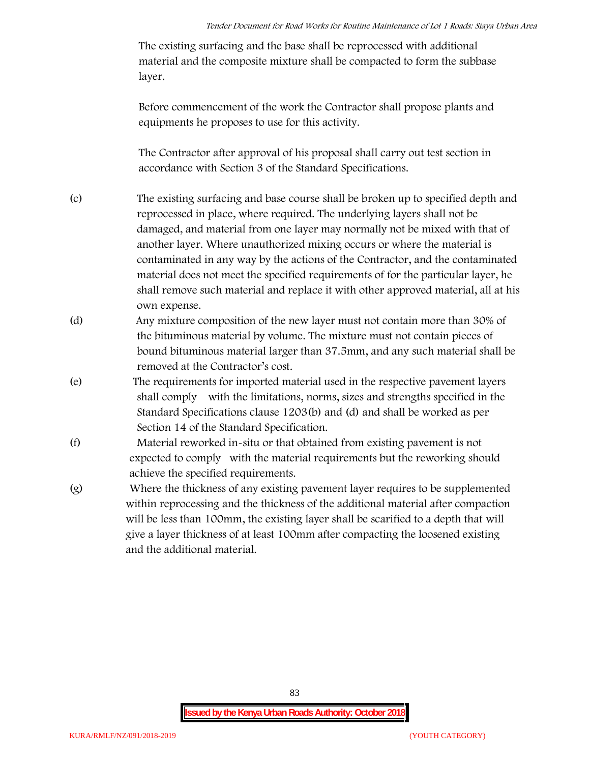The existing surfacing and the base shall be reprocessed with additional material and the composite mixture shall be compacted to form the subbase layer.

Before commencement of the work the Contractor shall propose plants and equipments he proposes to use for this activity.

The Contractor after approval of his proposal shall carry out test section in accordance with Section 3 of the Standard Specifications.

(c) The existing surfacing and base course shall be broken up to specified depth and reprocessed in place, where required. The underlying layers shall not be damaged, and material from one layer may normally not be mixed with that of another layer. Where unauthorized mixing occurs or where the material is contaminated in any way by the actions of the Contractor, and the contaminated material does not meet the specified requirements of for the particular layer, he shall remove such material and replace it with other approved material, all at his own expense.

(d) Any mixture composition of the new layer must not contain more than 30% of the bituminous material by volume. The mixture must not contain pieces of bound bituminous material larger than 37.5mm, and any such material shall be removed at the Contractor's cost.

(e) The requirements for imported material used in the respective pavement layers shall comply with the limitations, norms, sizes and strengths specified in the Standard Specifications clause 1203(b) and (d) and shall be worked as per Section 14 of the Standard Specification.

(f) Material reworked in-situ or that obtained from existing pavement is not expected to comply with the material requirements but the reworking should achieve the specified requirements.

(g) Where the thickness of any existing pavement layer requires to be supplemented within reprocessing and the thickness of the additional material after compaction will be less than 100mm, the existing layer shall be scarified to a depth that will give a layer thickness of at least 100mm after compacting the loosened existing and the additional material.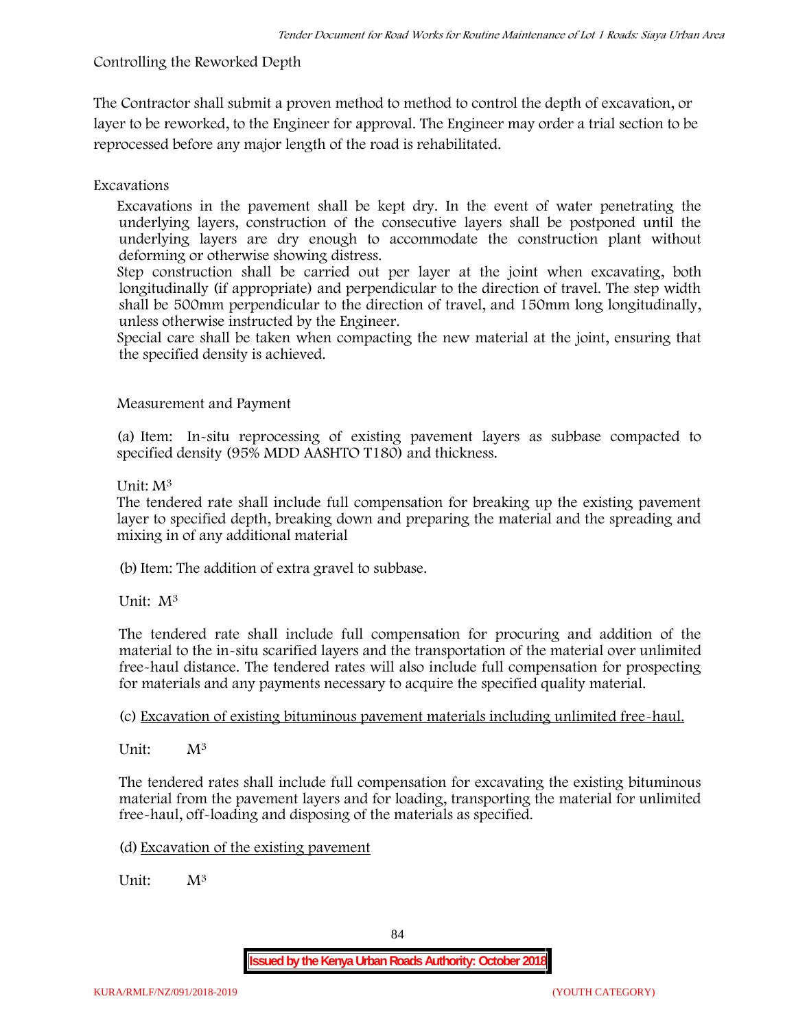Controlling the Reworked Depth

The Contractor shall submit a proven method to method to control the depth of excavation, or layer to be reworked, to the Engineer for approval. The Engineer may order a trial section to be reprocessed before any major length of the road is rehabilitated.

Excavations

Excavations in the pavement shall be kept dry. In the event of water penetrating the underlying layers, construction of the consecutive layers shall be postponed until the underlying layers are dry enough to accommodate the construction plant without deforming or otherwise showing distress.

Step construction shall be carried out per layer at the joint when excavating, both longitudinally (if appropriate) and perpendicular to the direction of travel. The step width shall be 500mm perpendicular to the direction of travel, and 150mm long longitudinally, unless otherwise instructed by the Engineer.

Special care shall be taken when compacting the new material at the joint, ensuring that the specified density is achieved.

Measurement and Payment

(a) Item: In-situ reprocessing of existing pavement layers as subbase compacted to specified density (95% MDD AASHTO T180) and thickness.

Unit: $M^3$

The tendered rate shall include full compensation for breaking up the existing pavement layer to specified depth, breaking down and preparing the material and the spreading and mixing in of any additional material

(b) Item: The addition of extra gravel to subbase.

Unit: $M^3$

The tendered rate shall include full compensation for procuring and addition of the material to the in-situ scarified layers and the transportation of the material over unlimited free-haul distance. The tendered rates will also include full compensation for prospecting for materials and any payments necessary to acquire the specified quality material.

(c) Excavation of existing bituminous pavement materials including unlimited free-haul.

Unit: $M^3$

The tendered rates shall include full compensation for excavating the existing bituminous material from the pavement layers and for loading, transporting the material for unlimited free-haul, off-loading and disposing of the materials as specified.

(d) Excavation of the existing pavement

Unit: $M^3$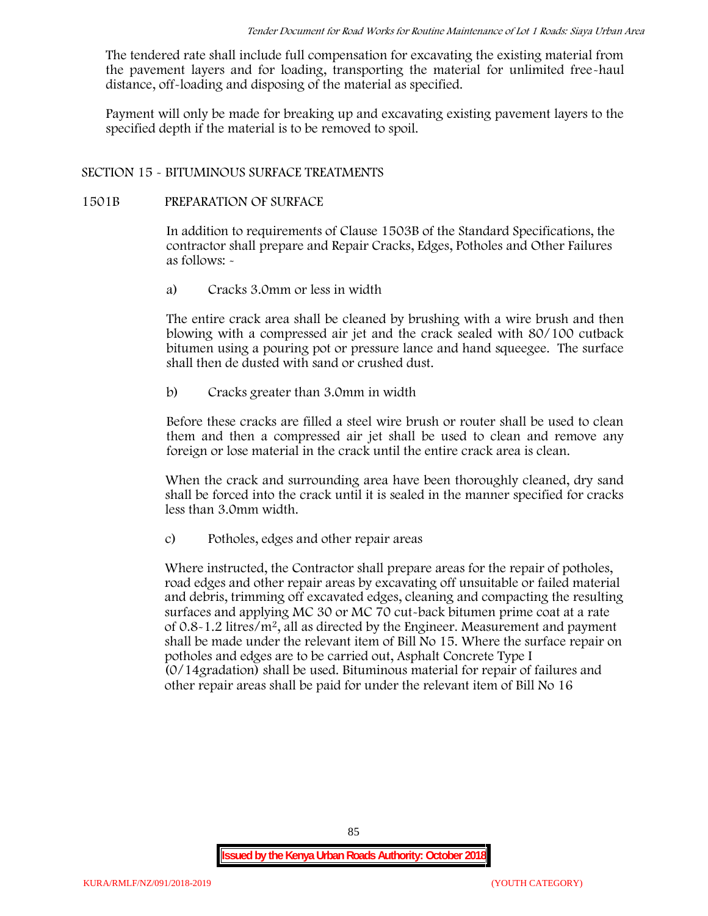The tendered rate shall include full compensation for excavating the existing material from the pavement layers and for loading, transporting the material for unlimited free-haul distance, off-loading and disposing of the material as specified.

Payment will only be made for breaking up and excavating existing pavement layers to the specified depth if the material is to be removed to spoil.

## SECTION 15 - BITUMINOUS SURFACE TREATMENTS

### 1501B PREPARATION OF SURFACE

In addition to requirements of Clause 1503B of the Standard Specifications, the contractor shall prepare and Repair Cracks, Edges, Potholes and Other Failures as follows: -

a) Cracks 3.0mm or less in width

The entire crack area shall be cleaned by brushing with a wire brush and then blowing with a compressed air jet and the crack sealed with 80/100 cutback bitumen using a pouring pot or pressure lance and hand squeegee. The surface shall then de dusted with sand or crushed dust.

b) Cracks greater than 3.0mm in width

Before these cracks are filled a steel wire brush or router shall be used to clean them and then a compressed air jet shall be used to clean and remove any foreign or lose material in the crack until the entire crack area is clean.

When the crack and surrounding area have been thoroughly cleaned, dry sand shall be forced into the crack until it is sealed in the manner specified for cracks less than 3.0mm width.

c) Potholes, edges and other repair areas

Where instructed, the Contractor shall prepare areas for the repair of potholes, road edges and other repair areas by excavating off unsuitable or failed material and debris, trimming off excavated edges, cleaning and compacting the resulting surfaces and applying MC 30 or MC 70 cut-back bitumen prime coat at a rate of 0.8-1.2 litres/$m^2$, all as directed by the Engineer. Measurement and payment shall be made under the relevant item of Bill No 15. Where the surface repair on potholes and edges are to be carried out, Asphalt Concrete Type I (0/14gradation) shall be used. Bituminous material for repair of failures and other repair areas shall be paid for under the relevant item of Bill No 16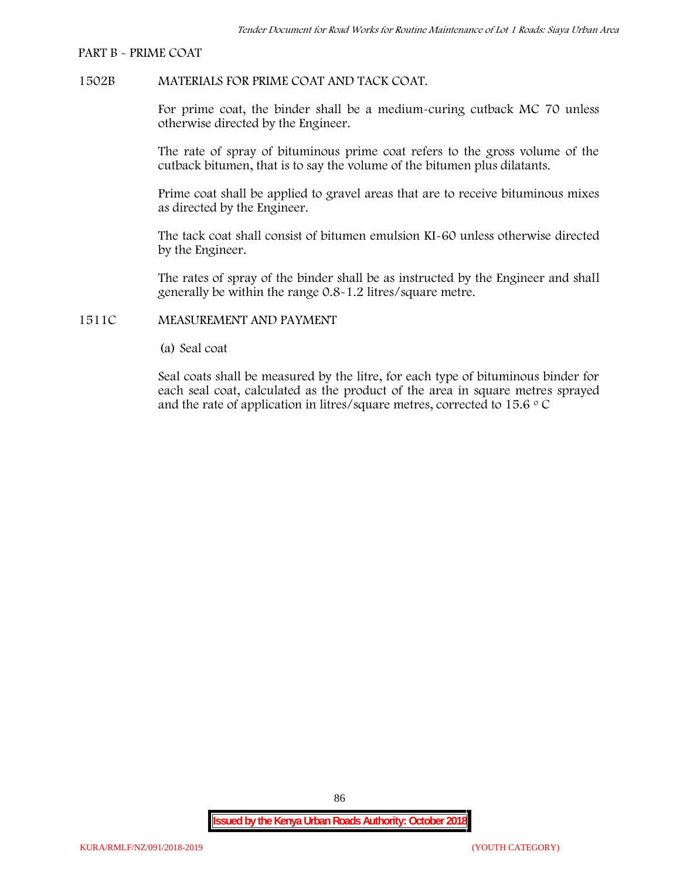PART B - PRIME COAT

1502B MATERIALS FOR PRIME COAT AND TACK COAT.

For prime coat, the binder shall be a medium-curing cutback MC 70 unless otherwise directed by the Engineer.

The rate of spray of bituminous prime coat refers to the gross volume of the cutback bitumen, that is to say the volume of the bitumen plus dilatants.

Prime coat shall be applied to gravel areas that are to receive bituminous mixes as directed by the Engineer.

The tack coat shall consist of bitumen emulsion KI-60 unless otherwise directed by the Engineer.

The rates of spray of the binder shall be as instructed by the Engineer and shall generally be within the range 0.8-1.2 litres/square metre.

1511C MEASUREMENT AND PAYMENT

(a) Seal coat

Seal coats shall be measured by the litre, for each type of bituminous binder for each seal coat, calculated as the product of the area in square metres sprayed and the rate of application in litres/square metres, corrected to 15.6 $^{o}$ C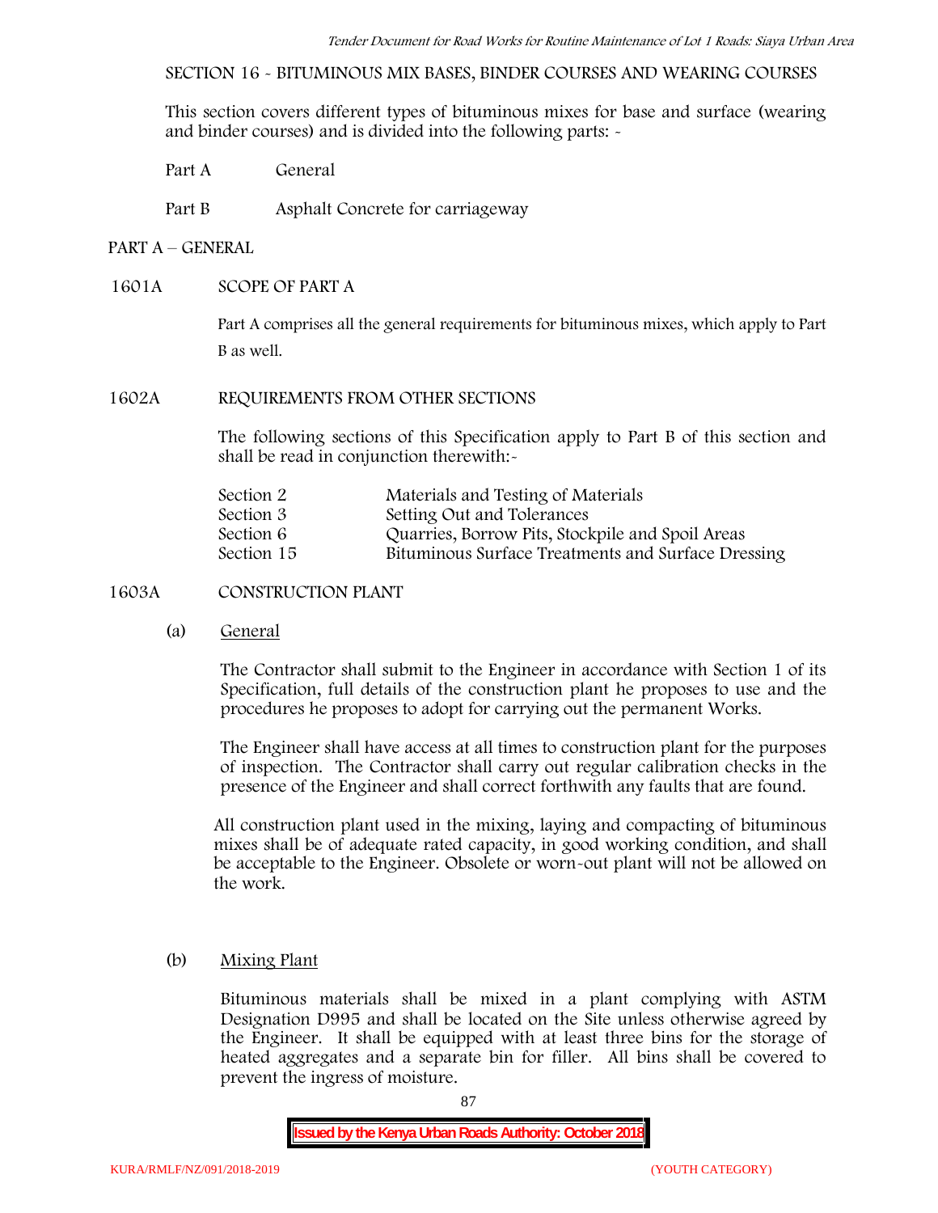SECTION 16 - BITUMINOUS MIX BASES, BINDER COURSES AND WEARING COURSES

This section covers different types of bituminous mixes for base and surface (wearing and binder courses) and is divided into the following parts: -

Part A General

Part B Asphalt Concrete for carriageway

## PART A – GENERAL

### 1601A SCOPE OF PART A

Part A comprises all the general requirements for bituminous mixes, which apply to Part B as well.

### 1602A REQUIREMENTS FROM OTHER SECTIONS

The following sections of this Specification apply to Part B of this section and shall be read in conjunction therewith:-

| | |
|---|---|
| Section 2 | Materials and Testing of Materials |
| Section 3 | Setting Out and Tolerances |
| Section 6 | Quarries, Borrow Pits, Stockpile and Spoil Areas |
| Section 15 | Bituminous Surface Treatments and Surface Dressing |

### 1603A CONSTRUCTION PLANT

(a) General

The Contractor shall submit to the Engineer in accordance with Section 1 of its Specification, full details of the construction plant he proposes to use and the procedures he proposes to adopt for carrying out the permanent Works.

The Engineer shall have access at all times to construction plant for the purposes of inspection. The Contractor shall carry out regular calibration checks in the presence of the Engineer and shall correct forthwith any faults that are found.

All construction plant used in the mixing, laying and compacting of bituminous mixes shall be of adequate rated capacity, in good working condition, and shall be acceptable to the Engineer. Obsolete or worn-out plant will not be allowed on the work.

(b) Mixing Plant

Bituminous materials shall be mixed in a plant complying with ASTM Designation D995 and shall be located on the Site unless otherwise agreed by the Engineer. It shall be equipped with at least three bins for the storage of heated aggregates and a separate bin for filler. All bins shall be covered to prevent the ingress of moisture.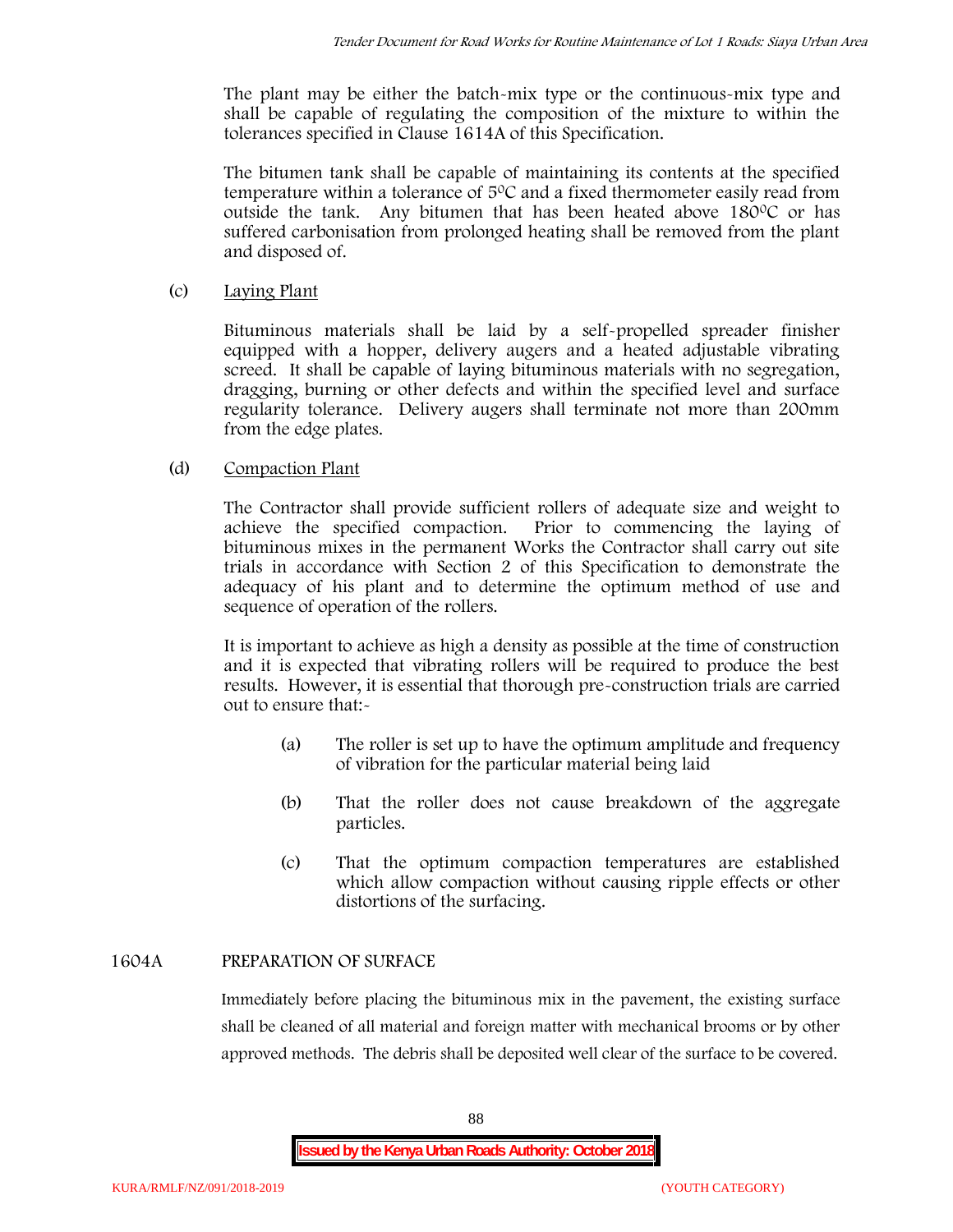The plant may be either the batch-mix type or the continuous-mix type and shall be capable of regulating the composition of the mixture to within the tolerances specified in Clause 1614A of this Specification.

The bitumen tank shall be capable of maintaining its contents at the specified temperature within a tolerance of $5^0C$ and a fixed thermometer easily read from outside the tank. Any bitumen that has been heated above $180^0C$ or has suffered carbonisation from prolonged heating shall be removed from the plant and disposed of.

(c) Laying Plant

Bituminous materials shall be laid by a self-propelled spreader finisher equipped with a hopper, delivery augers and a heated adjustable vibrating screed. It shall be capable of laying bituminous materials with no segregation, dragging, burning or other defects and within the specified level and surface regularity tolerance. Delivery augers shall terminate not more than 200mm from the edge plates.

(d) Compaction Plant

The Contractor shall provide sufficient rollers of adequate size and weight to achieve the specified compaction. Prior to commencing the laying of bituminous mixes in the permanent Works the Contractor shall carry out site trials in accordance with Section 2 of this Specification to demonstrate the adequacy of his plant and to determine the optimum method of use and sequence of operation of the rollers.

It is important to achieve as high a density as possible at the time of construction and it is expected that vibrating rollers will be required to produce the best results. However, it is essential that thorough pre-construction trials are carried out to ensure that:-

(a) The roller is set up to have the optimum amplitude and frequency of vibration for the particular material being laid

(b) That the roller does not cause breakdown of the aggregate particles.

(c) That the optimum compaction temperatures are established which allow compaction without causing ripple effects or other distortions of the surfacing.

## 1604A PREPARATION OF SURFACE

Immediately before placing the bituminous mix in the pavement, the existing surface shall be cleaned of all material and foreign matter with mechanical brooms or by other approved methods. The debris shall be deposited well clear of the surface to be covered.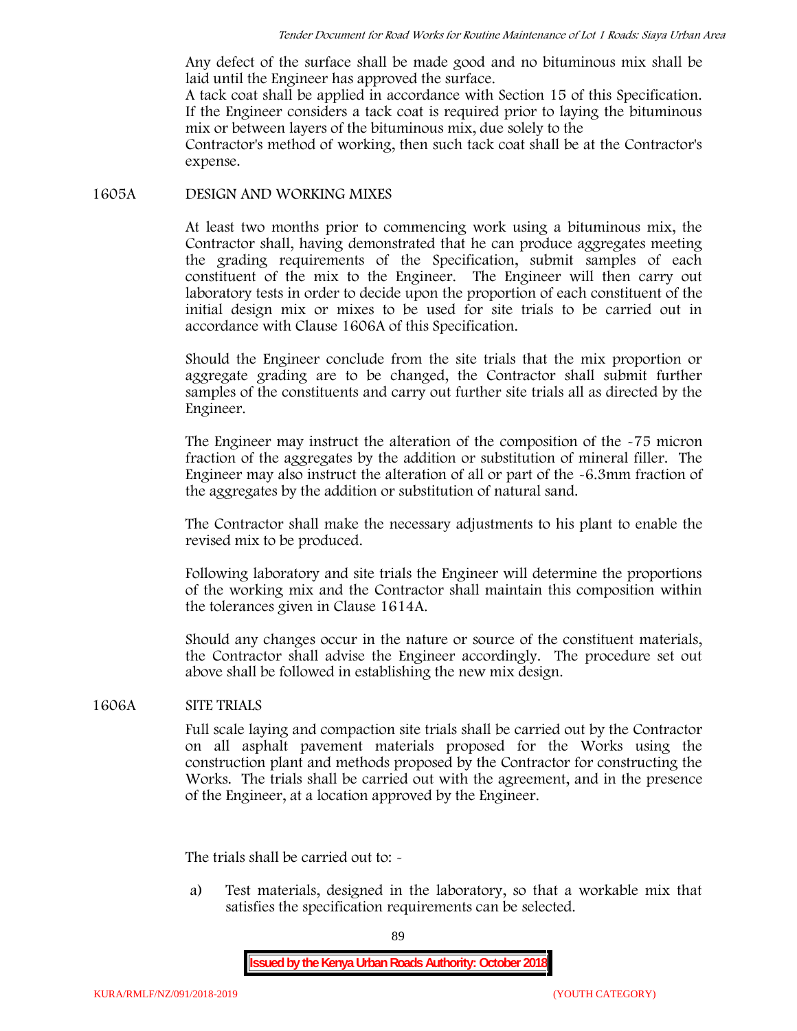Any defect of the surface shall be made good and no bituminous mix shall be laid until the Engineer has approved the surface.

A tack coat shall be applied in accordance with Section 15 of this Specification. If the Engineer considers a tack coat is required prior to laying the bituminous mix or between layers of the bituminous mix, due solely to the Contractor's method of working, then such tack coat shall be at the Contractor's expense.

## 1605A DESIGN AND WORKING MIXES

At least two months prior to commencing work using a bituminous mix, the Contractor shall, having demonstrated that he can produce aggregates meeting the grading requirements of the Specification, submit samples of each constituent of the mix to the Engineer. The Engineer will then carry out laboratory tests in order to decide upon the proportion of each constituent of the initial design mix or mixes to be used for site trials to be carried out in accordance with Clause 1606A of this Specification.

Should the Engineer conclude from the site trials that the mix proportion or aggregate grading are to be changed, the Contractor shall submit further samples of the constituents and carry out further site trials all as directed by the Engineer.

The Engineer may instruct the alteration of the composition of the -75 micron fraction of the aggregates by the addition or substitution of mineral filler. The Engineer may also instruct the alteration of all or part of the -6.3mm fraction of the aggregates by the addition or substitution of natural sand.

The Contractor shall make the necessary adjustments to his plant to enable the revised mix to be produced.

Following laboratory and site trials the Engineer will determine the proportions of the working mix and the Contractor shall maintain this composition within the tolerances given in Clause 1614A.

Should any changes occur in the nature or source of the constituent materials, the Contractor shall advise the Engineer accordingly. The procedure set out above shall be followed in establishing the new mix design.

## 1606A SITE TRIALS

Full scale laying and compaction site trials shall be carried out by the Contractor on all asphalt pavement materials proposed for the Works using the construction plant and methods proposed by the Contractor for constructing the Works. The trials shall be carried out with the agreement, and in the presence of the Engineer, at a location approved by the Engineer.

The trials shall be carried out to: -

a) Test materials, designed in the laboratory, so that a workable mix that satisfies the specification requirements can be selected.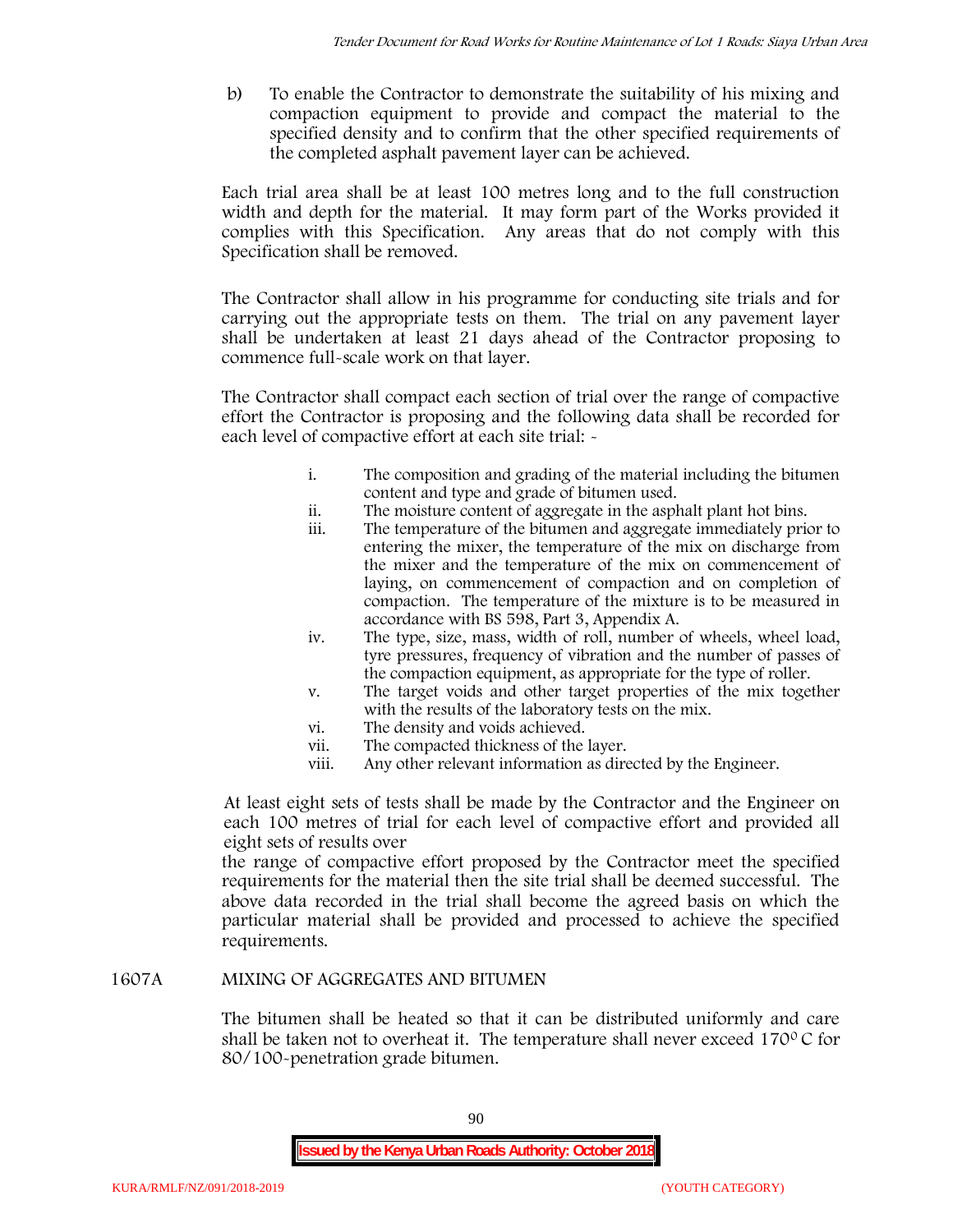b) To enable the Contractor to demonstrate the suitability of his mixing and compaction equipment to provide and compact the material to the specified density and to confirm that the other specified requirements of the completed asphalt pavement layer can be achieved.

Each trial area shall be at least 100 metres long and to the full construction width and depth for the material. It may form part of the Works provided it complies with this Specification. Any areas that do not comply with this Specification shall be removed.

The Contractor shall allow in his programme for conducting site trials and for carrying out the appropriate tests on them. The trial on any pavement layer shall be undertaken at least 21 days ahead of the Contractor proposing to commence full-scale work on that layer.

The Contractor shall compact each section of trial over the range of compactive effort the Contractor is proposing and the following data shall be recorded for each level of compactive effort at each site trial: -

i. The composition and grading of the material including the bitumen content and type and grade of bitumen used.
ii. The moisture content of aggregate in the asphalt plant hot bins.
iii. The temperature of the bitumen and aggregate immediately prior to entering the mixer, the temperature of the mix on discharge from the mixer and the temperature of the mix on commencement of laying, on commencement of compaction and on completion of compaction. The temperature of the mixture is to be measured in accordance with BS 598, Part 3, Appendix A.
iv. The type, size, mass, width of roll, number of wheels, wheel load, tyre pressures, frequency of vibration and the number of passes of the compaction equipment, as appropriate for the type of roller.
v. The target voids and other target properties of the mix together with the results of the laboratory tests on the mix.
vi. The density and voids achieved.
vii. The compacted thickness of the layer.
viii. Any other relevant information as directed by the Engineer.

At least eight sets of tests shall be made by the Contractor and the Engineer on each 100 metres of trial for each level of compactive effort and provided all eight sets of results over the range of compactive effort proposed by the Contractor meet the specified requirements for the material then the site trial shall be deemed successful. The above data recorded in the trial shall become the agreed basis on which the particular material shall be provided and processed to achieve the specified requirements.

## 1607A MIXING OF AGGREGATES AND BITUMEN

The bitumen shall be heated so that it can be distributed uniformly and care shall be taken not to overheat it. The temperature shall never exceed $170^0$ C for 80/100-penetration grade bitumen.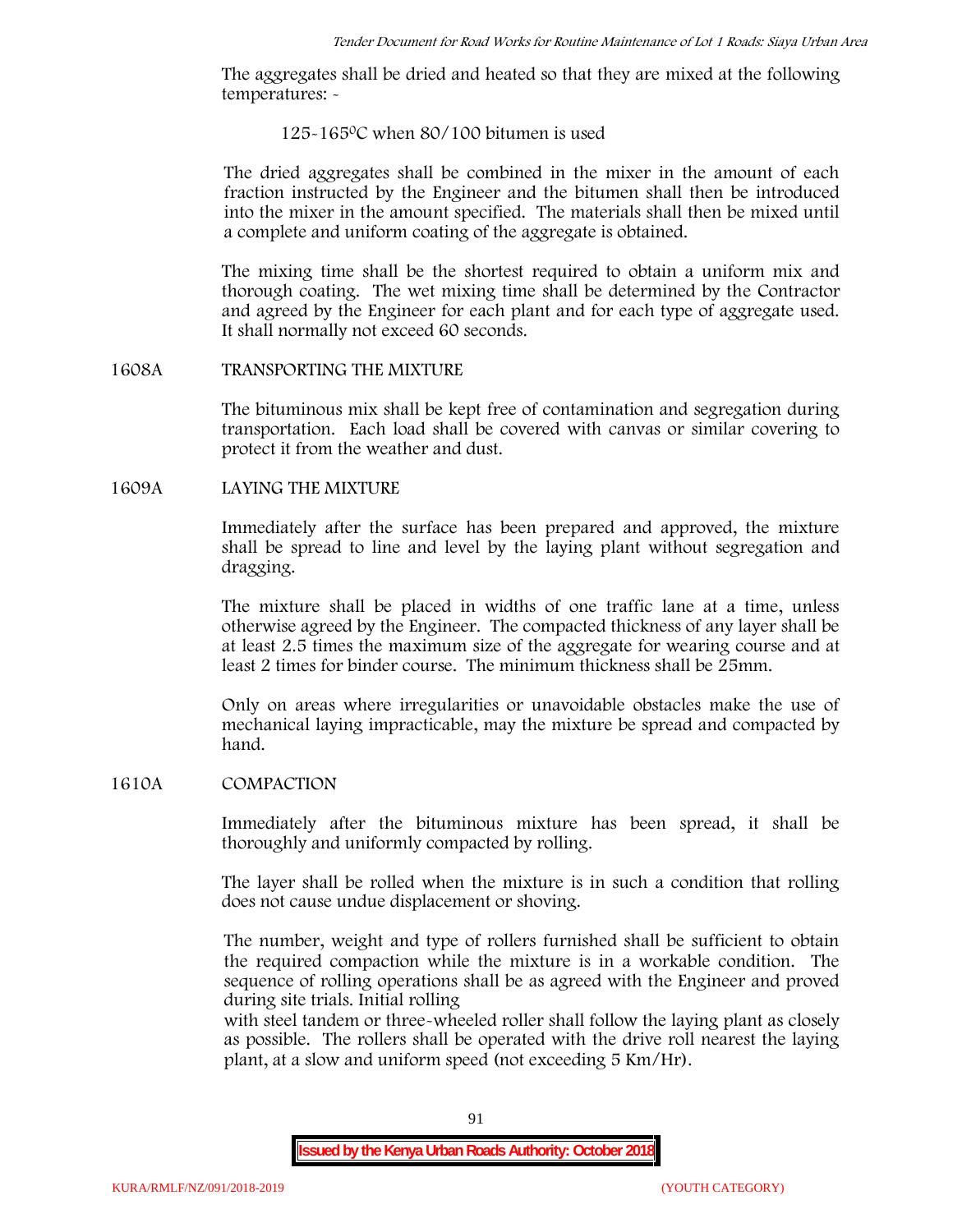The aggregates shall be dried and heated so that they are mixed at the following temperatures: -

125-165$^{0}$C when 80/100 bitumen is used

The dried aggregates shall be combined in the mixer in the amount of each fraction instructed by the Engineer and the bitumen shall then be introduced into the mixer in the amount specified. The materials shall then be mixed until a complete and uniform coating of the aggregate is obtained.

The mixing time shall be the shortest required to obtain a uniform mix and thorough coating. The wet mixing time shall be determined by the Contractor and agreed by the Engineer for each plant and for each type of aggregate used. It shall normally not exceed 60 seconds.

## 1608A TRANSPORTING THE MIXTURE

The bituminous mix shall be kept free of contamination and segregation during transportation. Each load shall be covered with canvas or similar covering to protect it from the weather and dust.

## 1609A LAYING THE MIXTURE

Immediately after the surface has been prepared and approved, the mixture shall be spread to line and level by the laying plant without segregation and dragging.

The mixture shall be placed in widths of one traffic lane at a time, unless otherwise agreed by the Engineer. The compacted thickness of any layer shall be at least 2.5 times the maximum size of the aggregate for wearing course and at least 2 times for binder course. The minimum thickness shall be 25mm.

Only on areas where irregularities or unavoidable obstacles make the use of mechanical laying impracticable, may the mixture be spread and compacted by hand.

## 1610A COMPACTION

Immediately after the bituminous mixture has been spread, it shall be thoroughly and uniformly compacted by rolling.

The layer shall be rolled when the mixture is in such a condition that rolling does not cause undue displacement or shoving.

The number, weight and type of rollers furnished shall be sufficient to obtain the required compaction while the mixture is in a workable condition. The sequence of rolling operations shall be as agreed with the Engineer and proved during site trials. Initial rolling with steel tandem or three-wheeled roller shall follow the laying plant as closely as possible. The rollers shall be operated with the drive roll nearest the laying plant, at a slow and uniform speed (not exceeding 5 Km/Hr).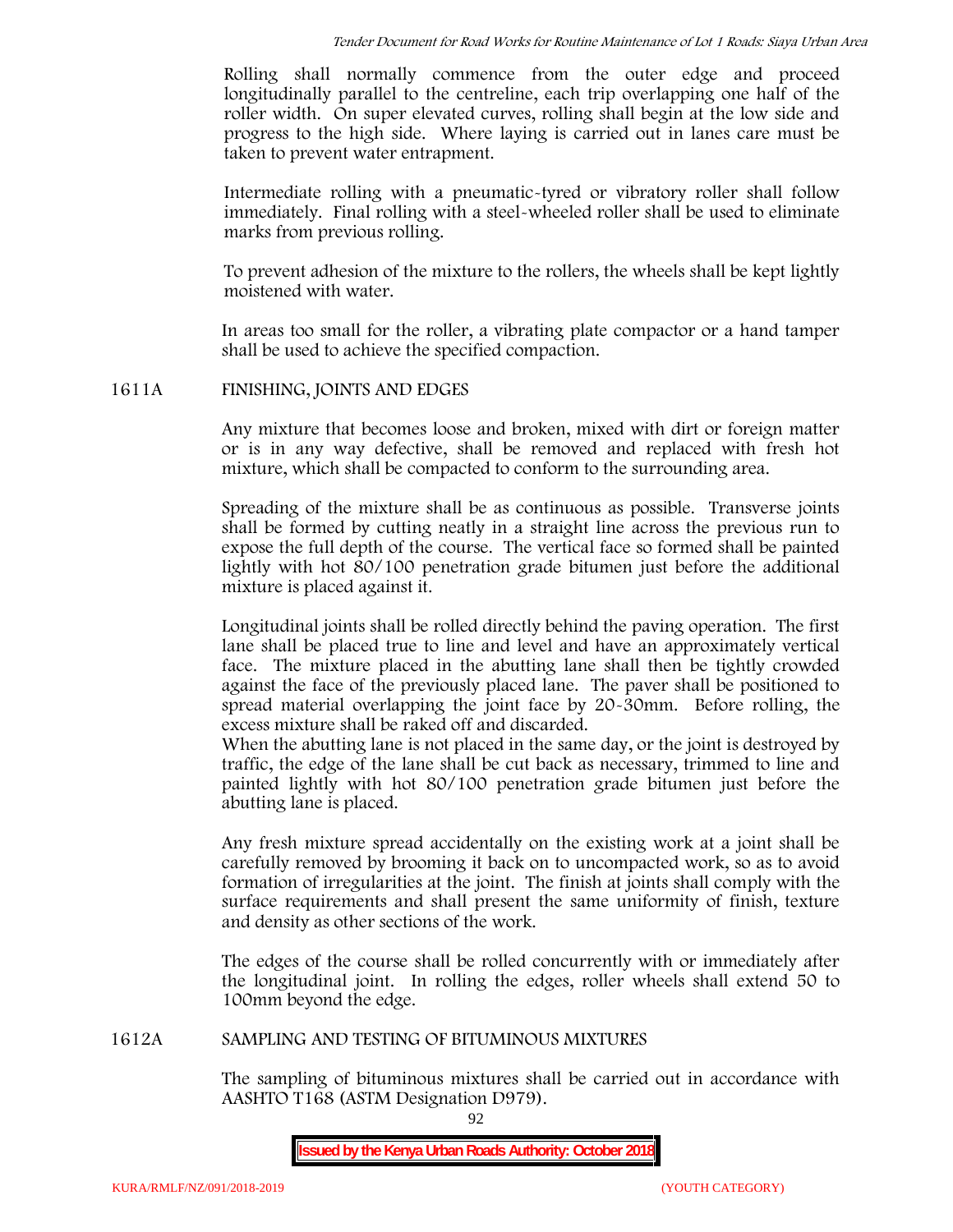Rolling shall normally commence from the outer edge and proceed longitudinally parallel to the centreline, each trip overlapping one half of the roller width. On super elevated curves, rolling shall begin at the low side and progress to the high side. Where laying is carried out in lanes care must be taken to prevent water entrapment.

Intermediate rolling with a pneumatic-tyred or vibratory roller shall follow immediately. Final rolling with a steel-wheeled roller shall be used to eliminate marks from previous rolling.

To prevent adhesion of the mixture to the rollers, the wheels shall be kept lightly moistened with water.

In areas too small for the roller, a vibrating plate compactor or a hand tamper shall be used to achieve the specified compaction.

## 1611A FINISHING, JOINTS AND EDGES

Any mixture that becomes loose and broken, mixed with dirt or foreign matter or is in any way defective, shall be removed and replaced with fresh hot mixture, which shall be compacted to conform to the surrounding area.

Spreading of the mixture shall be as continuous as possible. Transverse joints shall be formed by cutting neatly in a straight line across the previous run to expose the full depth of the course. The vertical face so formed shall be painted lightly with hot 80/100 penetration grade bitumen just before the additional mixture is placed against it.

Longitudinal joints shall be rolled directly behind the paving operation. The first lane shall be placed true to line and level and have an approximately vertical face. The mixture placed in the abutting lane shall then be tightly crowded against the face of the previously placed lane. The paver shall be positioned to spread material overlapping the joint face by 20-30mm. Before rolling, the excess mixture shall be raked off and discarded.
When the abutting lane is not placed in the same day, or the joint is destroyed by traffic, the edge of the lane shall be cut back as necessary, trimmed to line and painted lightly with hot 80/100 penetration grade bitumen just before the abutting lane is placed.

Any fresh mixture spread accidentally on the existing work at a joint shall be carefully removed by brooming it back on to uncompacted work, so as to avoid formation of irregularities at the joint. The finish at joints shall comply with the surface requirements and shall present the same uniformity of finish, texture and density as other sections of the work.

The edges of the course shall be rolled concurrently with or immediately after the longitudinal joint. In rolling the edges, roller wheels shall extend 50 to 100mm beyond the edge.

## 1612A SAMPLING AND TESTING OF BITUMINOUS MIXTURES

The sampling of bituminous mixtures shall be carried out in accordance with AASHTO T168 (ASTM Designation D979).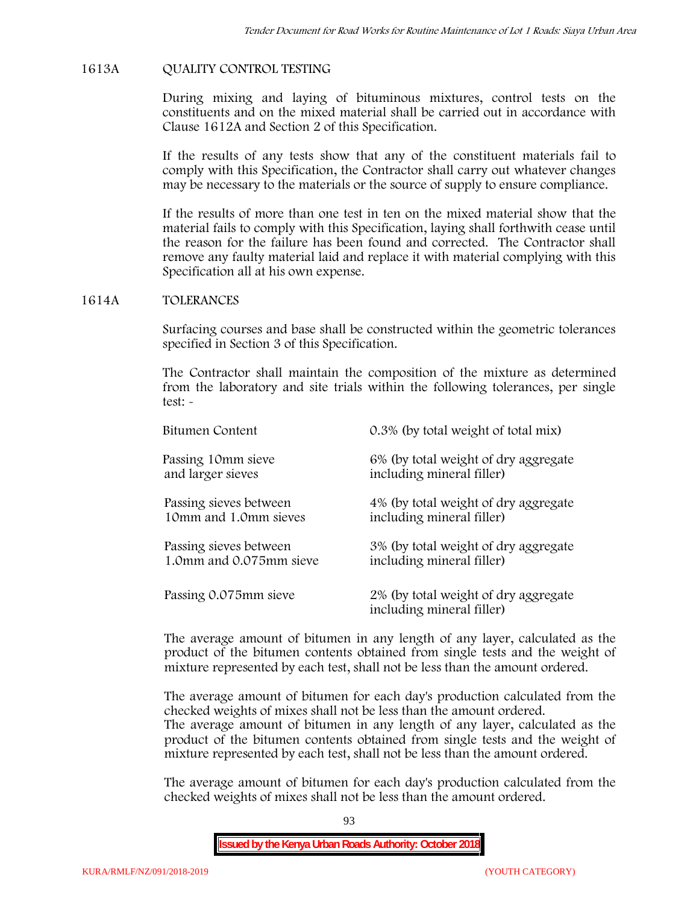## 1613A QUALITY CONTROL TESTING

During mixing and laying of bituminous mixtures, control tests on the constituents and on the mixed material shall be carried out in accordance with Clause 1612A and Section 2 of this Specification.

If the results of any tests show that any of the constituent materials fail to comply with this Specification, the Contractor shall carry out whatever changes may be necessary to the materials or the source of supply to ensure compliance.

If the results of more than one test in ten on the mixed material show that the material fails to comply with this Specification, laying shall forthwith cease until the reason for the failure has been found and corrected. The Contractor shall remove any faulty material laid and replace it with material complying with this Specification all at his own expense.

## 1614A TOLERANCES

Surfacing courses and base shall be constructed within the geometric tolerances specified in Section 3 of this Specification.

The Contractor shall maintain the composition of the mixture as determined from the laboratory and site trials within the following tolerances, per single test: -

| | |
|---|---|
| Bitumen Content | 0.3% (by total weight of total mix) |
| Passing 10mm sieve and larger sieves | 6% (by total weight of dry aggregate including mineral filler) |
| Passing sieves between 10mm and 1.0mm sieves | 4% (by total weight of dry aggregate including mineral filler) |
| Passing sieves between 1.0mm and 0.075mm sieve | 3% (by total weight of dry aggregate including mineral filler) |
| Passing 0.075mm sieve | 2% (by total weight of dry aggregate including mineral filler) |

The average amount of bitumen in any length of any layer, calculated as the product of the bitumen contents obtained from single tests and the weight of mixture represented by each test, shall not be less than the amount ordered.

The average amount of bitumen for each day's production calculated from the checked weights of mixes shall not be less than the amount ordered.
The average amount of bitumen in any length of any layer, calculated as the product of the bitumen contents obtained from single tests and the weight of mixture represented by each test, shall not be less than the amount ordered.

The average amount of bitumen for each day's production calculated from the checked weights of mixes shall not be less than the amount ordered.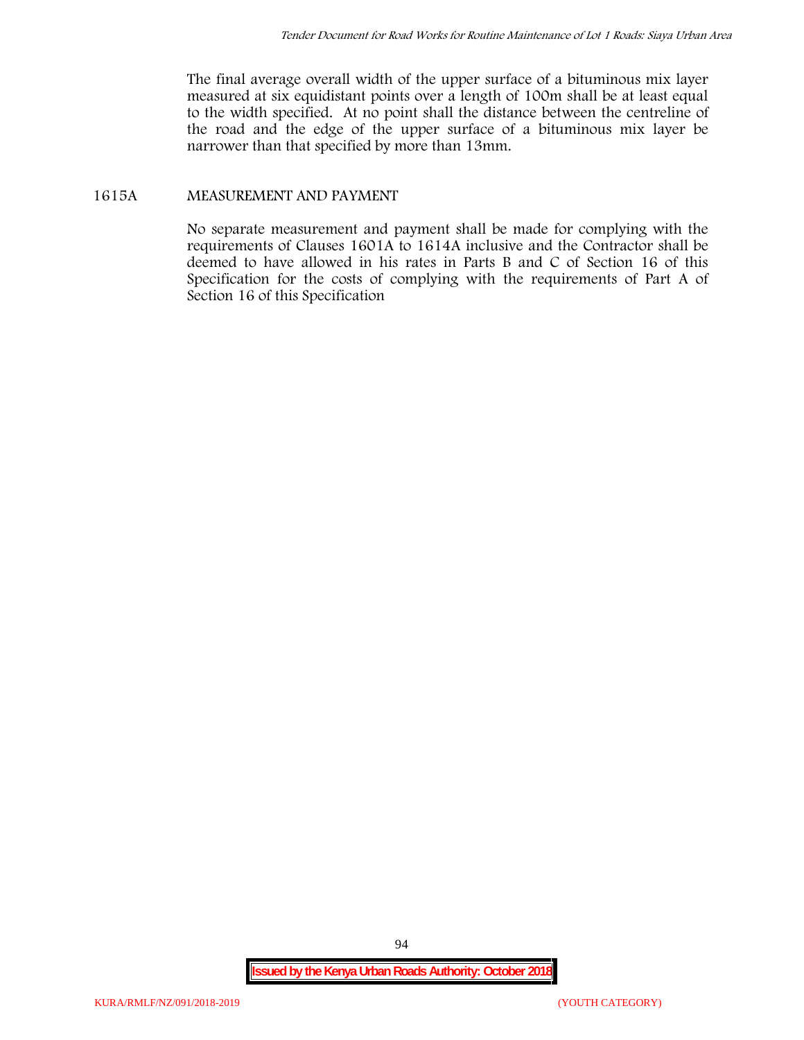The final average overall width of the upper surface of a bituminous mix layer measured at six equidistant points over a length of 100m shall be at least equal to the width specified. At no point shall the distance between the centreline of the road and the edge of the upper surface of a bituminous mix layer be narrower than that specified by more than 13mm.

## 1615A MEASUREMENT AND PAYMENT

No separate measurement and payment shall be made for complying with the requirements of Clauses 1601A to 1614A inclusive and the Contractor shall be deemed to have allowed in his rates in Parts B and C of Section 16 of this Specification for the costs of complying with the requirements of Part A of Section 16 of this Specification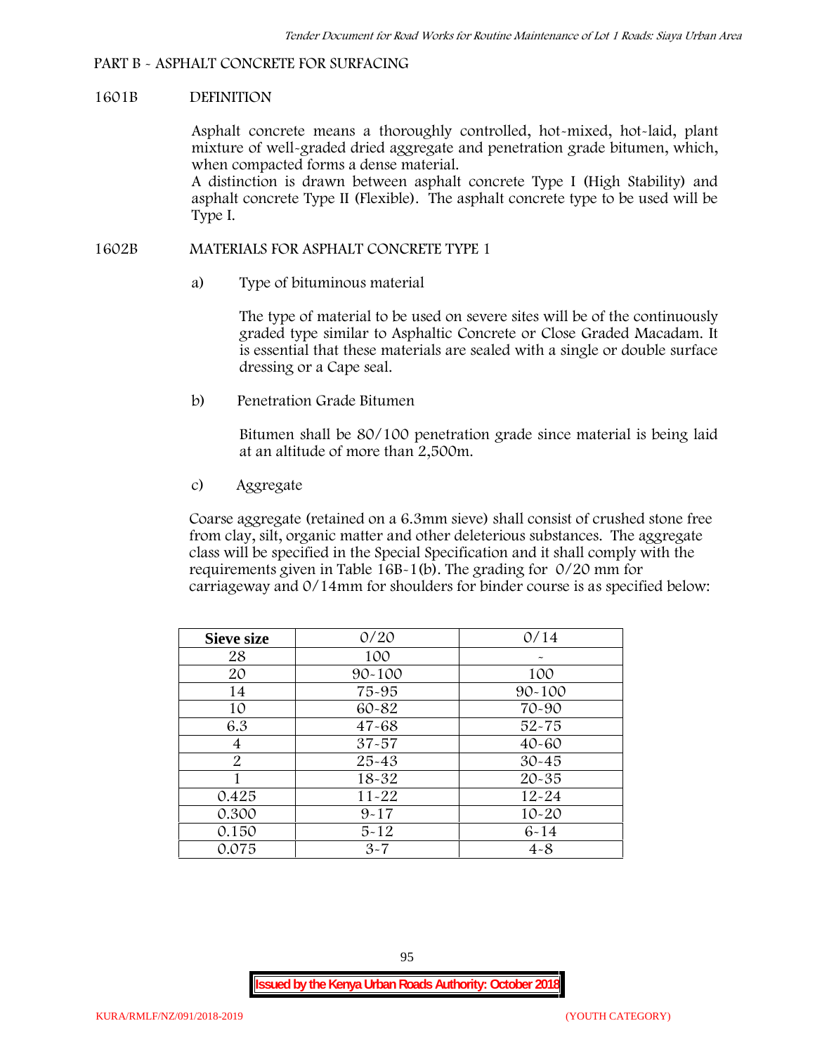## PART B - ASPHALT CONCRETE FOR SURFACING

### 1601B DEFINITION

Asphalt concrete means a thoroughly controlled, hot-mixed, hot-laid, plant mixture of well-graded dried aggregate and penetration grade bitumen, which, when compacted forms a dense material.

A distinction is drawn between asphalt concrete Type I (High Stability) and asphalt concrete Type II (Flexible). The asphalt concrete type to be used will be Type I.

### 1602B MATERIALS FOR ASPHALT CONCRETE TYPE 1

a) Type of bituminous material

The type of material to be used on severe sites will be of the continuously graded type similar to Asphaltic Concrete or Close Graded Macadam. It is essential that these materials are sealed with a single or double surface dressing or a Cape seal.

b) Penetration Grade Bitumen

Bitumen shall be 80/100 penetration grade since material is being laid at an altitude of more than 2,500m.

c) Aggregate

Coarse aggregate (retained on a 6.3mm sieve) shall consist of crushed stone free from clay, silt, organic matter and other deleterious substances. The aggregate class will be specified in the Special Specification and it shall comply with the requirements given in Table 16B-1(b). The grading for 0/20 mm for carriageway and 0/14mm for shoulders for binder course is as specified below:

| Sieve size | 0/20 | 0/14 |
|---|---|---|
| 28 | 100 | - |
| 20 | 90-100 | 100 |
| 14 | 75-95 | 90-100 |
| 10 | 60-82 | 70-90 |
| 6.3 | 47-68 | 52-75 |
| 4 | 37-57 | 40-60 |
| 2 | 25-43 | 30-45 |
| 1 | 18-32 | 20-35 |
| 0.425 | 11-22 | 12-24 |
| 0.300 | 9-17 | 10-20 |
| 0.150 | 5-12 | 6-14 |
| 0.075 | 3-7 | 4-8 |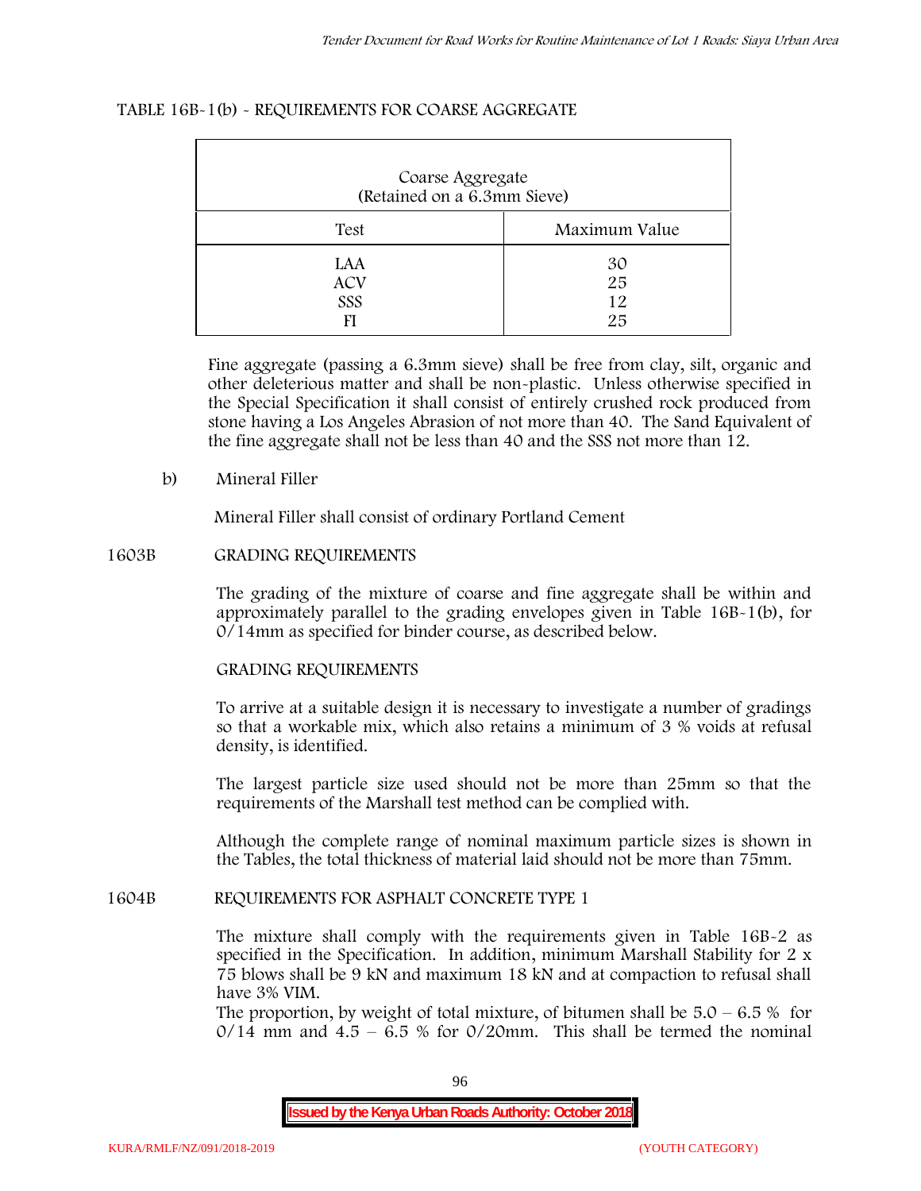TABLE 16B-1(b) - REQUIREMENTS FOR COARSE AGGREGATE

| Coarse Aggregate (Retained on a 6.3mm Sieve) | |
|---|---|
| Test | Maximum Value |
| LAA | 30 |
| ACV | 25 |
| SSS | 12 |
| FI | 25 |

Fine aggregate (passing a 6.3mm sieve) shall be free from clay, silt, organic and other deleterious matter and shall be non-plastic. Unless otherwise specified in the Special Specification it shall consist of entirely crushed rock produced from stone having a Los Angeles Abrasion of not more than 40. The Sand Equivalent of the fine aggregate shall not be less than 40 and the SSS not more than 12.

b) Mineral Filler

Mineral Filler shall consist of ordinary Portland Cement

## 1603B GRADING REQUIREMENTS

The grading of the mixture of coarse and fine aggregate shall be within and approximately parallel to the grading envelopes given in Table 16B-1(b), for 0/14mm as specified for binder course, as described below.

GRADING REQUIREMENTS

To arrive at a suitable design it is necessary to investigate a number of gradings so that a workable mix, which also retains a minimum of 3 % voids at refusal density, is identified.

The largest particle size used should not be more than 25mm so that the requirements of the Marshall test method can be complied with.

Although the complete range of nominal maximum particle sizes is shown in the Tables, the total thickness of material laid should not be more than 75mm.

## 1604B REQUIREMENTS FOR ASPHALT CONCRETE TYPE 1

The mixture shall comply with the requirements given in Table 16B-2 as specified in the Specification. In addition, minimum Marshall Stability for 2 x 75 blows shall be 9 kN and maximum 18 kN and at compaction to refusal shall have 3% VIM.

The proportion, by weight of total mixture, of bitumen shall be 5.0 – 6.5 % for 0/14 mm and 4.5 – 6.5 % for 0/20mm. This shall be termed the nominal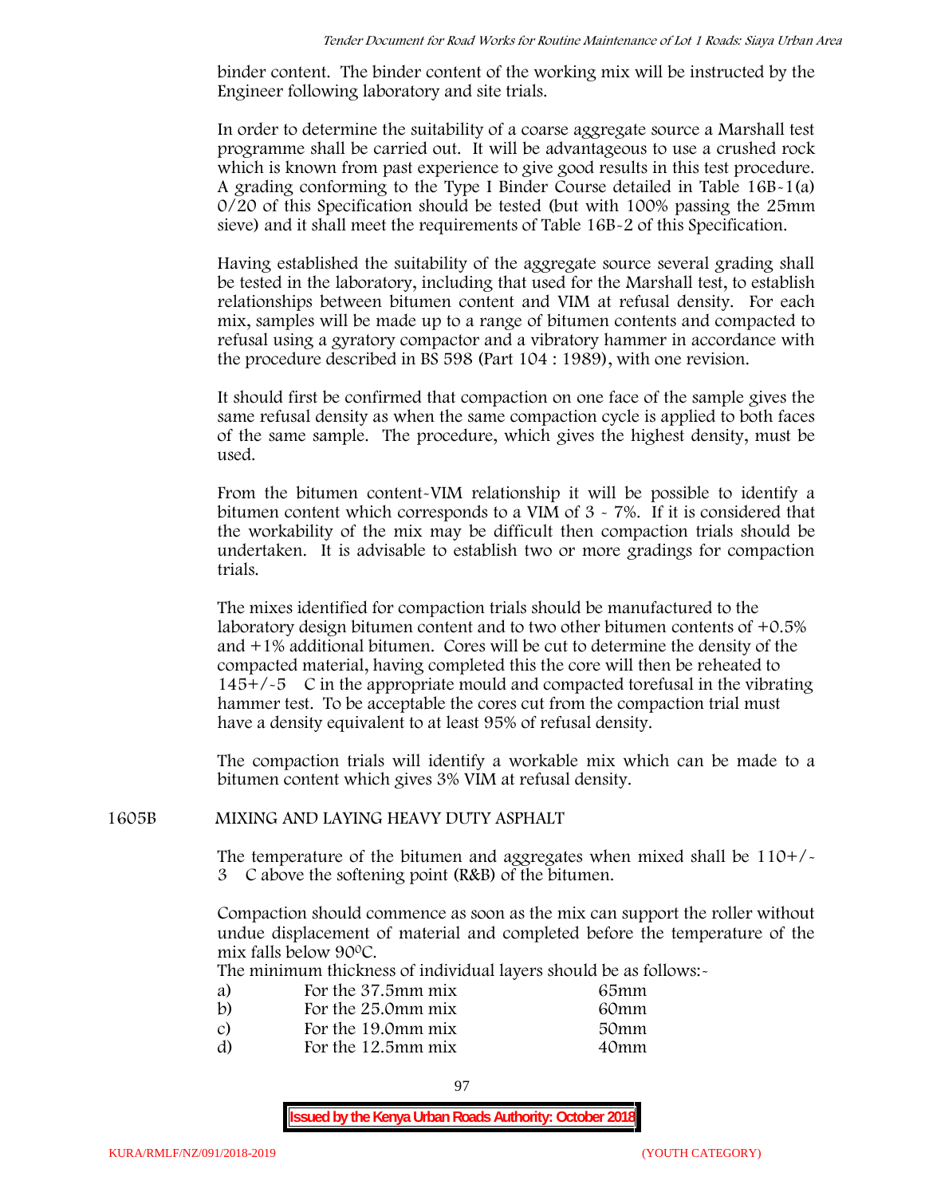binder content. The binder content of the working mix will be instructed by the Engineer following laboratory and site trials.

In order to determine the suitability of a coarse aggregate source a Marshall test programme shall be carried out. It will be advantageous to use a crushed rock which is known from past experience to give good results in this test procedure. A grading conforming to the Type I Binder Course detailed in Table 16B-1(a) 0/20 of this Specification should be tested (but with 100% passing the 25mm sieve) and it shall meet the requirements of Table 16B-2 of this Specification.

Having established the suitability of the aggregate source several grading shall be tested in the laboratory, including that used for the Marshall test, to establish relationships between bitumen content and VIM at refusal density. For each mix, samples will be made up to a range of bitumen contents and compacted to refusal using a gyratory compactor and a vibratory hammer in accordance with the procedure described in BS 598 (Part 104 : 1989), with one revision.

It should first be confirmed that compaction on one face of the sample gives the same refusal density as when the same compaction cycle is applied to both faces of the same sample. The procedure, which gives the highest density, must be used.

From the bitumen content-VIM relationship it will be possible to identify a bitumen content which corresponds to a VIM of 3 - 7%. If it is considered that the workability of the mix may be difficult then compaction trials should be undertaken. It is advisable to establish two or more gradings for compaction trials.

The mixes identified for compaction trials should be manufactured to the laboratory design bitumen content and to two other bitumen contents of +0.5% and +1% additional bitumen. Cores will be cut to determine the density of the compacted material, having completed this the core will then be reheated to 145+/-5 C in the appropriate mould and compacted torefusal in the vibrating hammer test. To be acceptable the cores cut from the compaction trial must have a density equivalent to at least 95% of refusal density.

The compaction trials will identify a workable mix which can be made to a bitumen content which gives 3% VIM at refusal density.

## 1605B MIXING AND LAYING HEAVY DUTY ASPHALT

The temperature of the bitumen and aggregates when mixed shall be 110+/-3 C above the softening point (R&B) of the bitumen.

Compaction should commence as soon as the mix can support the roller without undue displacement of material and completed before the temperature of the mix falls below 90°C.

The minimum thickness of individual layers should be as follows:-

| | | |
|---|---|---|
| a) | For the 37.5mm mix | 65mm |
| b) | For the 25.0mm mix | 60mm |
| c) | For the 19.0mm mix | 50mm |
| d) | For the 12.5mm mix | 40mm |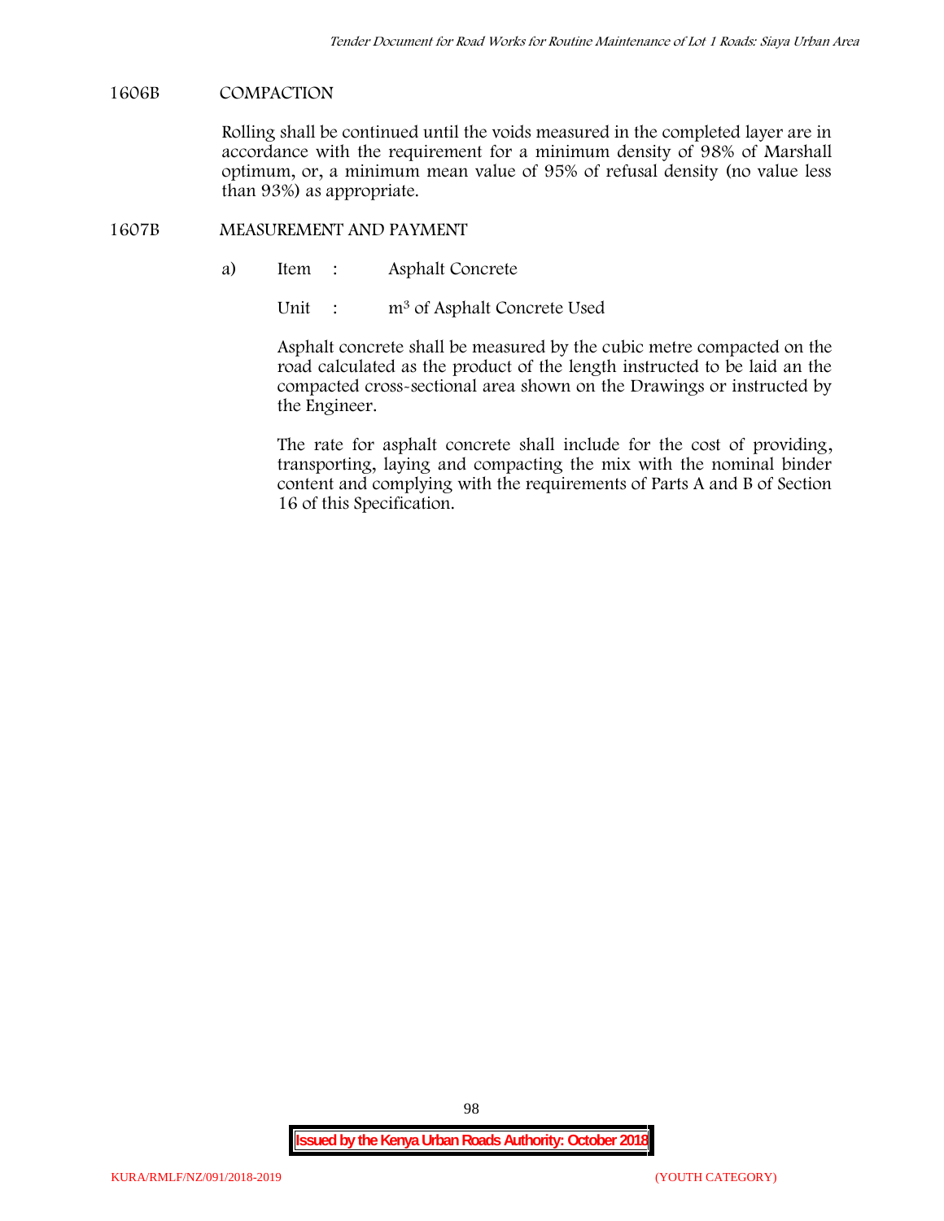## 1606B COMPACTION

Rolling shall be continued until the voids measured in the completed layer are in accordance with the requirement for a minimum density of 98% of Marshall optimum, or, a minimum mean value of 95% of refusal density (no value less than 93%) as appropriate.

## 1607B MEASUREMENT AND PAYMENT

a) Item : Asphalt Concrete

Unit : $m^3$ of Asphalt Concrete Used

Asphalt concrete shall be measured by the cubic metre compacted on the road calculated as the product of the length instructed to be laid an the compacted cross-sectional area shown on the Drawings or instructed by the Engineer.

The rate for asphalt concrete shall include for the cost of providing, transporting, laying and compacting the mix with the nominal binder content and complying with the requirements of Parts A and B of Section 16 of this Specification.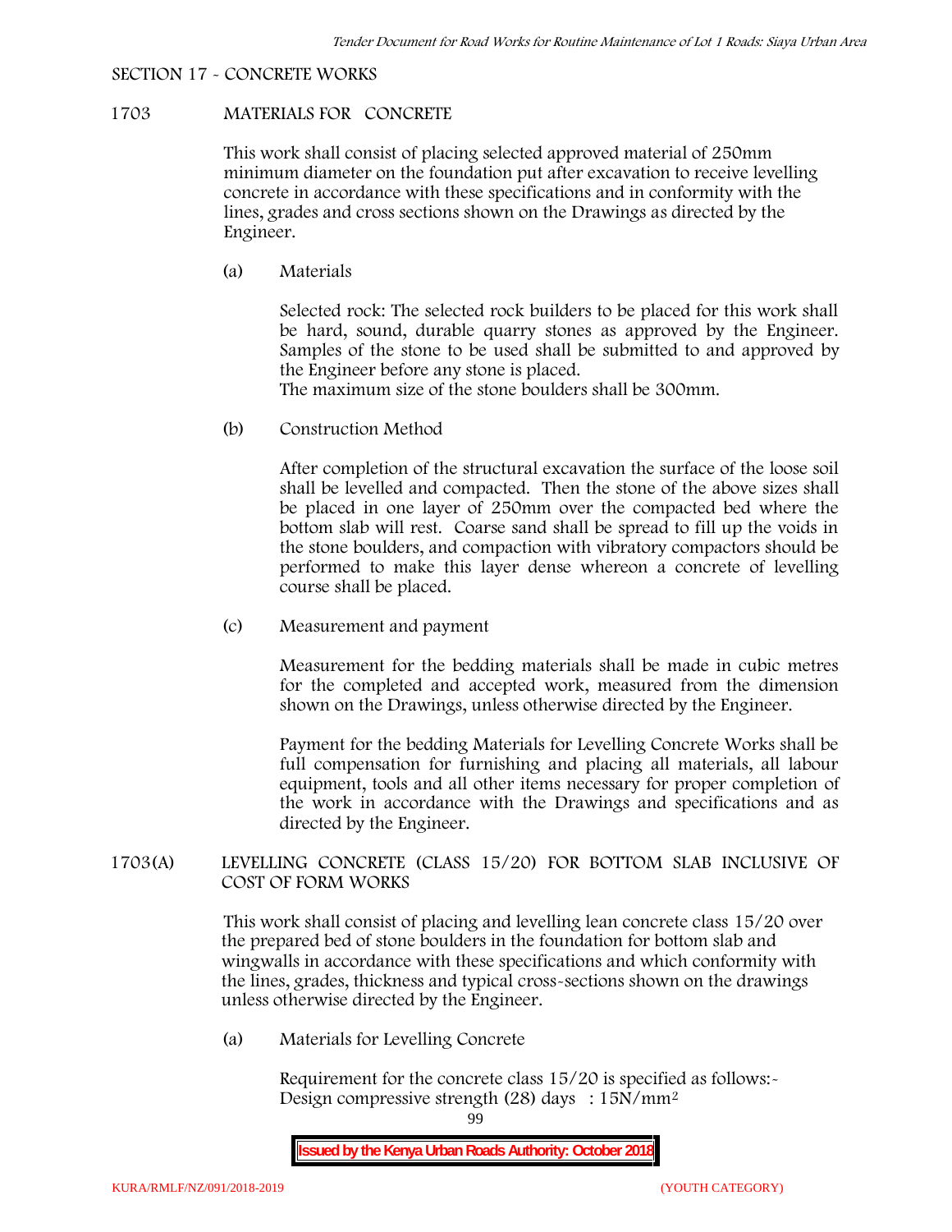SECTION 17 - CONCRETE WORKS

## 1703 MATERIALS FOR CONCRETE

This work shall consist of placing selected approved material of 250mm minimum diameter on the foundation put after excavation to receive levelling concrete in accordance with these specifications and in conformity with the lines, grades and cross sections shown on the Drawings as directed by the Engineer.

(a) Materials

Selected rock: The selected rock builders to be placed for this work shall be hard, sound, durable quarry stones as approved by the Engineer. Samples of the stone to be used shall be submitted to and approved by the Engineer before any stone is placed.
The maximum size of the stone boulders shall be 300mm.

(b) Construction Method

After completion of the structural excavation the surface of the loose soil shall be levelled and compacted. Then the stone of the above sizes shall be placed in one layer of 250mm over the compacted bed where the bottom slab will rest. Coarse sand shall be spread to fill up the voids in the stone boulders, and compaction with vibratory compactors should be performed to make this layer dense whereon a concrete of levelling course shall be placed.

(c) Measurement and payment

Measurement for the bedding materials shall be made in cubic metres for the completed and accepted work, measured from the dimension shown on the Drawings, unless otherwise directed by the Engineer.

Payment for the bedding Materials for Levelling Concrete Works shall be full compensation for furnishing and placing all materials, all labour equipment, tools and all other items necessary for proper completion of the work in accordance with the Drawings and specifications and as directed by the Engineer.

## 1703(A) LEVELLING CONCRETE (CLASS 15/20) FOR BOTTOM SLAB INCLUSIVE OF COST OF FORM WORKS

This work shall consist of placing and levelling lean concrete class 15/20 over the prepared bed of stone boulders in the foundation for bottom slab and wingwalls in accordance with these specifications and which conformity with the lines, grades, thickness and typical cross-sections shown on the drawings unless otherwise directed by the Engineer.

(a) Materials for Levelling Concrete

Requirement for the concrete class 15/20 is specified as follows:-
Design compressive strength (28) days : $15N/mm^2$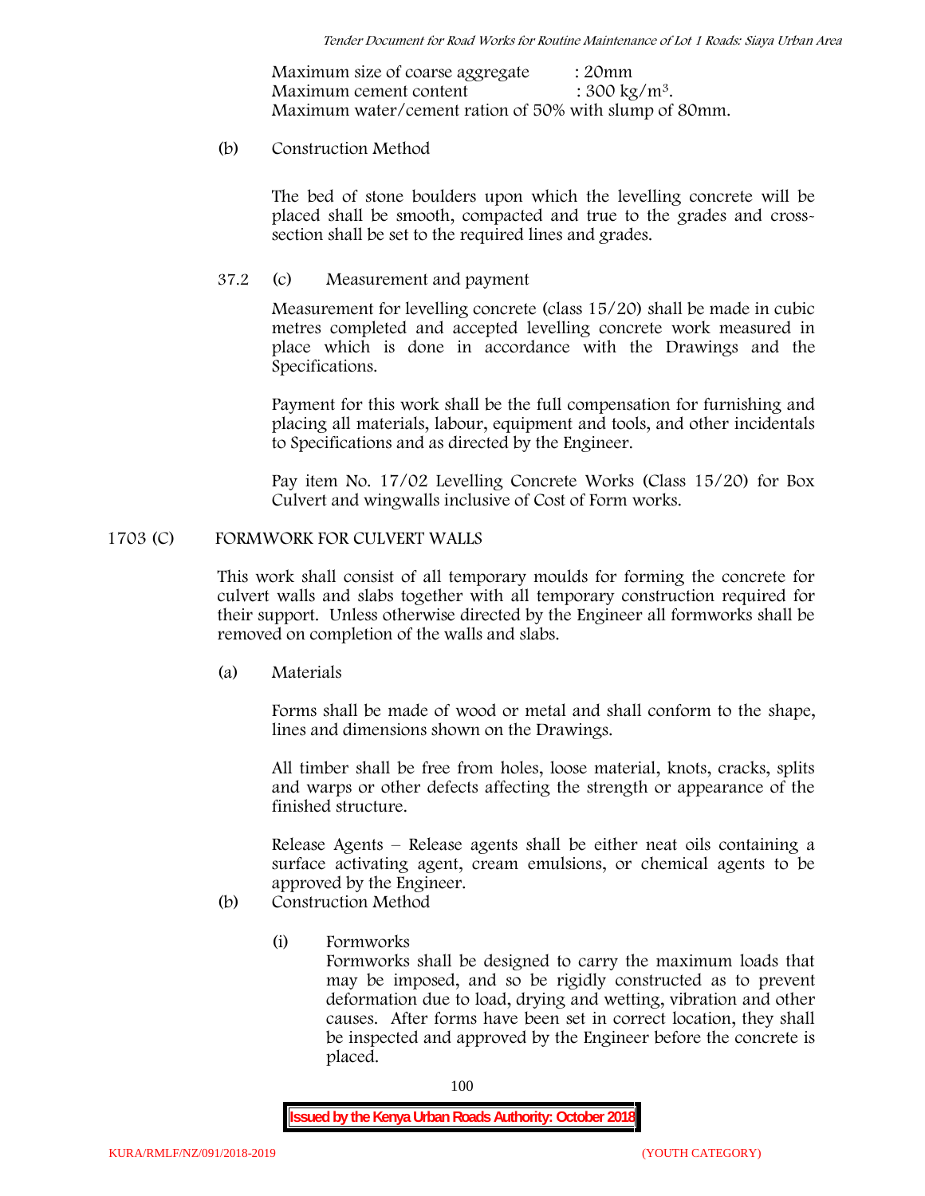Maximum size of coarse aggregate : 20mm
Maximum cement content : 300 kg/m$^3$.
Maximum water/cement ration of 50% with slump of 80mm.

(b) Construction Method

The bed of stone boulders upon which the levelling concrete will be placed shall be smooth, compacted and true to the grades and cross-section shall be set to the required lines and grades.

37.2 (c) Measurement and payment

Measurement for levelling concrete (class 15/20) shall be made in cubic metres completed and accepted levelling concrete work measured in place which is done in accordance with the Drawings and the Specifications.

Payment for this work shall be the full compensation for furnishing and placing all materials, labour, equipment and tools, and other incidentals to Specifications and as directed by the Engineer.

Pay item No. 17/02 Levelling Concrete Works (Class 15/20) for Box Culvert and wingwalls inclusive of Cost of Form works.

## 1703 (C) FORMWORK FOR CULVERT WALLS

This work shall consist of all temporary moulds for forming the concrete for culvert walls and slabs together with all temporary construction required for their support. Unless otherwise directed by the Engineer all formworks shall be removed on completion of the walls and slabs.

(a) Materials

Forms shall be made of wood or metal and shall conform to the shape, lines and dimensions shown on the Drawings.

All timber shall be free from holes, loose material, knots, cracks, splits and warps or other defects affecting the strength or appearance of the finished structure.

Release Agents – Release agents shall be either neat oils containing a surface activating agent, cream emulsions, or chemical agents to be approved by the Engineer.

(b) Construction Method

(i) Formworks
Formworks shall be designed to carry the maximum loads that may be imposed, and so be rigidly constructed as to prevent deformation due to load, drying and wetting, vibration and other causes. After forms have been set in correct location, they shall be inspected and approved by the Engineer before the concrete is placed.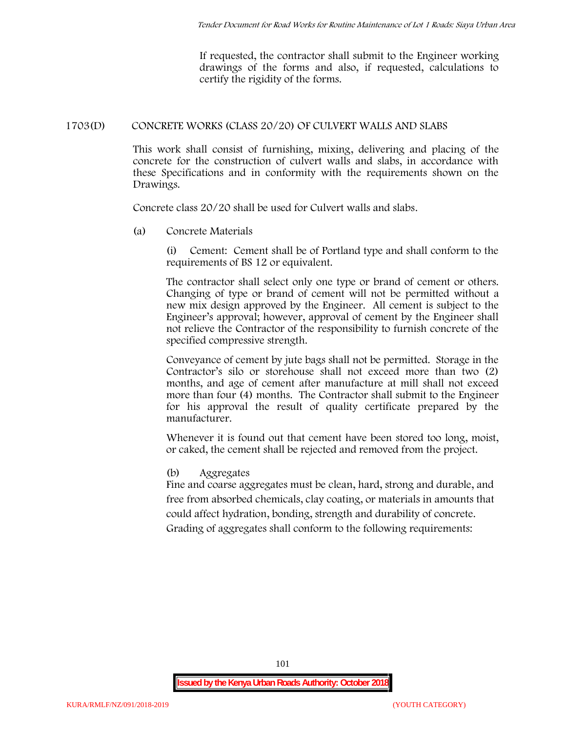If requested, the contractor shall submit to the Engineer working drawings of the forms and also, if requested, calculations to certify the rigidity of the forms.

## 1703(D) CONCRETE WORKS (CLASS 20/20) OF CULVERT WALLS AND SLABS

This work shall consist of furnishing, mixing, delivering and placing of the concrete for the construction of culvert walls and slabs, in accordance with these Specifications and in conformity with the requirements shown on the Drawings.

Concrete class 20/20 shall be used for Culvert walls and slabs.

(a) Concrete Materials

(i) Cement: Cement shall be of Portland type and shall conform to the requirements of BS 12 or equivalent.

The contractor shall select only one type or brand of cement or others. Changing of type or brand of cement will not be permitted without a new mix design approved by the Engineer. All cement is subject to the Engineer's approval; however, approval of cement by the Engineer shall not relieve the Contractor of the responsibility to furnish concrete of the specified compressive strength.

Conveyance of cement by jute bags shall not be permitted. Storage in the Contractor's silo or storehouse shall not exceed more than two (2) months, and age of cement after manufacture at mill shall not exceed more than four (4) months. The Contractor shall submit to the Engineer for his approval the result of quality certificate prepared by the manufacturer.

Whenever it is found out that cement have been stored too long, moist, or caked, the cement shall be rejected and removed from the project.

(b) Aggregates

Fine and coarse aggregates must be clean, hard, strong and durable, and free from absorbed chemicals, clay coating, or materials in amounts that could affect hydration, bonding, strength and durability of concrete. Grading of aggregates shall conform to the following requirements: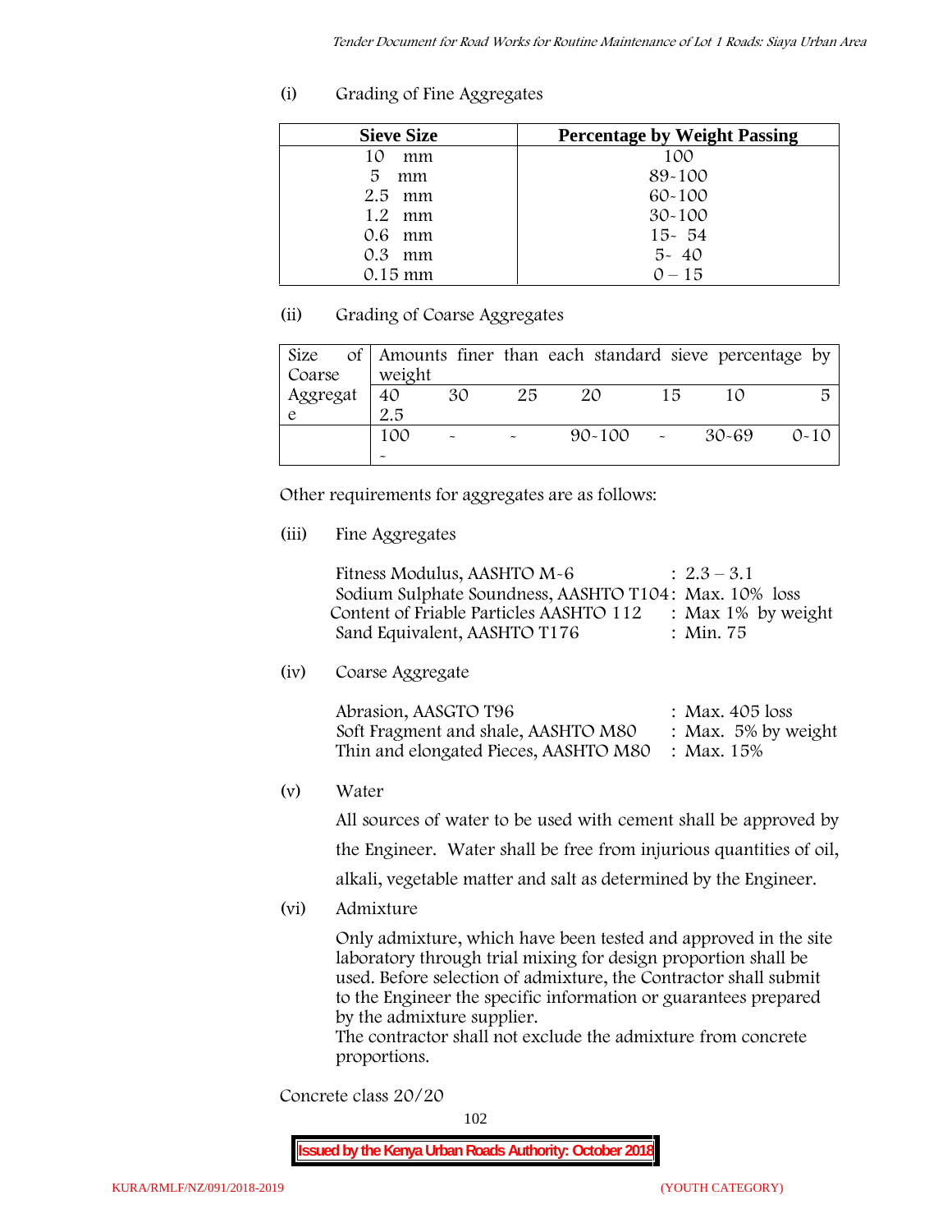(i) Grading of Fine Aggregates

| Sieve Size | Percentage by Weight Passing |
|---|---|
| 10 mm | 100 |
| 5 mm | 89-100 |
| 2.5 mm | 60-100 |
| 1.2 mm | 30-100 |
| 0.6 mm | 15- 54 |
| 0.3 mm | 5- 40 |
| 0.15 mm | 0 – 15 |

(ii) Grading of Coarse Aggregates

| Size of Coarse Aggregate | Amounts finer than each standard sieve percentage by weight | | | | | | |
|---|---|---|---|---|---|---|---|
| | 40 2.5 | 30 | 25 | 20 | 15 | 10 | 5 |
| | 100 - | - | - | 90-100 | - | 30-69 | 0-10 |

Other requirements for aggregates are as follows:

(iii) Fine Aggregates

Fitness Modulus, AASHTO M-6 : 2.3 – 3.1
Sodium Sulphate Soundness, AASHTO T104: Max. 10% loss
Content of Friable Particles AASHTO 112 : Max 1% by weight
Sand Equivalent, AASHTO T176 : Min. 75

(iv) Coarse Aggregate

Abrasion, AASGTO T96 : Max. 405 loss
Soft Fragment and shale, AASHTO M80 : Max. 5% by weight
Thin and elongated Pieces, AASHTO M80 : Max. 15%

(v) Water

All sources of water to be used with cement shall be approved by the Engineer. Water shall be free from injurious quantities of oil, alkali, vegetable matter and salt as determined by the Engineer.

(vi) Admixture

Only admixture, which have been tested and approved in the site laboratory through trial mixing for design proportion shall be used. Before selection of admixture, the Contractor shall submit to the Engineer the specific information or guarantees prepared by the admixture supplier.
The contractor shall not exclude the admixture from concrete proportions.

Concrete class 20/20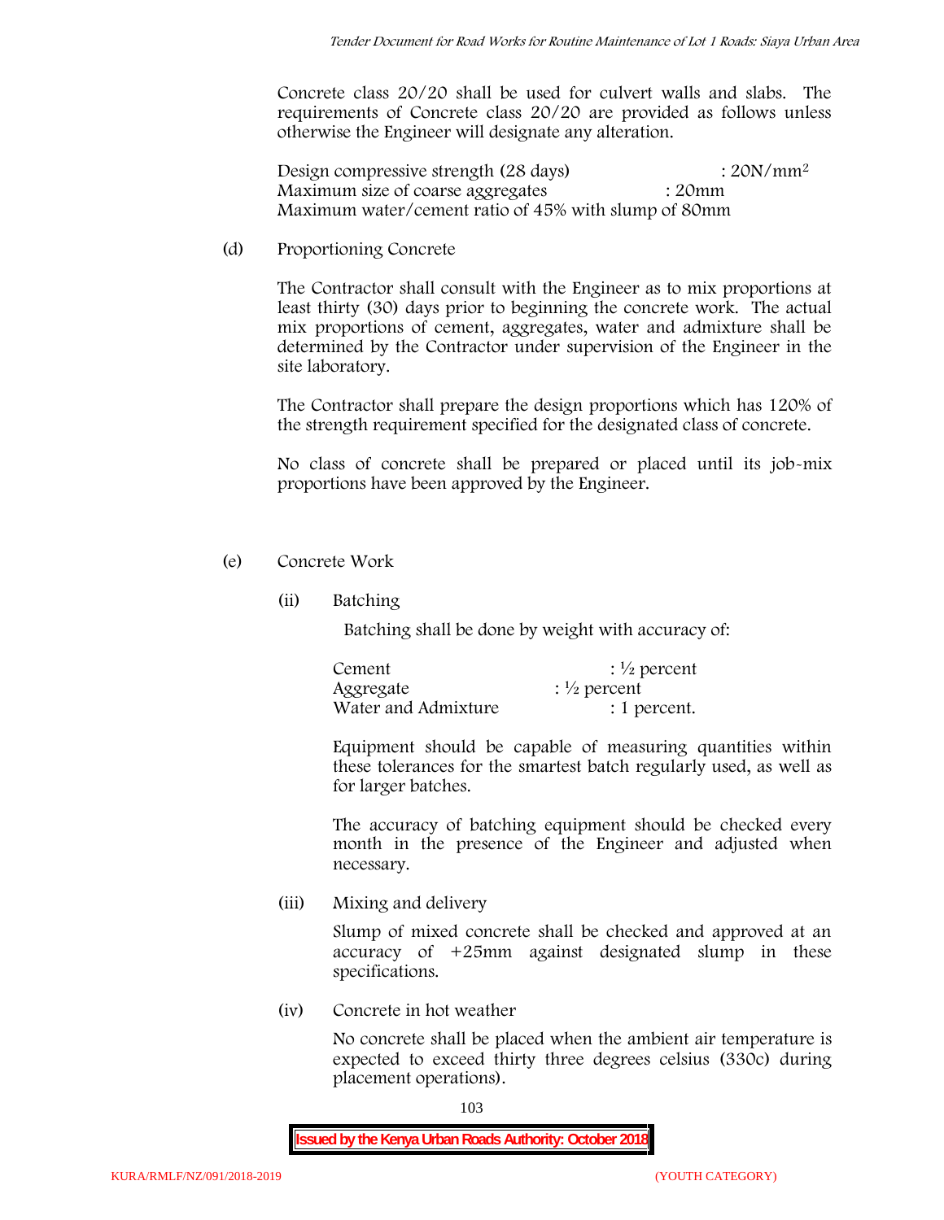Concrete class 20/20 shall be used for culvert walls and slabs. The requirements of Concrete class 20/20 are provided as follows unless otherwise the Engineer will designate any alteration.

Design compressive strength (28 days) : $20N/mm^2$
Maximum size of coarse aggregates : 20mm
Maximum water/cement ratio of 45% with slump of 80mm

(d) Proportioning Concrete

The Contractor shall consult with the Engineer as to mix proportions at least thirty (30) days prior to beginning the concrete work. The actual mix proportions of cement, aggregates, water and admixture shall be determined by the Contractor under supervision of the Engineer in the site laboratory.

The Contractor shall prepare the design proportions which has 120% of the strength requirement specified for the designated class of concrete.

No class of concrete shall be prepared or placed until its job-mix proportions have been approved by the Engineer.

(e) Concrete Work

(ii) Batching

Batching shall be done by weight with accuracy of:

| | |
|---|---|
| Cement | : ½ percent |
| Aggregate | : ½ percent |
| Water and Admixture | : 1 percent. |

Equipment should be capable of measuring quantities within these tolerances for the smartest batch regularly used, as well as for larger batches.

The accuracy of batching equipment should be checked every month in the presence of the Engineer and adjusted when necessary.

(iii) Mixing and delivery

Slump of mixed concrete shall be checked and approved at an accuracy of +25mm against designated slump in these specifications.

(iv) Concrete in hot weather

No concrete shall be placed when the ambient air temperature is expected to exceed thirty three degrees celsius (330c) during placement operations).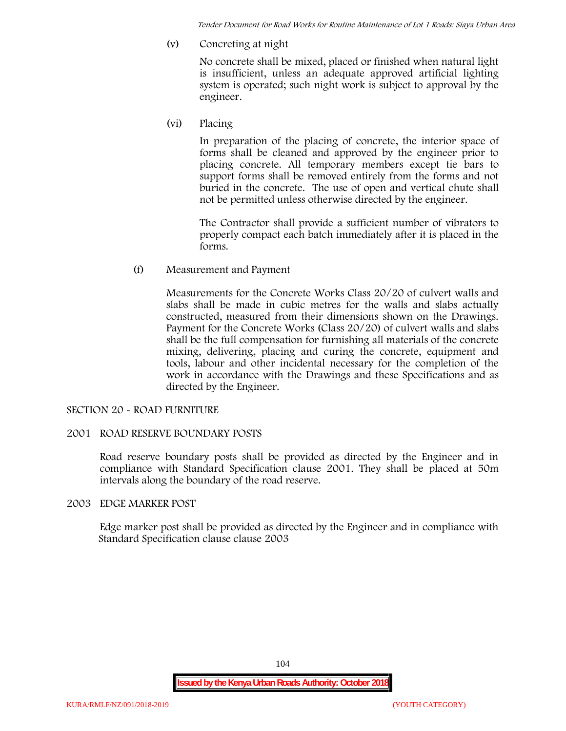(v) Concreting at night

No concrete shall be mixed, placed or finished when natural light is insufficient, unless an adequate approved artificial lighting system is operated; such night work is subject to approval by the engineer.

(vi) Placing

In preparation of the placing of concrete, the interior space of forms shall be cleaned and approved by the engineer prior to placing concrete. All temporary members except tie bars to support forms shall be removed entirely from the forms and not buried in the concrete. The use of open and vertical chute shall not be permitted unless otherwise directed by the engineer.

The Contractor shall provide a sufficient number of vibrators to properly compact each batch immediately after it is placed in the forms.

(f) Measurement and Payment

Measurements for the Concrete Works Class 20/20 of culvert walls and slabs shall be made in cubic metres for the walls and slabs actually constructed, measured from their dimensions shown on the Drawings. Payment for the Concrete Works (Class 20/20) of culvert walls and slabs shall be the full compensation for furnishing all materials of the concrete mixing, delivering, placing and curing the concrete, equipment and tools, labour and other incidental necessary for the completion of the work in accordance with the Drawings and these Specifications and as directed by the Engineer.

## SECTION 20 - ROAD FURNITURE

### 2001 ROAD RESERVE BOUNDARY POSTS

Road reserve boundary posts shall be provided as directed by the Engineer and in compliance with Standard Specification clause 2001. They shall be placed at 50m intervals along the boundary of the road reserve.

### 2003 EDGE MARKER POST

Edge marker post shall be provided as directed by the Engineer and in compliance with Standard Specification clause clause 2003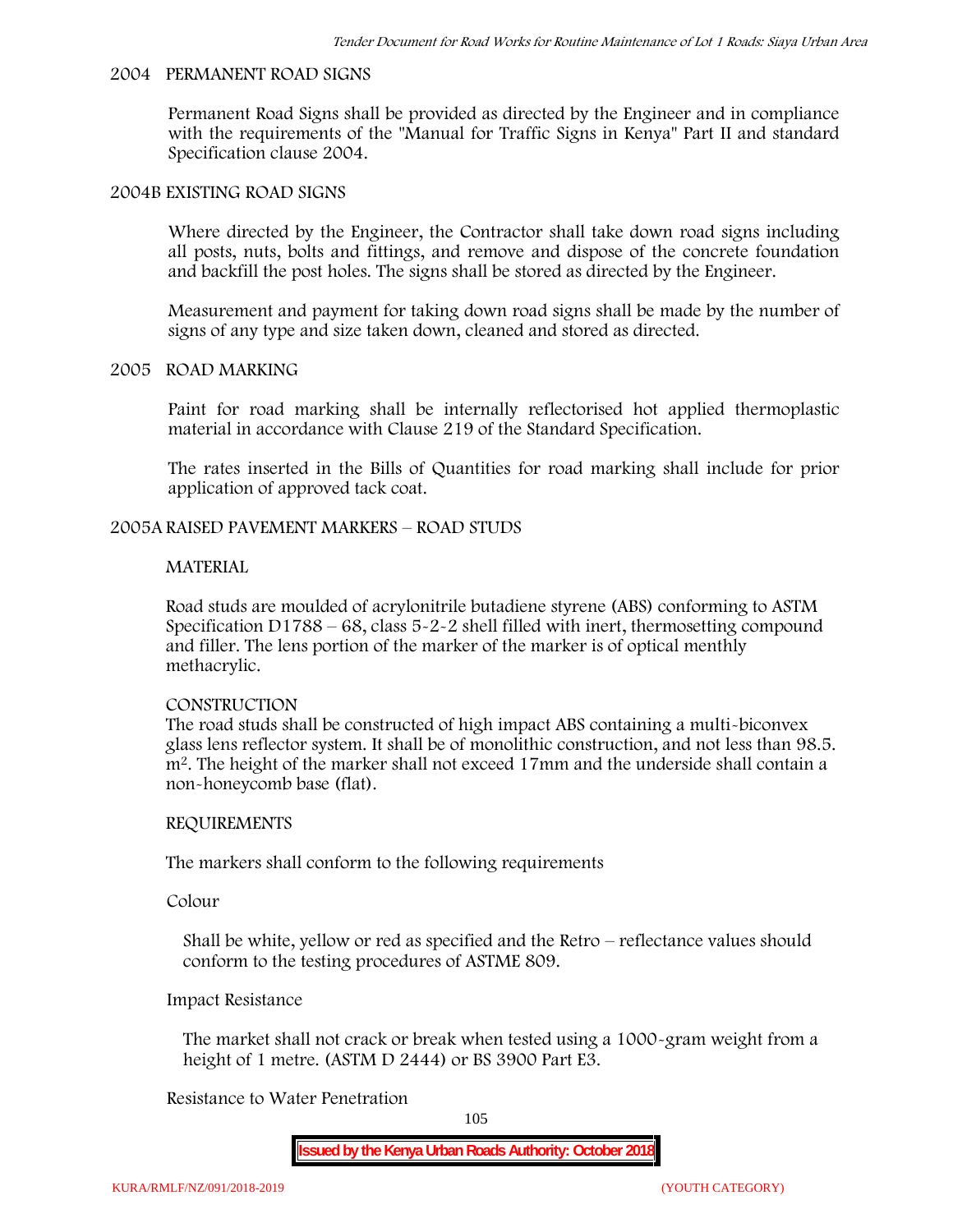## 2004 PERMANENT ROAD SIGNS

Permanent Road Signs shall be provided as directed by the Engineer and in compliance with the requirements of the "Manual for Traffic Signs in Kenya" Part II and standard Specification clause 2004.

## 2004B EXISTING ROAD SIGNS

Where directed by the Engineer, the Contractor shall take down road signs including all posts, nuts, bolts and fittings, and remove and dispose of the concrete foundation and backfill the post holes. The signs shall be stored as directed by the Engineer.

Measurement and payment for taking down road signs shall be made by the number of signs of any type and size taken down, cleaned and stored as directed.

## 2005 ROAD MARKING

Paint for road marking shall be internally reflectorised hot applied thermoplastic material in accordance with Clause 219 of the Standard Specification.

The rates inserted in the Bills of Quantities for road marking shall include for prior application of approved tack coat.

## 2005A RAISED PAVEMENT MARKERS – ROAD STUDS

### MATERIAL

Road studs are moulded of acrylonitrile butadiene styrene (ABS) conforming to ASTM Specification D1788 – 68, class 5-2-2 shell filled with inert, thermosetting compound and filler. The lens portion of the marker of the marker is of optical menthly methacrylic.

### CONSTRUCTION

The road studs shall be constructed of high impact ABS containing a multi-biconvex glass lens reflector system. It shall be of monolithic construction, and not less than 98.5. $m^2$. The height of the marker shall not exceed 17mm and the underside shall contain a non-honeycomb base (flat).

### REQUIREMENTS

The markers shall conform to the following requirements

Colour

Shall be white, yellow or red as specified and the Retro – reflectance values should conform to the testing procedures of ASTME 809.

Impact Resistance

The market shall not crack or break when tested using a 1000-gram weight from a height of 1 metre. (ASTM D 2444) or BS 3900 Part E3.

Resistance to Water Penetration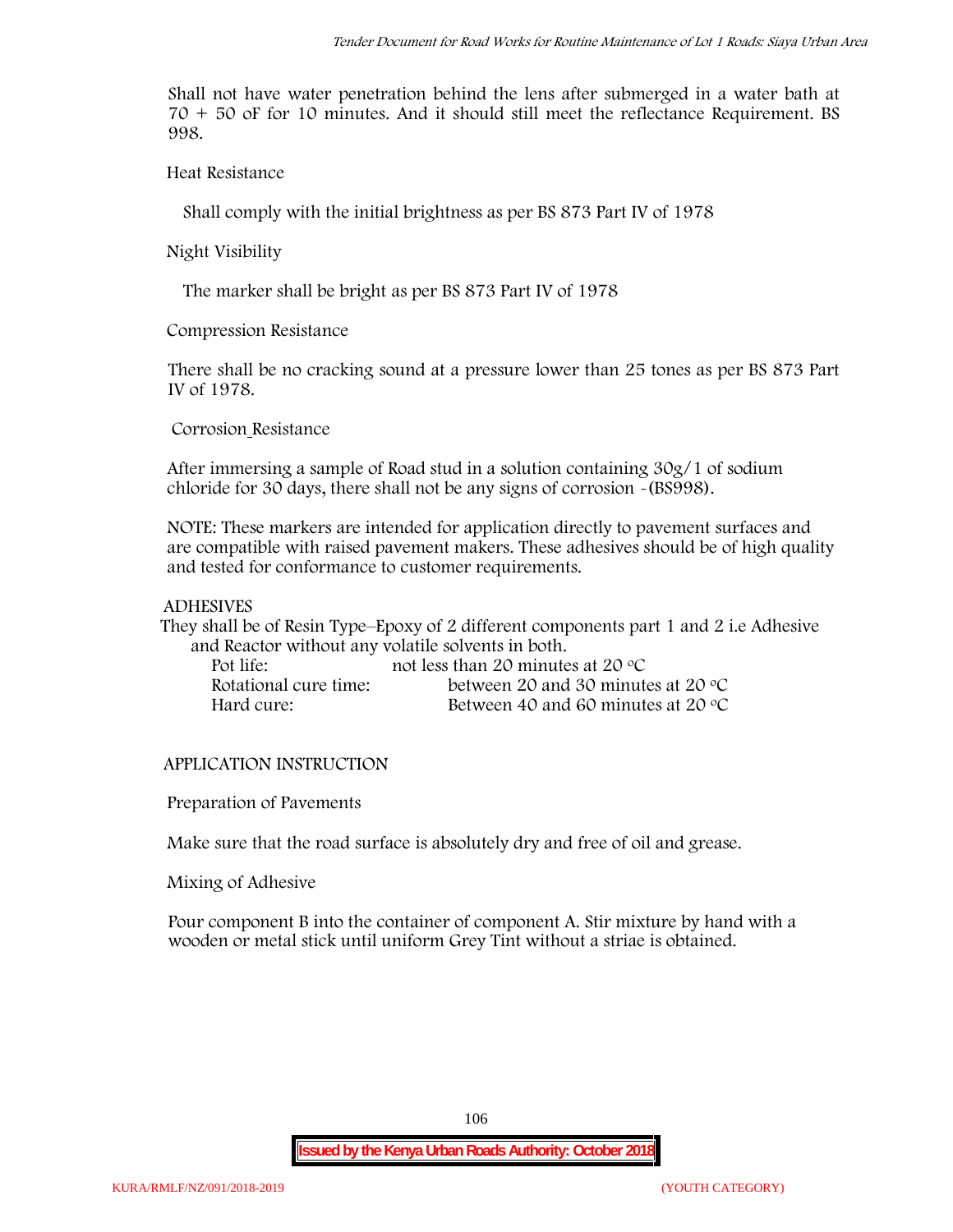Shall not have water penetration behind the lens after submerged in a water bath at 70 + 50 oF for 10 minutes. And it should still meet the reflectance Requirement. BS 998.

Heat Resistance

Shall comply with the initial brightness as per BS 873 Part IV of 1978

Night Visibility

The marker shall be bright as per BS 873 Part IV of 1978

Compression Resistance

There shall be no cracking sound at a pressure lower than 25 tones as per BS 873 Part IV of 1978.

Corrosion Resistance

After immersing a sample of Road stud in a solution containing 30g/1 of sodium chloride for 30 days, there shall not be any signs of corrosion -(BS998).

NOTE: These markers are intended for application directly to pavement surfaces and are compatible with raised pavement makers. These adhesives should be of high quality and tested for conformance to customer requirements.

ADHESIVES

They shall be of Resin Type–Epoxy of 2 different components part 1 and 2 i.e Adhesive and Reactor without any volatile solvents in both.

| | |
|---|---|
| Pot life: | not less than 20 minutes at 20 °C |
| Rotational cure time: | between 20 and 30 minutes at 20 °C |
| Hard cure: | Between 40 and 60 minutes at 20 °C |

APPLICATION INSTRUCTION

Preparation of Pavements

Make sure that the road surface is absolutely dry and free of oil and grease.

Mixing of Adhesive

Pour component B into the container of component A. Stir mixture by hand with a wooden or metal stick until uniform Grey Tint without a striae is obtained.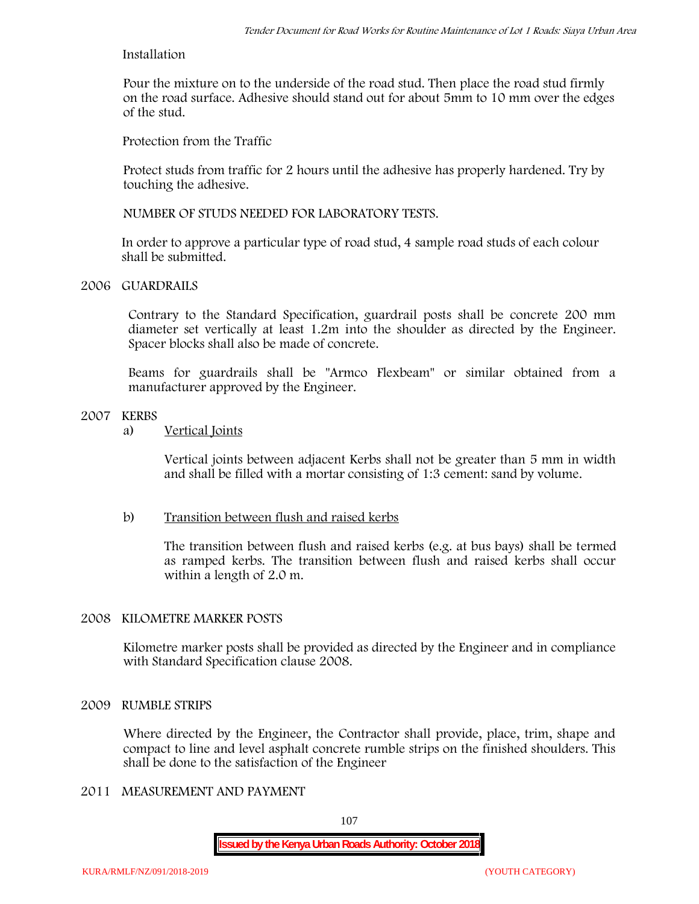Installation

Pour the mixture on to the underside of the road stud. Then place the road stud firmly on the road surface. Adhesive should stand out for about 5mm to 10 mm over the edges of the stud.

Protection from the Traffic

Protect studs from traffic for 2 hours until the adhesive has properly hardened. Try by touching the adhesive.

NUMBER OF STUDS NEEDED FOR LABORATORY TESTS.

In order to approve a particular type of road stud, 4 sample road studs of each colour shall be submitted.

## 2006 GUARDRAILS

Contrary to the Standard Specification, guardrail posts shall be concrete 200 mm diameter set vertically at least 1.2m into the shoulder as directed by the Engineer. Spacer blocks shall also be made of concrete.

Beams for guardrails shall be "Armco Flexbeam" or similar obtained from a manufacturer approved by the Engineer.

## 2007 KERBS

a) Vertical Joints

Vertical joints between adjacent Kerbs shall not be greater than 5 mm in width and shall be filled with a mortar consisting of 1:3 cement: sand by volume.

b) Transition between flush and raised kerbs

The transition between flush and raised kerbs (e.g. at bus bays) shall be termed as ramped kerbs. The transition between flush and raised kerbs shall occur within a length of 2.0 m.

## 2008 KILOMETRE MARKER POSTS

Kilometre marker posts shall be provided as directed by the Engineer and in compliance with Standard Specification clause 2008.

## 2009 RUMBLE STRIPS

Where directed by the Engineer, the Contractor shall provide, place, trim, shape and compact to line and level asphalt concrete rumble strips on the finished shoulders. This shall be done to the satisfaction of the Engineer

## 2011 MEASUREMENT AND PAYMENT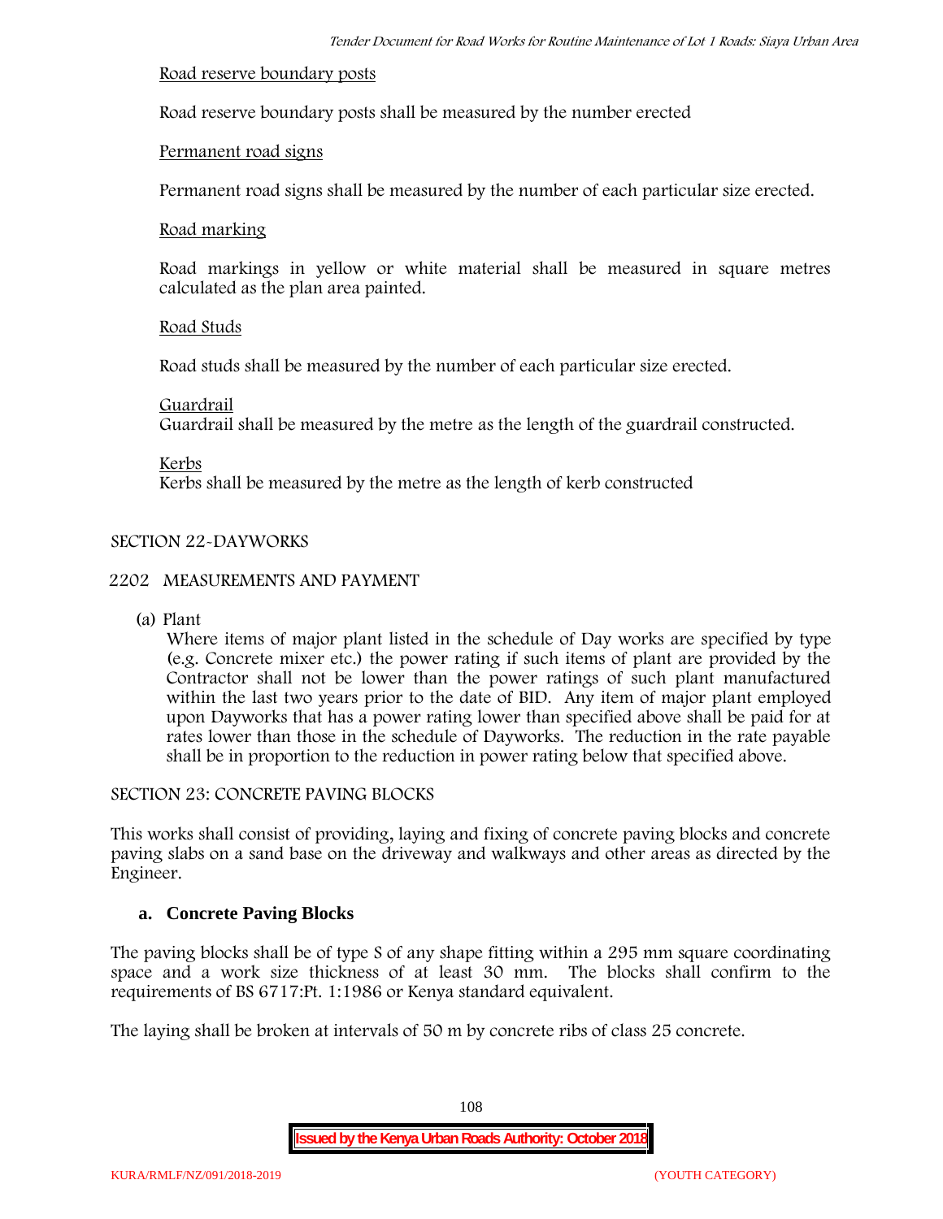Road reserve boundary posts

Road reserve boundary posts shall be measured by the number erected

Permanent road signs

Permanent road signs shall be measured by the number of each particular size erected.

Road marking

Road markings in yellow or white material shall be measured in square metres calculated as the plan area painted.

Road Studs

Road studs shall be measured by the number of each particular size erected.

Guardrail
Guardrail shall be measured by the metre as the length of the guardrail constructed.

Kerbs
Kerbs shall be measured by the metre as the length of kerb constructed

SECTION 22-DAYWORKS

2202 MEASUREMENTS AND PAYMENT

(a) Plant
Where items of major plant listed in the schedule of Day works are specified by type (e.g. Concrete mixer etc.) the power rating if such items of plant are provided by the Contractor shall not be lower than the power ratings of such plant manufactured within the last two years prior to the date of BID. Any item of major plant employed upon Dayworks that has a power rating lower than specified above shall be paid for at rates lower than those in the schedule of Dayworks. The reduction in the rate payable shall be in proportion to the reduction in power rating below that specified above.

SECTION 23: CONCRETE PAVING BLOCKS

This works shall consist of providing, laying and fixing of concrete paving blocks and concrete paving slabs on a sand base on the driveway and walkways and other areas as directed by the Engineer.

**a. Concrete Paving Blocks**

The paving blocks shall be of type S of any shape fitting within a 295 mm square coordinating space and a work size thickness of at least 30 mm. The blocks shall confirm to the requirements of BS 6717:Pt. 1:1986 or Kenya standard equivalent.

The laying shall be broken at intervals of 50 m by concrete ribs of class 25 concrete.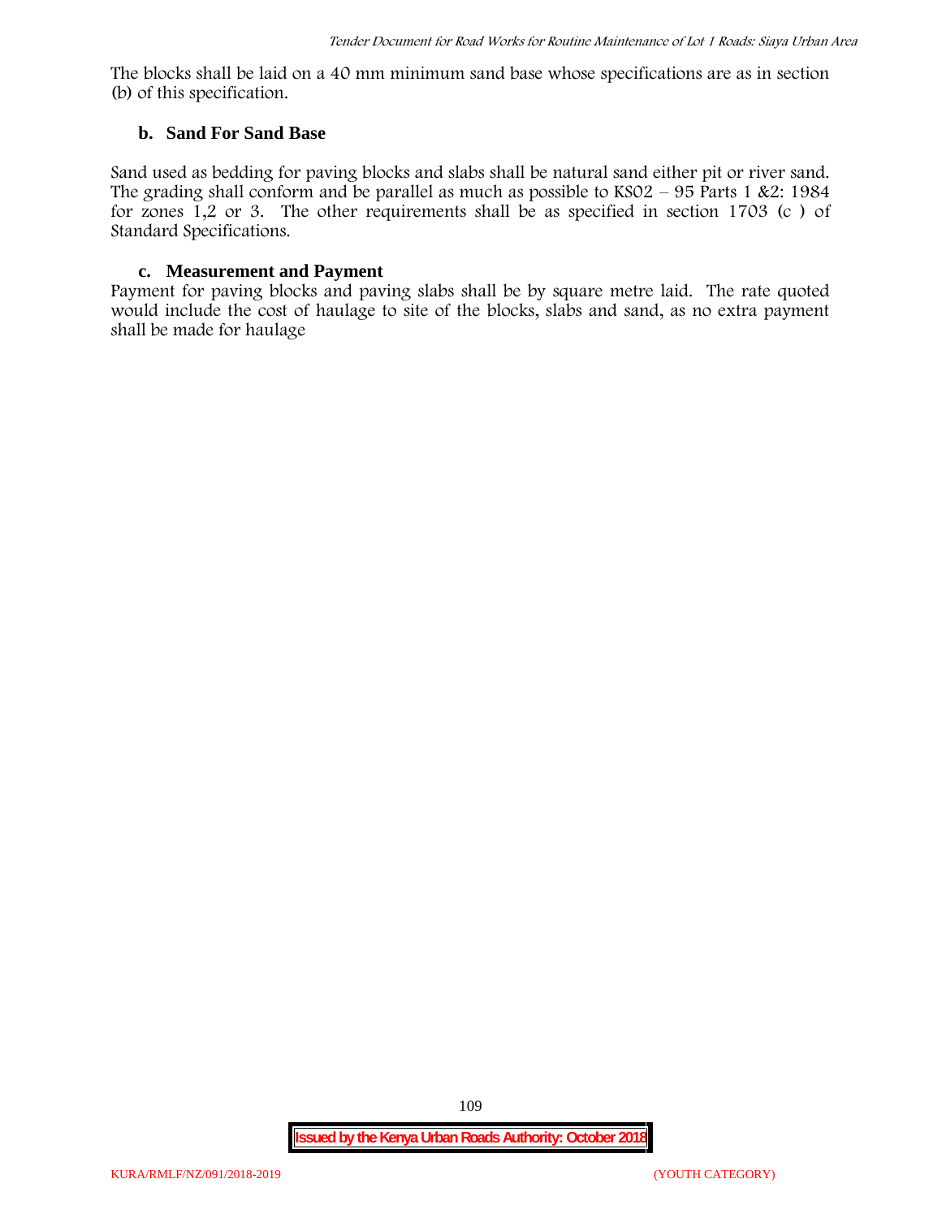The blocks shall be laid on a 40 mm minimum sand base whose specifications are as in section (b) of this specification.

### b. Sand For Sand Base

Sand used as bedding for paving blocks and slabs shall be natural sand either pit or river sand. The grading shall conform and be parallel as much as possible to KS02 – 95 Parts 1 &2: 1984 for zones 1,2 or 3. The other requirements shall be as specified in section 1703 (c ) of Standard Specifications.

### c. Measurement and Payment

Payment for paving blocks and paving slabs shall be by square metre laid. The rate quoted would include the cost of haulage to site of the blocks, slabs and sand, as no extra payment shall be made for haulage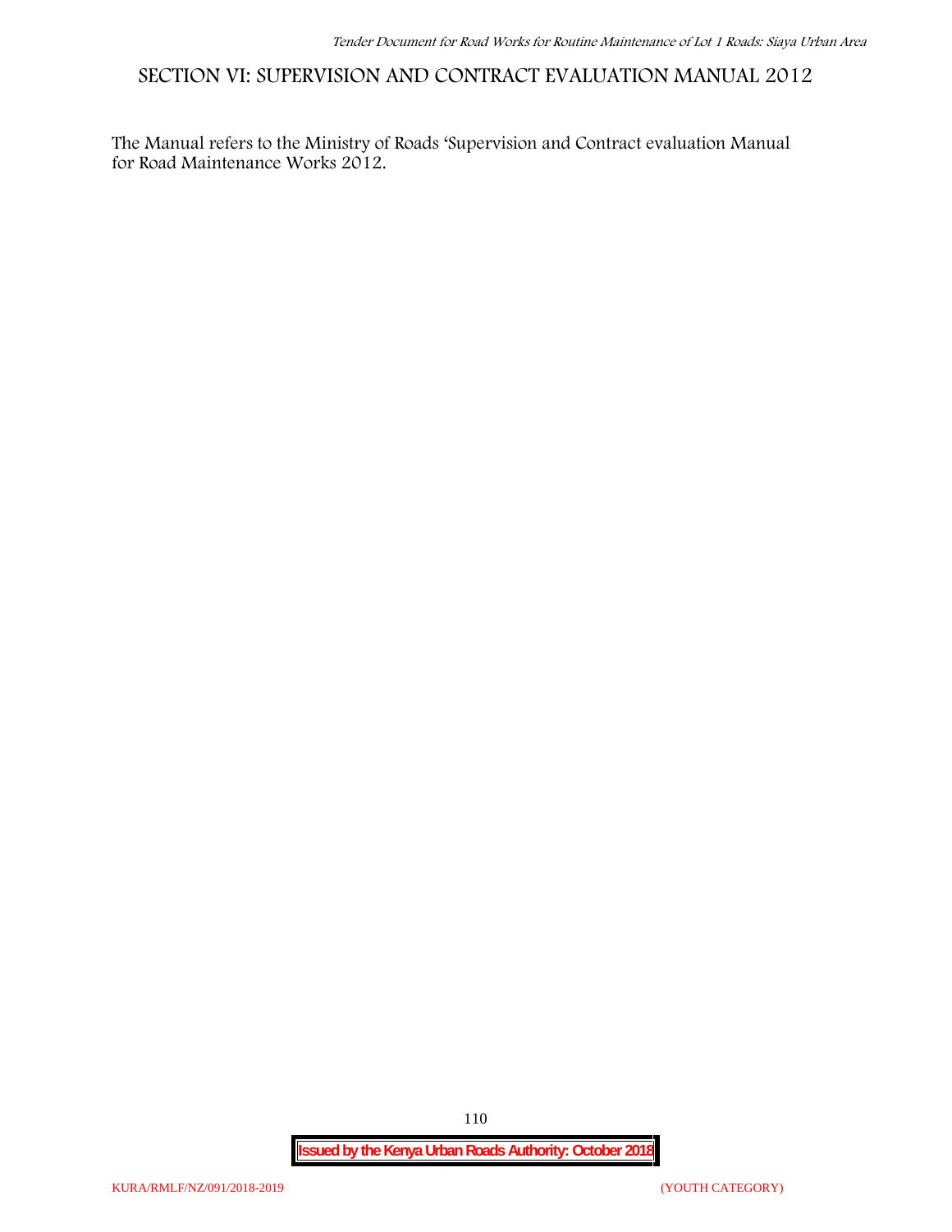# SECTION VI: SUPERVISION AND CONTRACT EVALUATION MANUAL 2012

The Manual refers to the Ministry of Roads 'Supervision and Contract evaluation Manual for Road Maintenance Works 2012.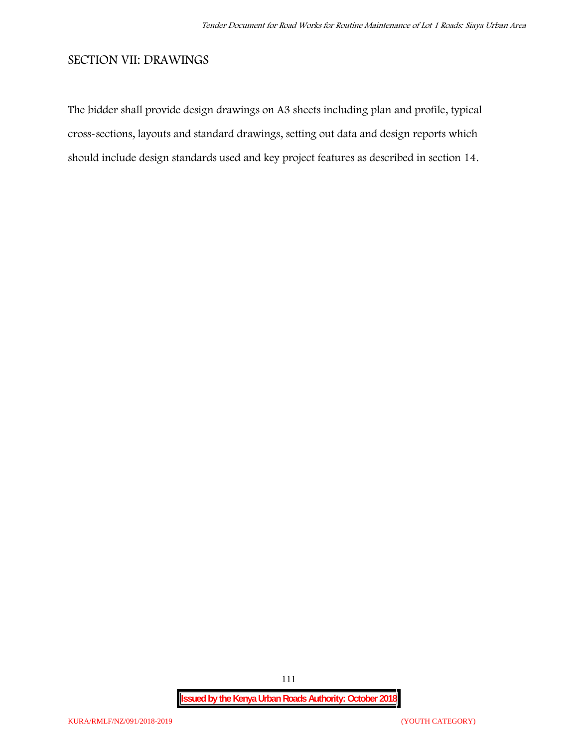## SECTION VII: DRAWINGS

The bidder shall provide design drawings on A3 sheets including plan and profile, typical cross-sections, layouts and standard drawings, setting out data and design reports which should include design standards used and key project features as described in section 14.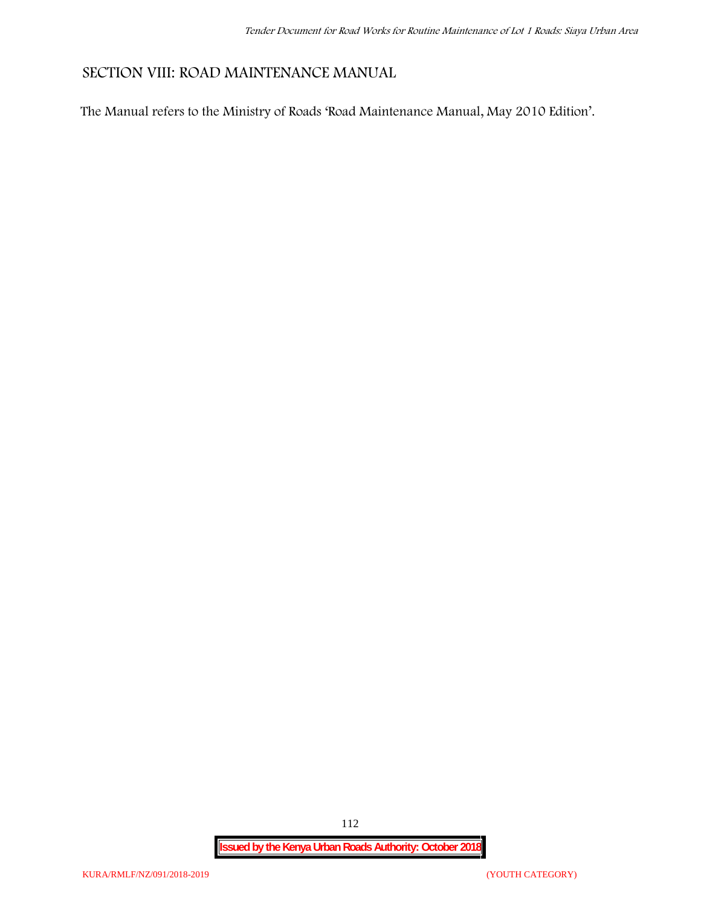# SECTION VIII: ROAD MAINTENANCE MANUAL

The Manual refers to the Ministry of Roads 'Road Maintenance Manual, May 2010 Edition'.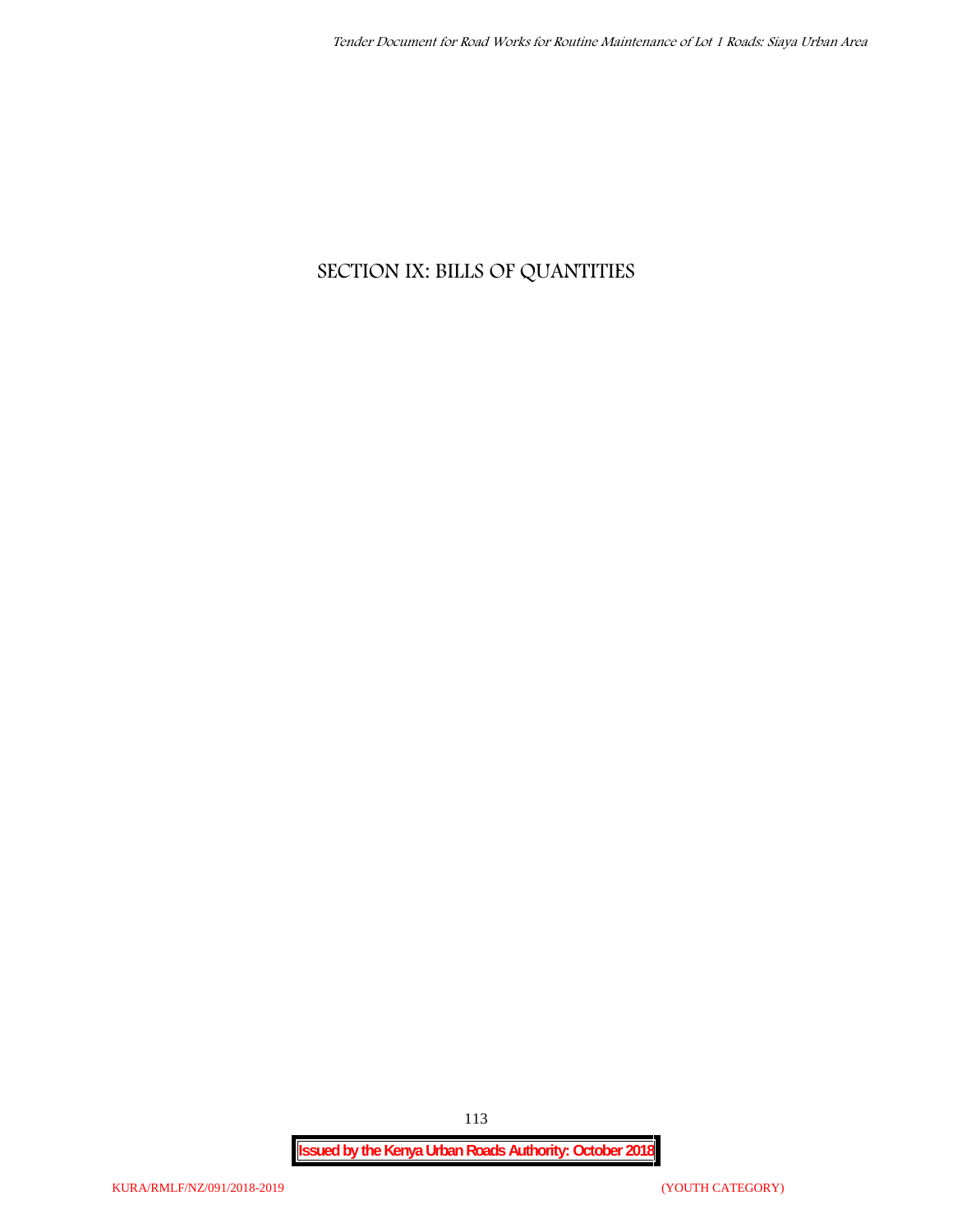# SECTION IX: BILLS OF QUANTITIES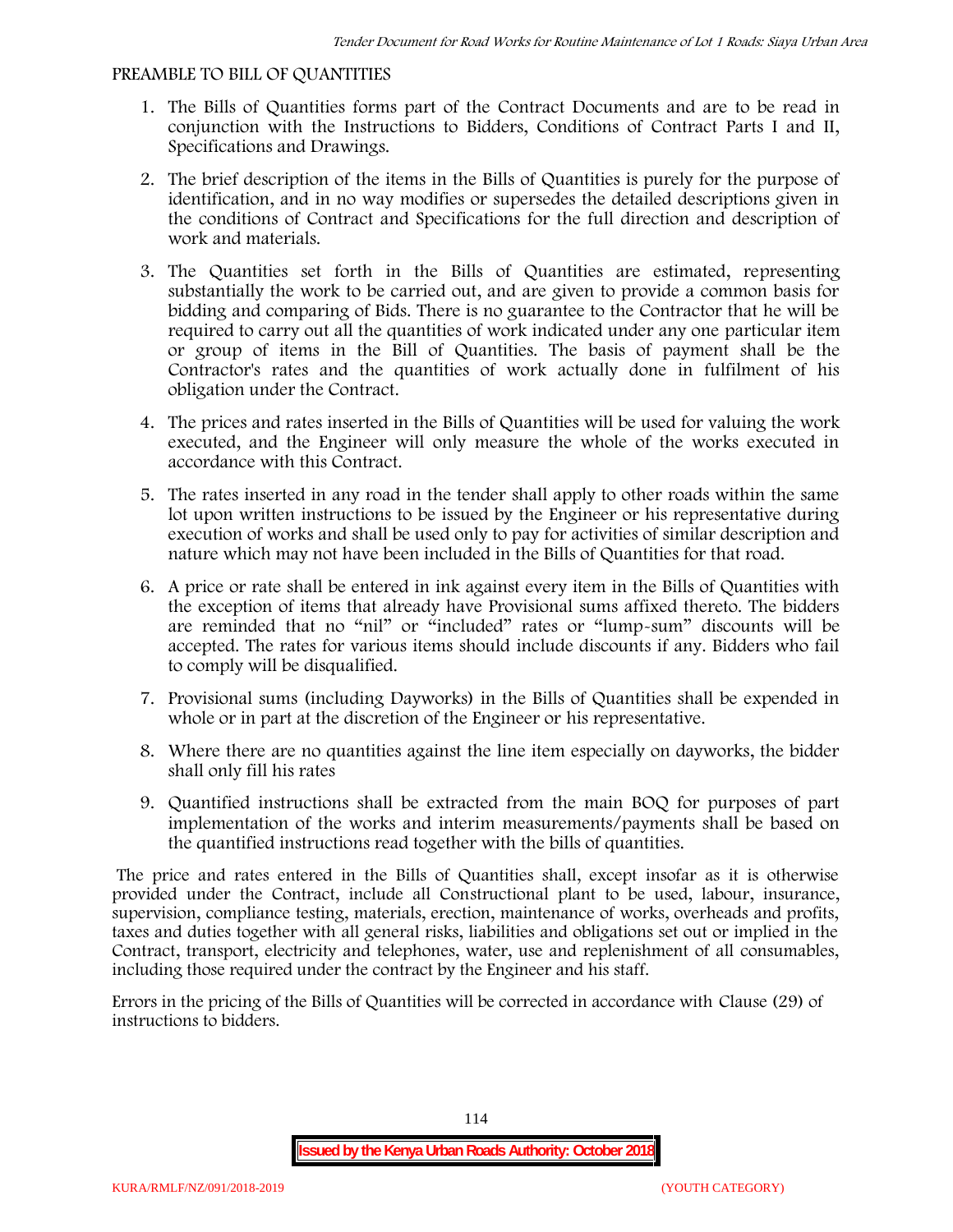PREAMBLE TO BILL OF QUANTITIES

1. The Bills of Quantities forms part of the Contract Documents and are to be read in conjunction with the Instructions to Bidders, Conditions of Contract Parts I and II, Specifications and Drawings.
2. The brief description of the items in the Bills of Quantities is purely for the purpose of identification, and in no way modifies or supersedes the detailed descriptions given in the conditions of Contract and Specifications for the full direction and description of work and materials.
3. The Quantities set forth in the Bills of Quantities are estimated, representing substantially the work to be carried out, and are given to provide a common basis for bidding and comparing of Bids. There is no guarantee to the Contractor that he will be required to carry out all the quantities of work indicated under any one particular item or group of items in the Bill of Quantities. The basis of payment shall be the Contractor's rates and the quantities of work actually done in fulfilment of his obligation under the Contract.
4. The prices and rates inserted in the Bills of Quantities will be used for valuing the work executed, and the Engineer will only measure the whole of the works executed in accordance with this Contract.
5. The rates inserted in any road in the tender shall apply to other roads within the same lot upon written instructions to be issued by the Engineer or his representative during execution of works and shall be used only to pay for activities of similar description and nature which may not have been included in the Bills of Quantities for that road.
6. A price or rate shall be entered in ink against every item in the Bills of Quantities with the exception of items that already have Provisional sums affixed thereto. The bidders are reminded that no "nil" or "included" rates or "lump-sum" discounts will be accepted. The rates for various items should include discounts if any. Bidders who fail to comply will be disqualified.
7. Provisional sums (including Dayworks) in the Bills of Quantities shall be expended in whole or in part at the discretion of the Engineer or his representative.
8. Where there are no quantities against the line item especially on dayworks, the bidder shall only fill his rates
9. Quantified instructions shall be extracted from the main BOQ for purposes of part implementation of the works and interim measurements/payments shall be based on the quantified instructions read together with the bills of quantities.

The price and rates entered in the Bills of Quantities shall, except insofar as it is otherwise provided under the Contract, include all Constructional plant to be used, labour, insurance, supervision, compliance testing, materials, erection, maintenance of works, overheads and profits, taxes and duties together with all general risks, liabilities and obligations set out or implied in the Contract, transport, electricity and telephones, water, use and replenishment of all consumables, including those required under the contract by the Engineer and his staff.

Errors in the pricing of the Bills of Quantities will be corrected in accordance with Clause (29) of instructions to bidders.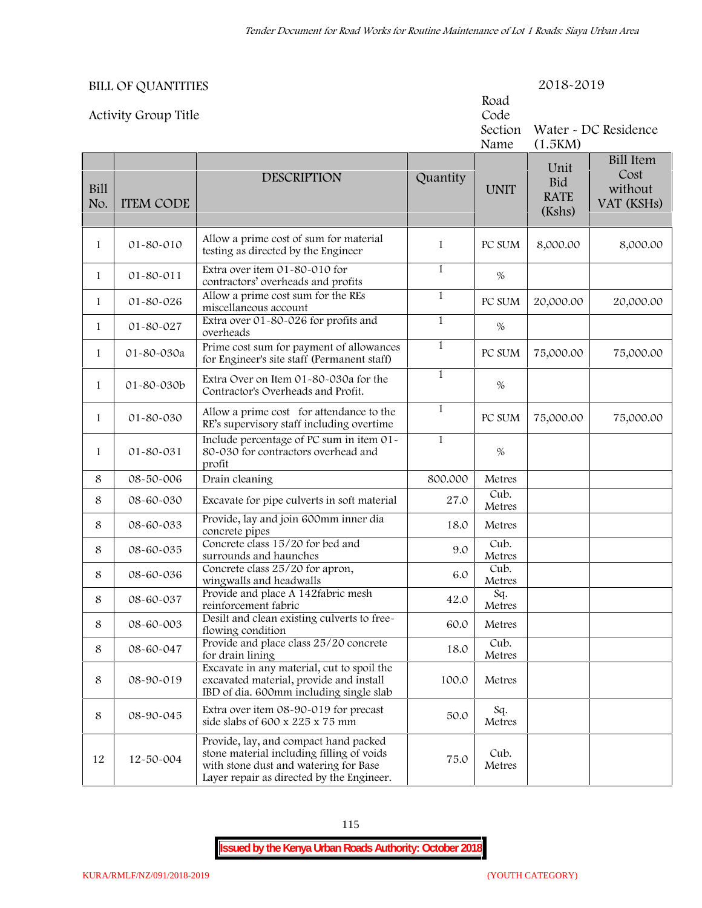BILL OF QUANTITIES 2018-2019

Activity Group Title

Road Code

Section Name: Water - DC Residence (1.5KM)

| Bill No. | ITEM CODE | DESCRIPTION | Quantity | UNIT | Unit Bid RATE (Kshs) | Bill Item Cost without VAT (KSHs) |
|---|---|---|---|---|---|---|
| 1 | 01-80-010 | Allow a prime cost of sum for material testing as directed by the Engineer | 1 | PC SUM | 8,000.00 | 8,000.00 |
| 1 | 01-80-011 | Extra over item 01-80-010 for contractors' overheads and profits | 1 | % | | |
| 1 | 01-80-026 | Allow a prime cost sum for the REs miscellaneous account | 1 | PC SUM | 20,000.00 | 20,000.00 |
| 1 | 01-80-027 | Extra over 01-80-026 for profits and overheads | 1 | % | | |
| 1 | 01-80-030a | Prime cost sum for payment of allowances for Engineer's site staff (Permanent staff) | 1 | PC SUM | 75,000.00 | 75,000.00 |
| 1 | 01-80-030b | Extra Over on Item 01-80-030a for the Contractor's Overheads and Profit. | 1 | % | | |
| 1 | 01-80-030 | Allow a prime cost for attendance to the RE's supervisory staff including overtime | 1 | PC SUM | 75,000.00 | 75,000.00 |
| 1 | 01-80-031 | Include percentage of PC sum in item 01-80-030 for contractors overhead and profit | 1 | % | | |
| 8 | 08-50-006 | Drain cleaning | 800.000 | Metres | | |
| 8 | 08-60-030 | Excavate for pipe culverts in soft material | 27.0 | Cub. Metres | | |
| 8 | 08-60-033 | Provide, lay and join 600mm inner dia concrete pipes | 18.0 | Metres | | |
| 8 | 08-60-035 | Concrete class 15/20 for bed and surrounds and haunches | 9.0 | Cub. Metres | | |
| 8 | 08-60-036 | Concrete class 25/20 for apron, wingwalls and headwalls | 6.0 | Cub. Metres | | |
| 8 | 08-60-037 | Provide and place A 142fabric mesh reinforcement fabric | 42.0 | Sq. Metres | | |
| 8 | 08-60-003 | Desilt and clean existing culverts to free-flowing condition | 60.0 | Metres | | |
| 8 | 08-60-047 | Provide and place class 25/20 concrete for drain lining | 18.0 | Cub. Metres | | |
| 8 | 08-90-019 | Excavate in any material, cut to spoil the excavated material, provide and install IBD of dia. 600mm including single slab | 100.0 | Metres | | |
| 8 | 08-90-045 | Extra over item 08-90-019 for precast side slabs of 600 x 225 x 75 mm | 50.0 | Sq. Metres | | |
| 12 | 12-50-004 | Provide, lay, and compact hand packed stone material including filling of voids with stone dust and watering for Base Layer repair as directed by the Engineer. | 75.0 | Cub. Metres | | |

**Issued by the Kenya Urban Roads Authority: October 2018**

KURA/RMLF/NZ/091/2018-2019 (YOUTH CATEGORY)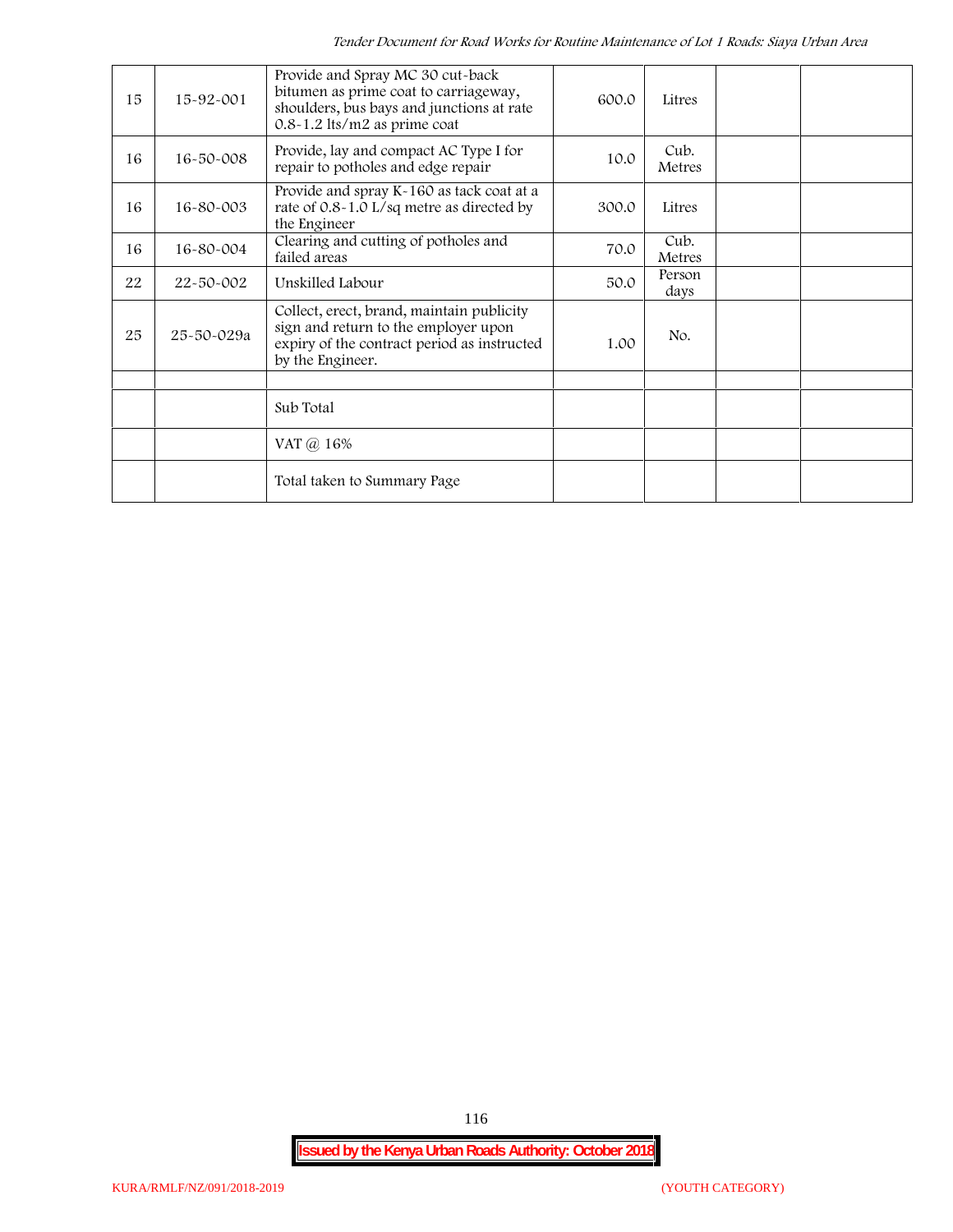| 15 | 15-92-001 | Provide and Spray MC 30 cut-back bitumen as prime coat to carriageway, shoulders, bus bays and junctions at rate 0.8-1.2 lts/m2 as prime coat | 600.0 | Litres | | |
|---|---|---|---|---|---|---|
| 16 | 16-50-008 | Provide, lay and compact AC Type I for repair to potholes and edge repair | 10.0 | Cub. Metres | | |
| 16 | 16-80-003 | Provide and spray K-160 as tack coat at a rate of 0.8-1.0 L/sq metre as directed by the Engineer | 300.0 | Litres | | |
| 16 | 16-80-004 | Clearing and cutting of potholes and failed areas | 70.0 | Cub. Metres | | |
| 22 | 22-50-002 | Unskilled Labour | 50.0 | Person days | | |
| 25 | 25-50-029a | Collect, erect, brand, maintain publicity sign and return to the employer upon expiry of the contract period as instructed by the Engineer. | 1.00 | No. | | |
| | | | | | | |
| | | Sub Total | | | | |
| | | VAT @ 16% | | | | |
| | | Total taken to Summary Page | | | | |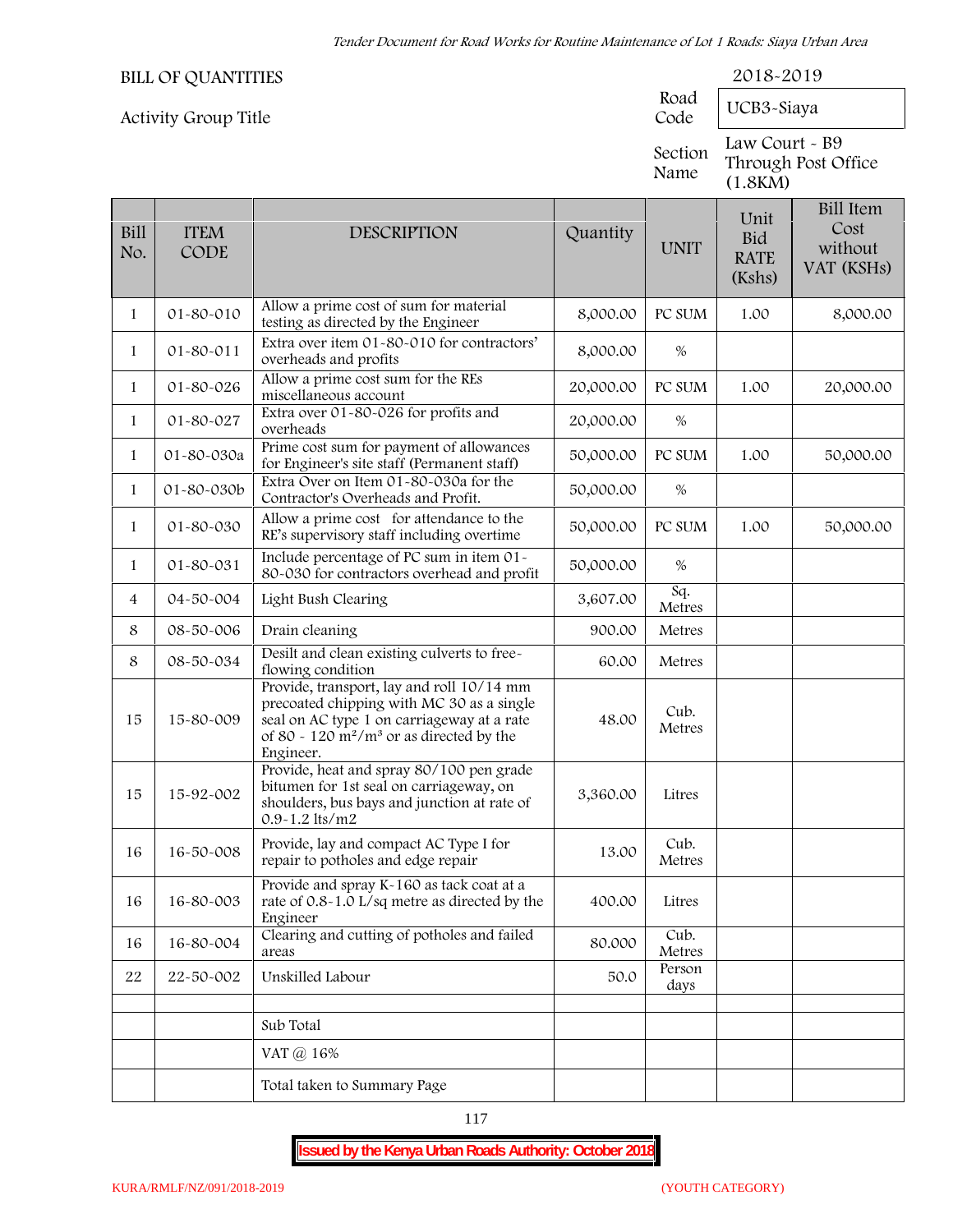BILL OF QUANTITIES

Activity Group Title

2018-2019

| Road Code | UCB3-Siaya |
|---|---|
| Section Name | Law Court - B9 Through Post Office (1.8KM) |

| Bill No. | ITEM CODE | DESCRIPTION | Quantity | UNIT | Unit Bid RATE (Kshs) | Bill Item Cost without VAT (KSHs) |
|---|---|---|---|---|---|---|
| 1 | 01-80-010 | Allow a prime cost of sum for material testing as directed by the Engineer | 8,000.00 | PC SUM | 1.00 | 8,000.00 |
| 1 | 01-80-011 | Extra over item 01-80-010 for contractors' overheads and profits | 8,000.00 | % | | |
| 1 | 01-80-026 | Allow a prime cost sum for the REs miscellaneous account | 20,000.00 | PC SUM | 1.00 | 20,000.00 |
| 1 | 01-80-027 | Extra over 01-80-026 for profits and overheads | 20,000.00 | % | | |
| 1 | 01-80-030a | Prime cost sum for payment of allowances for Engineer's site staff (Permanent staff) | 50,000.00 | PC SUM | 1.00 | 50,000.00 |
| 1 | 01-80-030b | Extra Over on Item 01-80-030a for the Contractor's Overheads and Profit. | 50,000.00 | % | | |
| 1 | 01-80-030 | Allow a prime cost for attendance to the RE's supervisory staff including overtime | 50,000.00 | PC SUM | 1.00 | 50,000.00 |
| 1 | 01-80-031 | Include percentage of PC sum in item 01-80-030 for contractors overhead and profit | 50,000.00 | % | | |
| 4 | 04-50-004 | Light Bush Clearing | 3,607.00 | Sq. Metres | | |
| 8 | 08-50-006 | Drain cleaning | 900.00 | Metres | | |
| 8 | 08-50-034 | Desilt and clean existing culverts to free-flowing condition | 60.00 | Metres | | |
| 15 | 15-80-009 | Provide, transport, lay and roll 10/14 mm precoated chipping with MC 30 as a single seal on AC type 1 on carriageway at a rate of 80 - 120 $m^2/m^3$ or as directed by the Engineer. | 48.00 | Cub. Metres | | |
| 15 | 15-92-002 | Provide, heat and spray 80/100 pen grade bitumen for 1st seal on carriageway, on shoulders, bus bays and junction at rate of 0.9-1.2 lts/m2 | 3,360.00 | Litres | | |
| 16 | 16-50-008 | Provide, lay and compact AC Type I for repair to potholes and edge repair | 13.00 | Cub. Metres | | |
| 16 | 16-80-003 | Provide and spray K-160 as tack coat at a rate of 0.8-1.0 L/sq metre as directed by the Engineer | 400.00 | Litres | | |
| 16 | 16-80-004 | Clearing and cutting of potholes and failed areas | 80.000 | Cub. Metres | | |
| 22 | 22-50-002 | Unskilled Labour | 50.0 | Person days | | |
| | | | | | | |
| | | Sub Total | | | | |
| | | VAT @ 16% | | | | |
| | | Total taken to Summary Page | | | | |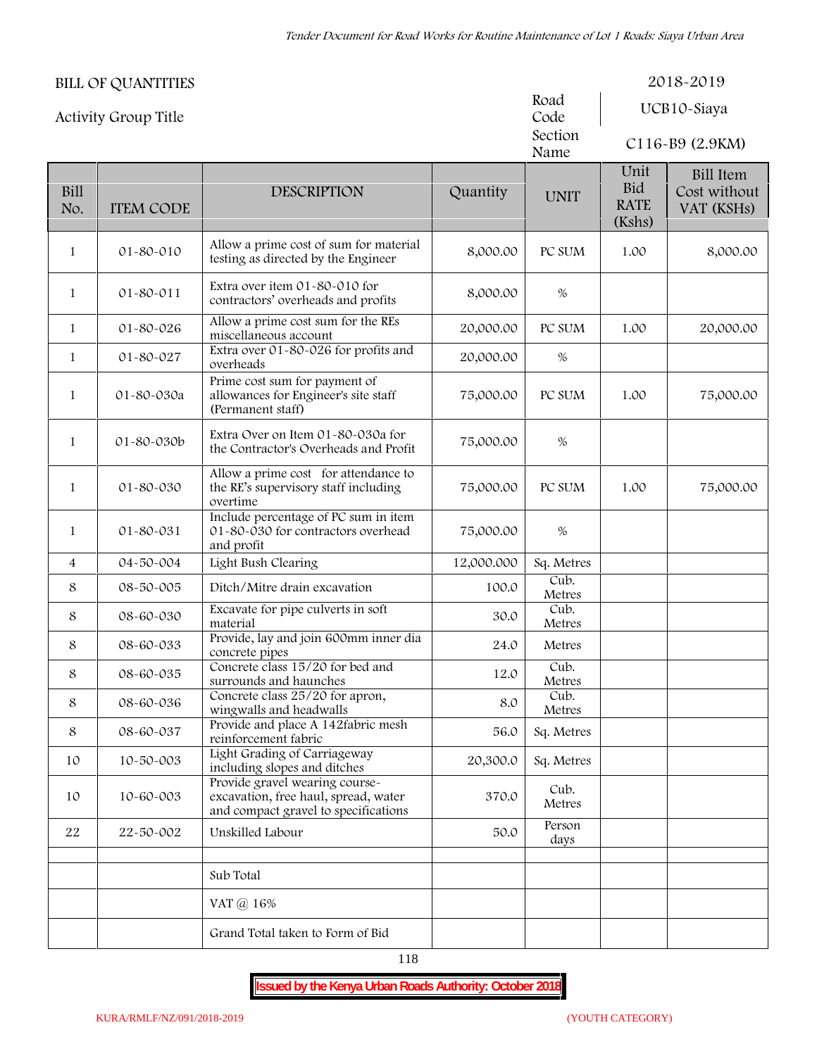BILL OF QUANTITIES

2018-2019

Activity Group Title

Road Code: UCB10-Siaya

Section Name: C116-B9 (2.9KM)

| Bill No. | ITEM CODE | DESCRIPTION | Quantity | UNIT | Unit Bid RATE (Kshs) | Bill Item Cost without VAT (KSHs) |
|---|---|---|---|---|---|---|
| 1 | 01-80-010 | Allow a prime cost of sum for material testing as directed by the Engineer | 8,000.00 | PC SUM | 1.00 | 8,000.00 |
| 1 | 01-80-011 | Extra over item 01-80-010 for contractors' overheads and profits | 8,000.00 | % | | |
| 1 | 01-80-026 | Allow a prime cost sum for the REs miscellaneous account | 20,000.00 | PC SUM | 1.00 | 20,000.00 |
| 1 | 01-80-027 | Extra over 01-80-026 for profits and overheads | 20,000.00 | % | | |
| 1 | 01-80-030a | Prime cost sum for payment of allowances for Engineer's site staff (Permanent staff) | 75,000.00 | PC SUM | 1.00 | 75,000.00 |
| 1 | 01-80-030b | Extra Over on Item 01-80-030a for the Contractor's Overheads and Profit | 75,000.00 | % | | |
| 1 | 01-80-030 | Allow a prime cost for attendance to the RE's supervisory staff including overtime | 75,000.00 | PC SUM | 1.00 | 75,000.00 |
| 1 | 01-80-031 | Include percentage of PC sum in item 01-80-030 for contractors overhead and profit | 75,000.00 | % | | |
| 4 | 04-50-004 | Light Bush Clearing | 12,000.000 | Sq. Metres | | |
| 8 | 08-50-005 | Ditch/Mitre drain excavation | 100.0 | Cub. Metres | | |
| 8 | 08-60-030 | Excavate for pipe culverts in soft material | 30.0 | Cub. Metres | | |
| 8 | 08-60-033 | Provide, lay and join 600mm inner dia concrete pipes | 24.0 | Metres | | |
| 8 | 08-60-035 | Concrete class 15/20 for bed and surrounds and haunches | 12.0 | Cub. Metres | | |
| 8 | 08-60-036 | Concrete class 25/20 for apron, wingwalls and headwalls | 8.0 | Cub. Metres | | |
| 8 | 08-60-037 | Provide and place A 142fabric mesh reinforcement fabric | 56.0 | Sq. Metres | | |
| 10 | 10-50-003 | Light Grading of Carriageway including slopes and ditches | 20,300.0 | Sq. Metres | | |
| 10 | 10-60-003 | Provide gravel wearing course-excavation, free haul, spread, water and compact gravel to specifications | 370.0 | Cub. Metres | | |
| 22 | 22-50-002 | Unskilled Labour | 50.0 | Person days | | |
| | | | | | | |
| | | Sub Total | | | | |
| | | VAT @ 16% | | | | |
| | | Grand Total taken to Form of Bid | | | | |

**Issued by the Kenya Urban Roads Authority: October 2018**

KURA/RMLF/NZ/091/2018-2019 (YOUTH CATEGORY)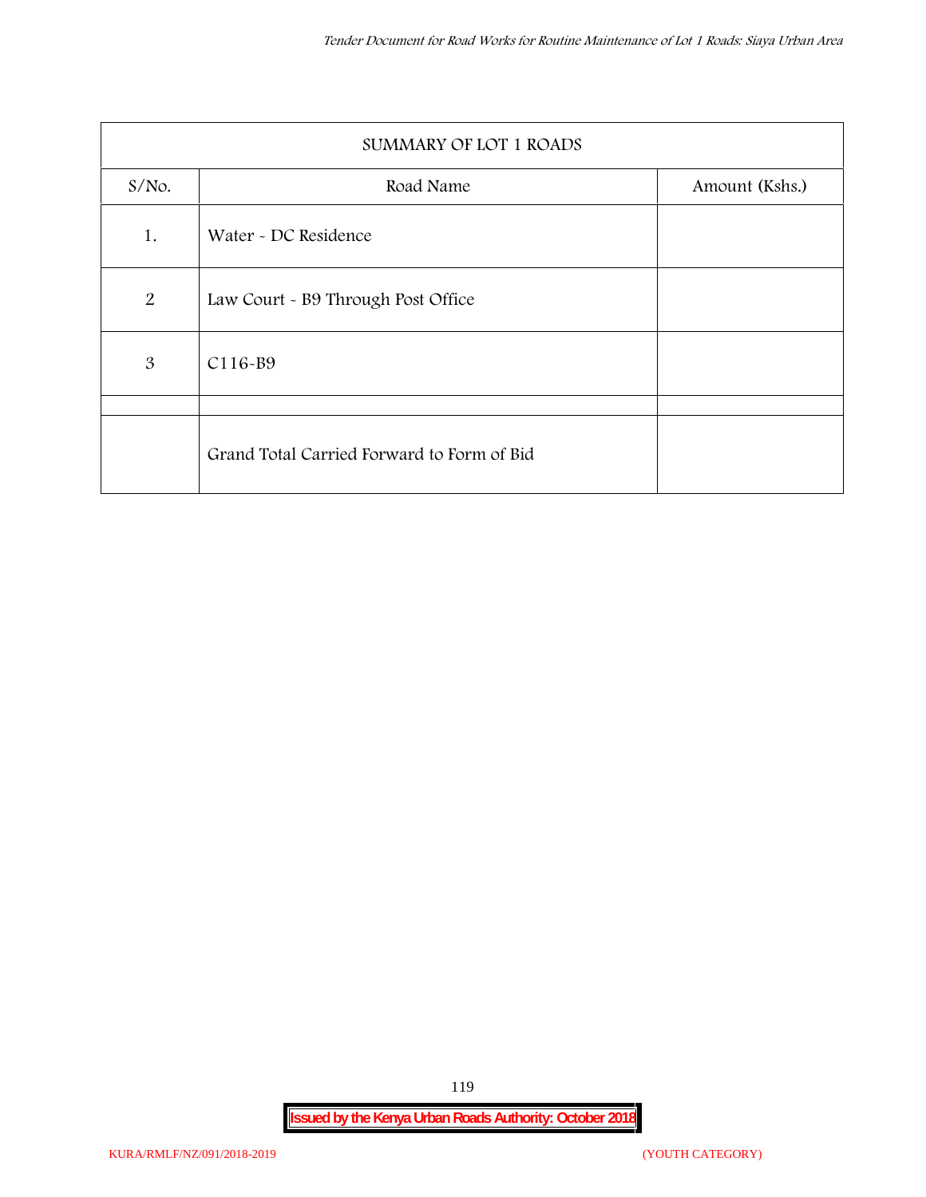| SUMMARY OF LOT 1 ROADS | | |
|---|---|---|
| S/No. | Road Name | Amount (Kshs.) |
| 1. | Water - DC Residence | |
| 2 | Law Court - B9 Through Post Office | |
| 3 | C116-B9 | |
| | | |
| | Grand Total Carried Forward to Form of Bid | |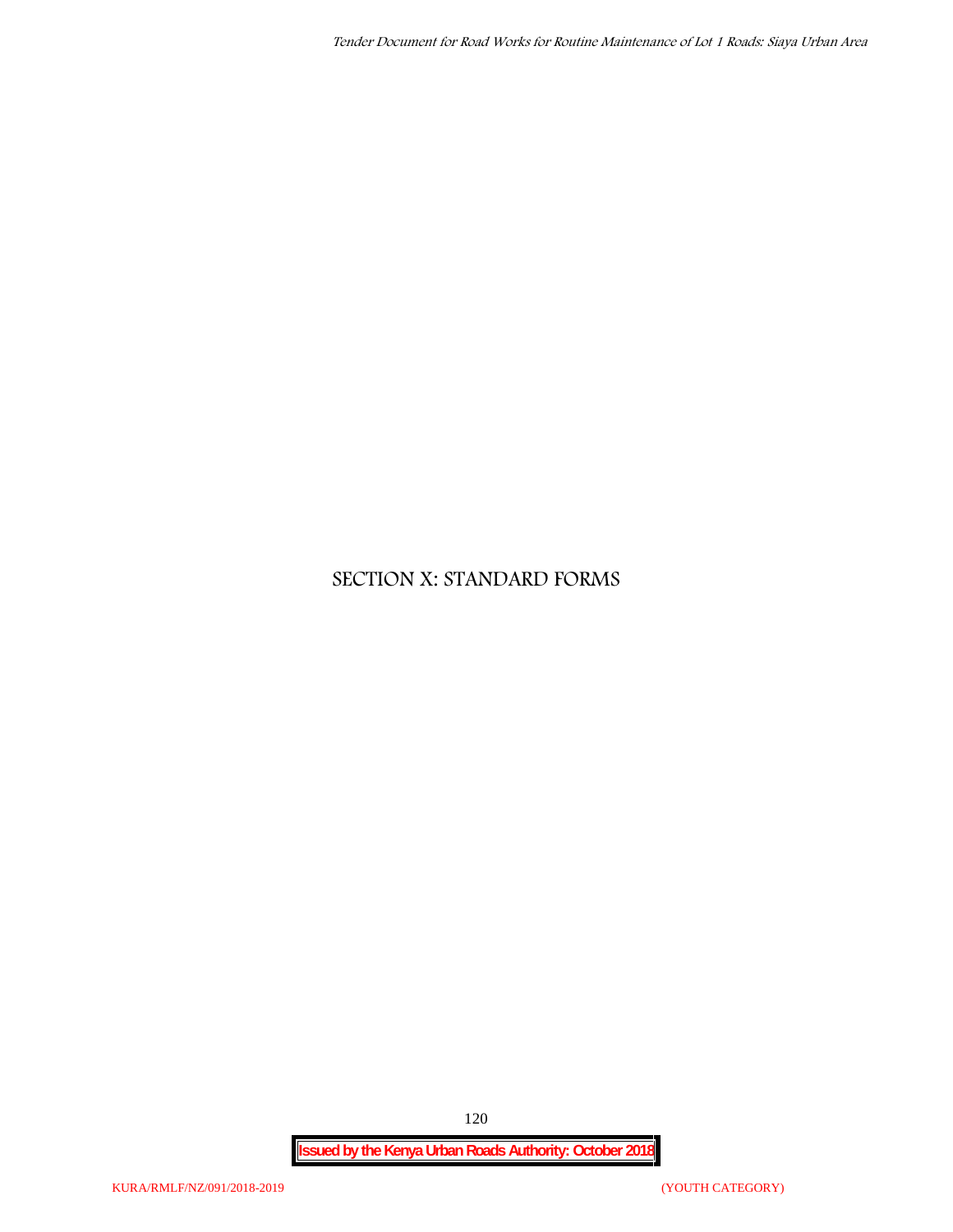# SECTION X: STANDARD FORMS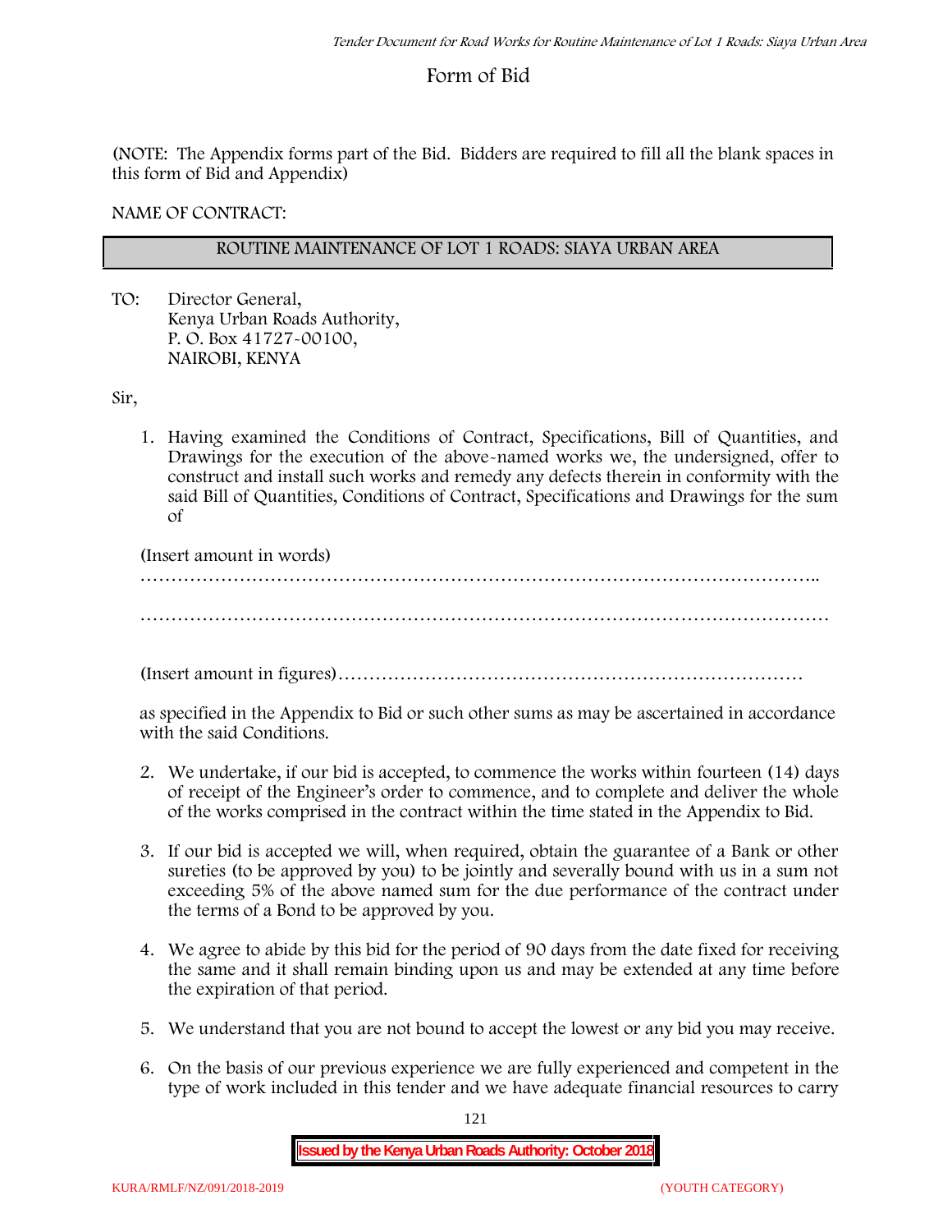# Form of Bid

(NOTE: The Appendix forms part of the Bid. Bidders are required to fill all the blank spaces in this form of Bid and Appendix)

NAME OF CONTRACT:

| ROUTINE MAINTENANCE OF LOT 1 ROADS: SIAYA URBAN AREA |
|---|

TO: Director General,
Kenya Urban Roads Authority,
P. O. Box 41727-00100,
NAIROBI, KENYA

Sir,

1. Having examined the Conditions of Contract, Specifications, Bill of Quantities, and Drawings for the execution of the above-named works we, the undersigned, offer to construct and install such works and remedy any defects therein in conformity with the said Bill of Quantities, Conditions of Contract, Specifications and Drawings for the sum of

   (Insert amount in words)
   …………………………………………………………………………………………..

   ……………………………………………………………………………………………

   (Insert amount in figures)…………………………………………………………………

   as specified in the Appendix to Bid or such other sums as may be ascertained in accordance with the said Conditions.

2. We undertake, if our bid is accepted, to commence the works within fourteen (14) days of receipt of the Engineer's order to commence, and to complete and deliver the whole of the works comprised in the contract within the time stated in the Appendix to Bid.

3. If our bid is accepted we will, when required, obtain the guarantee of a Bank or other sureties (to be approved by you) to be jointly and severally bound with us in a sum not exceeding 5% of the above named sum for the due performance of the contract under the terms of a Bond to be approved by you.

4. We agree to abide by this bid for the period of 90 days from the date fixed for receiving the same and it shall remain binding upon us and may be extended at any time before the expiration of that period.

5. We understand that you are not bound to accept the lowest or any bid you may receive.

6. On the basis of our previous experience we are fully experienced and competent in the type of work included in this tender and we have adequate financial resources to carry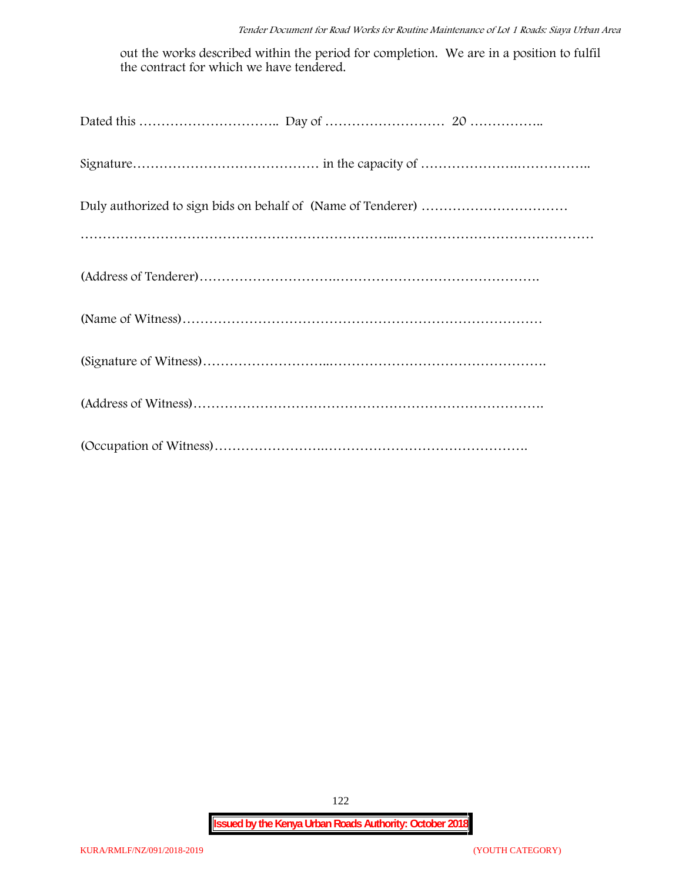out the works described within the period for completion. We are in a position to fulfil the contract for which we have tendered.

Dated this ………………………….. Day of …………………….. 20 ……………..

Signature…………………………………… in the capacity of ……………….…………..

Duly authorized to sign bids on behalf of (Name of Tenderer) ……………………………

………………………………………………………..………………………………………

(Address of Tenderer)…………………….…………………………………….

(Name of Witness)…………………………………………………………………

(Signature of Witness)……………………..………………………………………….

(Address of Witness)…………………………………………………………………….

(Occupation of Witness)…………………….……………………………………….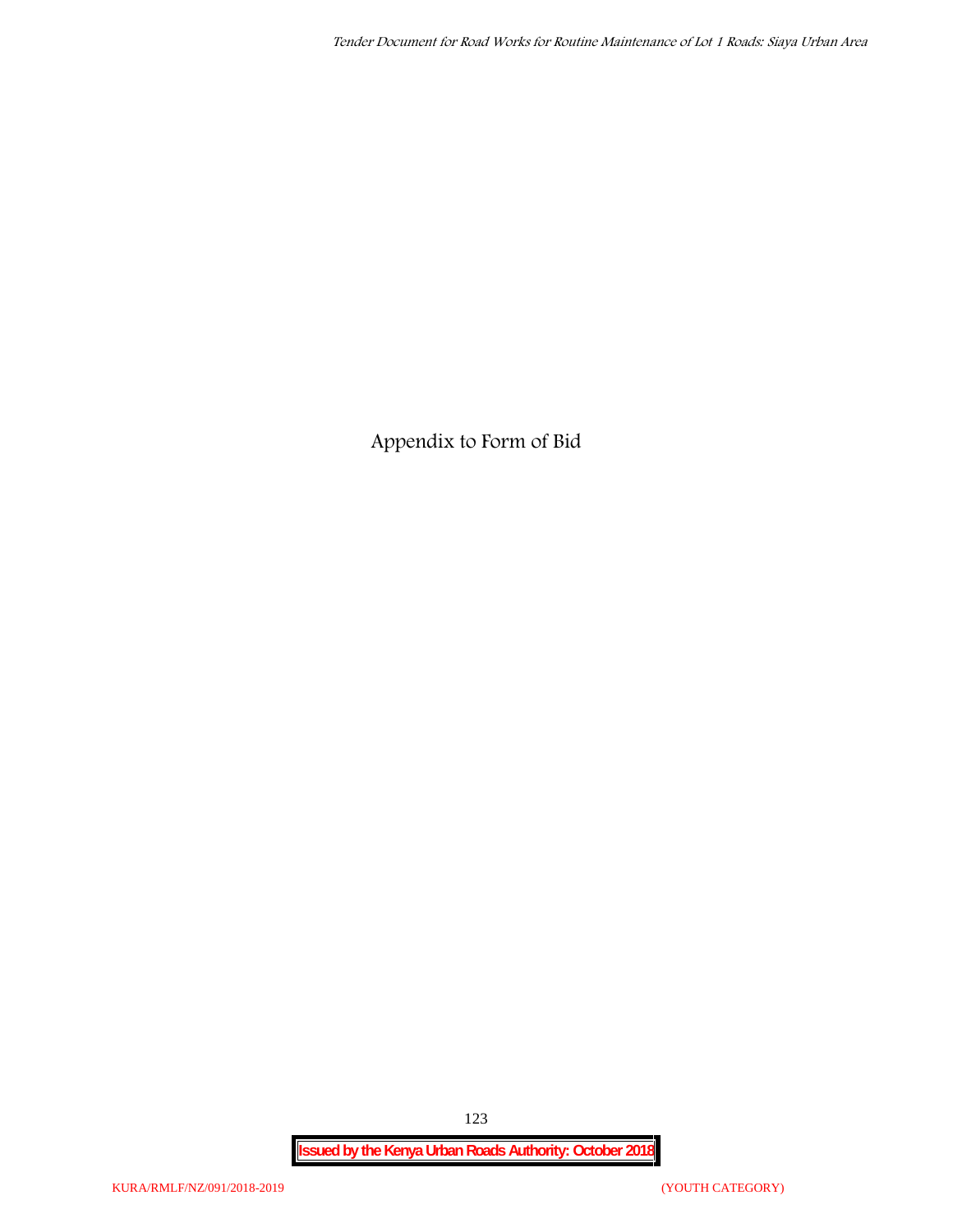# Appendix to Form of Bid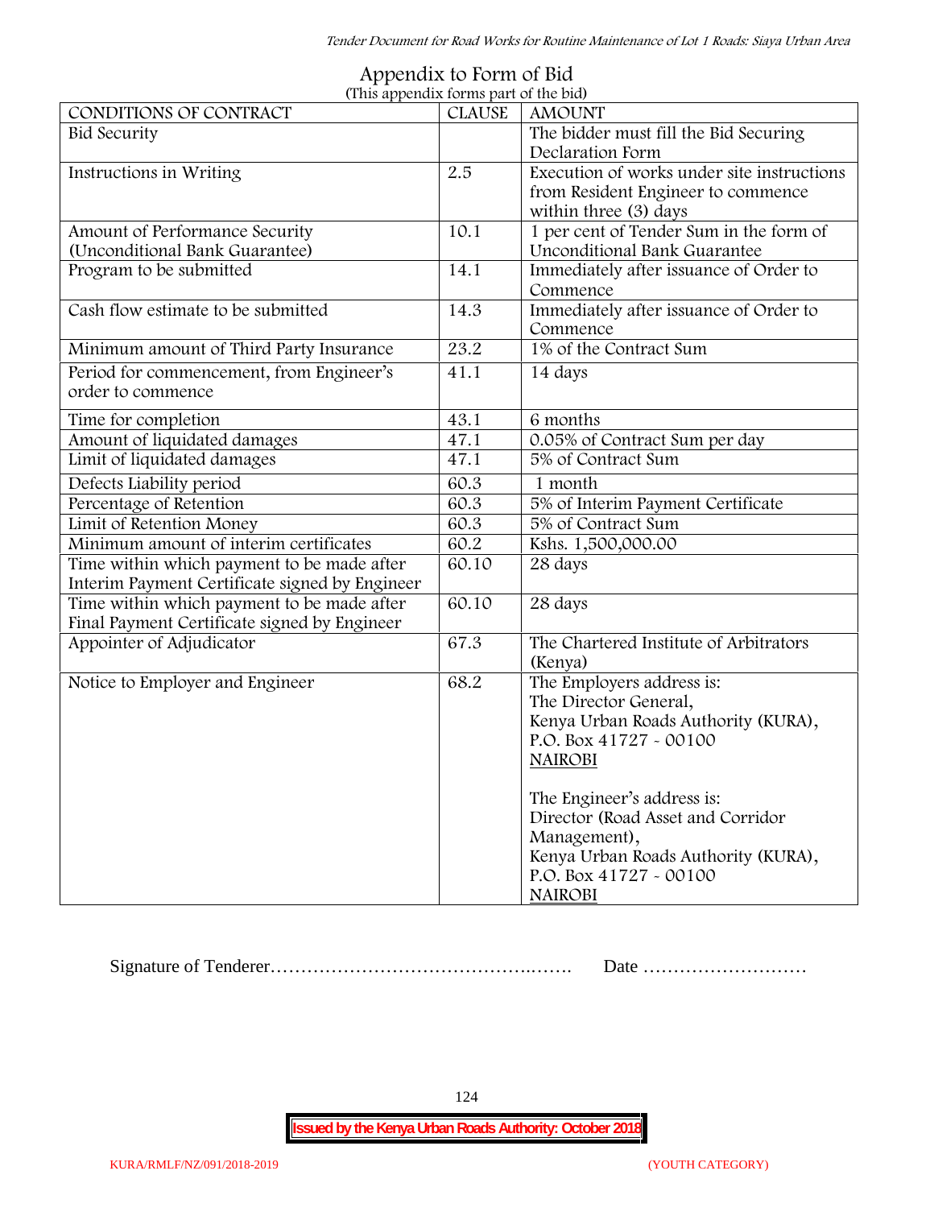# Appendix to Form of Bid

(This appendix forms part of the bid)

| CONDITIONS OF CONTRACT | CLAUSE | AMOUNT |
|---|---|---|
| Bid Security | | The bidder must fill the Bid Securing Declaration Form |
| Instructions in Writing | 2.5 | Execution of works under site instructions from Resident Engineer to commence within three (3) days |
| Amount of Performance Security (Unconditional Bank Guarantee) | 10.1 | 1 per cent of Tender Sum in the form of Unconditional Bank Guarantee |
| Program to be submitted | 14.1 | Immediately after issuance of Order to Commence |
| Cash flow estimate to be submitted | 14.3 | Immediately after issuance of Order to Commence |
| Minimum amount of Third Party Insurance | 23.2 | 1% of the Contract Sum |
| Period for commencement, from Engineer's order to commence | 41.1 | 14 days |
| Time for completion | 43.1 | 6 months |
| Amount of liquidated damages | 47.1 | 0.05% of Contract Sum per day |
| Limit of liquidated damages | 47.1 | 5% of Contract Sum |
| Defects Liability period | 60.3 | 1 month |
| Percentage of Retention | 60.3 | 5% of Interim Payment Certificate |
| Limit of Retention Money | 60.3 | 5% of Contract Sum |
| Minimum amount of interim certificates | 60.2 | Kshs. 1,500,000.00 |
| Time within which payment to be made after Interim Payment Certificate signed by Engineer | 60.10 | 28 days |
| Time within which payment to be made after Final Payment Certificate signed by Engineer | 60.10 | 28 days |
| Appointer of Adjudicator | 67.3 | The Chartered Institute of Arbitrators (Kenya) |
| Notice to Employer and Engineer | 68.2 | The Employers address is:<br>The Director General,<br>Kenya Urban Roads Authority (KURA),<br>P.O. Box 41727 - 00100<br>NAIROBI<br><br>The Engineer's address is:<br>Director (Road Asset and Corridor Management),<br>Kenya Urban Roads Authority (KURA),<br>P.O. Box 41727 - 00100<br>NAIROBI |

Signature of Tenderer………………………………………..……. Date ………………………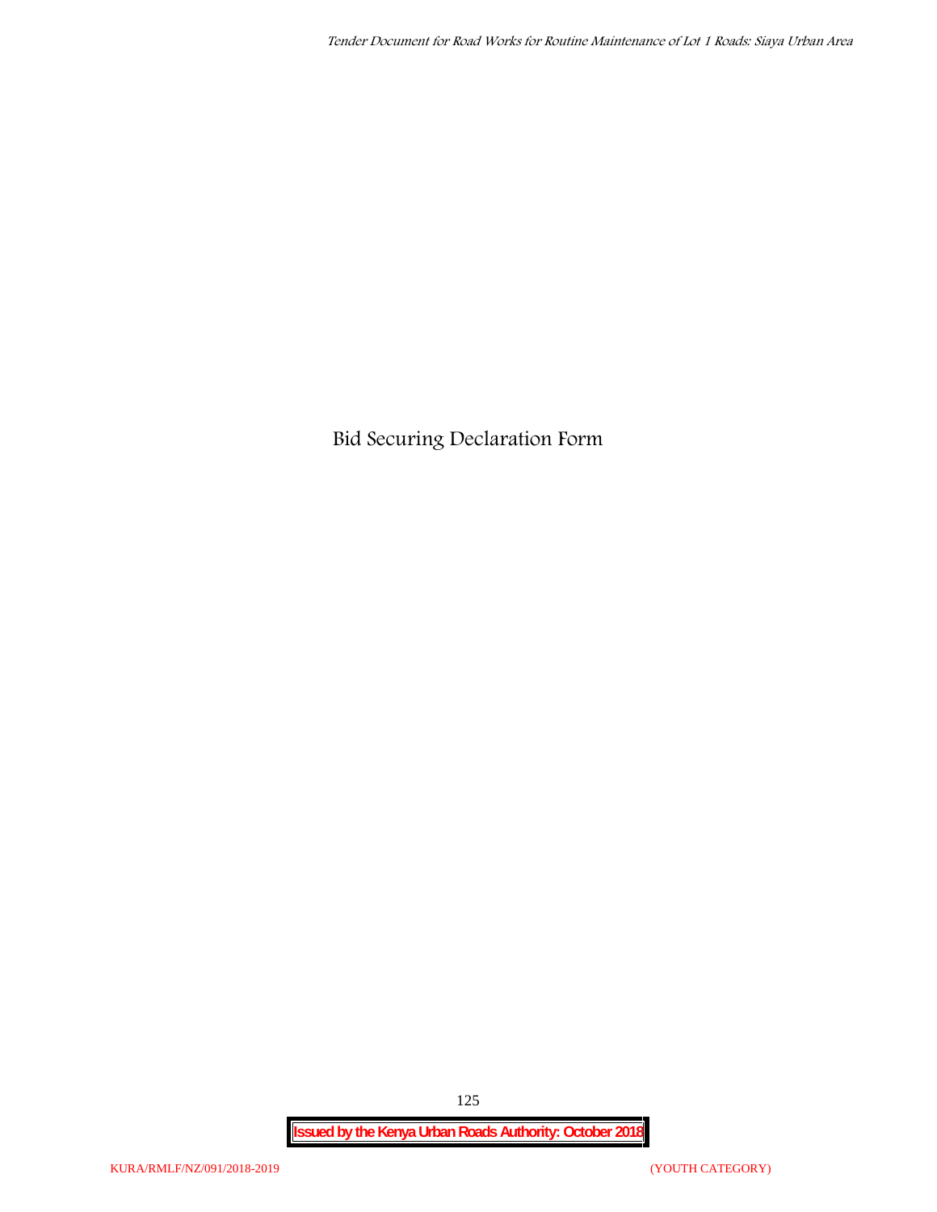# Bid Securing Declaration Form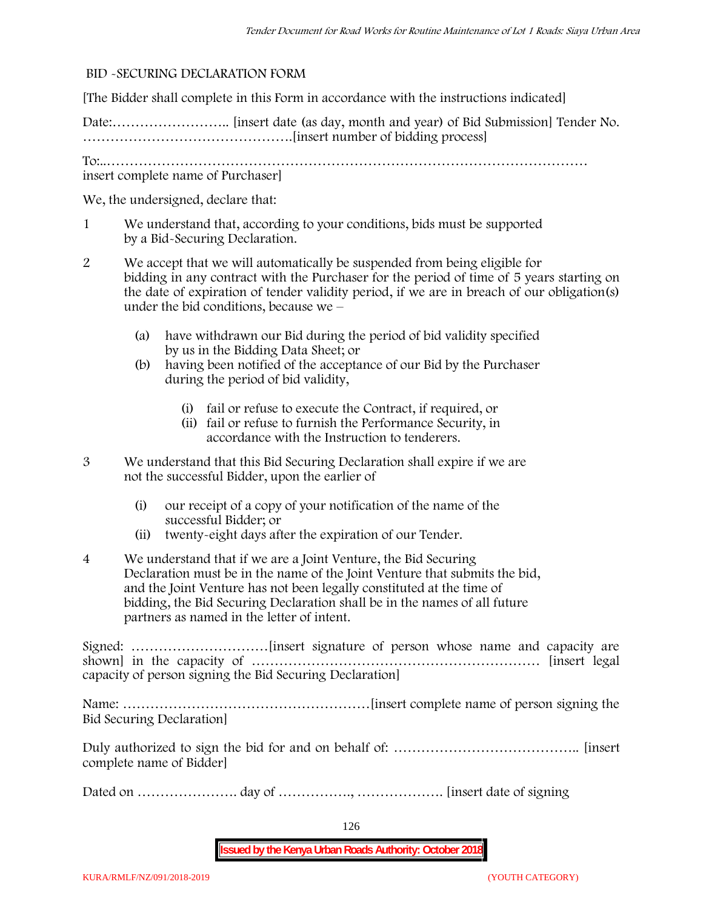## BID -SECURING DECLARATION FORM

[The Bidder shall complete in this Form in accordance with the instructions indicated]

Date:…………………….. [insert date (as day, month and year) of Bid Submission] Tender No. ……………………………………….[insert number of bidding process]

To:..…………………………………………………………………………………………
insert complete name of Purchaser]

We, the undersigned, declare that:

1 We understand that, according to your conditions, bids must be supported by a Bid-Securing Declaration.

2 We accept that we will automatically be suspended from being eligible for bidding in any contract with the Purchaser for the period of time of 5 years starting on the date of expiration of tender validity period, if we are in breach of our obligation(s) under the bid conditions, because we –

   (a) have withdrawn our Bid during the period of bid validity specified by us in the Bidding Data Sheet; or
   (b) having been notified of the acceptance of our Bid by the Purchaser during the period of bid validity,

      (i) fail or refuse to execute the Contract, if required, or
      (ii) fail or refuse to furnish the Performance Security, in accordance with the Instruction to tenderers.

3 We understand that this Bid Securing Declaration shall expire if we are not the successful Bidder, upon the earlier of

   (i) our receipt of a copy of your notification of the name of the successful Bidder; or
   (ii) twenty-eight days after the expiration of our Tender.

4 We understand that if we are a Joint Venture, the Bid Securing Declaration must be in the name of the Joint Venture that submits the bid, and the Joint Venture has not been legally constituted at the time of bidding, the Bid Securing Declaration shall be in the names of all future partners as named in the letter of intent.

Signed: …………………………[insert signature of person whose name and capacity are shown] in the capacity of ……………………………………………………… [insert legal capacity of person signing the Bid Securing Declaration]

Name: ………………………………………………[insert complete name of person signing the Bid Securing Declaration]

Duly authorized to sign the bid for and on behalf of: ………………………………….. [insert complete name of Bidder]

Dated on …………………. day of ……………., ………………. [insert date of signing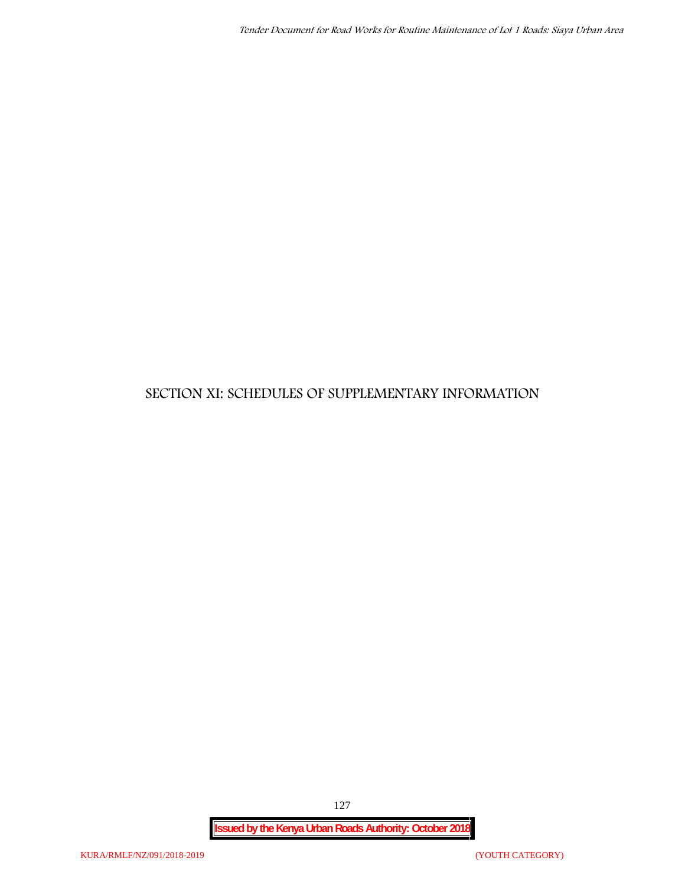# SECTION XI: SCHEDULES OF SUPPLEMENTARY INFORMATION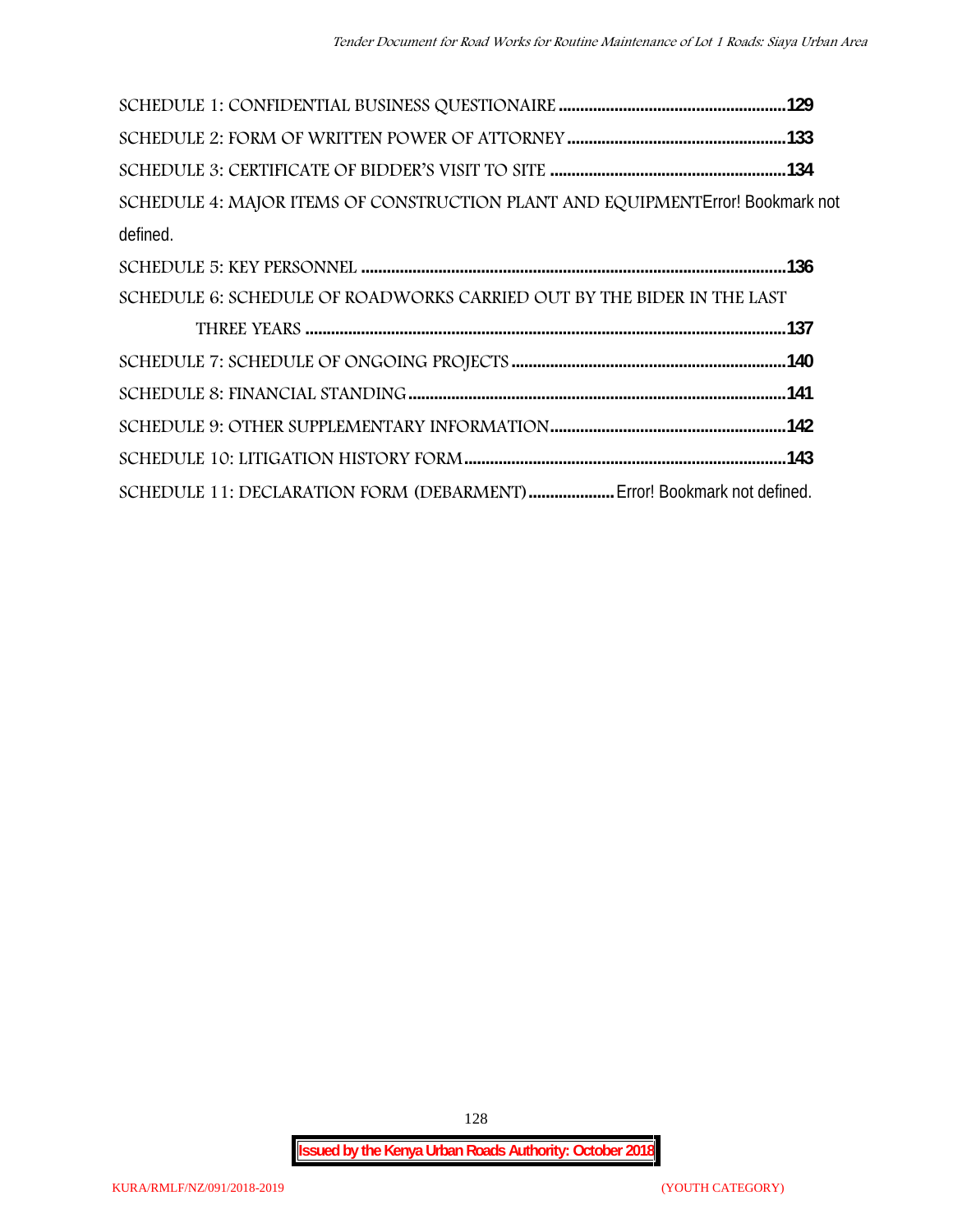SCHEDULE 1: CONFIDENTIAL BUSINESS QUESTIONAIRE ....................................................129

SCHEDULE 2: FORM OF WRITTEN POWER OF ATTORNEY ..................................................133

SCHEDULE 3: CERTIFICATE OF BIDDER'S VISIT TO SITE ......................................................134

SCHEDULE 4: MAJOR ITEMS OF CONSTRUCTION PLANT AND EQUIPMENTError! Bookmark not defined.

SCHEDULE 5: KEY PERSONNEL ..................................................................................................136

SCHEDULE 6: SCHEDULE OF ROADWORKS CARRIED OUT BY THE BIDER IN THE LAST THREE YEARS ..............................................................................................................137

SCHEDULE 7: SCHEDULE OF ONGOING PROJECTS ...............................................................140

SCHEDULE 8: FINANCIAL STANDING .......................................................................................141

SCHEDULE 9: OTHER SUPPLEMENTARY INFORMATION......................................................142

SCHEDULE 10: LITIGATION HISTORY FORM..........................................................................143

SCHEDULE 11: DECLARATION FORM (DEBARMENT) .................... Error! Bookmark not defined.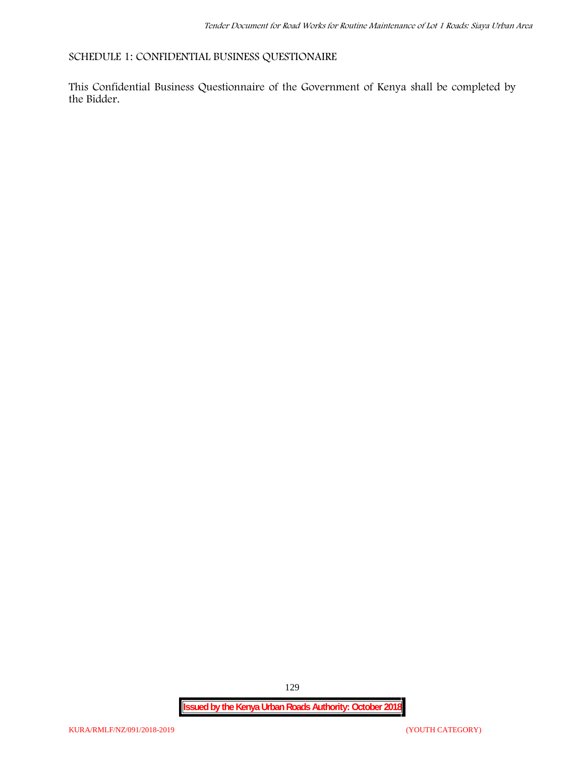## SCHEDULE 1: CONFIDENTIAL BUSINESS QUESTIONAIRE

This Confidential Business Questionnaire of the Government of Kenya shall be completed by the Bidder.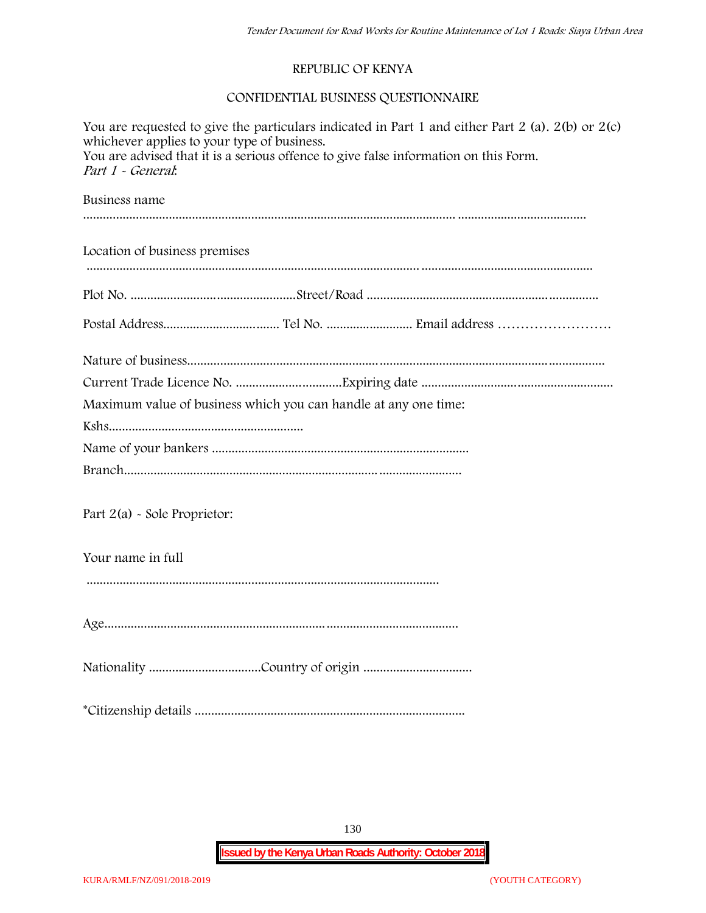REPUBLIC OF KENYA

CONFIDENTIAL BUSINESS QUESTIONNAIRE

You are requested to give the particulars indicated in Part 1 and either Part 2 (a). 2(b) or 2(c) whichever applies to your type of business.
You are advised that it is a serious offence to give false information on this Form.
*Part 1 - General*:

Business name

..................................................................................................................................................

Location of business premises

..................................................................................................................................................

Plot No. ..................................................Street/Road ......................................................................

Postal Address.................................. Tel No. .......................... Email address ……………………

Nature of business...............................................................................................................................

Current Trade Licence No. ...............................Expiring date .........................................................

Maximum value of business which you can handle at any one time:

Kshs...........................................................

Name of your bankers .............................................................................

Branch.........................................................................................................

Part 2(a) - Sole Proprietor:

Your name in full

..........................................................................................................

Age.............................................................................................................

Nationality .................................Country of origin .................................

*Citizenship details .................................................................................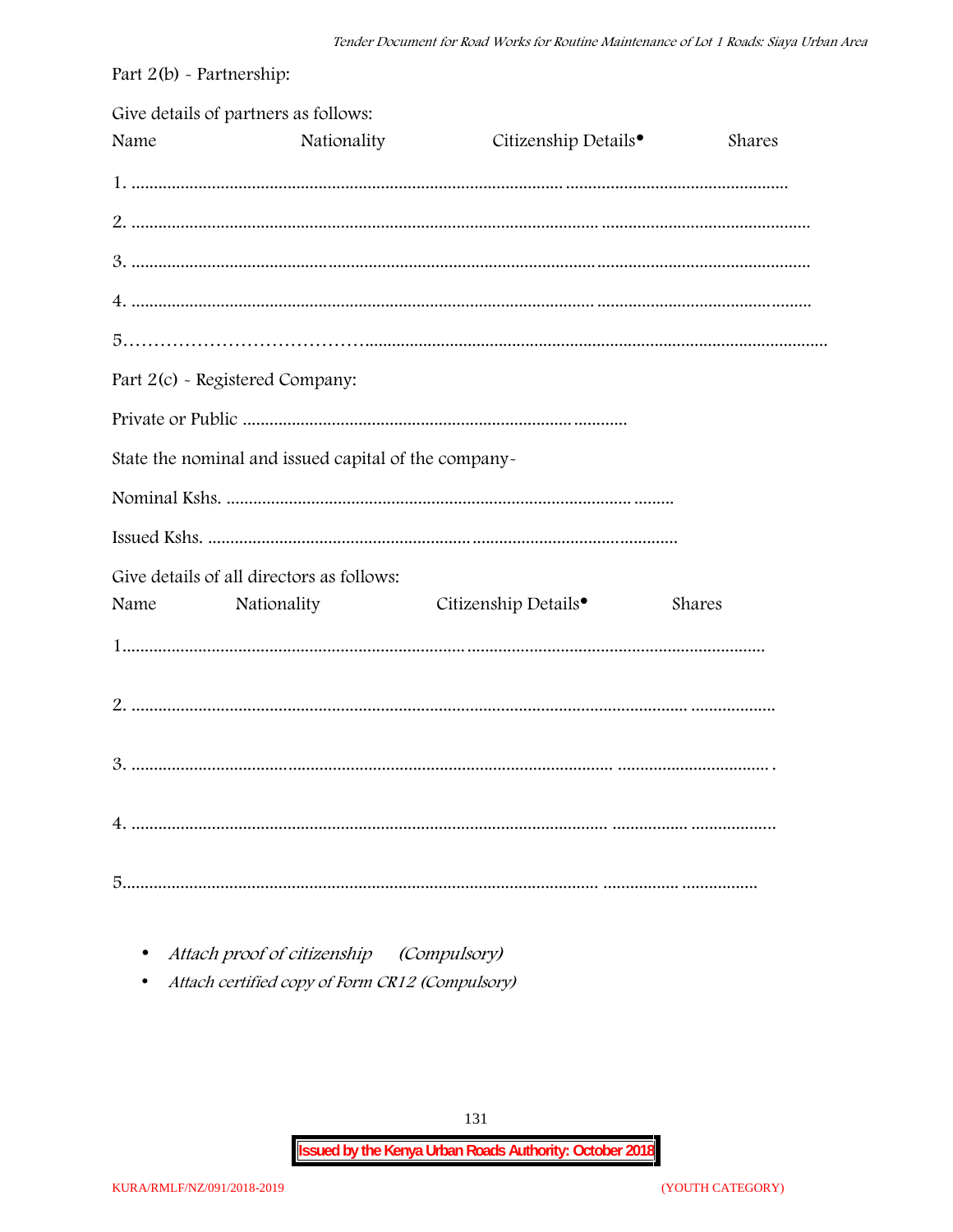Part 2(b) - Partnership:

Give details of partners as follows:

Name Nationality Citizenship Details• Shares

1. ............................................................................................................. ...............................................

2. ..................................................................................................................... ..............................................

3. ....................................................................................................................................................................

4. .................................................................................................................... ...............................................

5.……………………………….....................................................................................................................

Part 2(c) - Registered Company:

Private or Public ...................................................................................

State the nominal and issued capital of the company-

Nominal Kshs. .................................................................................................

Issued Kshs. ...........................................................................................................

Give details of all directors as follows:

Name Nationality Citizenship Details• Shares

1............................................................................... .................................................................

2. ........................................................................................................................... ..................

3. ............................................................................................................ ..................................

4. .......................................................................................................... ................ ..................

5.......................................................................................................... ................ ................

- *Attach proof of citizenship (Compulsory)*
- *Attach certified copy of Form CR12 (Compulsory)*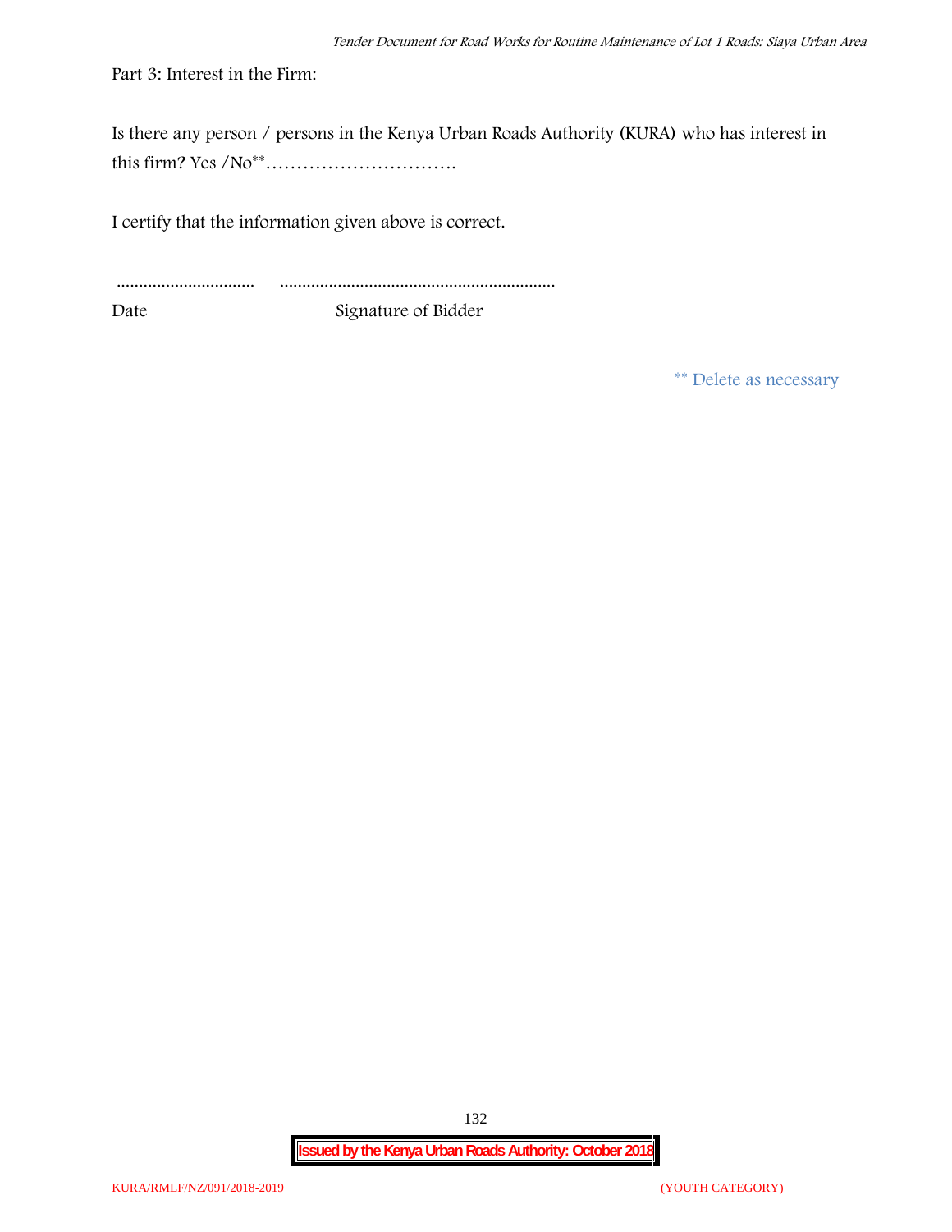Part 3: Interest in the Firm:

Is there any person / persons in the Kenya Urban Roads Authority (KURA) who has interest in this firm? Yes /No** ………………………….

I certify that the information given above is correct.

............................... ..............................................................

Date Signature of Bidder

** Delete as necessary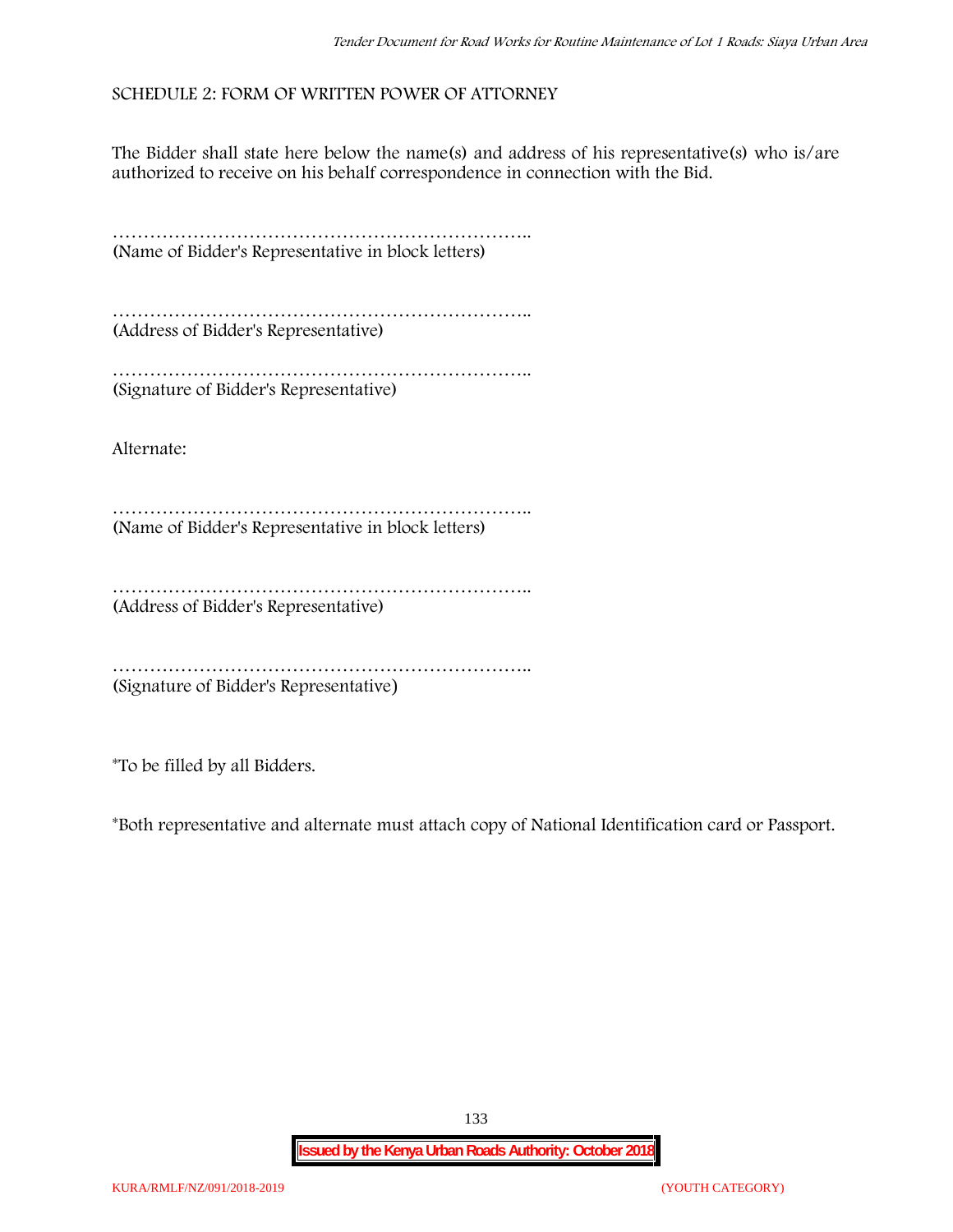SCHEDULE 2: FORM OF WRITTEN POWER OF ATTORNEY

The Bidder shall state here below the name(s) and address of his representative(s) who is/are authorized to receive on his behalf correspondence in connection with the Bid.

…………………………………………………………..
(Name of Bidder's Representative in block letters)

…………………………………………………………..
(Address of Bidder's Representative)

…………………………………………………………..
(Signature of Bidder's Representative)

Alternate:

…………………………………………………………..
(Name of Bidder's Representative in block letters)

…………………………………………………………..
(Address of Bidder's Representative)

…………………………………………………………..
(Signature of Bidder's Representative)

*To be filled by all Bidders.

*Both representative and alternate must attach copy of National Identification card or Passport.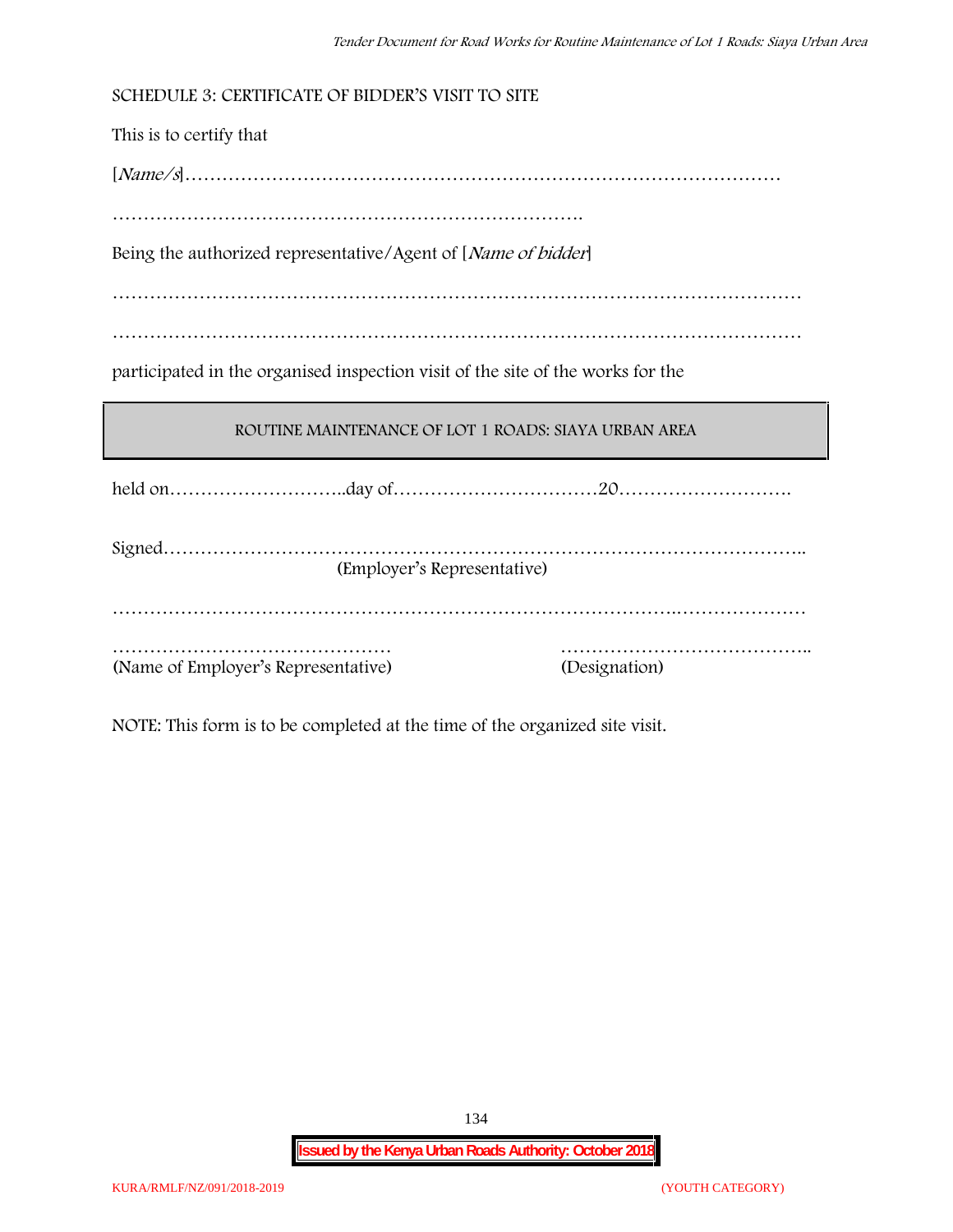## SCHEDULE 3: CERTIFICATE OF BIDDER'S VISIT TO SITE

This is to certify that

[*Name/s*]…………………………………………………………………………………

………………………………………………………………….

Being the authorized representative/Agent of [*Name of bidder*]

…………………………………………………………………………………………………

…………………………………………………………………………………………………

participated in the organised inspection visit of the site of the works for the

| ROUTINE MAINTENANCE OF LOT 1 ROADS: SIAYA URBAN AREA |
|---|

held on………………………..day of……………………………20……………………….

Signed………………………………………………………………………………………..
(Employer's Representative)

…………………………………………………………………………..…………………

……………………………………… ………………………………….. 
(Name of Employer's Representative) (Designation)

NOTE: This form is to be completed at the time of the organized site visit.

**Issued by the Kenya Urban Roads Authority: October 2018**

KURA/RMLF/NZ/091/2018-2019 (YOUTH CATEGORY)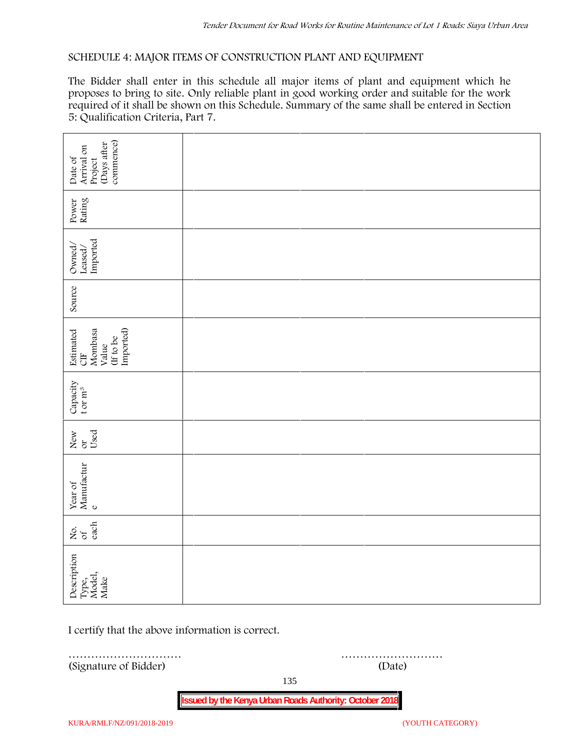SCHEDULE 4: MAJOR ITEMS OF CONSTRUCTION PLANT AND EQUIPMENT

The Bidder shall enter in this schedule all major items of plant and equipment which he proposes to bring to site. Only reliable plant in good working order and suitable for the work required of it shall be shown on this Schedule. Summary of the same shall be entered in Section 5: Qualification Criteria, Part 7.

| Description Type, Model, Make | No. of each | Year of Manufacture | New or Used | Capacity t or $m^3$ | Estimated CIF Mombasa Value (If to be Imported) | Source | Owned/ Leased/ Imported | Power Rating | Date of Arrival on Project (Days after commence) |
|---|---|---|---|---|---|---|---|---|---|
| | | | | | | | | | |
| | | | | | | | | | |
| | | | | | | | | | |

I certify that the above information is correct.

………………………… ………………………
(Signature of Bidder) (Date)

**Issued by the Kenya Urban Roads Authority: October 2018**

KURA/RMLF/NZ/091/2018-2019 (YOUTH CATEGORY)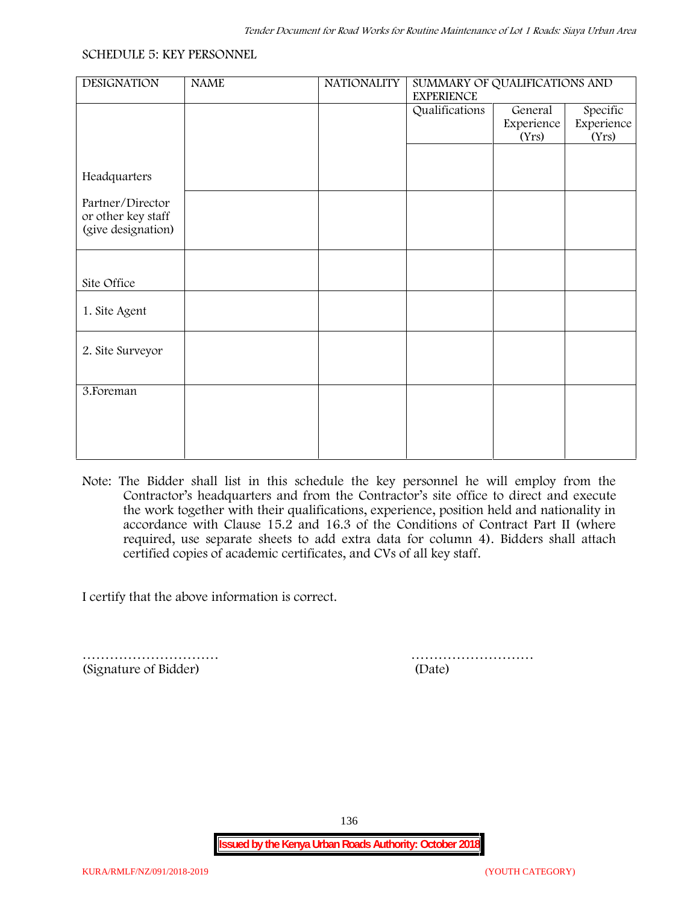SCHEDULE 5: KEY PERSONNEL

| DESIGNATION | NAME | NATIONALITY | SUMMARY OF QUALIFICATIONS AND EXPERIENCE | | |
|---|---|---|---|---|---|
| | | | Qualifications | General Experience (Yrs) | Specific Experience (Yrs) |
| Headquarters | | | | | |
| Partner/Director or other key staff (give designation) | | | | | |
| Site Office | | | | | |
| 1. Site Agent | | | | | |
| 2. Site Surveyor | | | | | |
| 3.Foreman | | | | | |

Note: The Bidder shall list in this schedule the key personnel he will employ from the Contractor's headquarters and from the Contractor's site office to direct and execute the work together with their qualifications, experience, position held and nationality in accordance with Clause 15.2 and 16.3 of the Conditions of Contract Part II (where required, use separate sheets to add extra data for column 4). Bidders shall attach certified copies of academic certificates, and CVs of all key staff.

I certify that the above information is correct.

………………………… (Signature of Bidder)

……………………… (Date)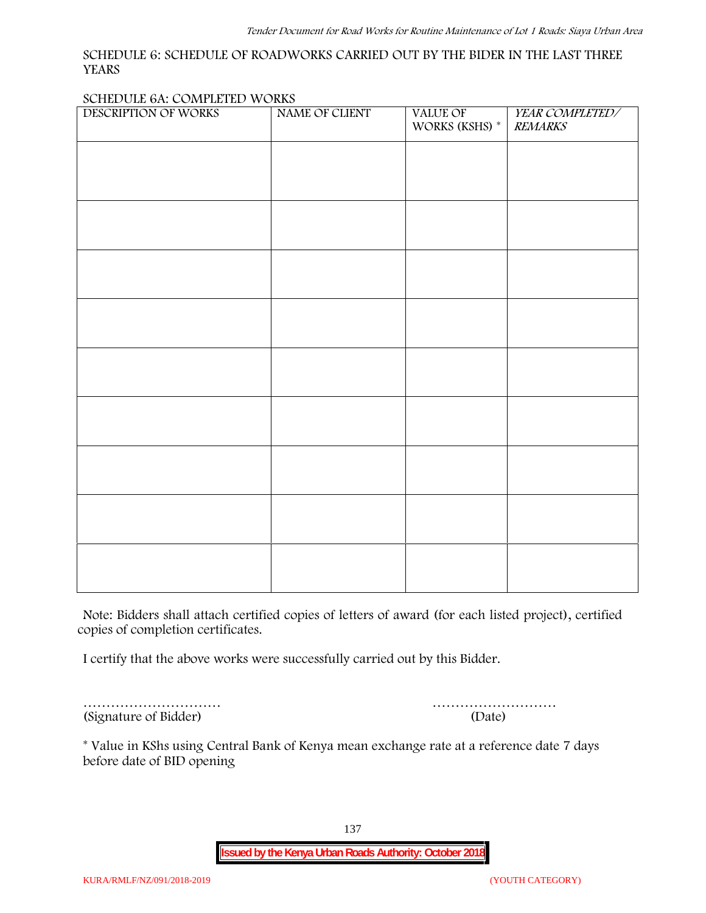SCHEDULE 6: SCHEDULE OF ROADWORKS CARRIED OUT BY THE BIDER IN THE LAST THREE YEARS

SCHEDULE 6A: COMPLETED WORKS

| DESCRIPTION OF WORKS | NAME OF CLIENT | VALUE OF WORKS (KSHS) * | *YEAR COMPLETED/ REMARKS* |
|---|---|---|---|
| | | | |
| | | | |
| | | | |
| | | | |
| | | | |
| | | | |
| | | | |
| | | | |
| | | | |

Note: Bidders shall attach certified copies of letters of award (for each listed project), certified copies of completion certificates.

I certify that the above works were successfully carried out by this Bidder.

………………………… ………………………
(Signature of Bidder) (Date)

* Value in KShs using Central Bank of Kenya mean exchange rate at a reference date 7 days before date of BID opening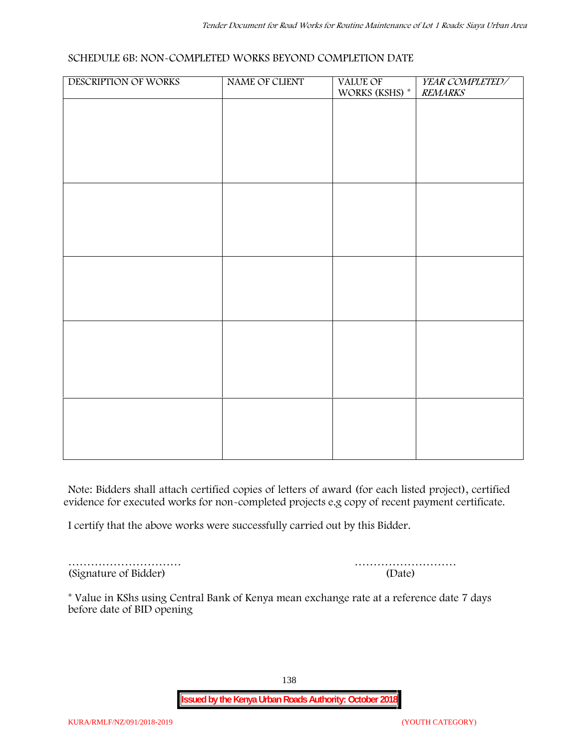## SCHEDULE 6B: NON-COMPLETED WORKS BEYOND COMPLETION DATE

| DESCRIPTION OF WORKS | NAME OF CLIENT | VALUE OF WORKS (KSHS) * | *YEAR COMPLETED/ REMARKS* |
|---|---|---|---|
| | | | |
| | | | |
| | | | |
| | | | |
| | | | |

Note: Bidders shall attach certified copies of letters of award (for each listed project), certified evidence for executed works for non-completed projects e.g copy of recent payment certificate.

I certify that the above works were successfully carried out by this Bidder.

………………………… (Signature of Bidder)

……………………… (Date)

* Value in KShs using Central Bank of Kenya mean exchange rate at a reference date 7 days before date of BID opening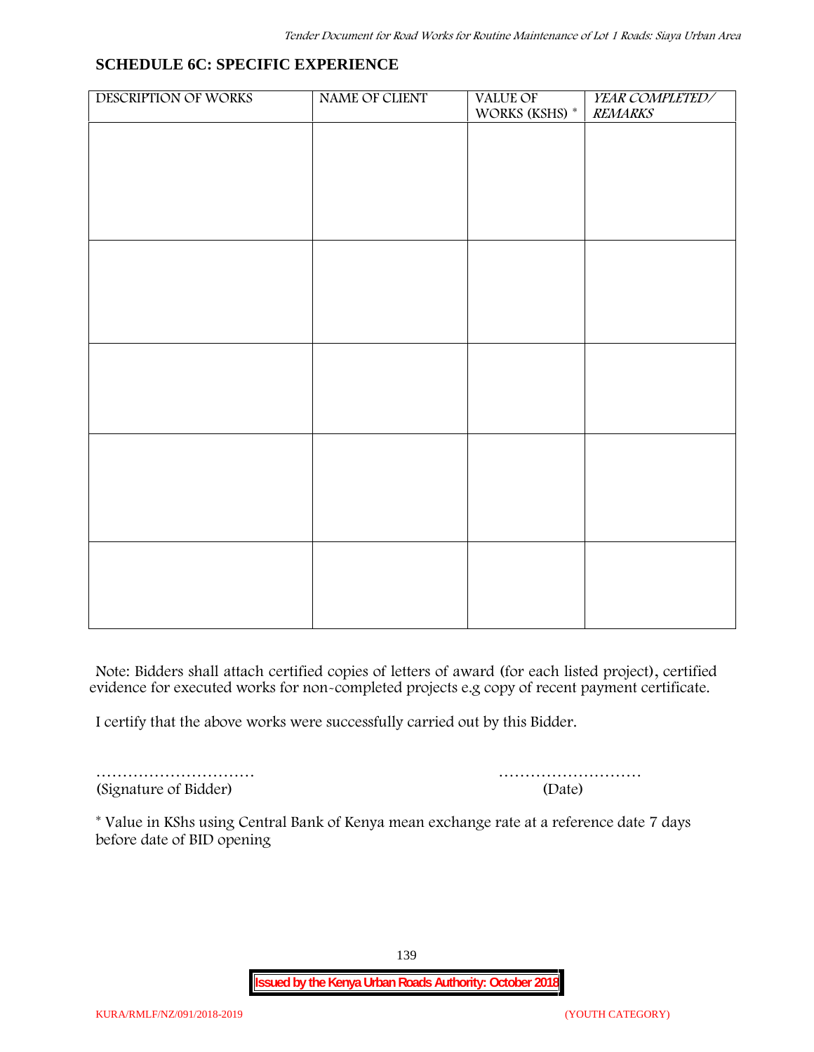## SCHEDULE 6C: SPECIFIC EXPERIENCE

| DESCRIPTION OF WORKS | NAME OF CLIENT | VALUE OF WORKS (KSHS) * | *YEAR COMPLETED/ REMARKS* |
|---|---|---|---|
| | | | |
| | | | |
| | | | |
| | | | |
| | | | |

Note: Bidders shall attach certified copies of letters of award (for each listed project), certified evidence for executed works for non-completed projects e.g copy of recent payment certificate.

I certify that the above works were successfully carried out by this Bidder.

………………………… ………………………

(Signature of Bidder) (Date)

* Value in KShs using Central Bank of Kenya mean exchange rate at a reference date 7 days before date of BID opening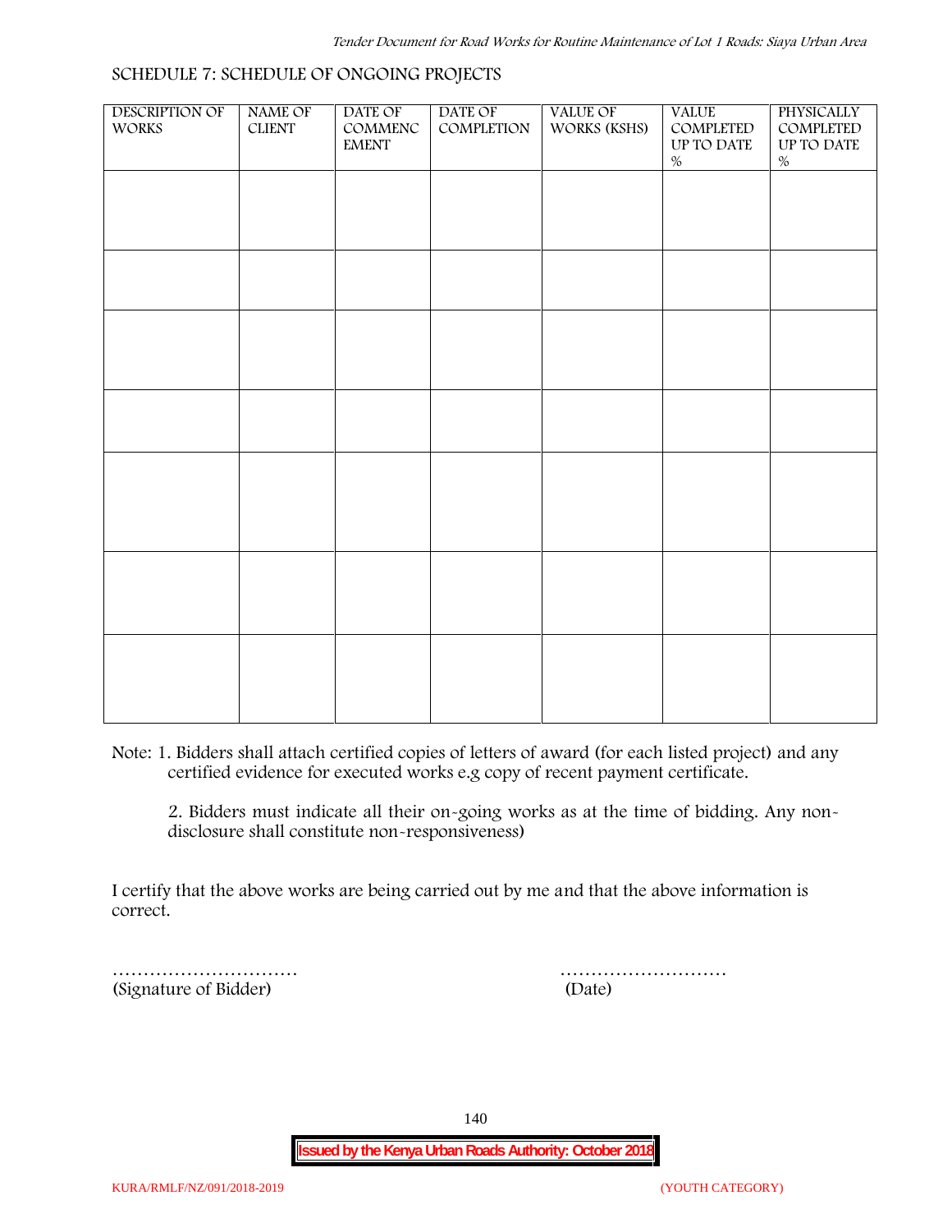## SCHEDULE 7: SCHEDULE OF ONGOING PROJECTS

| DESCRIPTION OF WORKS | NAME OF CLIENT | DATE OF COMMENCEMENT | DATE OF COMPLETION | VALUE OF WORKS (KSHS) | VALUE COMPLETED UP TO DATE % | PHYSICALLY COMPLETED UP TO DATE % |
|---|---|---|---|---|---|---|
| | | | | | | |
| | | | | | | |
| | | | | | | |
| | | | | | | |
| | | | | | | |
| | | | | | | |
| | | | | | | |

Note: 1. Bidders shall attach certified copies of letters of award (for each listed project) and any certified evidence for executed works e.g copy of recent payment certificate.

2. Bidders must indicate all their on-going works as at the time of bidding. Any non-disclosure shall constitute non-responsiveness)

I certify that the above works are being carried out by me and that the above information is correct.

…………………………
(Signature of Bidder)

………………………
(Date)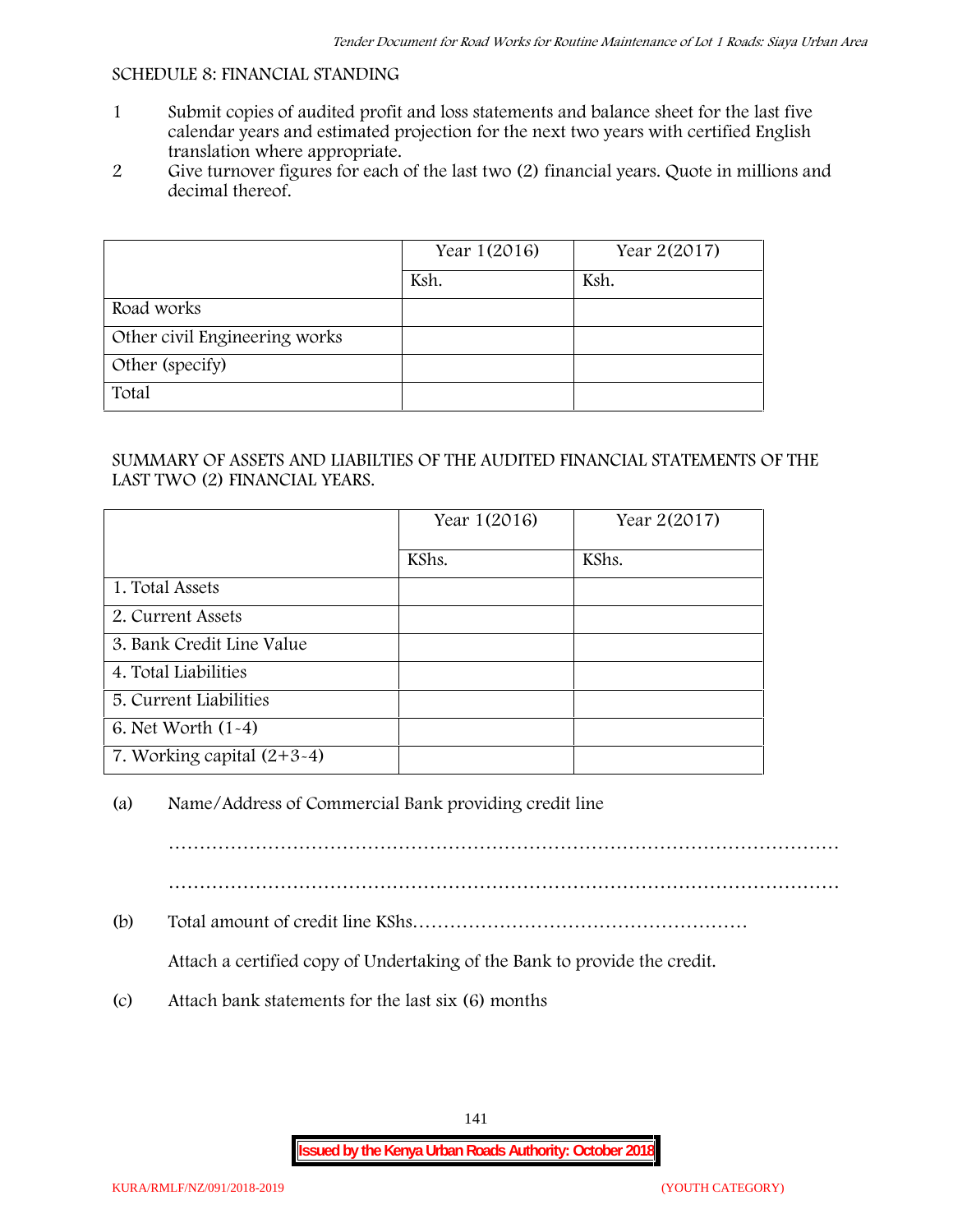SCHEDULE 8: FINANCIAL STANDING

1. Submit copies of audited profit and loss statements and balance sheet for the last five calendar years and estimated projection for the next two years with certified English translation where appropriate.
2. Give turnover figures for each of the last two (2) financial years. Quote in millions and decimal thereof.

| | Year 1(2016) | Year 2(2017) |
|---|---|---|
| | Ksh. | Ksh. |
| Road works | | |
| Other civil Engineering works | | |
| Other (specify) | | |
| Total | | |

SUMMARY OF ASSETS AND LIABILTIES OF THE AUDITED FINANCIAL STATEMENTS OF THE LAST TWO (2) FINANCIAL YEARS.

| | Year 1(2016) | Year 2(2017) |
|---|---|---|
| | KShs. | KShs. |
| 1. Total Assets | | |
| 2. Current Assets | | |
| 3. Bank Credit Line Value | | |
| 4. Total Liabilities | | |
| 5. Current Liabilities | | |
| 6. Net Worth (1-4) | | |
| 7. Working capital (2+3-4) | | |

(a) Name/Address of Commercial Bank providing credit line

……………………………………………………………………………………………

……………………………………………………………………………………………

(b) Total amount of credit line KShs………………………………………………

Attach a certified copy of Undertaking of the Bank to provide the credit.

(c) Attach bank statements for the last six (6) months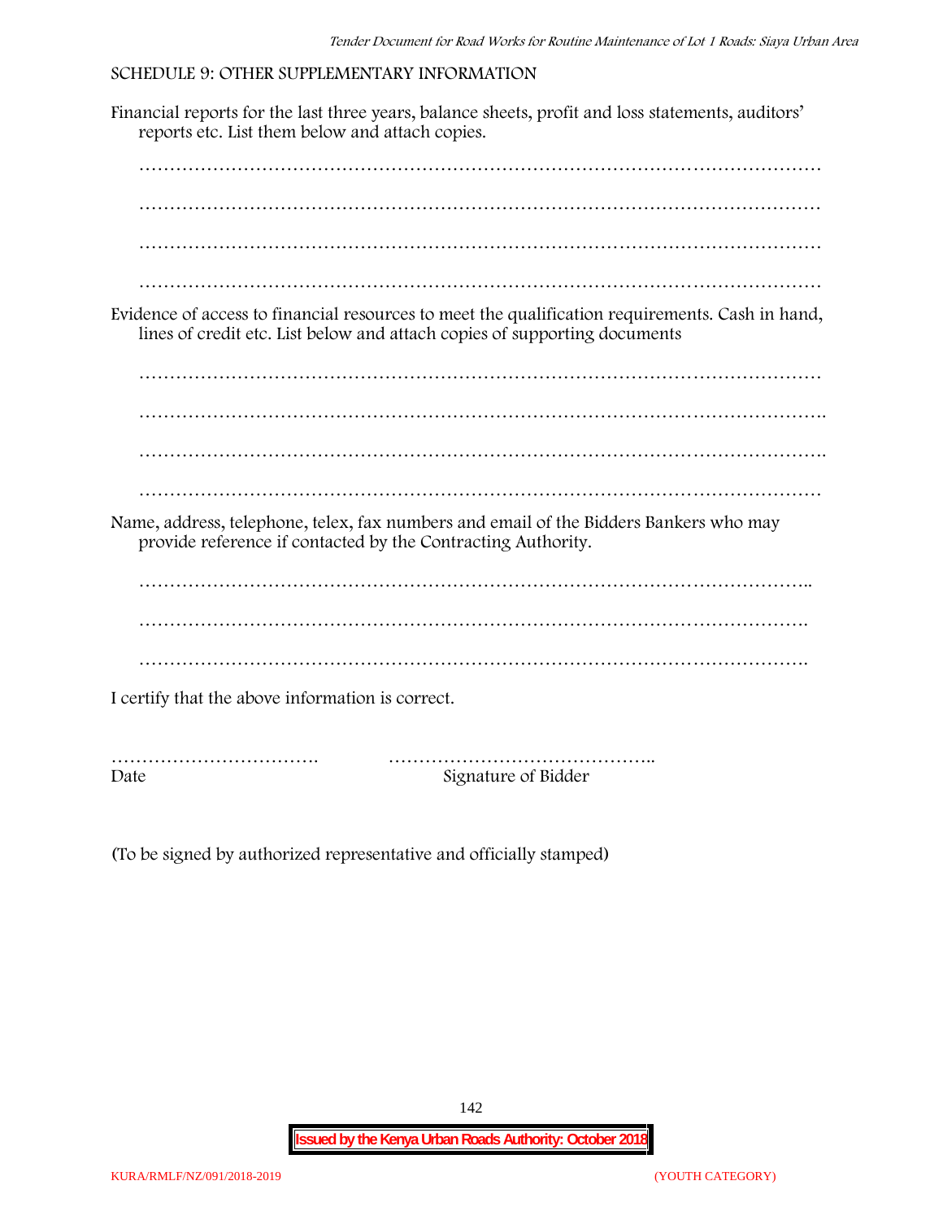## SCHEDULE 9: OTHER SUPPLEMENTARY INFORMATION

Financial reports for the last three years, balance sheets, profit and loss statements, auditors' reports etc. List them below and attach copies.

…………………………………………………………………………………………………

…………………………………………………………………………………………………

…………………………………………………………………………………………………

…………………………………………………………………………………………………

Evidence of access to financial resources to meet the qualification requirements. Cash in hand, lines of credit etc. List below and attach copies of supporting documents

…………………………………………………………………………………………………

………………………………………………………………………………………………….

………………………………………………………………………………………………….

…………………………………………………………………………………………………

Name, address, telephone, telex, fax numbers and email of the Bidders Bankers who may provide reference if contacted by the Contracting Authority.

………………………………………………………………………………………………..

……………………………………………………………………………………………….

……………………………………………………………………………………………….

I certify that the above information is correct.

……………………………. ……………………………………..

Date Signature of Bidder

(To be signed by authorized representative and officially stamped)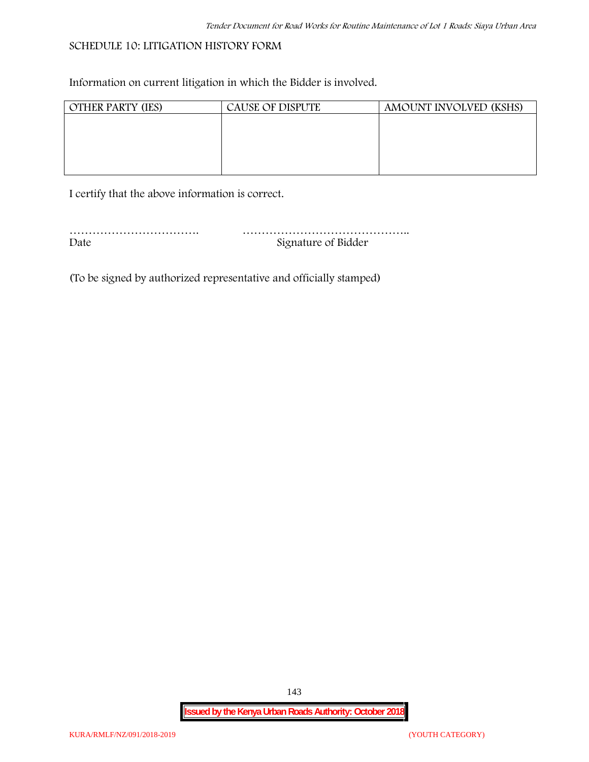## SCHEDULE 10: LITIGATION HISTORY FORM

Information on current litigation in which the Bidder is involved.

| OTHER PARTY (IES) | CAUSE OF DISPUTE | AMOUNT INVOLVED (KSHS) |
|---|---|---|
| | | |

I certify that the above information is correct.

……………………………. ……………………………………..
Date Signature of Bidder

(To be signed by authorized representative and officially stamped)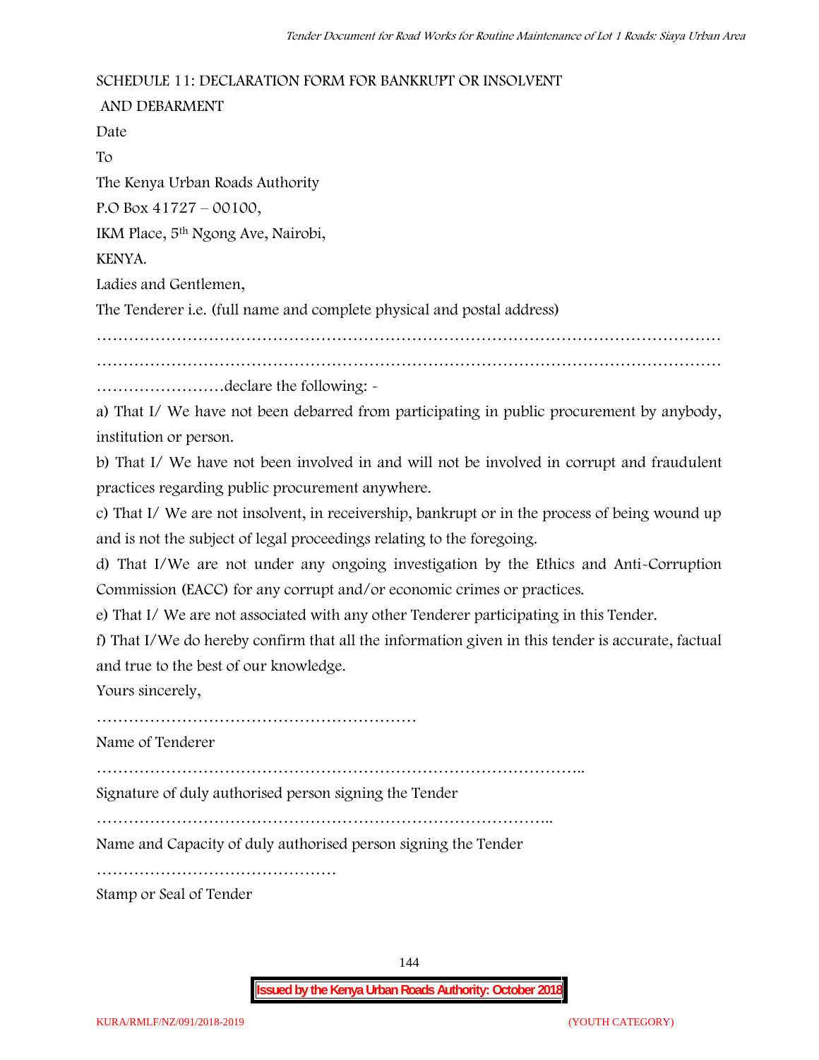## SCHEDULE 11: DECLARATION FORM FOR BANKRUPT OR INSOLVENT AND DEBARMENT

Date

To

The Kenya Urban Roads Authority

P.O Box 41727 – 00100,

IKM Place, 5th Ngong Ave, Nairobi,

KENYA.

Ladies and Gentlemen,

The Tenderer i.e. (full name and complete physical and postal address)

……………………………………………………………………………………………………………

……………………………………………………………………………………………………………

……………………declare the following: -

a) That I/ We have not been debarred from participating in public procurement by anybody, institution or person.

b) That I/ We have not been involved in and will not be involved in corrupt and fraudulent practices regarding public procurement anywhere.

c) That I/ We are not insolvent, in receivership, bankrupt or in the process of being wound up and is not the subject of legal proceedings relating to the foregoing.

d) That I/We are not under any ongoing investigation by the Ethics and Anti-Corruption Commission (EACC) for any corrupt and/or economic crimes or practices.

e) That I/ We are not associated with any other Tenderer participating in this Tender.

f) That I/We do hereby confirm that all the information given in this tender is accurate, factual and true to the best of our knowledge.

Yours sincerely,

……………………………………………………

Name of Tenderer

………………………………………………………………………………..

Signature of duly authorised person signing the Tender

…………………………………………………………………………..

Name and Capacity of duly authorised person signing the Tender

………………………………………

Stamp or Seal of Tender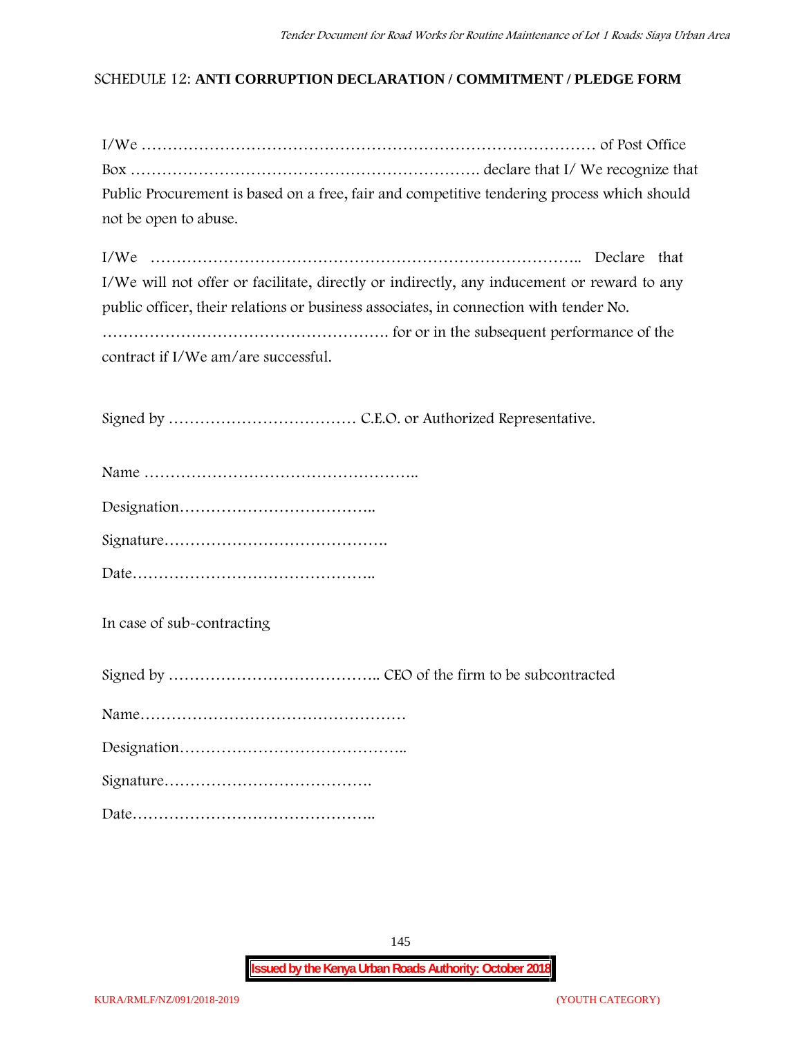SCHEDULE 12: **ANTI CORRUPTION DECLARATION / COMMITMENT / PLEDGE FORM**

I/We ……………………………………………………………………………… of Post Office Box …………………………………………………………. declare that I/ We recognize that Public Procurement is based on a free, fair and competitive tendering process which should not be open to abuse.

I/We ……………………………………………………………………….. Declare that I/We will not offer or facilitate, directly or indirectly, any inducement or reward to any public officer, their relations or business associates, in connection with tender No. ………………………………………………. for or in the subsequent performance of the contract if I/We am/are successful.

Signed by ……………………………… C.E.O. or Authorized Representative.

Name ……………………………………………..

Designation………………………………..

Signature…………………………………….

Date………………………………………..

In case of sub-contracting

Signed by ………………………………….. CEO of the firm to be subcontracted

Name……………………………………………

Designation……………………………………..

Signature………………………………….

Date………………………………………..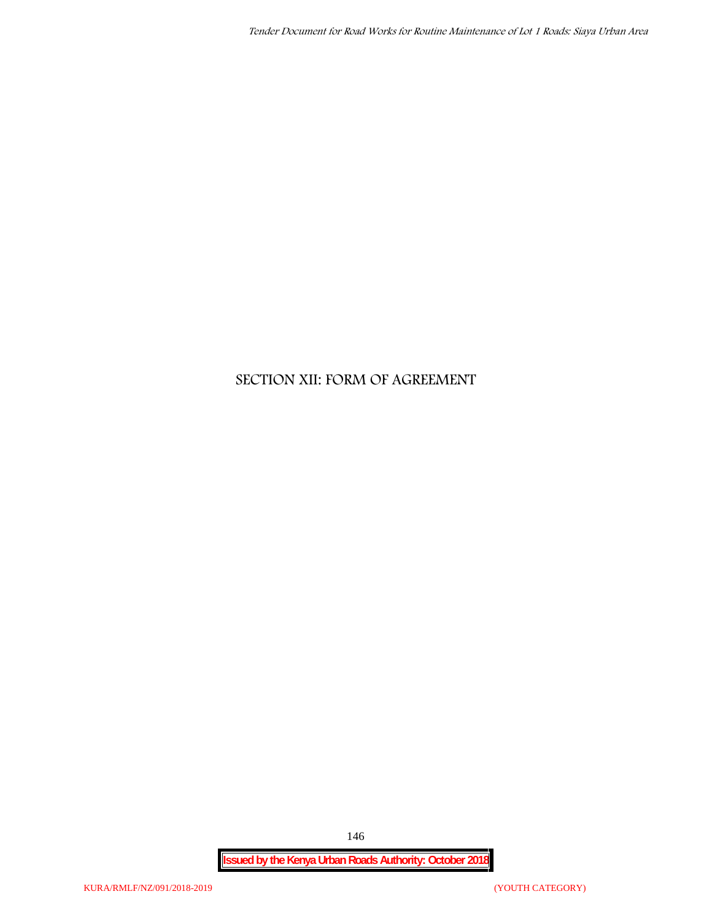# SECTION XII: FORM OF AGREEMENT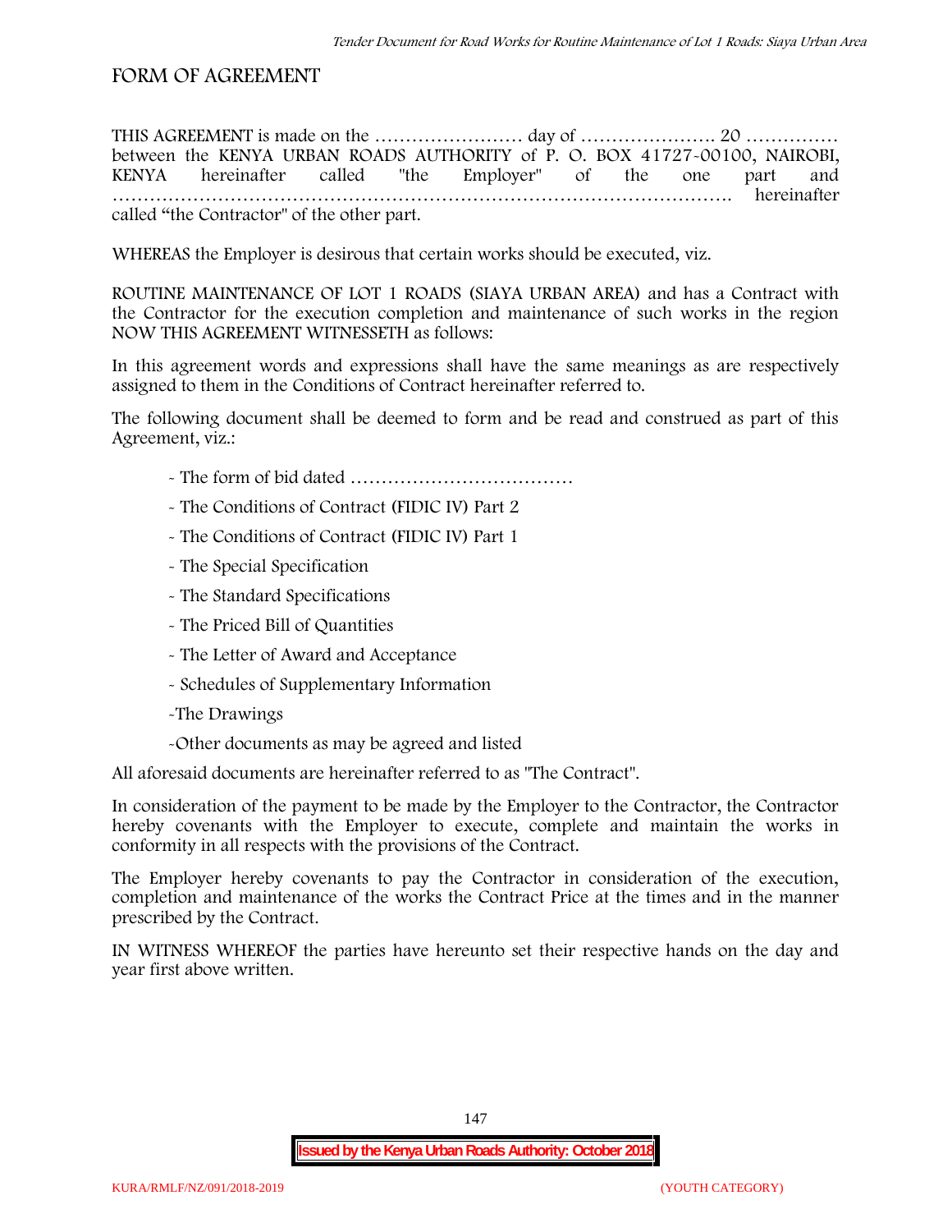## FORM OF AGREEMENT

THIS AGREEMENT is made on the …………………… day of …………………. 20 …………… between the KENYA URBAN ROADS AUTHORITY of P. O. BOX 41727-00100, NAIROBI, KENYA hereinafter called "the Employer" of the one part and ………………………………………………………………………………. hereinafter called "the Contractor" of the other part.

WHEREAS the Employer is desirous that certain works should be executed, viz.

ROUTINE MAINTENANCE OF LOT 1 ROADS (SIAYA URBAN AREA) and has a Contract with the Contractor for the execution completion and maintenance of such works in the region NOW THIS AGREEMENT WITNESSETH as follows:

In this agreement words and expressions shall have the same meanings as are respectively assigned to them in the Conditions of Contract hereinafter referred to.

The following document shall be deemed to form and be read and construed as part of this Agreement, viz.:

- The form of bid dated ………………………………
- The Conditions of Contract (FIDIC IV) Part 2
- The Conditions of Contract (FIDIC IV) Part 1
- The Special Specification
- The Standard Specifications
- The Priced Bill of Quantities
- The Letter of Award and Acceptance
- Schedules of Supplementary Information
- The Drawings
- Other documents as may be agreed and listed

All aforesaid documents are hereinafter referred to as "The Contract".

In consideration of the payment to be made by the Employer to the Contractor, the Contractor hereby covenants with the Employer to execute, complete and maintain the works in conformity in all respects with the provisions of the Contract.

The Employer hereby covenants to pay the Contractor in consideration of the execution, completion and maintenance of the works the Contract Price at the times and in the manner prescribed by the Contract.

IN WITNESS WHEREOF the parties have hereunto set their respective hands on the day and year first above written.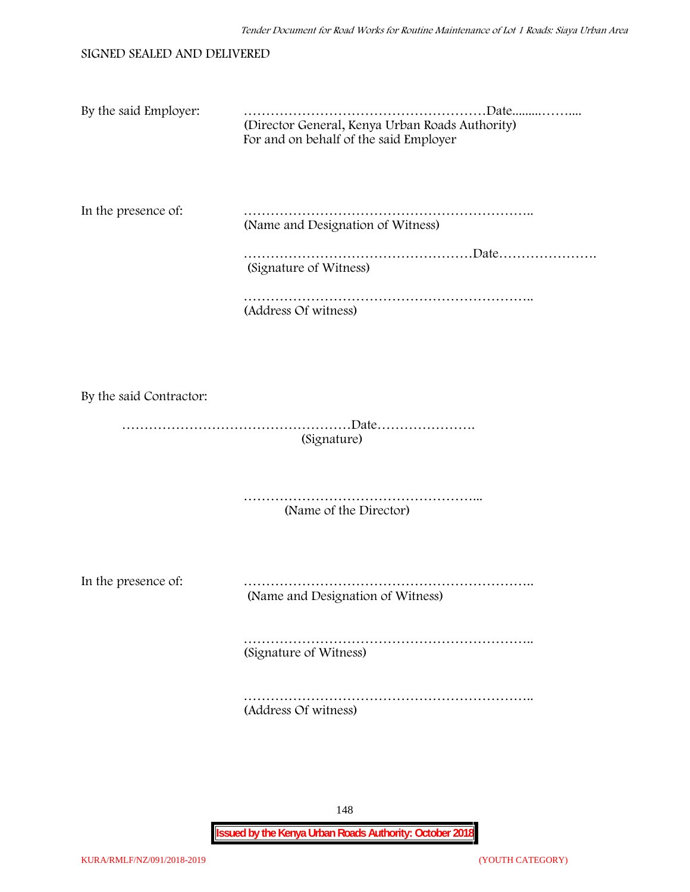SIGNED SEALED AND DELIVERED

By the said Employer: ………………………………………………Date.........……....
(Director General, Kenya Urban Roads Authority)
For and on behalf of the said Employer

In the presence of: ………………………………………………………..
(Name and Designation of Witness)

……………………………………………Date………………….
(Signature of Witness)

………………………………………………………..
(Address Of witness)

By the said Contractor:

……………………………………………Date………………….
(Signature)

……………………………………………...
(Name of the Director)

In the presence of: ………………………………………………………..
(Name and Designation of Witness)

………………………………………………………..
(Signature of Witness)

………………………………………………………..
(Address Of witness)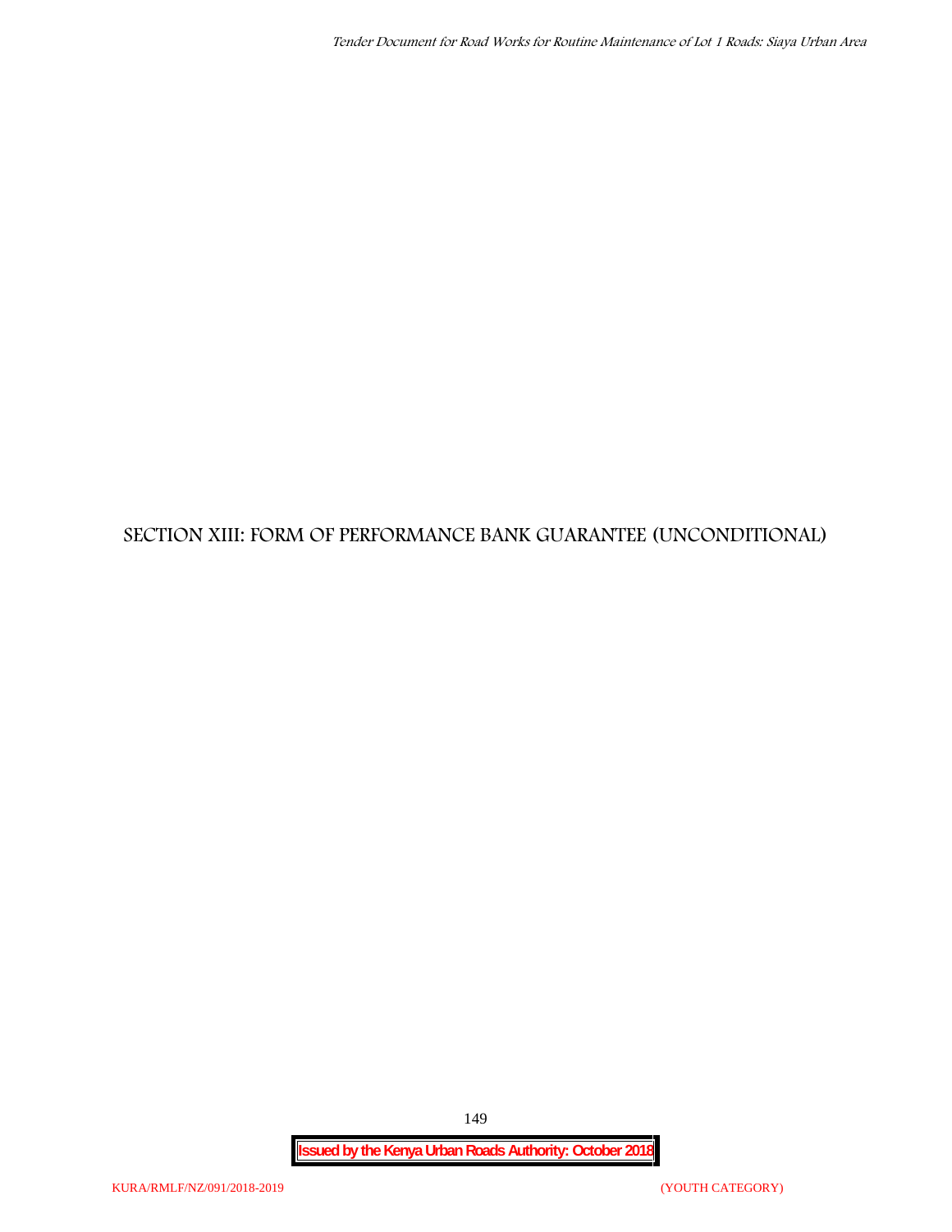# SECTION XIII: FORM OF PERFORMANCE BANK GUARANTEE (UNCONDITIONAL)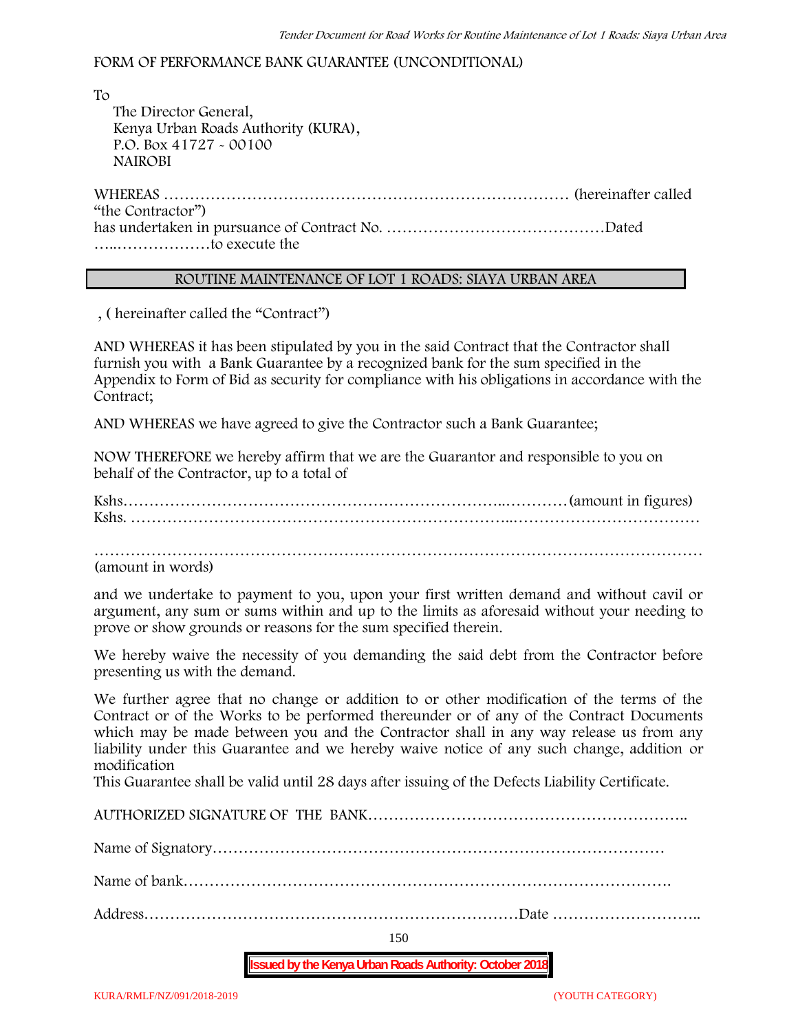FORM OF PERFORMANCE BANK GUARANTEE (UNCONDITIONAL)

To
The Director General,
Kenya Urban Roads Authority (KURA),
P.O. Box 41727 - 00100
NAIROBI

WHEREAS …………………………………………………………………… (hereinafter called "the Contractor")
has undertaken in pursuance of Contract No. ……………………………………Dated …..………………to execute the

ROUTINE MAINTENANCE OF LOT 1 ROADS: SIAYA URBAN AREA

, ( hereinafter called the "Contract")

AND WHEREAS it has been stipulated by you in the said Contract that the Contractor shall furnish you with a Bank Guarantee by a recognized bank for the sum specified in the Appendix to Form of Bid as security for compliance with his obligations in accordance with the Contract;

AND WHEREAS we have agreed to give the Contractor such a Bank Guarantee;

NOW THEREFORE we hereby affirm that we are the Guarantor and responsible to you on behalf of the Contractor, up to a total of

Kshs…………………………………………………………………..…………(amount in figures)
Kshs. ……………………………………………………………..………………………………

…………………………………………………………………………………………………………
(amount in words)

and we undertake to payment to you, upon your first written demand and without cavil or argument, any sum or sums within and up to the limits as aforesaid without your needing to prove or show grounds or reasons for the sum specified therein.

We hereby waive the necessity of you demanding the said debt from the Contractor before presenting us with the demand.

We further agree that no change or addition to or other modification of the terms of the Contract or of the Works to be performed thereunder or of any of the Contract Documents which may be made between you and the Contractor shall in any way release us from any liability under this Guarantee and we hereby waive notice of any such change, addition or modification
This Guarantee shall be valid until 28 days after issuing of the Defects Liability Certificate.

AUTHORIZED SIGNATURE OF THE BANK……………………………………………………..

Name of Signatory……………………………………………………………………………

Name of bank……………………………………………………………………………….

Address………………………………………………………………Date ………………………..